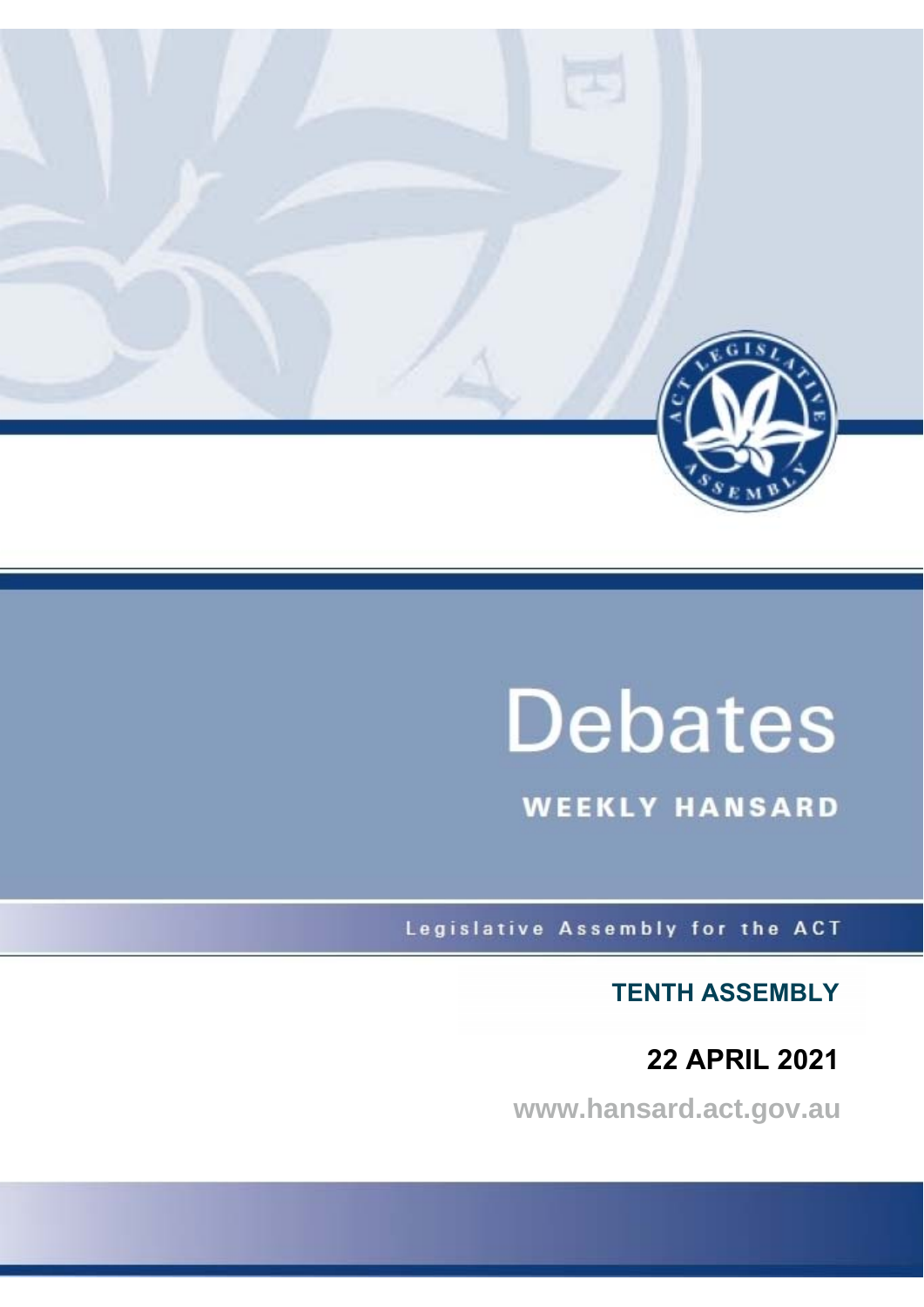# Debates

## WEEKLY HANSARD

Legislative Assembly for the ACT

**TENTH ASSEMBLY**

**22 APRIL 2021**

www.hansard.act.gov.au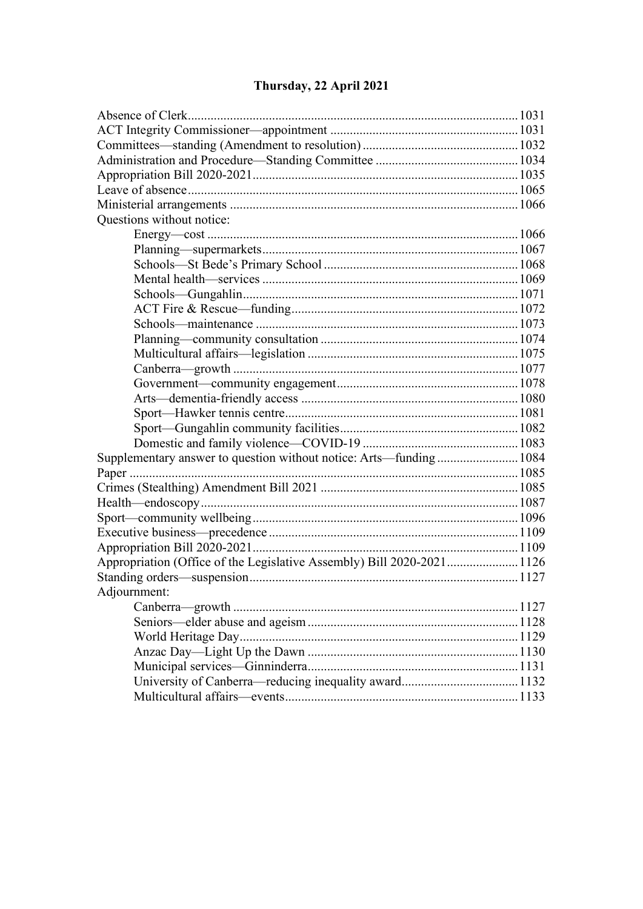# Thursday, 22 April 2021

Absence of Clerk ..................................................................................................... 1031
ACT Integrity Commissioner—appointment ........................................................... 1031
Committees—standing (Amendment to resolution) ................................................ 1032
Administration and Procedure—Standing Committee ............................................ 1034
Appropriation Bill 2020-2021 ................................................................................. 1035
Leave of absence ..................................................................................................... 1065
Ministerial arrangements ........................................................................................ 1066
Questions without notice:
- Energy—cost ............................................................................................... 1066
- Planning—supermarkets .............................................................................. 1067
- Schools—St Bede's Primary School ............................................................ 1068
- Mental health—services .............................................................................. 1069
- Schools—Gungahlin .................................................................................... 1071
- ACT Fire & Rescue—funding ...................................................................... 1072
- Schools—maintenance ................................................................................ 1073
- Planning—community consultation ............................................................. 1074
- Multicultural affairs—legislation ................................................................. 1075
- Canberra—growth ....................................................................................... 1077
- Government—community engagement ........................................................ 1078
- Arts—dementia-friendly access ................................................................... 1080
- Sport—Hawker tennis centre ........................................................................ 1081
- Sport—Gungahlin community facilities ....................................................... 1082
- Domestic and family violence—COVID-19 ................................................ 1083

Supplementary answer to question without notice: Arts—funding ......................... 1084
Paper ...................................................................................................................... 1085
Crimes (Stealthing) Amendment Bill 2021 ............................................................. 1085
Health—endoscopy ................................................................................................. 1087
Sport—community wellbeing ................................................................................. 1096
Executive business—precedence ............................................................................ 1109
Appropriation Bill 2020-2021 ................................................................................. 1109
Appropriation (Office of the Legislative Assembly) Bill 2020-2021 ...................... 1126
Standing orders—suspension .................................................................................. 1127
Adjournment:
- Canberra—growth ....................................................................................... 1127
- Seniors—elder abuse and ageism ................................................................. 1128
- World Heritage Day ..................................................................................... 1129
- Anzac Day—Light Up the Dawn ................................................................. 1130
- Municipal services—Ginninderra ................................................................. 1131
- University of Canberra—reducing inequality award .................................... 1132
- Multicultural affairs—events ....................................................................... 1133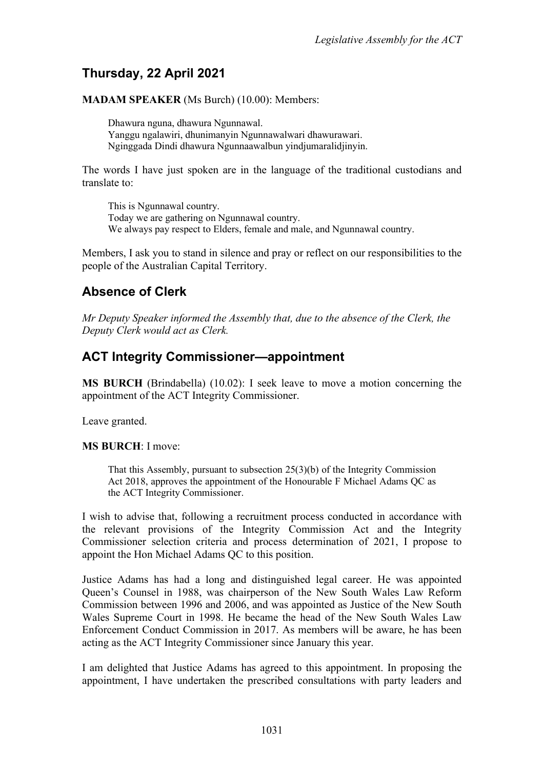## Thursday, 22 April 2021

**MADAM SPEAKER** (Ms Burch) (10.00): Members:

> Dhawura nguna, dhawura Ngunnawal.
> Yanggu ngalawiri, dhunimanyin Ngunnawalwari dhawurawari.
> Nginggada Dindi dhawura Ngunnaawalbun yindjumaralidjinyin.

The words I have just spoken are in the language of the traditional custodians and translate to:

> This is Ngunnawal country.
> Today we are gathering on Ngunnawal country.
> We always pay respect to Elders, female and male, and Ngunnawal country.

Members, I ask you to stand in silence and pray or reflect on our responsibilities to the people of the Australian Capital Territory.

## Absence of Clerk

*Mr Deputy Speaker informed the Assembly that, due to the absence of the Clerk, the Deputy Clerk would act as Clerk.*

## ACT Integrity Commissioner—appointment

**MS BURCH** (Brindabella) (10.02): I seek leave to move a motion concerning the appointment of the ACT Integrity Commissioner.

Leave granted.

**MS BURCH**: I move:

> That this Assembly, pursuant to subsection 25(3)(b) of the Integrity Commission Act 2018, approves the appointment of the Honourable F Michael Adams QC as the ACT Integrity Commissioner.

I wish to advise that, following a recruitment process conducted in accordance with the relevant provisions of the Integrity Commission Act and the Integrity Commissioner selection criteria and process determination of 2021, I propose to appoint the Hon Michael Adams QC to this position.

Justice Adams has had a long and distinguished legal career. He was appointed Queen's Counsel in 1988, was chairperson of the New South Wales Law Reform Commission between 1996 and 2006, and was appointed as Justice of the New South Wales Supreme Court in 1998. He became the head of the New South Wales Law Enforcement Conduct Commission in 2017. As members will be aware, he has been acting as the ACT Integrity Commissioner since January this year.

I am delighted that Justice Adams has agreed to this appointment. In proposing the appointment, I have undertaken the prescribed consultations with party leaders and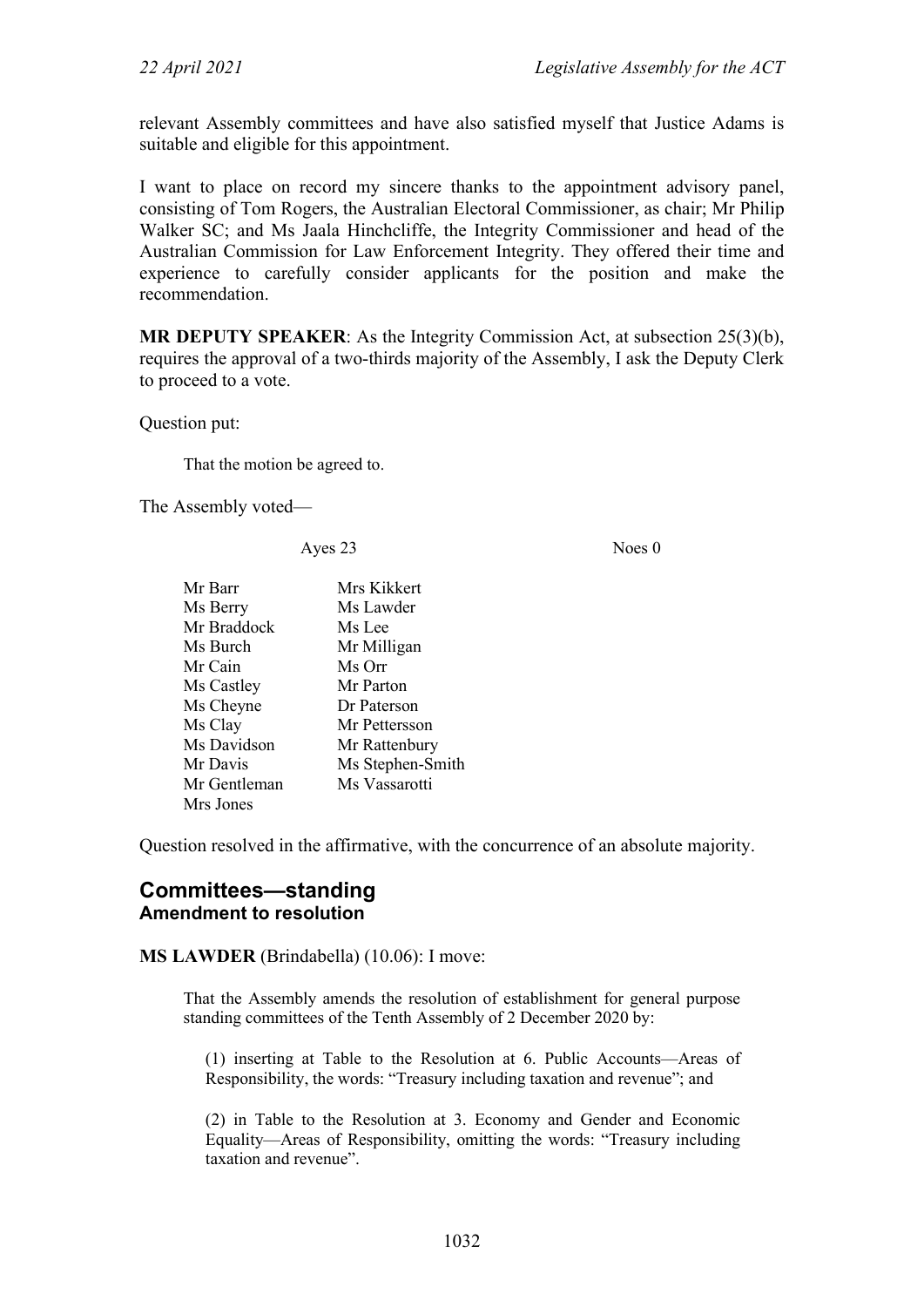relevant Assembly committees and have also satisfied myself that Justice Adams is suitable and eligible for this appointment.

I want to place on record my sincere thanks to the appointment advisory panel, consisting of Tom Rogers, the Australian Electoral Commissioner, as chair; Mr Philip Walker SC; and Ms Jaala Hinchcliffe, the Integrity Commissioner and head of the Australian Commission for Law Enforcement Integrity. They offered their time and experience to carefully consider applicants for the position and make the recommendation.

**MR DEPUTY SPEAKER**: As the Integrity Commission Act, at subsection 25(3)(b), requires the approval of a two-thirds majority of the Assembly, I ask the Deputy Clerk to proceed to a vote.

Question put:

> That the motion be agreed to.

The Assembly voted—

| Ayes 23 | | Noes 0 |
|---|---|---|
| Mr Barr | Mrs Kikkert | |
| Ms Berry | Ms Lawder | |
| Mr Braddock | Ms Lee | |
| Ms Burch | Mr Milligan | |
| Mr Cain | Ms Orr | |
| Ms Castley | Mr Parton | |
| Ms Cheyne | Dr Paterson | |
| Ms Clay | Mr Pettersson | |
| Ms Davidson | Mr Rattenbury | |
| Mr Davis | Ms Stephen-Smith | |
| Mr Gentleman | Ms Vassarotti | |
| Mrs Jones | | |

Question resolved in the affirmative, with the concurrence of an absolute majority.

## Committees—standing

### Amendment to resolution

**MS LAWDER** (Brindabella) (10.06): I move:

> That the Assembly amends the resolution of establishment for general purpose standing committees of the Tenth Assembly of 2 December 2020 by:
>
> (1) inserting at Table to the Resolution at 6. Public Accounts—Areas of Responsibility, the words: "Treasury including taxation and revenue"; and
>
> (2) in Table to the Resolution at 3. Economy and Gender and Economic Equality—Areas of Responsibility, omitting the words: "Treasury including taxation and revenue".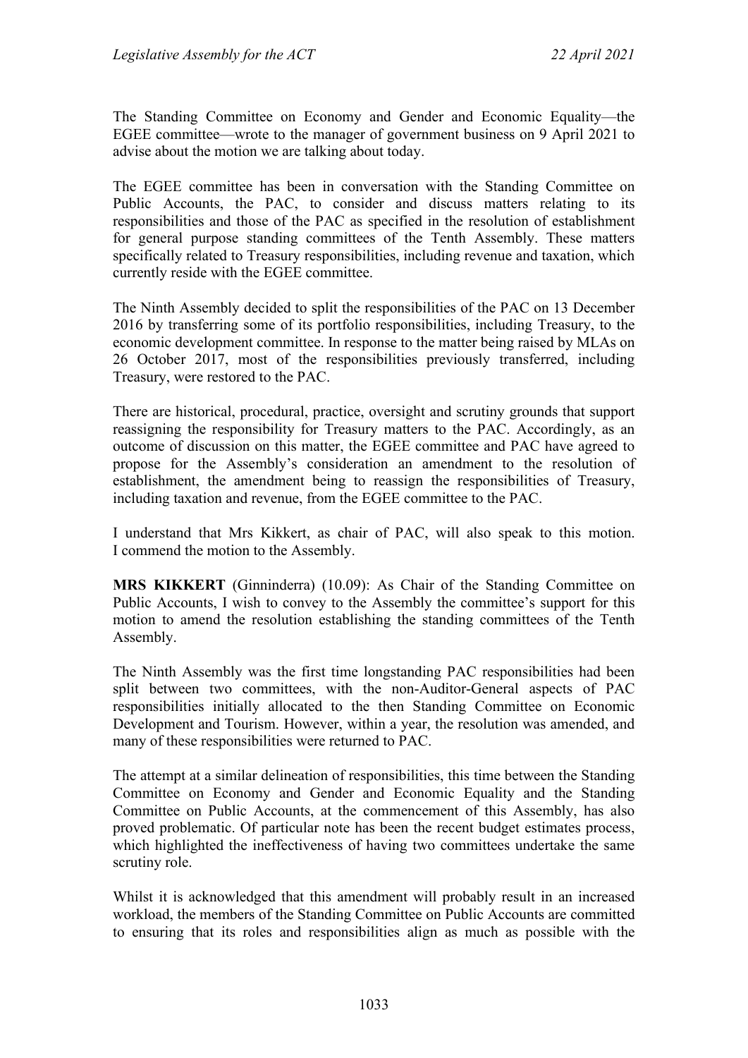The Standing Committee on Economy and Gender and Economic Equality—the EGEE committee—wrote to the manager of government business on 9 April 2021 to advise about the motion we are talking about today.

The EGEE committee has been in conversation with the Standing Committee on Public Accounts, the PAC, to consider and discuss matters relating to its responsibilities and those of the PAC as specified in the resolution of establishment for general purpose standing committees of the Tenth Assembly. These matters specifically related to Treasury responsibilities, including revenue and taxation, which currently reside with the EGEE committee.

The Ninth Assembly decided to split the responsibilities of the PAC on 13 December 2016 by transferring some of its portfolio responsibilities, including Treasury, to the economic development committee. In response to the matter being raised by MLAs on 26 October 2017, most of the responsibilities previously transferred, including Treasury, were restored to the PAC.

There are historical, procedural, practice, oversight and scrutiny grounds that support reassigning the responsibility for Treasury matters to the PAC. Accordingly, as an outcome of discussion on this matter, the EGEE committee and PAC have agreed to propose for the Assembly's consideration an amendment to the resolution of establishment, the amendment being to reassign the responsibilities of Treasury, including taxation and revenue, from the EGEE committee to the PAC.

I understand that Mrs Kikkert, as chair of PAC, will also speak to this motion. I commend the motion to the Assembly.

**MRS KIKKERT** (Ginninderra) (10.09): As Chair of the Standing Committee on Public Accounts, I wish to convey to the Assembly the committee's support for this motion to amend the resolution establishing the standing committees of the Tenth Assembly.

The Ninth Assembly was the first time longstanding PAC responsibilities had been split between two committees, with the non-Auditor-General aspects of PAC responsibilities initially allocated to the then Standing Committee on Economic Development and Tourism. However, within a year, the resolution was amended, and many of these responsibilities were returned to PAC.

The attempt at a similar delineation of responsibilities, this time between the Standing Committee on Economy and Gender and Economic Equality and the Standing Committee on Public Accounts, at the commencement of this Assembly, has also proved problematic. Of particular note has been the recent budget estimates process, which highlighted the ineffectiveness of having two committees undertake the same scrutiny role.

Whilst it is acknowledged that this amendment will probably result in an increased workload, the members of the Standing Committee on Public Accounts are committed to ensuring that its roles and responsibilities align as much as possible with the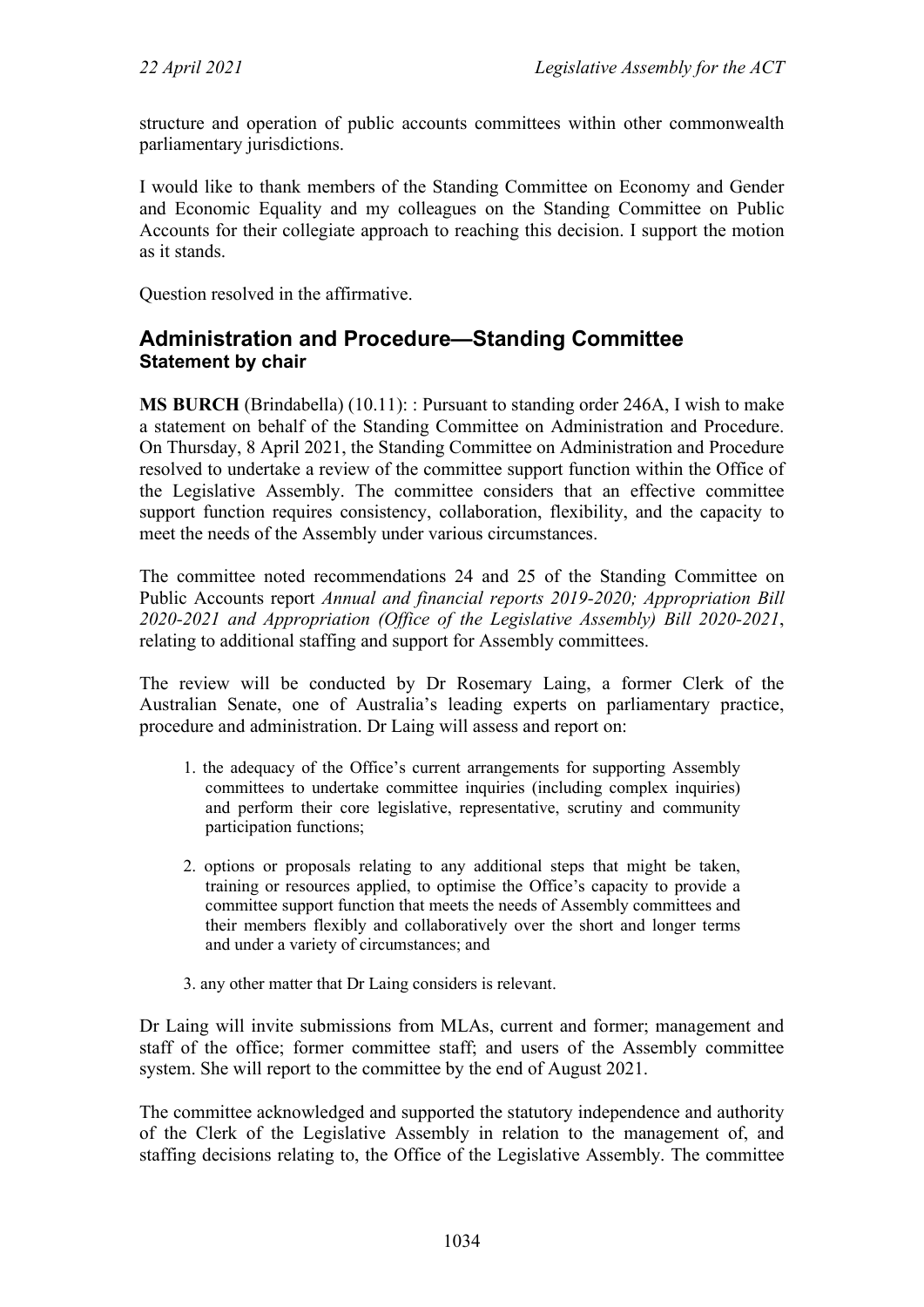structure and operation of public accounts committees within other commonwealth parliamentary jurisdictions.

I would like to thank members of the Standing Committee on Economy and Gender and Economic Equality and my colleagues on the Standing Committee on Public Accounts for their collegiate approach to reaching this decision. I support the motion as it stands.

Question resolved in the affirmative.

## Administration and Procedure—Standing Committee

### Statement by chair

**MS BURCH** (Brindabella) (10.11): : Pursuant to standing order 246A, I wish to make a statement on behalf of the Standing Committee on Administration and Procedure. On Thursday, 8 April 2021, the Standing Committee on Administration and Procedure resolved to undertake a review of the committee support function within the Office of the Legislative Assembly. The committee considers that an effective committee support function requires consistency, collaboration, flexibility, and the capacity to meet the needs of the Assembly under various circumstances.

The committee noted recommendations 24 and 25 of the Standing Committee on Public Accounts report *Annual and financial reports 2019-2020; Appropriation Bill 2020-2021 and Appropriation (Office of the Legislative Assembly) Bill 2020-2021*, relating to additional staffing and support for Assembly committees.

The review will be conducted by Dr Rosemary Laing, a former Clerk of the Australian Senate, one of Australia's leading experts on parliamentary practice, procedure and administration. Dr Laing will assess and report on:

1. the adequacy of the Office's current arrangements for supporting Assembly committees to undertake committee inquiries (including complex inquiries) and perform their core legislative, representative, scrutiny and community participation functions;
2. options or proposals relating to any additional steps that might be taken, training or resources applied, to optimise the Office's capacity to provide a committee support function that meets the needs of Assembly committees and their members flexibly and collaboratively over the short and longer terms and under a variety of circumstances; and
3. any other matter that Dr Laing considers is relevant.

Dr Laing will invite submissions from MLAs, current and former; management and staff of the office; former committee staff; and users of the Assembly committee system. She will report to the committee by the end of August 2021.

The committee acknowledged and supported the statutory independence and authority of the Clerk of the Legislative Assembly in relation to the management of, and staffing decisions relating to, the Office of the Legislative Assembly. The committee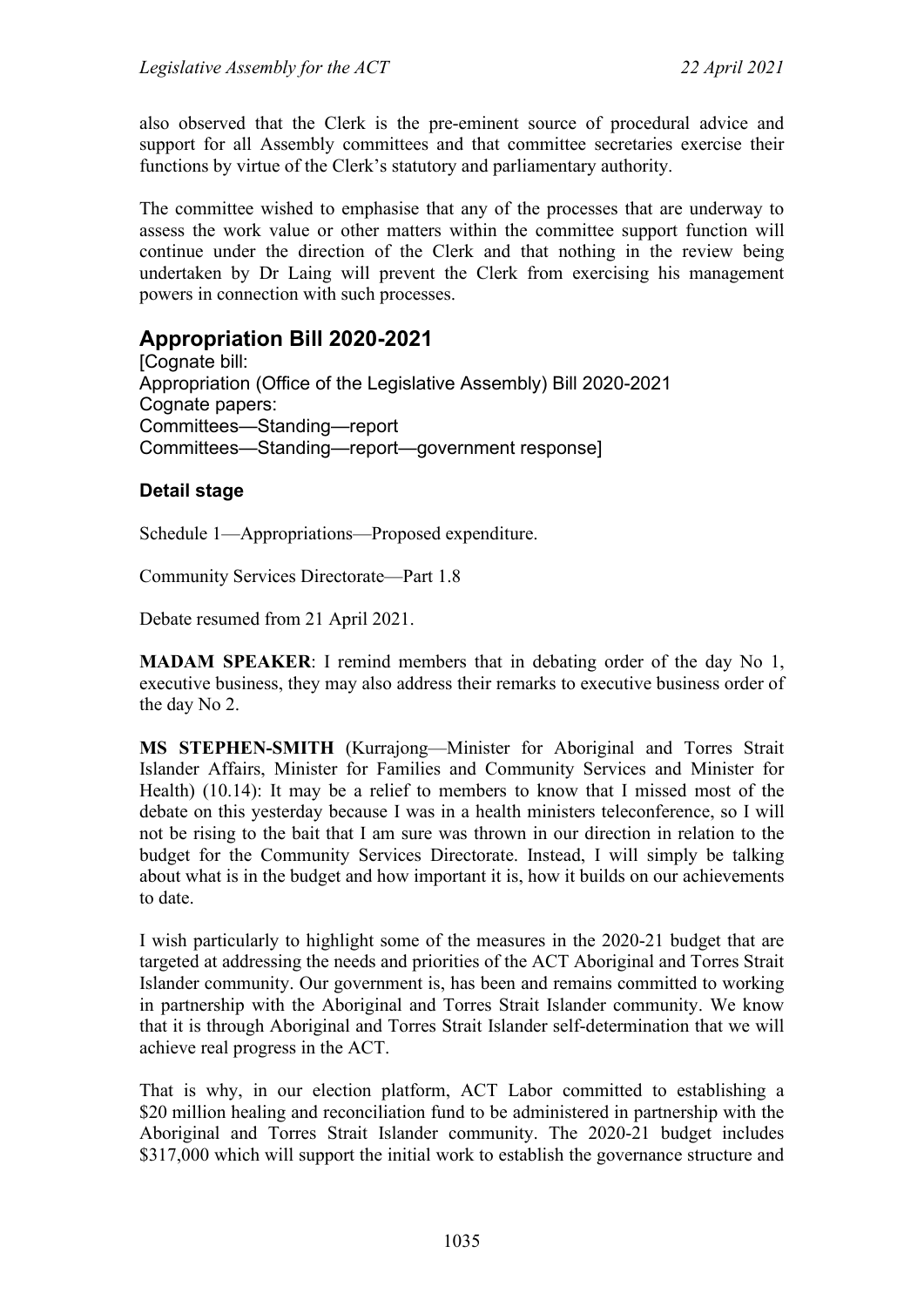also observed that the Clerk is the pre-eminent source of procedural advice and support for all Assembly committees and that committee secretaries exercise their functions by virtue of the Clerk's statutory and parliamentary authority.

The committee wished to emphasise that any of the processes that are underway to assess the work value or other matters within the committee support function will continue under the direction of the Clerk and that nothing in the review being undertaken by Dr Laing will prevent the Clerk from exercising his management powers in connection with such processes.

## Appropriation Bill 2020-2021

[Cognate bill:
Appropriation (Office of the Legislative Assembly) Bill 2020-2021
Cognate papers:
Committees—Standing—report
Committees—Standing—report—government response]

### Detail stage

Schedule 1—Appropriations—Proposed expenditure.

Community Services Directorate—Part 1.8

Debate resumed from 21 April 2021.

**MADAM SPEAKER**: I remind members that in debating order of the day No 1, executive business, they may also address their remarks to executive business order of the day No 2.

**MS STEPHEN-SMITH** (Kurrajong—Minister for Aboriginal and Torres Strait Islander Affairs, Minister for Families and Community Services and Minister for Health) (10.14): It may be a relief to members to know that I missed most of the debate on this yesterday because I was in a health ministers teleconference, so I will not be rising to the bait that I am sure was thrown in our direction in relation to the budget for the Community Services Directorate. Instead, I will simply be talking about what is in the budget and how important it is, how it builds on our achievements to date.

I wish particularly to highlight some of the measures in the 2020-21 budget that are targeted at addressing the needs and priorities of the ACT Aboriginal and Torres Strait Islander community. Our government is, has been and remains committed to working in partnership with the Aboriginal and Torres Strait Islander community. We know that it is through Aboriginal and Torres Strait Islander self-determination that we will achieve real progress in the ACT.

That is why, in our election platform, ACT Labor committed to establishing a $20 million healing and reconciliation fund to be administered in partnership with the Aboriginal and Torres Strait Islander community. The 2020-21 budget includes $317,000 which will support the initial work to establish the governance structure and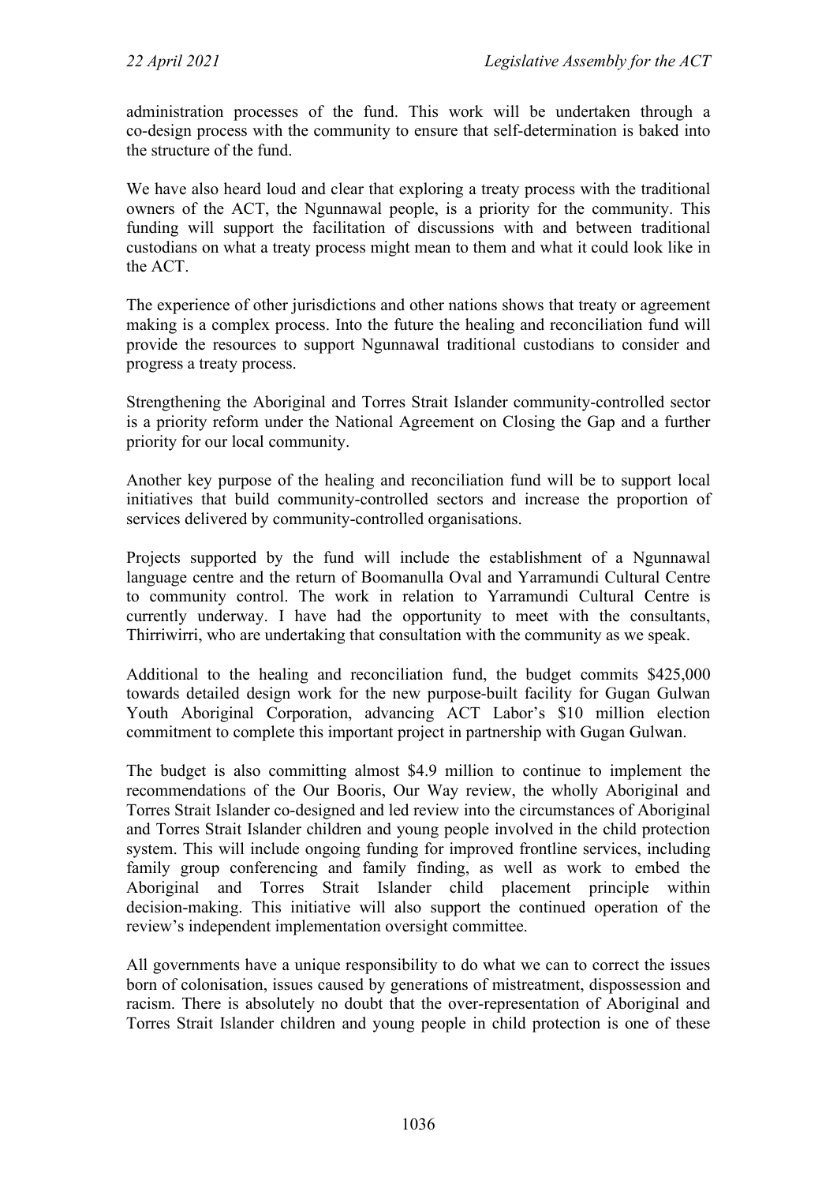administration processes of the fund. This work will be undertaken through a co-design process with the community to ensure that self-determination is baked into the structure of the fund.

We have also heard loud and clear that exploring a treaty process with the traditional owners of the ACT, the Ngunnawal people, is a priority for the community. This funding will support the facilitation of discussions with and between traditional custodians on what a treaty process might mean to them and what it could look like in the ACT.

The experience of other jurisdictions and other nations shows that treaty or agreement making is a complex process. Into the future the healing and reconciliation fund will provide the resources to support Ngunnawal traditional custodians to consider and progress a treaty process.

Strengthening the Aboriginal and Torres Strait Islander community-controlled sector is a priority reform under the National Agreement on Closing the Gap and a further priority for our local community.

Another key purpose of the healing and reconciliation fund will be to support local initiatives that build community-controlled sectors and increase the proportion of services delivered by community-controlled organisations.

Projects supported by the fund will include the establishment of a Ngunnawal language centre and the return of Boomanulla Oval and Yarramundi Cultural Centre to community control. The work in relation to Yarramundi Cultural Centre is currently underway. I have had the opportunity to meet with the consultants, Thirriwirri, who are undertaking that consultation with the community as we speak.

Additional to the healing and reconciliation fund, the budget commits $425,000 towards detailed design work for the new purpose-built facility for Gugan Gulwan Youth Aboriginal Corporation, advancing ACT Labor's $10 million election commitment to complete this important project in partnership with Gugan Gulwan.

The budget is also committing almost $4.9 million to continue to implement the recommendations of the Our Booris, Our Way review, the wholly Aboriginal and Torres Strait Islander co-designed and led review into the circumstances of Aboriginal and Torres Strait Islander children and young people involved in the child protection system. This will include ongoing funding for improved frontline services, including family group conferencing and family finding, as well as work to embed the Aboriginal and Torres Strait Islander child placement principle within decision-making. This initiative will also support the continued operation of the review's independent implementation oversight committee.

All governments have a unique responsibility to do what we can to correct the issues born of colonisation, issues caused by generations of mistreatment, dispossession and racism. There is absolutely no doubt that the over-representation of Aboriginal and Torres Strait Islander children and young people in child protection is one of these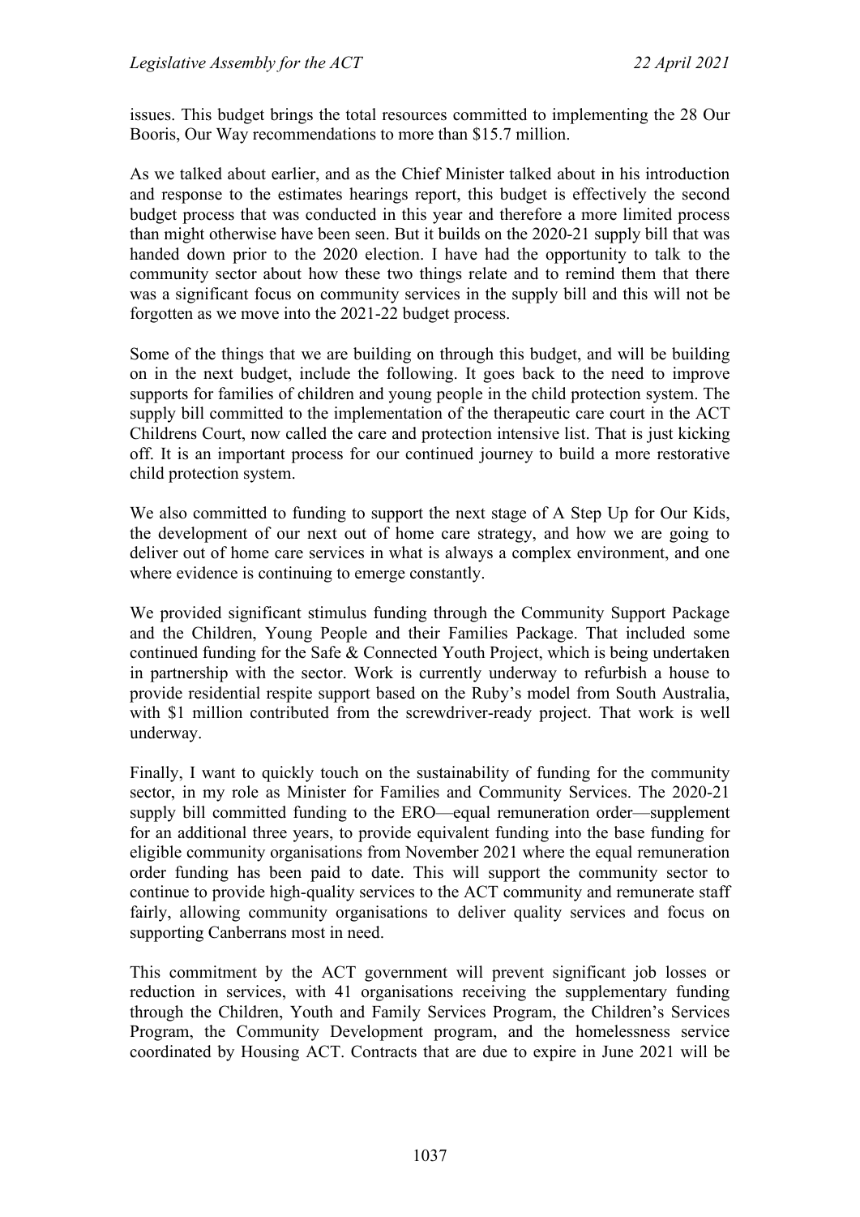issues. This budget brings the total resources committed to implementing the 28 Our Booris, Our Way recommendations to more than $15.7 million.

As we talked about earlier, and as the Chief Minister talked about in his introduction and response to the estimates hearings report, this budget is effectively the second budget process that was conducted in this year and therefore a more limited process than might otherwise have been seen. But it builds on the 2020-21 supply bill that was handed down prior to the 2020 election. I have had the opportunity to talk to the community sector about how these two things relate and to remind them that there was a significant focus on community services in the supply bill and this will not be forgotten as we move into the 2021-22 budget process.

Some of the things that we are building on through this budget, and will be building on in the next budget, include the following. It goes back to the need to improve supports for families of children and young people in the child protection system. The supply bill committed to the implementation of the therapeutic care court in the ACT Childrens Court, now called the care and protection intensive list. That is just kicking off. It is an important process for our continued journey to build a more restorative child protection system.

We also committed to funding to support the next stage of A Step Up for Our Kids, the development of our next out of home care strategy, and how we are going to deliver out of home care services in what is always a complex environment, and one where evidence is continuing to emerge constantly.

We provided significant stimulus funding through the Community Support Package and the Children, Young People and their Families Package. That included some continued funding for the Safe & Connected Youth Project, which is being undertaken in partnership with the sector. Work is currently underway to refurbish a house to provide residential respite support based on the Ruby's model from South Australia, with $1 million contributed from the screwdriver-ready project. That work is well underway.

Finally, I want to quickly touch on the sustainability of funding for the community sector, in my role as Minister for Families and Community Services. The 2020-21 supply bill committed funding to the ERO—equal remuneration order—supplement for an additional three years, to provide equivalent funding into the base funding for eligible community organisations from November 2021 where the equal remuneration order funding has been paid to date. This will support the community sector to continue to provide high-quality services to the ACT community and remunerate staff fairly, allowing community organisations to deliver quality services and focus on supporting Canberrans most in need.

This commitment by the ACT government will prevent significant job losses or reduction in services, with 41 organisations receiving the supplementary funding through the Children, Youth and Family Services Program, the Children's Services Program, the Community Development program, and the homelessness service coordinated by Housing ACT. Contracts that are due to expire in June 2021 will be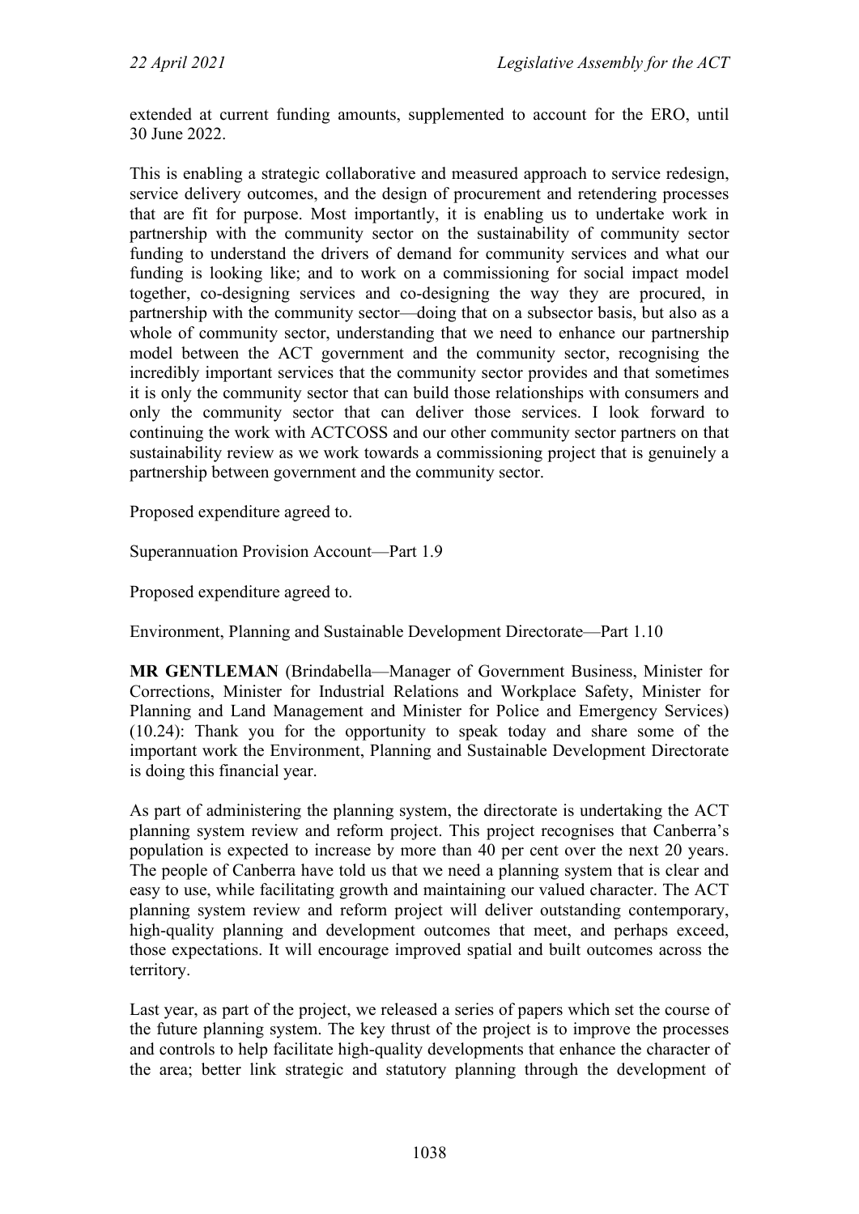extended at current funding amounts, supplemented to account for the ERO, until 30 June 2022.

This is enabling a strategic collaborative and measured approach to service redesign, service delivery outcomes, and the design of procurement and retendering processes that are fit for purpose. Most importantly, it is enabling us to undertake work in partnership with the community sector on the sustainability of community sector funding to understand the drivers of demand for community services and what our funding is looking like; and to work on a commissioning for social impact model together, co-designing services and co-designing the way they are procured, in partnership with the community sector—doing that on a subsector basis, but also as a whole of community sector, understanding that we need to enhance our partnership model between the ACT government and the community sector, recognising the incredibly important services that the community sector provides and that sometimes it is only the community sector that can build those relationships with consumers and only the community sector that can deliver those services. I look forward to continuing the work with ACTCOSS and our other community sector partners on that sustainability review as we work towards a commissioning project that is genuinely a partnership between government and the community sector.

Proposed expenditure agreed to.

Superannuation Provision Account—Part 1.9

Proposed expenditure agreed to.

Environment, Planning and Sustainable Development Directorate—Part 1.10

**MR GENTLEMAN** (Brindabella—Manager of Government Business, Minister for Corrections, Minister for Industrial Relations and Workplace Safety, Minister for Planning and Land Management and Minister for Police and Emergency Services) (10.24): Thank you for the opportunity to speak today and share some of the important work the Environment, Planning and Sustainable Development Directorate is doing this financial year.

As part of administering the planning system, the directorate is undertaking the ACT planning system review and reform project. This project recognises that Canberra's population is expected to increase by more than 40 per cent over the next 20 years. The people of Canberra have told us that we need a planning system that is clear and easy to use, while facilitating growth and maintaining our valued character. The ACT planning system review and reform project will deliver outstanding contemporary, high-quality planning and development outcomes that meet, and perhaps exceed, those expectations. It will encourage improved spatial and built outcomes across the territory.

Last year, as part of the project, we released a series of papers which set the course of the future planning system. The key thrust of the project is to improve the processes and controls to help facilitate high-quality developments that enhance the character of the area; better link strategic and statutory planning through the development of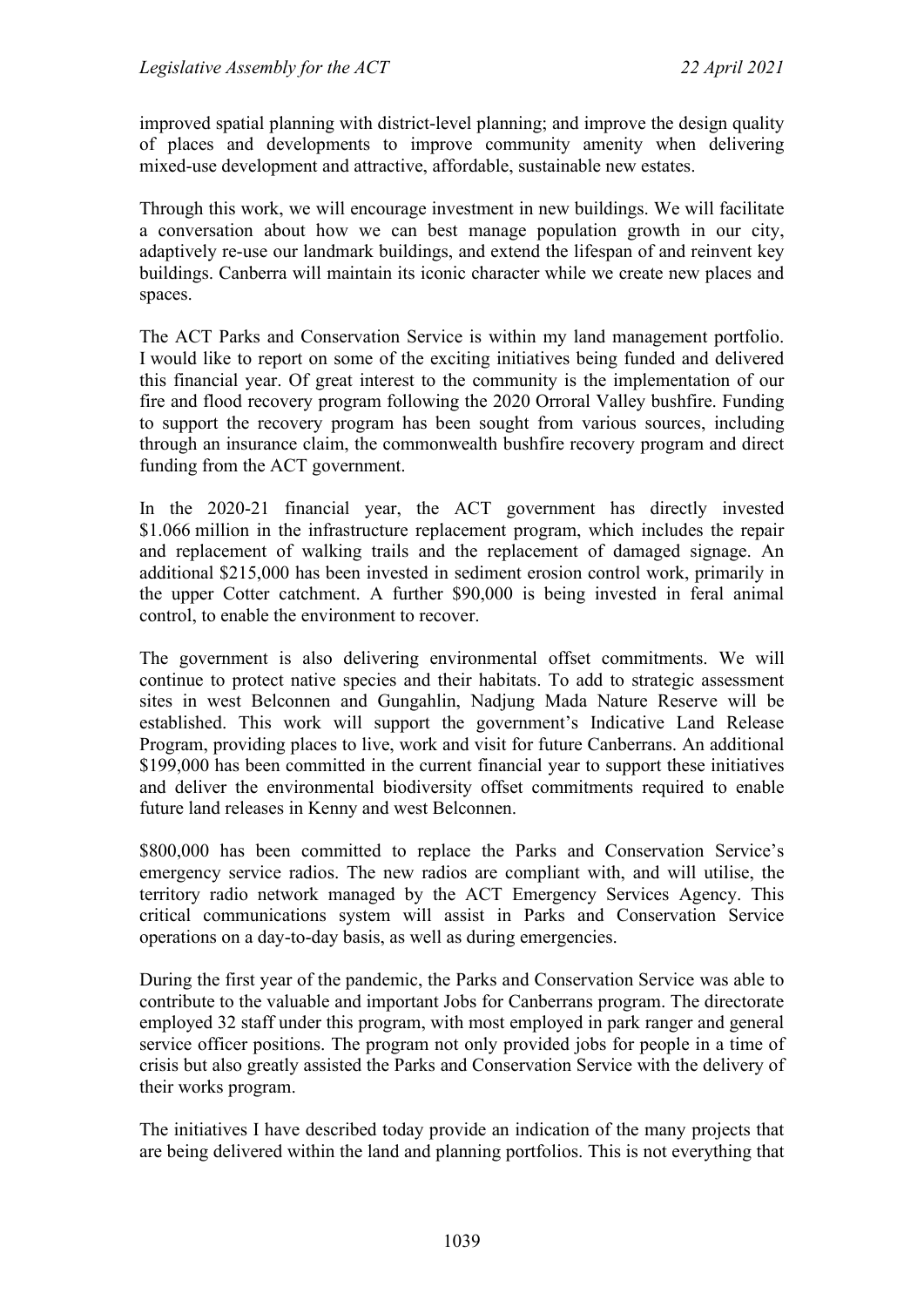improved spatial planning with district-level planning; and improve the design quality of places and developments to improve community amenity when delivering mixed-use development and attractive, affordable, sustainable new estates.

Through this work, we will encourage investment in new buildings. We will facilitate a conversation about how we can best manage population growth in our city, adaptively re-use our landmark buildings, and extend the lifespan of and reinvent key buildings. Canberra will maintain its iconic character while we create new places and spaces.

The ACT Parks and Conservation Service is within my land management portfolio. I would like to report on some of the exciting initiatives being funded and delivered this financial year. Of great interest to the community is the implementation of our fire and flood recovery program following the 2020 Orroral Valley bushfire. Funding to support the recovery program has been sought from various sources, including through an insurance claim, the commonwealth bushfire recovery program and direct funding from the ACT government.

In the 2020-21 financial year, the ACT government has directly invested $1.066 million in the infrastructure replacement program, which includes the repair and replacement of walking trails and the replacement of damaged signage. An additional $215,000 has been invested in sediment erosion control work, primarily in the upper Cotter catchment. A further $90,000 is being invested in feral animal control, to enable the environment to recover.

The government is also delivering environmental offset commitments. We will continue to protect native species and their habitats. To add to strategic assessment sites in west Belconnen and Gungahlin, Nadjung Mada Nature Reserve will be established. This work will support the government's Indicative Land Release Program, providing places to live, work and visit for future Canberrans. An additional $199,000 has been committed in the current financial year to support these initiatives and deliver the environmental biodiversity offset commitments required to enable future land releases in Kenny and west Belconnen.

$800,000 has been committed to replace the Parks and Conservation Service's emergency service radios. The new radios are compliant with, and will utilise, the territory radio network managed by the ACT Emergency Services Agency. This critical communications system will assist in Parks and Conservation Service operations on a day-to-day basis, as well as during emergencies.

During the first year of the pandemic, the Parks and Conservation Service was able to contribute to the valuable and important Jobs for Canberrans program. The directorate employed 32 staff under this program, with most employed in park ranger and general service officer positions. The program not only provided jobs for people in a time of crisis but also greatly assisted the Parks and Conservation Service with the delivery of their works program.

The initiatives I have described today provide an indication of the many projects that are being delivered within the land and planning portfolios. This is not everything that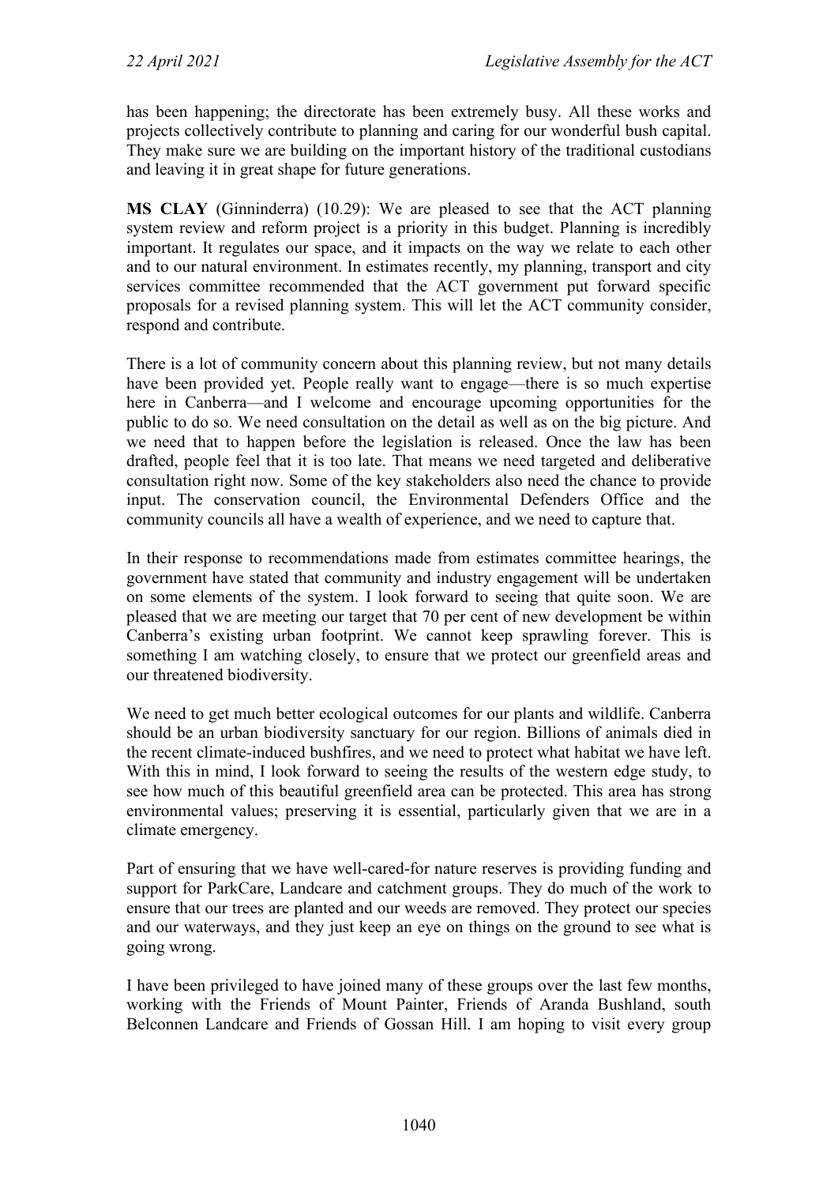has been happening; the directorate has been extremely busy. All these works and projects collectively contribute to planning and caring for our wonderful bush capital. They make sure we are building on the important history of the traditional custodians and leaving it in great shape for future generations.

**MS CLAY** (Ginninderra) (10.29): We are pleased to see that the ACT planning system review and reform project is a priority in this budget. Planning is incredibly important. It regulates our space, and it impacts on the way we relate to each other and to our natural environment. In estimates recently, my planning, transport and city services committee recommended that the ACT government put forward specific proposals for a revised planning system. This will let the ACT community consider, respond and contribute.

There is a lot of community concern about this planning review, but not many details have been provided yet. People really want to engage—there is so much expertise here in Canberra—and I welcome and encourage upcoming opportunities for the public to do so. We need consultation on the detail as well as on the big picture. And we need that to happen before the legislation is released. Once the law has been drafted, people feel that it is too late. That means we need targeted and deliberative consultation right now. Some of the key stakeholders also need the chance to provide input. The conservation council, the Environmental Defenders Office and the community councils all have a wealth of experience, and we need to capture that.

In their response to recommendations made from estimates committee hearings, the government have stated that community and industry engagement will be undertaken on some elements of the system. I look forward to seeing that quite soon. We are pleased that we are meeting our target that 70 per cent of new development be within Canberra's existing urban footprint. We cannot keep sprawling forever. This is something I am watching closely, to ensure that we protect our greenfield areas and our threatened biodiversity.

We need to get much better ecological outcomes for our plants and wildlife. Canberra should be an urban biodiversity sanctuary for our region. Billions of animals died in the recent climate-induced bushfires, and we need to protect what habitat we have left. With this in mind, I look forward to seeing the results of the western edge study, to see how much of this beautiful greenfield area can be protected. This area has strong environmental values; preserving it is essential, particularly given that we are in a climate emergency.

Part of ensuring that we have well-cared-for nature reserves is providing funding and support for ParkCare, Landcare and catchment groups. They do much of the work to ensure that our trees are planted and our weeds are removed. They protect our species and our waterways, and they just keep an eye on things on the ground to see what is going wrong.

I have been privileged to have joined many of these groups over the last few months, working with the Friends of Mount Painter, Friends of Aranda Bushland, south Belconnen Landcare and Friends of Gossan Hill. I am hoping to visit every group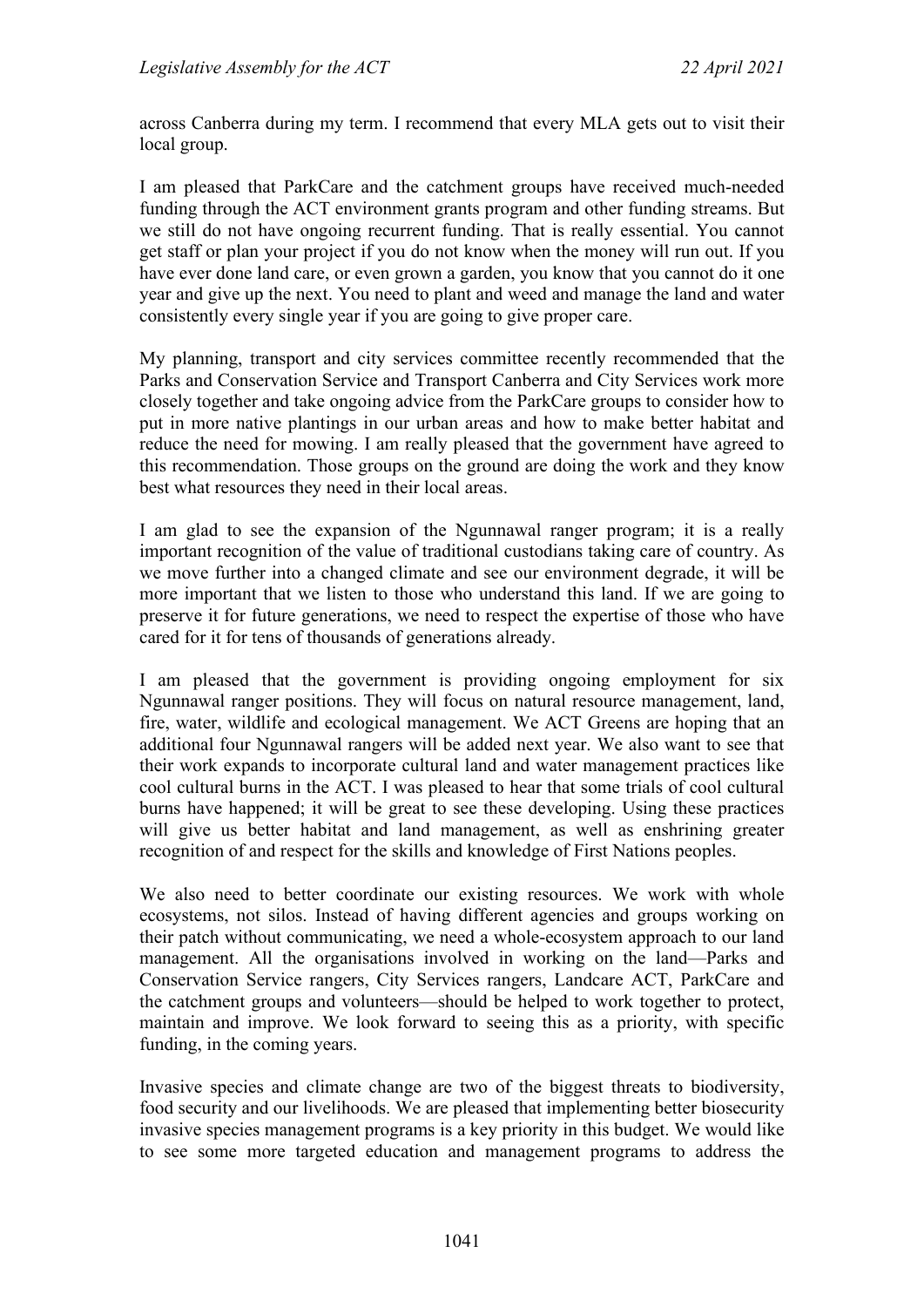across Canberra during my term. I recommend that every MLA gets out to visit their local group.

I am pleased that ParkCare and the catchment groups have received much-needed funding through the ACT environment grants program and other funding streams. But we still do not have ongoing recurrent funding. That is really essential. You cannot get staff or plan your project if you do not know when the money will run out. If you have ever done land care, or even grown a garden, you know that you cannot do it one year and give up the next. You need to plant and weed and manage the land and water consistently every single year if you are going to give proper care.

My planning, transport and city services committee recently recommended that the Parks and Conservation Service and Transport Canberra and City Services work more closely together and take ongoing advice from the ParkCare groups to consider how to put in more native plantings in our urban areas and how to make better habitat and reduce the need for mowing. I am really pleased that the government have agreed to this recommendation. Those groups on the ground are doing the work and they know best what resources they need in their local areas.

I am glad to see the expansion of the Ngunnawal ranger program; it is a really important recognition of the value of traditional custodians taking care of country. As we move further into a changed climate and see our environment degrade, it will be more important that we listen to those who understand this land. If we are going to preserve it for future generations, we need to respect the expertise of those who have cared for it for tens of thousands of generations already.

I am pleased that the government is providing ongoing employment for six Ngunnawal ranger positions. They will focus on natural resource management, land, fire, water, wildlife and ecological management. We ACT Greens are hoping that an additional four Ngunnawal rangers will be added next year. We also want to see that their work expands to incorporate cultural land and water management practices like cool cultural burns in the ACT. I was pleased to hear that some trials of cool cultural burns have happened; it will be great to see these developing. Using these practices will give us better habitat and land management, as well as enshrining greater recognition of and respect for the skills and knowledge of First Nations peoples.

We also need to better coordinate our existing resources. We work with whole ecosystems, not silos. Instead of having different agencies and groups working on their patch without communicating, we need a whole-ecosystem approach to our land management. All the organisations involved in working on the land—Parks and Conservation Service rangers, City Services rangers, Landcare ACT, ParkCare and the catchment groups and volunteers—should be helped to work together to protect, maintain and improve. We look forward to seeing this as a priority, with specific funding, in the coming years.

Invasive species and climate change are two of the biggest threats to biodiversity, food security and our livelihoods. We are pleased that implementing better biosecurity invasive species management programs is a key priority in this budget. We would like to see some more targeted education and management programs to address the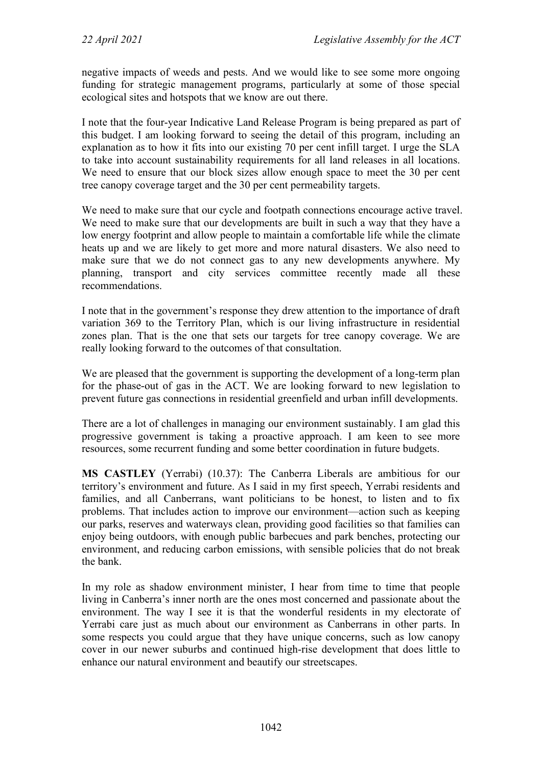negative impacts of weeds and pests. And we would like to see some more ongoing funding for strategic management programs, particularly at some of those special ecological sites and hotspots that we know are out there.

I note that the four-year Indicative Land Release Program is being prepared as part of this budget. I am looking forward to seeing the detail of this program, including an explanation as to how it fits into our existing 70 per cent infill target. I urge the SLA to take into account sustainability requirements for all land releases in all locations. We need to ensure that our block sizes allow enough space to meet the 30 per cent tree canopy coverage target and the 30 per cent permeability targets.

We need to make sure that our cycle and footpath connections encourage active travel. We need to make sure that our developments are built in such a way that they have a low energy footprint and allow people to maintain a comfortable life while the climate heats up and we are likely to get more and more natural disasters. We also need to make sure that we do not connect gas to any new developments anywhere. My planning, transport and city services committee recently made all these recommendations.

I note that in the government's response they drew attention to the importance of draft variation 369 to the Territory Plan, which is our living infrastructure in residential zones plan. That is the one that sets our targets for tree canopy coverage. We are really looking forward to the outcomes of that consultation.

We are pleased that the government is supporting the development of a long-term plan for the phase-out of gas in the ACT. We are looking forward to new legislation to prevent future gas connections in residential greenfield and urban infill developments.

There are a lot of challenges in managing our environment sustainably. I am glad this progressive government is taking a proactive approach. I am keen to see more resources, some recurrent funding and some better coordination in future budgets.

**MS CASTLEY** (Yerrabi) (10.37): The Canberra Liberals are ambitious for our territory's environment and future. As I said in my first speech, Yerrabi residents and families, and all Canberrans, want politicians to be honest, to listen and to fix problems. That includes action to improve our environment—action such as keeping our parks, reserves and waterways clean, providing good facilities so that families can enjoy being outdoors, with enough public barbecues and park benches, protecting our environment, and reducing carbon emissions, with sensible policies that do not break the bank.

In my role as shadow environment minister, I hear from time to time that people living in Canberra's inner north are the ones most concerned and passionate about the environment. The way I see it is that the wonderful residents in my electorate of Yerrabi care just as much about our environment as Canberrans in other parts. In some respects you could argue that they have unique concerns, such as low canopy cover in our newer suburbs and continued high-rise development that does little to enhance our natural environment and beautify our streetscapes.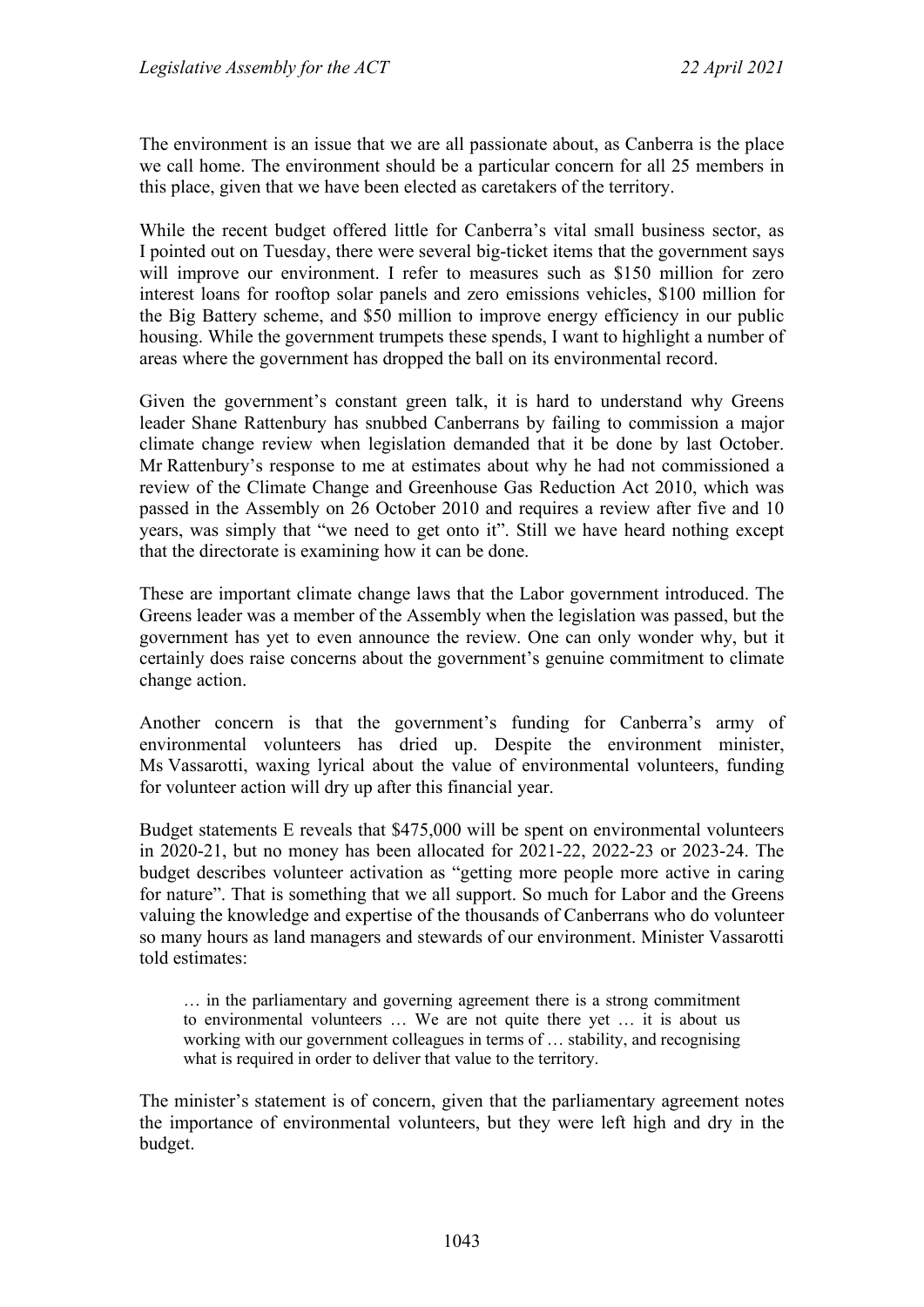The environment is an issue that we are all passionate about, as Canberra is the place we call home. The environment should be a particular concern for all 25 members in this place, given that we have been elected as caretakers of the territory.

While the recent budget offered little for Canberra's vital small business sector, as I pointed out on Tuesday, there were several big-ticket items that the government says will improve our environment. I refer to measures such as $150 million for zero interest loans for rooftop solar panels and zero emissions vehicles, $100 million for the Big Battery scheme, and $50 million to improve energy efficiency in our public housing. While the government trumpets these spends, I want to highlight a number of areas where the government has dropped the ball on its environmental record.

Given the government's constant green talk, it is hard to understand why Greens leader Shane Rattenbury has snubbed Canberrans by failing to commission a major climate change review when legislation demanded that it be done by last October. Mr Rattenbury's response to me at estimates about why he had not commissioned a review of the Climate Change and Greenhouse Gas Reduction Act 2010, which was passed in the Assembly on 26 October 2010 and requires a review after five and 10 years, was simply that "we need to get onto it". Still we have heard nothing except that the directorate is examining how it can be done.

These are important climate change laws that the Labor government introduced. The Greens leader was a member of the Assembly when the legislation was passed, but the government has yet to even announce the review. One can only wonder why, but it certainly does raise concerns about the government's genuine commitment to climate change action.

Another concern is that the government's funding for Canberra's army of environmental volunteers has dried up. Despite the environment minister, Ms Vassarotti, waxing lyrical about the value of environmental volunteers, funding for volunteer action will dry up after this financial year.

Budget statements E reveals that $475,000 will be spent on environmental volunteers in 2020-21, but no money has been allocated for 2021-22, 2022-23 or 2023-24. The budget describes volunteer activation as "getting more people more active in caring for nature". That is something that we all support. So much for Labor and the Greens valuing the knowledge and expertise of the thousands of Canberrans who do volunteer so many hours as land managers and stewards of our environment. Minister Vassarotti told estimates:

> … in the parliamentary and governing agreement there is a strong commitment to environmental volunteers … We are not quite there yet … it is about us working with our government colleagues in terms of … stability, and recognising what is required in order to deliver that value to the territory.

The minister's statement is of concern, given that the parliamentary agreement notes the importance of environmental volunteers, but they were left high and dry in the budget.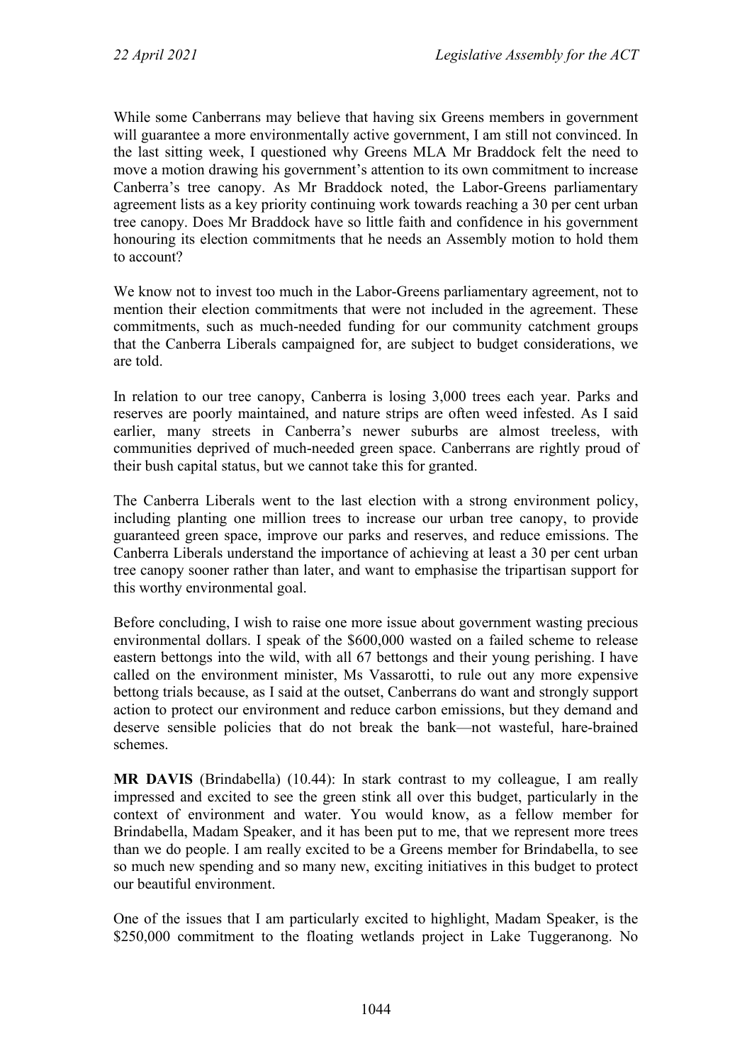While some Canberrans may believe that having six Greens members in government will guarantee a more environmentally active government, I am still not convinced. In the last sitting week, I questioned why Greens MLA Mr Braddock felt the need to move a motion drawing his government's attention to its own commitment to increase Canberra's tree canopy. As Mr Braddock noted, the Labor-Greens parliamentary agreement lists as a key priority continuing work towards reaching a 30 per cent urban tree canopy. Does Mr Braddock have so little faith and confidence in his government honouring its election commitments that he needs an Assembly motion to hold them to account?

We know not to invest too much in the Labor-Greens parliamentary agreement, not to mention their election commitments that were not included in the agreement. These commitments, such as much-needed funding for our community catchment groups that the Canberra Liberals campaigned for, are subject to budget considerations, we are told.

In relation to our tree canopy, Canberra is losing 3,000 trees each year. Parks and reserves are poorly maintained, and nature strips are often weed infested. As I said earlier, many streets in Canberra's newer suburbs are almost treeless, with communities deprived of much-needed green space. Canberrans are rightly proud of their bush capital status, but we cannot take this for granted.

The Canberra Liberals went to the last election with a strong environment policy, including planting one million trees to increase our urban tree canopy, to provide guaranteed green space, improve our parks and reserves, and reduce emissions. The Canberra Liberals understand the importance of achieving at least a 30 per cent urban tree canopy sooner rather than later, and want to emphasise the tripartisan support for this worthy environmental goal.

Before concluding, I wish to raise one more issue about government wasting precious environmental dollars. I speak of the $600,000 wasted on a failed scheme to release eastern bettongs into the wild, with all 67 bettongs and their young perishing. I have called on the environment minister, Ms Vassarotti, to rule out any more expensive bettong trials because, as I said at the outset, Canberrans do want and strongly support action to protect our environment and reduce carbon emissions, but they demand and deserve sensible policies that do not break the bank—not wasteful, hare-brained schemes.

**MR DAVIS** (Brindabella) (10.44): In stark contrast to my colleague, I am really impressed and excited to see the green stink all over this budget, particularly in the context of environment and water. You would know, as a fellow member for Brindabella, Madam Speaker, and it has been put to me, that we represent more trees than we do people. I am really excited to be a Greens member for Brindabella, to see so much new spending and so many new, exciting initiatives in this budget to protect our beautiful environment.

One of the issues that I am particularly excited to highlight, Madam Speaker, is the $250,000 commitment to the floating wetlands project in Lake Tuggeranong. No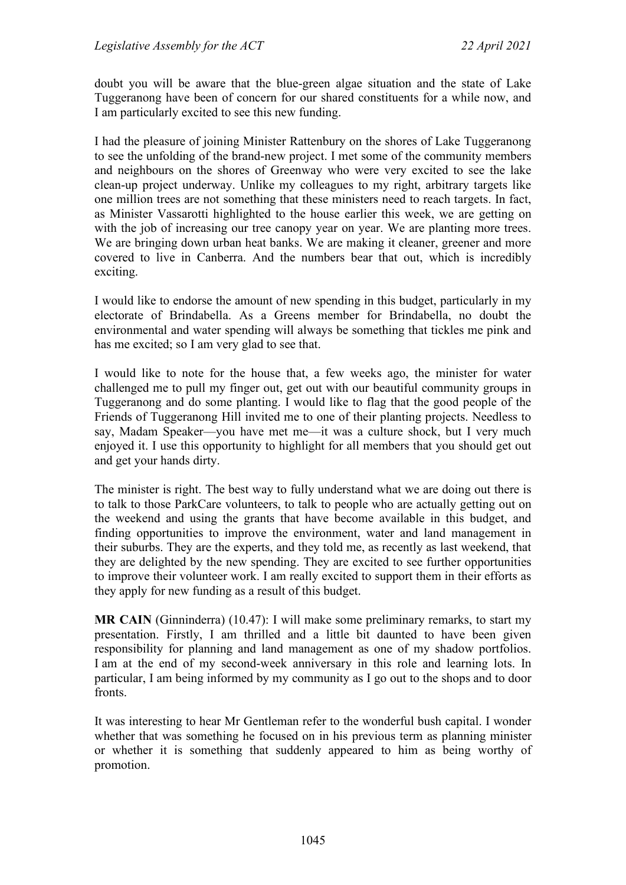doubt you will be aware that the blue-green algae situation and the state of Lake Tuggeranong have been of concern for our shared constituents for a while now, and I am particularly excited to see this new funding.

I had the pleasure of joining Minister Rattenbury on the shores of Lake Tuggeranong to see the unfolding of the brand-new project. I met some of the community members and neighbours on the shores of Greenway who were very excited to see the lake clean-up project underway. Unlike my colleagues to my right, arbitrary targets like one million trees are not something that these ministers need to reach targets. In fact, as Minister Vassarotti highlighted to the house earlier this week, we are getting on with the job of increasing our tree canopy year on year. We are planting more trees. We are bringing down urban heat banks. We are making it cleaner, greener and more covered to live in Canberra. And the numbers bear that out, which is incredibly exciting.

I would like to endorse the amount of new spending in this budget, particularly in my electorate of Brindabella. As a Greens member for Brindabella, no doubt the environmental and water spending will always be something that tickles me pink and has me excited; so I am very glad to see that.

I would like to note for the house that, a few weeks ago, the minister for water challenged me to pull my finger out, get out with our beautiful community groups in Tuggeranong and do some planting. I would like to flag that the good people of the Friends of Tuggeranong Hill invited me to one of their planting projects. Needless to say, Madam Speaker—you have met me—it was a culture shock, but I very much enjoyed it. I use this opportunity to highlight for all members that you should get out and get your hands dirty.

The minister is right. The best way to fully understand what we are doing out there is to talk to those ParkCare volunteers, to talk to people who are actually getting out on the weekend and using the grants that have become available in this budget, and finding opportunities to improve the environment, water and land management in their suburbs. They are the experts, and they told me, as recently as last weekend, that they are delighted by the new spending. They are excited to see further opportunities to improve their volunteer work. I am really excited to support them in their efforts as they apply for new funding as a result of this budget.

**MR CAIN** (Ginninderra) (10.47): I will make some preliminary remarks, to start my presentation. Firstly, I am thrilled and a little bit daunted to have been given responsibility for planning and land management as one of my shadow portfolios. I am at the end of my second-week anniversary in this role and learning lots. In particular, I am being informed by my community as I go out to the shops and to door fronts.

It was interesting to hear Mr Gentleman refer to the wonderful bush capital. I wonder whether that was something he focused on in his previous term as planning minister or whether it is something that suddenly appeared to him as being worthy of promotion.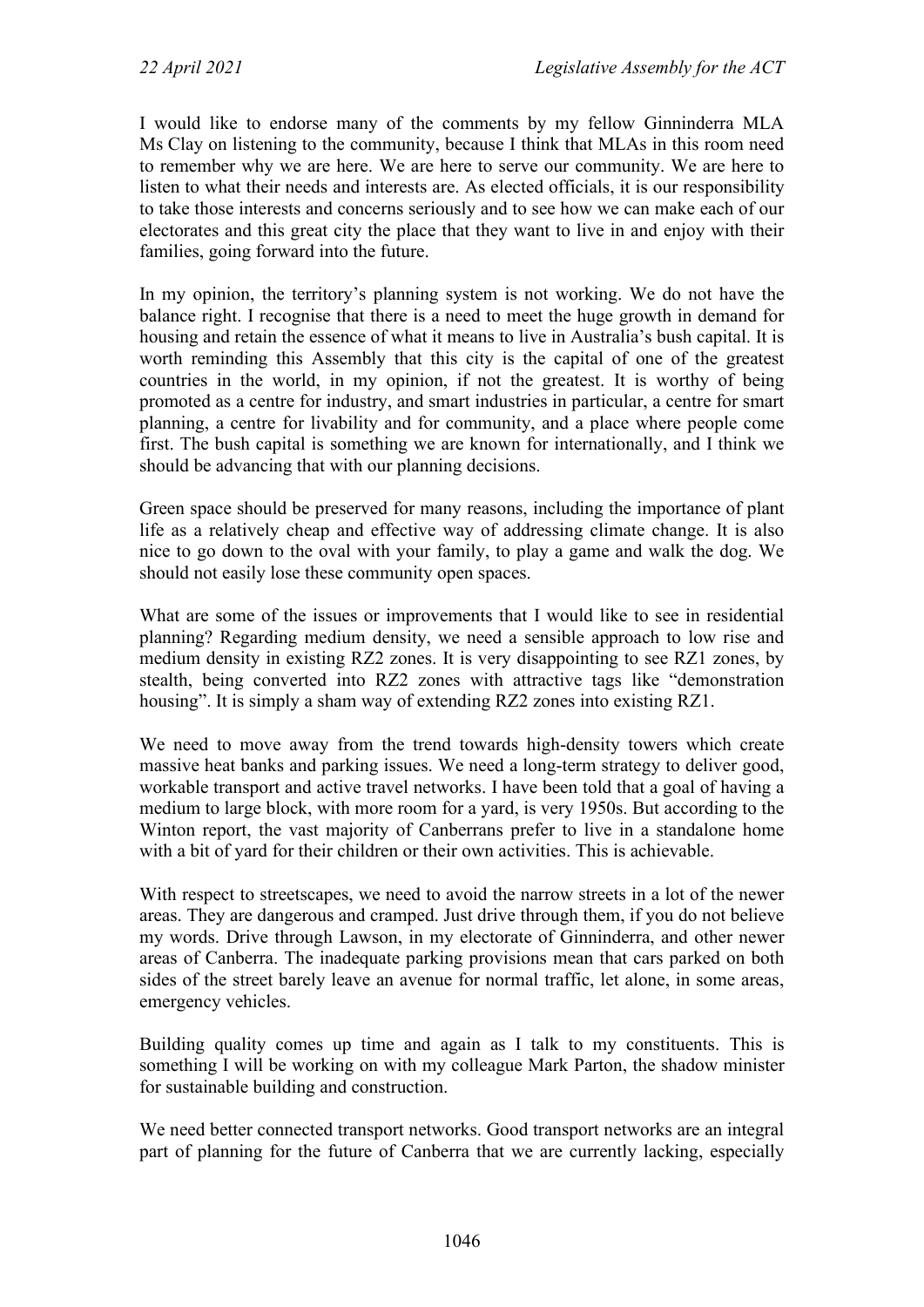I would like to endorse many of the comments by my fellow Ginninderra MLA Ms Clay on listening to the community, because I think that MLAs in this room need to remember why we are here. We are here to serve our community. We are here to listen to what their needs and interests are. As elected officials, it is our responsibility to take those interests and concerns seriously and to see how we can make each of our electorates and this great city the place that they want to live in and enjoy with their families, going forward into the future.

In my opinion, the territory's planning system is not working. We do not have the balance right. I recognise that there is a need to meet the huge growth in demand for housing and retain the essence of what it means to live in Australia's bush capital. It is worth reminding this Assembly that this city is the capital of one of the greatest countries in the world, in my opinion, if not the greatest. It is worthy of being promoted as a centre for industry, and smart industries in particular, a centre for smart planning, a centre for livability and for community, and a place where people come first. The bush capital is something we are known for internationally, and I think we should be advancing that with our planning decisions.

Green space should be preserved for many reasons, including the importance of plant life as a relatively cheap and effective way of addressing climate change. It is also nice to go down to the oval with your family, to play a game and walk the dog. We should not easily lose these community open spaces.

What are some of the issues or improvements that I would like to see in residential planning? Regarding medium density, we need a sensible approach to low rise and medium density in existing RZ2 zones. It is very disappointing to see RZ1 zones, by stealth, being converted into RZ2 zones with attractive tags like "demonstration housing". It is simply a sham way of extending RZ2 zones into existing RZ1.

We need to move away from the trend towards high-density towers which create massive heat banks and parking issues. We need a long-term strategy to deliver good, workable transport and active travel networks. I have been told that a goal of having a medium to large block, with more room for a yard, is very 1950s. But according to the Winton report, the vast majority of Canberrans prefer to live in a standalone home with a bit of yard for their children or their own activities. This is achievable.

With respect to streetscapes, we need to avoid the narrow streets in a lot of the newer areas. They are dangerous and cramped. Just drive through them, if you do not believe my words. Drive through Lawson, in my electorate of Ginninderra, and other newer areas of Canberra. The inadequate parking provisions mean that cars parked on both sides of the street barely leave an avenue for normal traffic, let alone, in some areas, emergency vehicles.

Building quality comes up time and again as I talk to my constituents. This is something I will be working on with my colleague Mark Parton, the shadow minister for sustainable building and construction.

We need better connected transport networks. Good transport networks are an integral part of planning for the future of Canberra that we are currently lacking, especially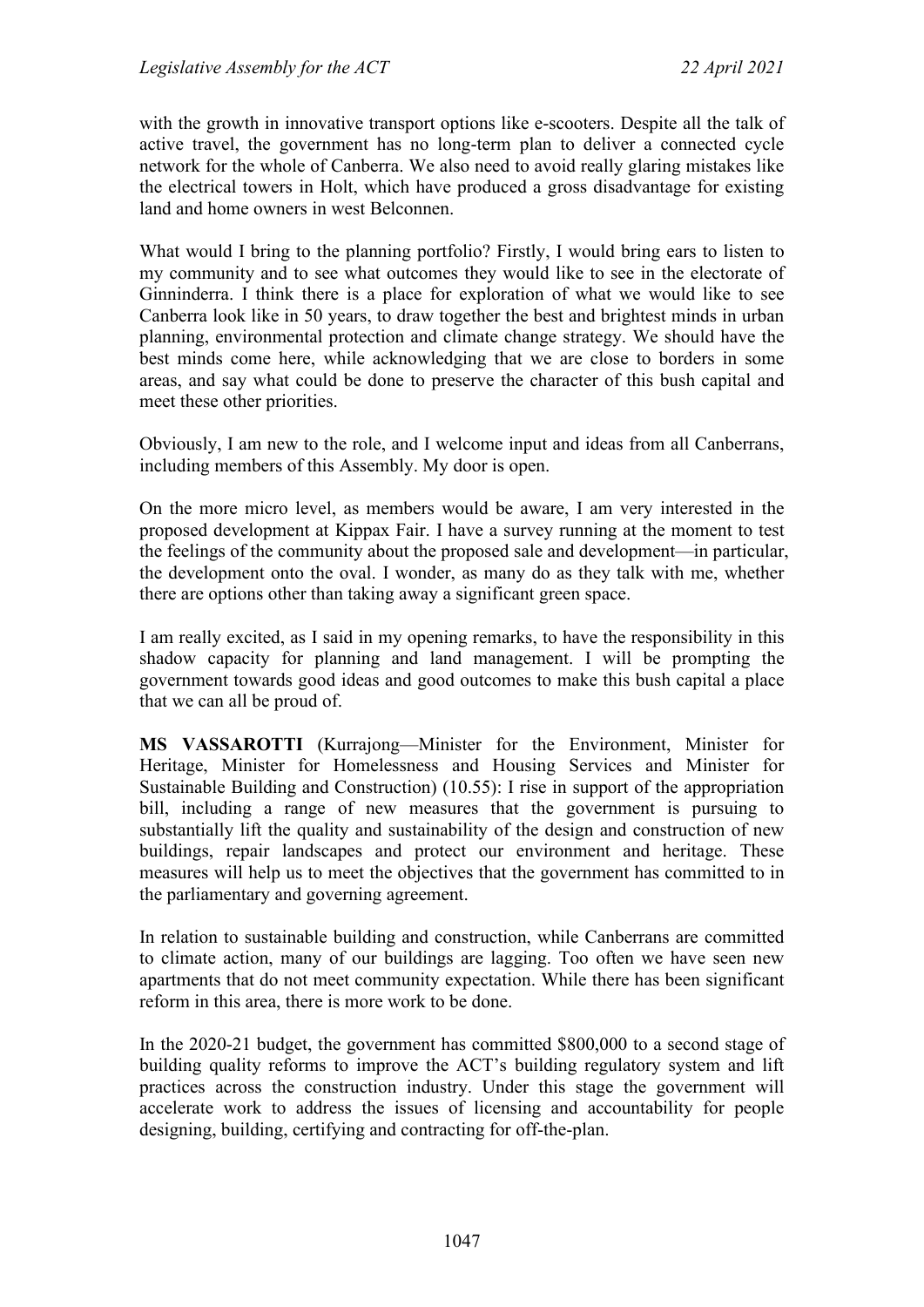with the growth in innovative transport options like e-scooters. Despite all the talk of active travel, the government has no long-term plan to deliver a connected cycle network for the whole of Canberra. We also need to avoid really glaring mistakes like the electrical towers in Holt, which have produced a gross disadvantage for existing land and home owners in west Belconnen.

What would I bring to the planning portfolio? Firstly, I would bring ears to listen to my community and to see what outcomes they would like to see in the electorate of Ginninderra. I think there is a place for exploration of what we would like to see Canberra look like in 50 years, to draw together the best and brightest minds in urban planning, environmental protection and climate change strategy. We should have the best minds come here, while acknowledging that we are close to borders in some areas, and say what could be done to preserve the character of this bush capital and meet these other priorities.

Obviously, I am new to the role, and I welcome input and ideas from all Canberrans, including members of this Assembly. My door is open.

On the more micro level, as members would be aware, I am very interested in the proposed development at Kippax Fair. I have a survey running at the moment to test the feelings of the community about the proposed sale and development—in particular, the development onto the oval. I wonder, as many do as they talk with me, whether there are options other than taking away a significant green space.

I am really excited, as I said in my opening remarks, to have the responsibility in this shadow capacity for planning and land management. I will be prompting the government towards good ideas and good outcomes to make this bush capital a place that we can all be proud of.

**MS VASSAROTTI** (Kurrajong—Minister for the Environment, Minister for Heritage, Minister for Homelessness and Housing Services and Minister for Sustainable Building and Construction) (10.55): I rise in support of the appropriation bill, including a range of new measures that the government is pursuing to substantially lift the quality and sustainability of the design and construction of new buildings, repair landscapes and protect our environment and heritage. These measures will help us to meet the objectives that the government has committed to in the parliamentary and governing agreement.

In relation to sustainable building and construction, while Canberrans are committed to climate action, many of our buildings are lagging. Too often we have seen new apartments that do not meet community expectation. While there has been significant reform in this area, there is more work to be done.

In the 2020-21 budget, the government has committed $800,000 to a second stage of building quality reforms to improve the ACT's building regulatory system and lift practices across the construction industry. Under this stage the government will accelerate work to address the issues of licensing and accountability for people designing, building, certifying and contracting for off-the-plan.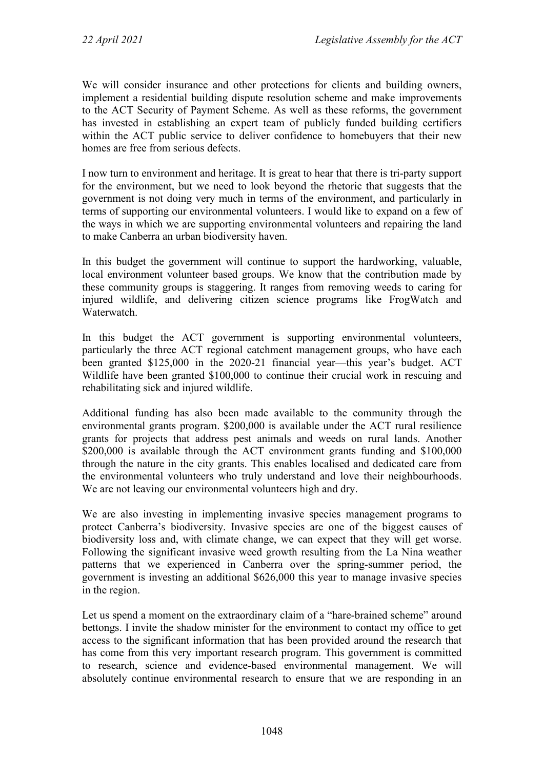We will consider insurance and other protections for clients and building owners, implement a residential building dispute resolution scheme and make improvements to the ACT Security of Payment Scheme. As well as these reforms, the government has invested in establishing an expert team of publicly funded building certifiers within the ACT public service to deliver confidence to homebuyers that their new homes are free from serious defects.

I now turn to environment and heritage. It is great to hear that there is tri-party support for the environment, but we need to look beyond the rhetoric that suggests that the government is not doing very much in terms of the environment, and particularly in terms of supporting our environmental volunteers. I would like to expand on a few of the ways in which we are supporting environmental volunteers and repairing the land to make Canberra an urban biodiversity haven.

In this budget the government will continue to support the hardworking, valuable, local environment volunteer based groups. We know that the contribution made by these community groups is staggering. It ranges from removing weeds to caring for injured wildlife, and delivering citizen science programs like FrogWatch and Waterwatch.

In this budget the ACT government is supporting environmental volunteers, particularly the three ACT regional catchment management groups, who have each been granted $125,000 in the 2020-21 financial year—this year's budget. ACT Wildlife have been granted $100,000 to continue their crucial work in rescuing and rehabilitating sick and injured wildlife.

Additional funding has also been made available to the community through the environmental grants program. $200,000 is available under the ACT rural resilience grants for projects that address pest animals and weeds on rural lands. Another $200,000 is available through the ACT environment grants funding and $100,000 through the nature in the city grants. This enables localised and dedicated care from the environmental volunteers who truly understand and love their neighbourhoods. We are not leaving our environmental volunteers high and dry.

We are also investing in implementing invasive species management programs to protect Canberra's biodiversity. Invasive species are one of the biggest causes of biodiversity loss and, with climate change, we can expect that they will get worse. Following the significant invasive weed growth resulting from the La Nina weather patterns that we experienced in Canberra over the spring-summer period, the government is investing an additional $626,000 this year to manage invasive species in the region.

Let us spend a moment on the extraordinary claim of a "hare-brained scheme" around bettongs. I invite the shadow minister for the environment to contact my office to get access to the significant information that has been provided around the research that has come from this very important research program. This government is committed to research, science and evidence-based environmental management. We will absolutely continue environmental research to ensure that we are responding in an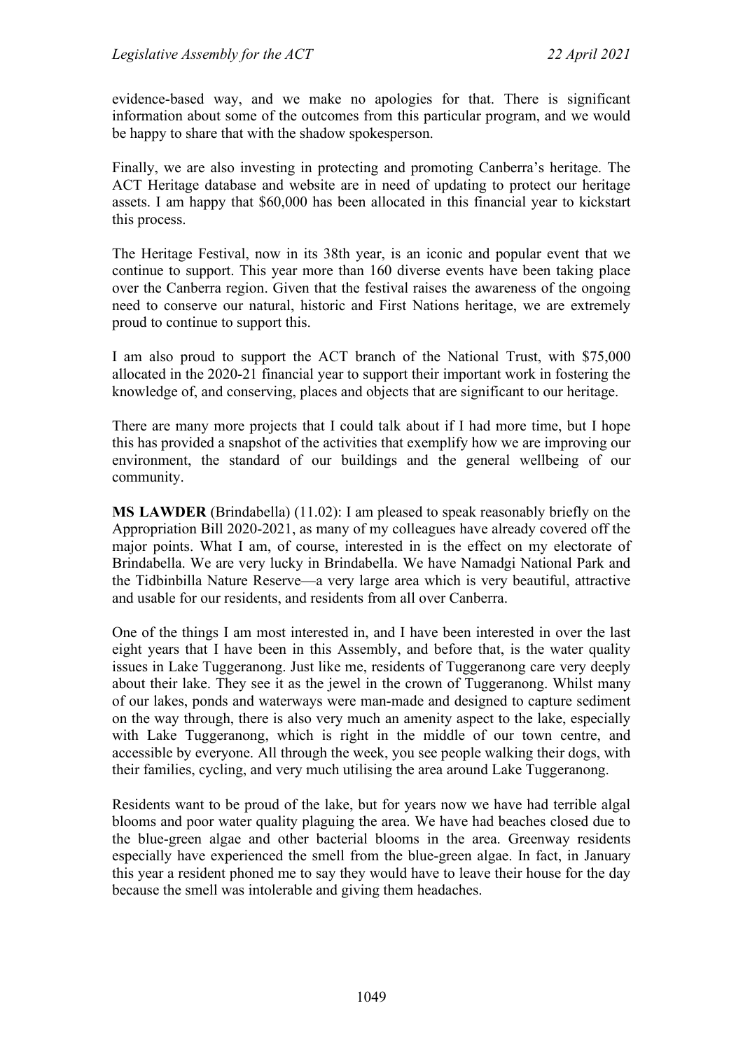evidence-based way, and we make no apologies for that. There is significant information about some of the outcomes from this particular program, and we would be happy to share that with the shadow spokesperson.

Finally, we are also investing in protecting and promoting Canberra's heritage. The ACT Heritage database and website are in need of updating to protect our heritage assets. I am happy that $60,000 has been allocated in this financial year to kickstart this process.

The Heritage Festival, now in its 38th year, is an iconic and popular event that we continue to support. This year more than 160 diverse events have been taking place over the Canberra region. Given that the festival raises the awareness of the ongoing need to conserve our natural, historic and First Nations heritage, we are extremely proud to continue to support this.

I am also proud to support the ACT branch of the National Trust, with $75,000 allocated in the 2020-21 financial year to support their important work in fostering the knowledge of, and conserving, places and objects that are significant to our heritage.

There are many more projects that I could talk about if I had more time, but I hope this has provided a snapshot of the activities that exemplify how we are improving our environment, the standard of our buildings and the general wellbeing of our community.

**MS LAWDER** (Brindabella) (11.02): I am pleased to speak reasonably briefly on the Appropriation Bill 2020-2021, as many of my colleagues have already covered off the major points. What I am, of course, interested in is the effect on my electorate of Brindabella. We are very lucky in Brindabella. We have Namadgi National Park and the Tidbinbilla Nature Reserve—a very large area which is very beautiful, attractive and usable for our residents, and residents from all over Canberra.

One of the things I am most interested in, and I have been interested in over the last eight years that I have been in this Assembly, and before that, is the water quality issues in Lake Tuggeranong. Just like me, residents of Tuggeranong care very deeply about their lake. They see it as the jewel in the crown of Tuggeranong. Whilst many of our lakes, ponds and waterways were man-made and designed to capture sediment on the way through, there is also very much an amenity aspect to the lake, especially with Lake Tuggeranong, which is right in the middle of our town centre, and accessible by everyone. All through the week, you see people walking their dogs, with their families, cycling, and very much utilising the area around Lake Tuggeranong.

Residents want to be proud of the lake, but for years now we have had terrible algal blooms and poor water quality plaguing the area. We have had beaches closed due to the blue-green algae and other bacterial blooms in the area. Greenway residents especially have experienced the smell from the blue-green algae. In fact, in January this year a resident phoned me to say they would have to leave their house for the day because the smell was intolerable and giving them headaches.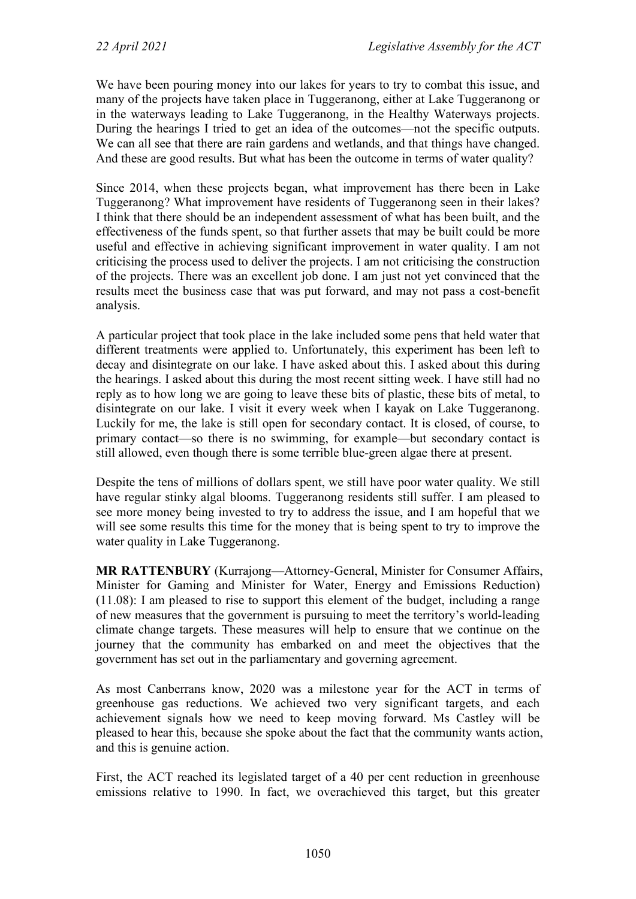We have been pouring money into our lakes for years to try to combat this issue, and many of the projects have taken place in Tuggeranong, either at Lake Tuggeranong or in the waterways leading to Lake Tuggeranong, in the Healthy Waterways projects. During the hearings I tried to get an idea of the outcomes—not the specific outputs. We can all see that there are rain gardens and wetlands, and that things have changed. And these are good results. But what has been the outcome in terms of water quality?

Since 2014, when these projects began, what improvement has there been in Lake Tuggeranong? What improvement have residents of Tuggeranong seen in their lakes? I think that there should be an independent assessment of what has been built, and the effectiveness of the funds spent, so that further assets that may be built could be more useful and effective in achieving significant improvement in water quality. I am not criticising the process used to deliver the projects. I am not criticising the construction of the projects. There was an excellent job done. I am just not yet convinced that the results meet the business case that was put forward, and may not pass a cost-benefit analysis.

A particular project that took place in the lake included some pens that held water that different treatments were applied to. Unfortunately, this experiment has been left to decay and disintegrate on our lake. I have asked about this. I asked about this during the hearings. I asked about this during the most recent sitting week. I have still had no reply as to how long we are going to leave these bits of plastic, these bits of metal, to disintegrate on our lake. I visit it every week when I kayak on Lake Tuggeranong. Luckily for me, the lake is still open for secondary contact. It is closed, of course, to primary contact—so there is no swimming, for example—but secondary contact is still allowed, even though there is some terrible blue-green algae there at present.

Despite the tens of millions of dollars spent, we still have poor water quality. We still have regular stinky algal blooms. Tuggeranong residents still suffer. I am pleased to see more money being invested to try to address the issue, and I am hopeful that we will see some results this time for the money that is being spent to try to improve the water quality in Lake Tuggeranong.

**MR RATTENBURY** (Kurrajong—Attorney-General, Minister for Consumer Affairs, Minister for Gaming and Minister for Water, Energy and Emissions Reduction) (11.08): I am pleased to rise to support this element of the budget, including a range of new measures that the government is pursuing to meet the territory's world-leading climate change targets. These measures will help to ensure that we continue on the journey that the community has embarked on and meet the objectives that the government has set out in the parliamentary and governing agreement.

As most Canberrans know, 2020 was a milestone year for the ACT in terms of greenhouse gas reductions. We achieved two very significant targets, and each achievement signals how we need to keep moving forward. Ms Castley will be pleased to hear this, because she spoke about the fact that the community wants action, and this is genuine action.

First, the ACT reached its legislated target of a 40 per cent reduction in greenhouse emissions relative to 1990. In fact, we overachieved this target, but this greater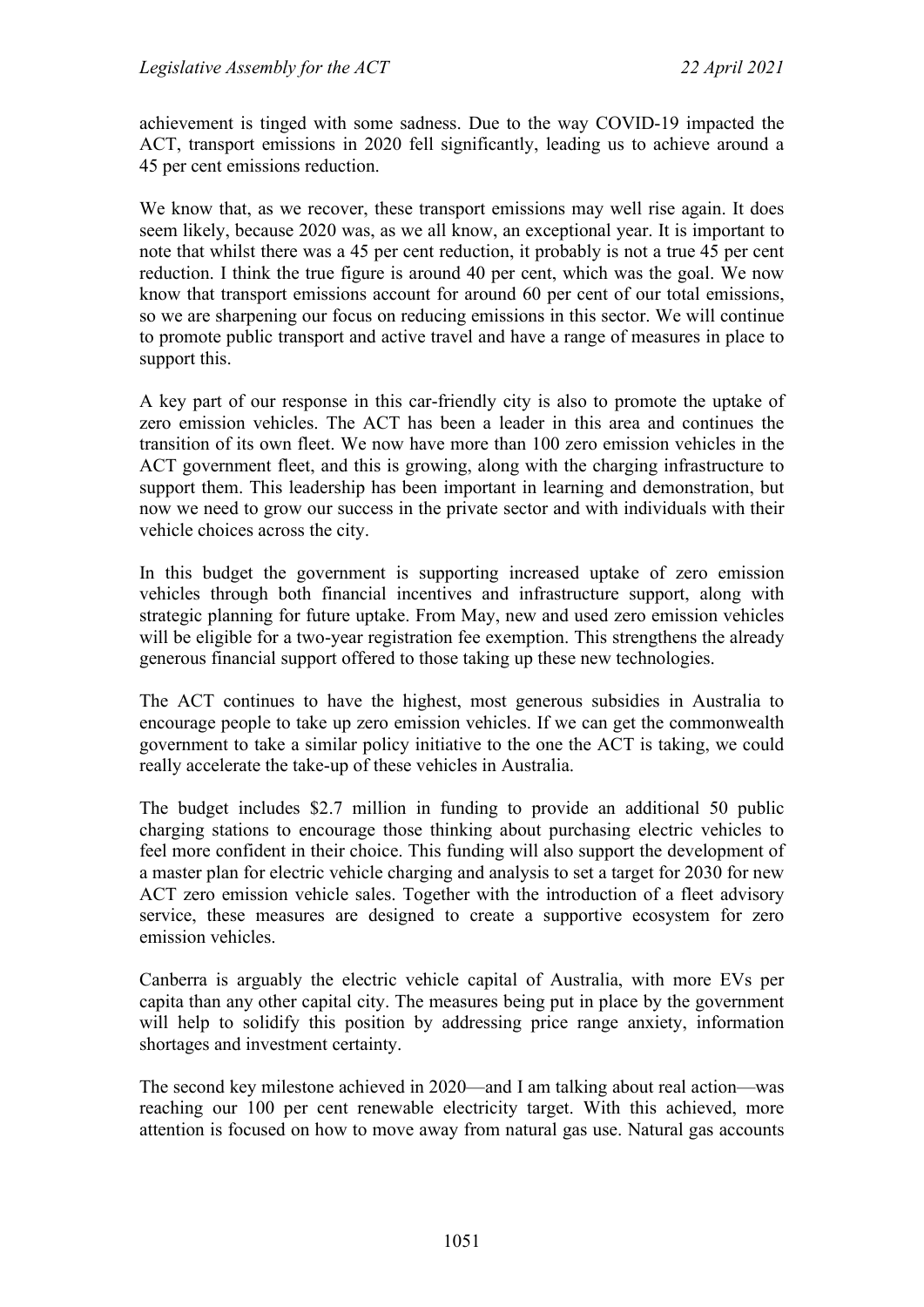achievement is tinged with some sadness. Due to the way COVID-19 impacted the ACT, transport emissions in 2020 fell significantly, leading us to achieve around a 45 per cent emissions reduction.

We know that, as we recover, these transport emissions may well rise again. It does seem likely, because 2020 was, as we all know, an exceptional year. It is important to note that whilst there was a 45 per cent reduction, it probably is not a true 45 per cent reduction. I think the true figure is around 40 per cent, which was the goal. We now know that transport emissions account for around 60 per cent of our total emissions, so we are sharpening our focus on reducing emissions in this sector. We will continue to promote public transport and active travel and have a range of measures in place to support this.

A key part of our response in this car-friendly city is also to promote the uptake of zero emission vehicles. The ACT has been a leader in this area and continues the transition of its own fleet. We now have more than 100 zero emission vehicles in the ACT government fleet, and this is growing, along with the charging infrastructure to support them. This leadership has been important in learning and demonstration, but now we need to grow our success in the private sector and with individuals with their vehicle choices across the city.

In this budget the government is supporting increased uptake of zero emission vehicles through both financial incentives and infrastructure support, along with strategic planning for future uptake. From May, new and used zero emission vehicles will be eligible for a two-year registration fee exemption. This strengthens the already generous financial support offered to those taking up these new technologies.

The ACT continues to have the highest, most generous subsidies in Australia to encourage people to take up zero emission vehicles. If we can get the commonwealth government to take a similar policy initiative to the one the ACT is taking, we could really accelerate the take-up of these vehicles in Australia.

The budget includes $2.7 million in funding to provide an additional 50 public charging stations to encourage those thinking about purchasing electric vehicles to feel more confident in their choice. This funding will also support the development of a master plan for electric vehicle charging and analysis to set a target for 2030 for new ACT zero emission vehicle sales. Together with the introduction of a fleet advisory service, these measures are designed to create a supportive ecosystem for zero emission vehicles.

Canberra is arguably the electric vehicle capital of Australia, with more EVs per capita than any other capital city. The measures being put in place by the government will help to solidify this position by addressing price range anxiety, information shortages and investment certainty.

The second key milestone achieved in 2020—and I am talking about real action—was reaching our 100 per cent renewable electricity target. With this achieved, more attention is focused on how to move away from natural gas use. Natural gas accounts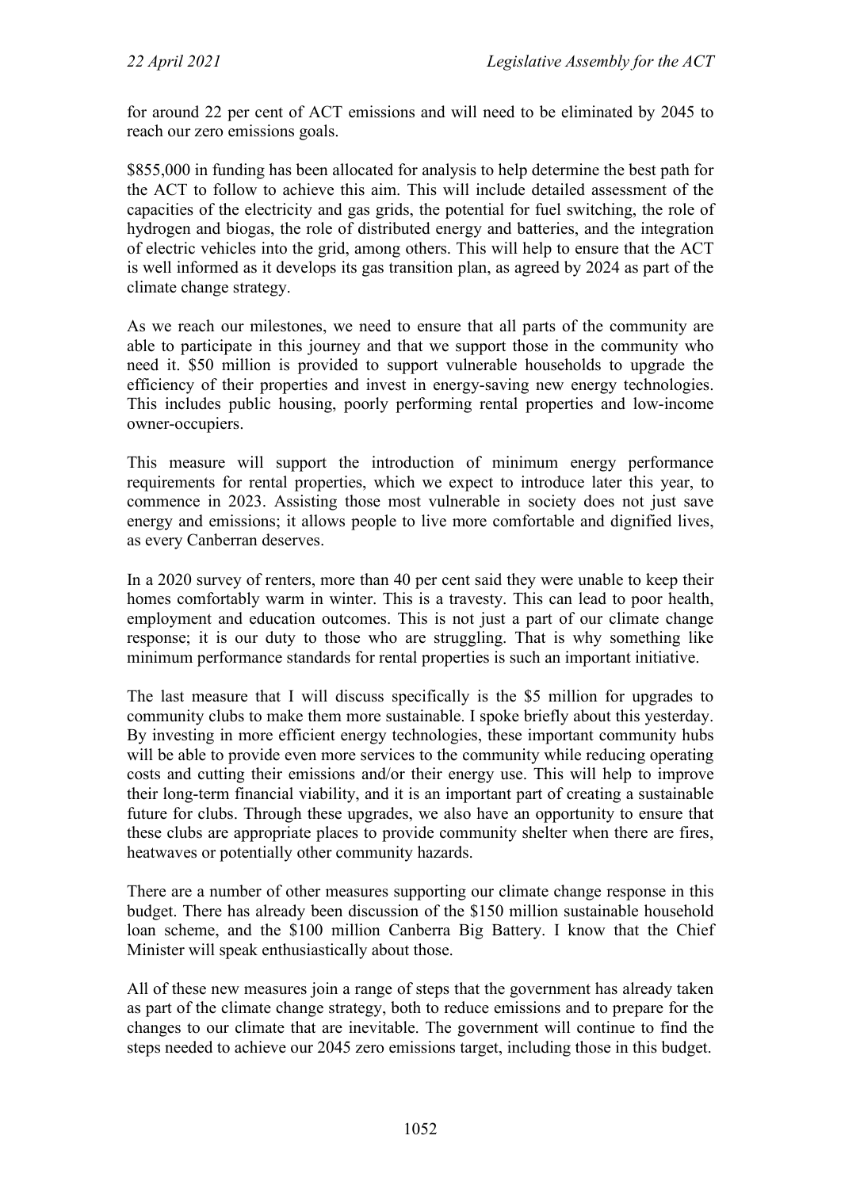for around 22 per cent of ACT emissions and will need to be eliminated by 2045 to reach our zero emissions goals.

$855,000 in funding has been allocated for analysis to help determine the best path for the ACT to follow to achieve this aim. This will include detailed assessment of the capacities of the electricity and gas grids, the potential for fuel switching, the role of hydrogen and biogas, the role of distributed energy and batteries, and the integration of electric vehicles into the grid, among others. This will help to ensure that the ACT is well informed as it develops its gas transition plan, as agreed by 2024 as part of the climate change strategy.

As we reach our milestones, we need to ensure that all parts of the community are able to participate in this journey and that we support those in the community who need it. $50 million is provided to support vulnerable households to upgrade the efficiency of their properties and invest in energy-saving new energy technologies. This includes public housing, poorly performing rental properties and low-income owner-occupiers.

This measure will support the introduction of minimum energy performance requirements for rental properties, which we expect to introduce later this year, to commence in 2023. Assisting those most vulnerable in society does not just save energy and emissions; it allows people to live more comfortable and dignified lives, as every Canberran deserves.

In a 2020 survey of renters, more than 40 per cent said they were unable to keep their homes comfortably warm in winter. This is a travesty. This can lead to poor health, employment and education outcomes. This is not just a part of our climate change response; it is our duty to those who are struggling. That is why something like minimum performance standards for rental properties is such an important initiative.

The last measure that I will discuss specifically is the $5 million for upgrades to community clubs to make them more sustainable. I spoke briefly about this yesterday. By investing in more efficient energy technologies, these important community hubs will be able to provide even more services to the community while reducing operating costs and cutting their emissions and/or their energy use. This will help to improve their long-term financial viability, and it is an important part of creating a sustainable future for clubs. Through these upgrades, we also have an opportunity to ensure that these clubs are appropriate places to provide community shelter when there are fires, heatwaves or potentially other community hazards.

There are a number of other measures supporting our climate change response in this budget. There has already been discussion of the $150 million sustainable household loan scheme, and the $100 million Canberra Big Battery. I know that the Chief Minister will speak enthusiastically about those.

All of these new measures join a range of steps that the government has already taken as part of the climate change strategy, both to reduce emissions and to prepare for the changes to our climate that are inevitable. The government will continue to find the steps needed to achieve our 2045 zero emissions target, including those in this budget.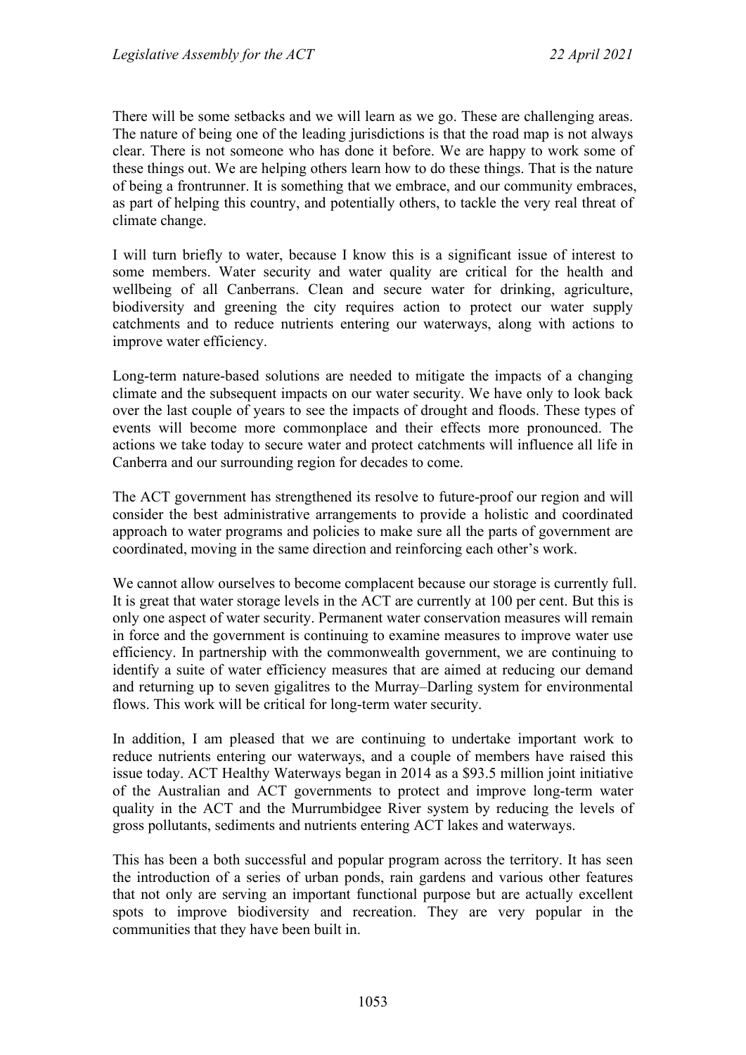There will be some setbacks and we will learn as we go. These are challenging areas. The nature of being one of the leading jurisdictions is that the road map is not always clear. There is not someone who has done it before. We are happy to work some of these things out. We are helping others learn how to do these things. That is the nature of being a frontrunner. It is something that we embrace, and our community embraces, as part of helping this country, and potentially others, to tackle the very real threat of climate change.

I will turn briefly to water, because I know this is a significant issue of interest to some members. Water security and water quality are critical for the health and wellbeing of all Canberrans. Clean and secure water for drinking, agriculture, biodiversity and greening the city requires action to protect our water supply catchments and to reduce nutrients entering our waterways, along with actions to improve water efficiency.

Long-term nature-based solutions are needed to mitigate the impacts of a changing climate and the subsequent impacts on our water security. We have only to look back over the last couple of years to see the impacts of drought and floods. These types of events will become more commonplace and their effects more pronounced. The actions we take today to secure water and protect catchments will influence all life in Canberra and our surrounding region for decades to come.

The ACT government has strengthened its resolve to future-proof our region and will consider the best administrative arrangements to provide a holistic and coordinated approach to water programs and policies to make sure all the parts of government are coordinated, moving in the same direction and reinforcing each other's work.

We cannot allow ourselves to become complacent because our storage is currently full. It is great that water storage levels in the ACT are currently at 100 per cent. But this is only one aspect of water security. Permanent water conservation measures will remain in force and the government is continuing to examine measures to improve water use efficiency. In partnership with the commonwealth government, we are continuing to identify a suite of water efficiency measures that are aimed at reducing our demand and returning up to seven gigalitres to the Murray–Darling system for environmental flows. This work will be critical for long-term water security.

In addition, I am pleased that we are continuing to undertake important work to reduce nutrients entering our waterways, and a couple of members have raised this issue today. ACT Healthy Waterways began in 2014 as a $93.5 million joint initiative of the Australian and ACT governments to protect and improve long-term water quality in the ACT and the Murrumbidgee River system by reducing the levels of gross pollutants, sediments and nutrients entering ACT lakes and waterways.

This has been a both successful and popular program across the territory. It has seen the introduction of a series of urban ponds, rain gardens and various other features that not only are serving an important functional purpose but are actually excellent spots to improve biodiversity and recreation. They are very popular in the communities that they have been built in.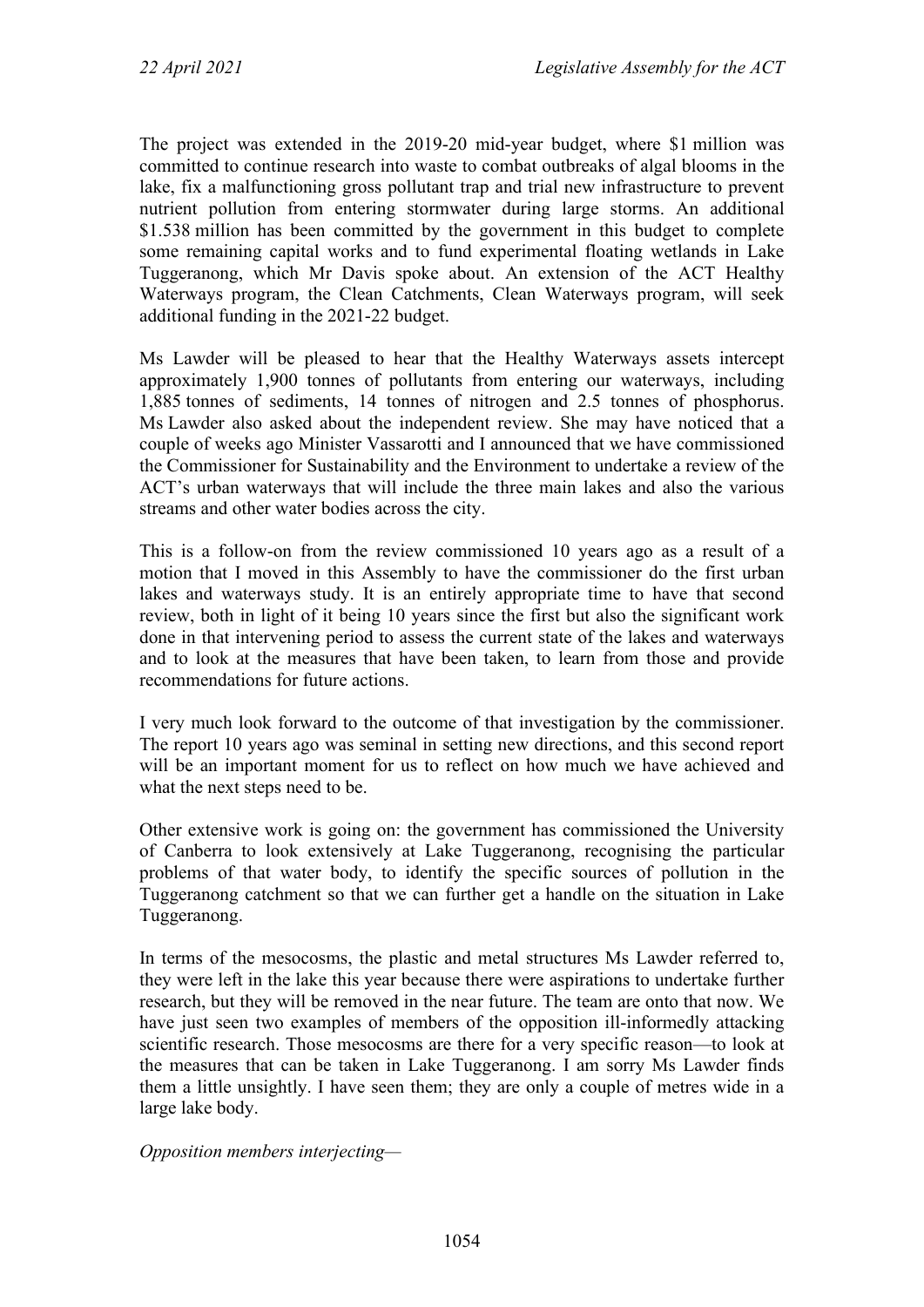The project was extended in the 2019-20 mid-year budget, where $1 million was committed to continue research into waste to combat outbreaks of algal blooms in the lake, fix a malfunctioning gross pollutant trap and trial new infrastructure to prevent nutrient pollution from entering stormwater during large storms. An additional $1.538 million has been committed by the government in this budget to complete some remaining capital works and to fund experimental floating wetlands in Lake Tuggeranong, which Mr Davis spoke about. An extension of the ACT Healthy Waterways program, the Clean Catchments, Clean Waterways program, will seek additional funding in the 2021-22 budget.

Ms Lawder will be pleased to hear that the Healthy Waterways assets intercept approximately 1,900 tonnes of pollutants from entering our waterways, including 1,885 tonnes of sediments, 14 tonnes of nitrogen and 2.5 tonnes of phosphorus. Ms Lawder also asked about the independent review. She may have noticed that a couple of weeks ago Minister Vassarotti and I announced that we have commissioned the Commissioner for Sustainability and the Environment to undertake a review of the ACT's urban waterways that will include the three main lakes and also the various streams and other water bodies across the city.

This is a follow-on from the review commissioned 10 years ago as a result of a motion that I moved in this Assembly to have the commissioner do the first urban lakes and waterways study. It is an entirely appropriate time to have that second review, both in light of it being 10 years since the first but also the significant work done in that intervening period to assess the current state of the lakes and waterways and to look at the measures that have been taken, to learn from those and provide recommendations for future actions.

I very much look forward to the outcome of that investigation by the commissioner. The report 10 years ago was seminal in setting new directions, and this second report will be an important moment for us to reflect on how much we have achieved and what the next steps need to be.

Other extensive work is going on: the government has commissioned the University of Canberra to look extensively at Lake Tuggeranong, recognising the particular problems of that water body, to identify the specific sources of pollution in the Tuggeranong catchment so that we can further get a handle on the situation in Lake Tuggeranong.

In terms of the mesocosms, the plastic and metal structures Ms Lawder referred to, they were left in the lake this year because there were aspirations to undertake further research, but they will be removed in the near future. The team are onto that now. We have just seen two examples of members of the opposition ill-informedly attacking scientific research. Those mesocosms are there for a very specific reason—to look at the measures that can be taken in Lake Tuggeranong. I am sorry Ms Lawder finds them a little unsightly. I have seen them; they are only a couple of metres wide in a large lake body.

*Opposition members interjecting—*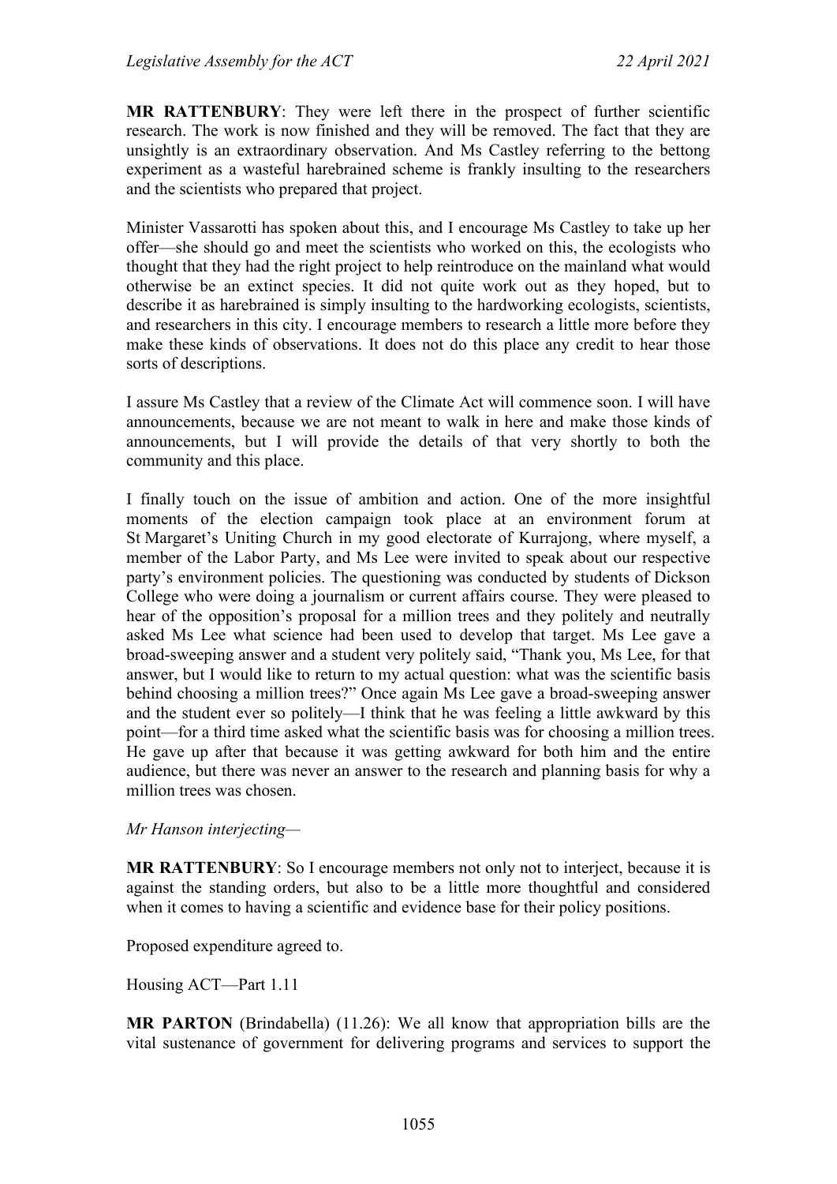**MR RATTENBURY**: They were left there in the prospect of further scientific research. The work is now finished and they will be removed. The fact that they are unsightly is an extraordinary observation. And Ms Castley referring to the bettong experiment as a wasteful harebrained scheme is frankly insulting to the researchers and the scientists who prepared that project.

Minister Vassarotti has spoken about this, and I encourage Ms Castley to take up her offer—she should go and meet the scientists who worked on this, the ecologists who thought that they had the right project to help reintroduce on the mainland what would otherwise be an extinct species. It did not quite work out as they hoped, but to describe it as harebrained is simply insulting to the hardworking ecologists, scientists, and researchers in this city. I encourage members to research a little more before they make these kinds of observations. It does not do this place any credit to hear those sorts of descriptions.

I assure Ms Castley that a review of the Climate Act will commence soon. I will have announcements, because we are not meant to walk in here and make those kinds of announcements, but I will provide the details of that very shortly to both the community and this place.

I finally touch on the issue of ambition and action. One of the more insightful moments of the election campaign took place at an environment forum at St Margaret's Uniting Church in my good electorate of Kurrajong, where myself, a member of the Labor Party, and Ms Lee were invited to speak about our respective party's environment policies. The questioning was conducted by students of Dickson College who were doing a journalism or current affairs course. They were pleased to hear of the opposition's proposal for a million trees and they politely and neutrally asked Ms Lee what science had been used to develop that target. Ms Lee gave a broad-sweeping answer and a student very politely said, "Thank you, Ms Lee, for that answer, but I would like to return to my actual question: what was the scientific basis behind choosing a million trees?" Once again Ms Lee gave a broad-sweeping answer and the student ever so politely—I think that he was feeling a little awkward by this point—for a third time asked what the scientific basis was for choosing a million trees. He gave up after that because it was getting awkward for both him and the entire audience, but there was never an answer to the research and planning basis for why a million trees was chosen.

*Mr Hanson interjecting*—

**MR RATTENBURY**: So I encourage members not only not to interject, because it is against the standing orders, but also to be a little more thoughtful and considered when it comes to having a scientific and evidence base for their policy positions.

Proposed expenditure agreed to.

Housing ACT—Part 1.11

**MR PARTON** (Brindabella) (11.26): We all know that appropriation bills are the vital sustenance of government for delivering programs and services to support the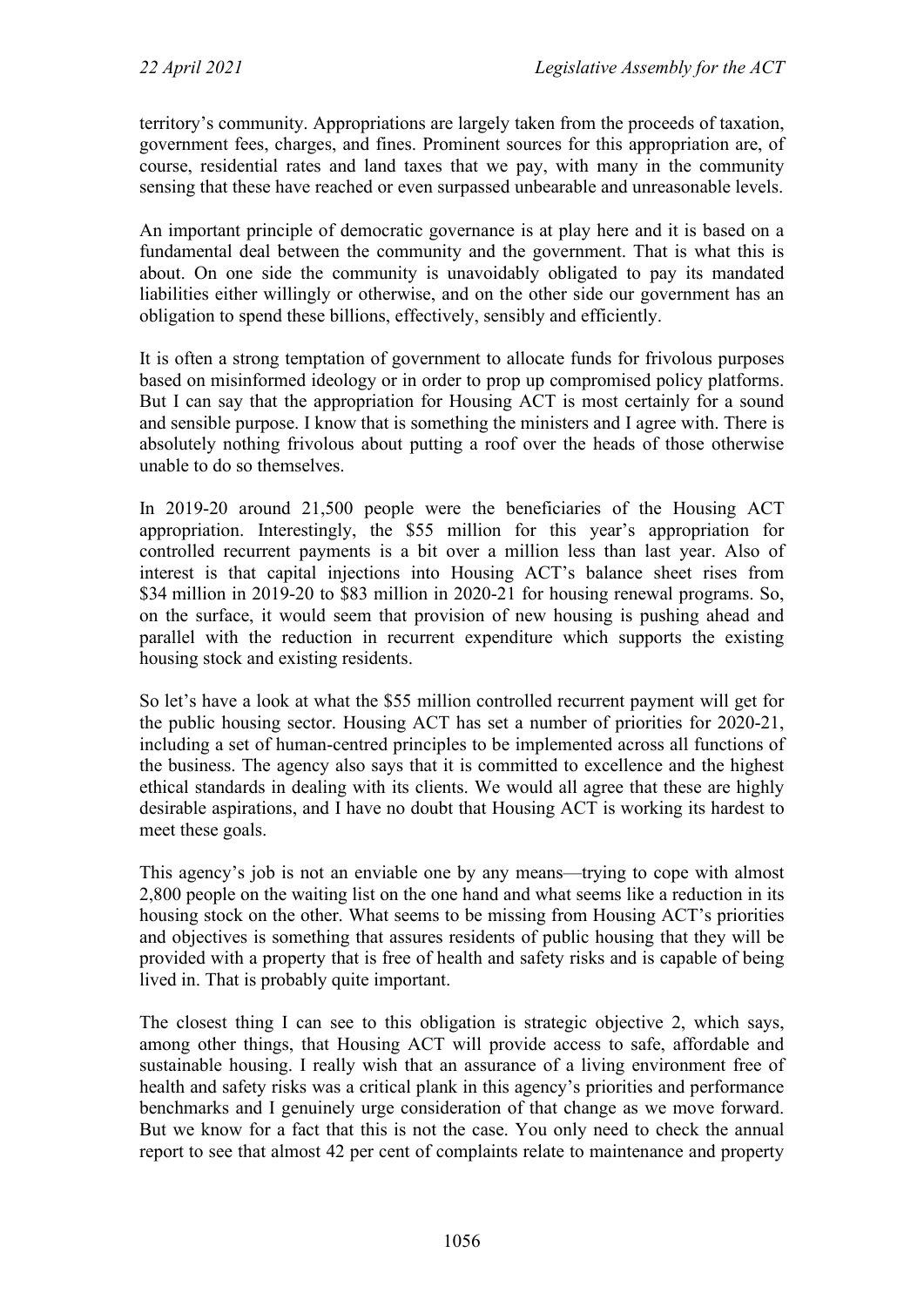territory's community. Appropriations are largely taken from the proceeds of taxation, government fees, charges, and fines. Prominent sources for this appropriation are, of course, residential rates and land taxes that we pay, with many in the community sensing that these have reached or even surpassed unbearable and unreasonable levels.

An important principle of democratic governance is at play here and it is based on a fundamental deal between the community and the government. That is what this is about. On one side the community is unavoidably obligated to pay its mandated liabilities either willingly or otherwise, and on the other side our government has an obligation to spend these billions, effectively, sensibly and efficiently.

It is often a strong temptation of government to allocate funds for frivolous purposes based on misinformed ideology or in order to prop up compromised policy platforms. But I can say that the appropriation for Housing ACT is most certainly for a sound and sensible purpose. I know that is something the ministers and I agree with. There is absolutely nothing frivolous about putting a roof over the heads of those otherwise unable to do so themselves.

In 2019-20 around 21,500 people were the beneficiaries of the Housing ACT appropriation. Interestingly, the $55 million for this year's appropriation for controlled recurrent payments is a bit over a million less than last year. Also of interest is that capital injections into Housing ACT's balance sheet rises from $34 million in 2019-20 to $83 million in 2020-21 for housing renewal programs. So, on the surface, it would seem that provision of new housing is pushing ahead and parallel with the reduction in recurrent expenditure which supports the existing housing stock and existing residents.

So let's have a look at what the $55 million controlled recurrent payment will get for the public housing sector. Housing ACT has set a number of priorities for 2020-21, including a set of human-centred principles to be implemented across all functions of the business. The agency also says that it is committed to excellence and the highest ethical standards in dealing with its clients. We would all agree that these are highly desirable aspirations, and I have no doubt that Housing ACT is working its hardest to meet these goals.

This agency's job is not an enviable one by any means—trying to cope with almost 2,800 people on the waiting list on the one hand and what seems like a reduction in its housing stock on the other. What seems to be missing from Housing ACT's priorities and objectives is something that assures residents of public housing that they will be provided with a property that is free of health and safety risks and is capable of being lived in. That is probably quite important.

The closest thing I can see to this obligation is strategic objective 2, which says, among other things, that Housing ACT will provide access to safe, affordable and sustainable housing. I really wish that an assurance of a living environment free of health and safety risks was a critical plank in this agency's priorities and performance benchmarks and I genuinely urge consideration of that change as we move forward. But we know for a fact that this is not the case. You only need to check the annual report to see that almost 42 per cent of complaints relate to maintenance and property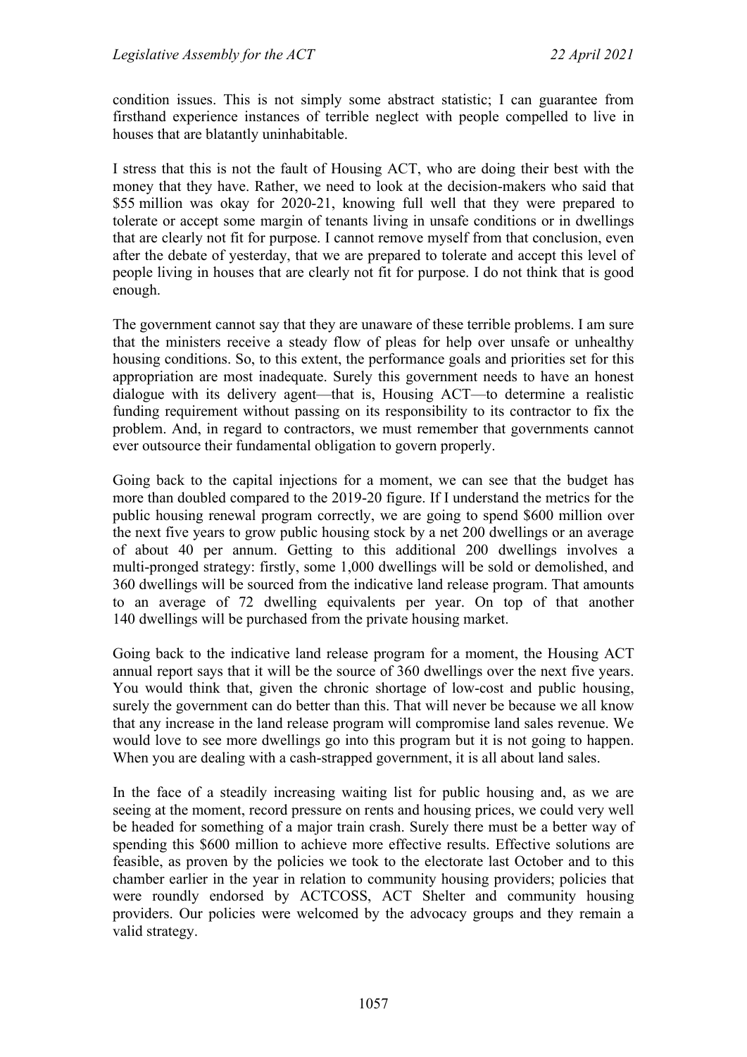condition issues. This is not simply some abstract statistic; I can guarantee from firsthand experience instances of terrible neglect with people compelled to live in houses that are blatantly uninhabitable.

I stress that this is not the fault of Housing ACT, who are doing their best with the money that they have. Rather, we need to look at the decision-makers who said that $55 million was okay for 2020-21, knowing full well that they were prepared to tolerate or accept some margin of tenants living in unsafe conditions or in dwellings that are clearly not fit for purpose. I cannot remove myself from that conclusion, even after the debate of yesterday, that we are prepared to tolerate and accept this level of people living in houses that are clearly not fit for purpose. I do not think that is good enough.

The government cannot say that they are unaware of these terrible problems. I am sure that the ministers receive a steady flow of pleas for help over unsafe or unhealthy housing conditions. So, to this extent, the performance goals and priorities set for this appropriation are most inadequate. Surely this government needs to have an honest dialogue with its delivery agent—that is, Housing ACT—to determine a realistic funding requirement without passing on its responsibility to its contractor to fix the problem. And, in regard to contractors, we must remember that governments cannot ever outsource their fundamental obligation to govern properly.

Going back to the capital injections for a moment, we can see that the budget has more than doubled compared to the 2019-20 figure. If I understand the metrics for the public housing renewal program correctly, we are going to spend $600 million over the next five years to grow public housing stock by a net 200 dwellings or an average of about 40 per annum. Getting to this additional 200 dwellings involves a multi-pronged strategy: firstly, some 1,000 dwellings will be sold or demolished, and 360 dwellings will be sourced from the indicative land release program. That amounts to an average of 72 dwelling equivalents per year. On top of that another 140 dwellings will be purchased from the private housing market.

Going back to the indicative land release program for a moment, the Housing ACT annual report says that it will be the source of 360 dwellings over the next five years. You would think that, given the chronic shortage of low-cost and public housing, surely the government can do better than this. That will never be because we all know that any increase in the land release program will compromise land sales revenue. We would love to see more dwellings go into this program but it is not going to happen. When you are dealing with a cash-strapped government, it is all about land sales.

In the face of a steadily increasing waiting list for public housing and, as we are seeing at the moment, record pressure on rents and housing prices, we could very well be headed for something of a major train crash. Surely there must be a better way of spending this $600 million to achieve more effective results. Effective solutions are feasible, as proven by the policies we took to the electorate last October and to this chamber earlier in the year in relation to community housing providers; policies that were roundly endorsed by ACTCOSS, ACT Shelter and community housing providers. Our policies were welcomed by the advocacy groups and they remain a valid strategy.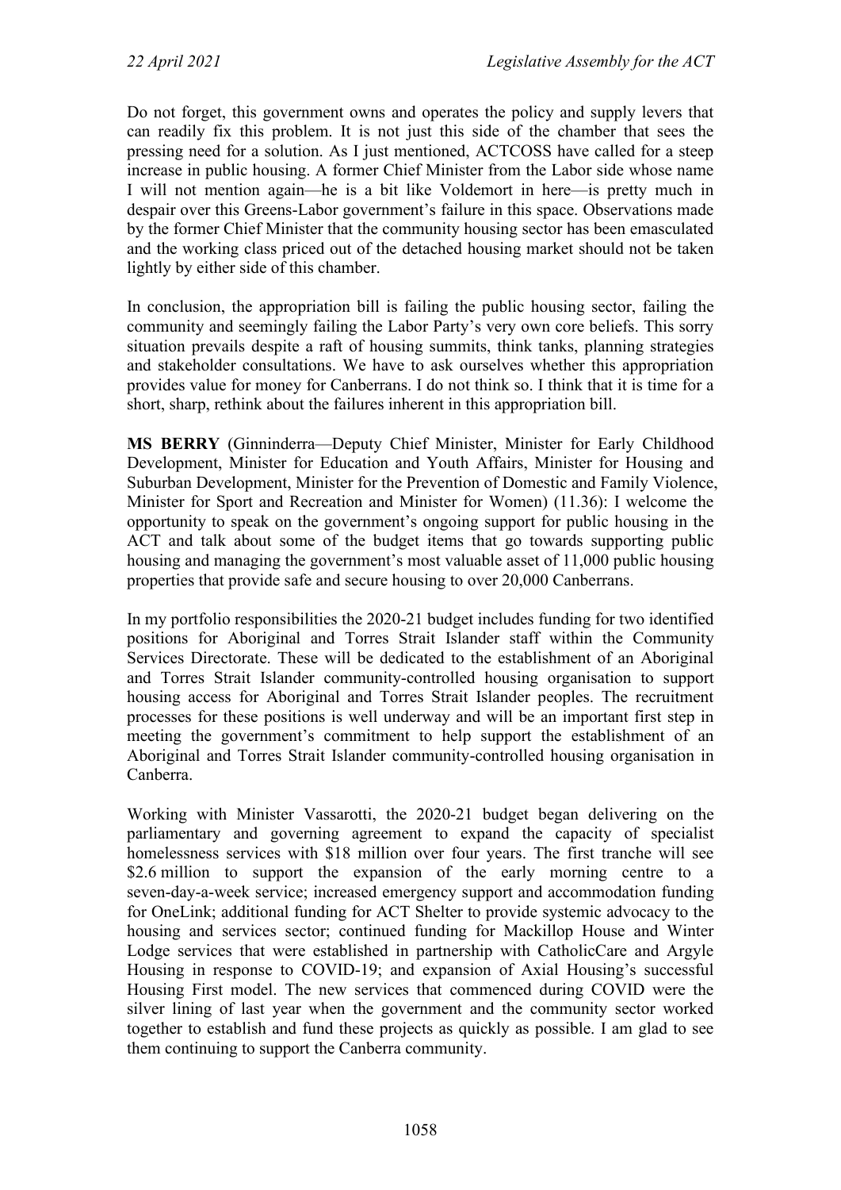Do not forget, this government owns and operates the policy and supply levers that can readily fix this problem. It is not just this side of the chamber that sees the pressing need for a solution. As I just mentioned, ACTCOSS have called for a steep increase in public housing. A former Chief Minister from the Labor side whose name I will not mention again—he is a bit like Voldemort in here—is pretty much in despair over this Greens-Labor government's failure in this space. Observations made by the former Chief Minister that the community housing sector has been emasculated and the working class priced out of the detached housing market should not be taken lightly by either side of this chamber.

In conclusion, the appropriation bill is failing the public housing sector, failing the community and seemingly failing the Labor Party's very own core beliefs. This sorry situation prevails despite a raft of housing summits, think tanks, planning strategies and stakeholder consultations. We have to ask ourselves whether this appropriation provides value for money for Canberrans. I do not think so. I think that it is time for a short, sharp, rethink about the failures inherent in this appropriation bill.

**MS BERRY** (Ginninderra—Deputy Chief Minister, Minister for Early Childhood Development, Minister for Education and Youth Affairs, Minister for Housing and Suburban Development, Minister for the Prevention of Domestic and Family Violence, Minister for Sport and Recreation and Minister for Women) (11.36): I welcome the opportunity to speak on the government's ongoing support for public housing in the ACT and talk about some of the budget items that go towards supporting public housing and managing the government's most valuable asset of 11,000 public housing properties that provide safe and secure housing to over 20,000 Canberrans.

In my portfolio responsibilities the 2020-21 budget includes funding for two identified positions for Aboriginal and Torres Strait Islander staff within the Community Services Directorate. These will be dedicated to the establishment of an Aboriginal and Torres Strait Islander community-controlled housing organisation to support housing access for Aboriginal and Torres Strait Islander peoples. The recruitment processes for these positions is well underway and will be an important first step in meeting the government's commitment to help support the establishment of an Aboriginal and Torres Strait Islander community-controlled housing organisation in Canberra.

Working with Minister Vassarotti, the 2020-21 budget began delivering on the parliamentary and governing agreement to expand the capacity of specialist homelessness services with $18 million over four years. The first tranche will see $2.6 million to support the expansion of the early morning centre to a seven-day-a-week service; increased emergency support and accommodation funding for OneLink; additional funding for ACT Shelter to provide systemic advocacy to the housing and services sector; continued funding for Mackillop House and Winter Lodge services that were established in partnership with CatholicCare and Argyle Housing in response to COVID-19; and expansion of Axial Housing's successful Housing First model. The new services that commenced during COVID were the silver lining of last year when the government and the community sector worked together to establish and fund these projects as quickly as possible. I am glad to see them continuing to support the Canberra community.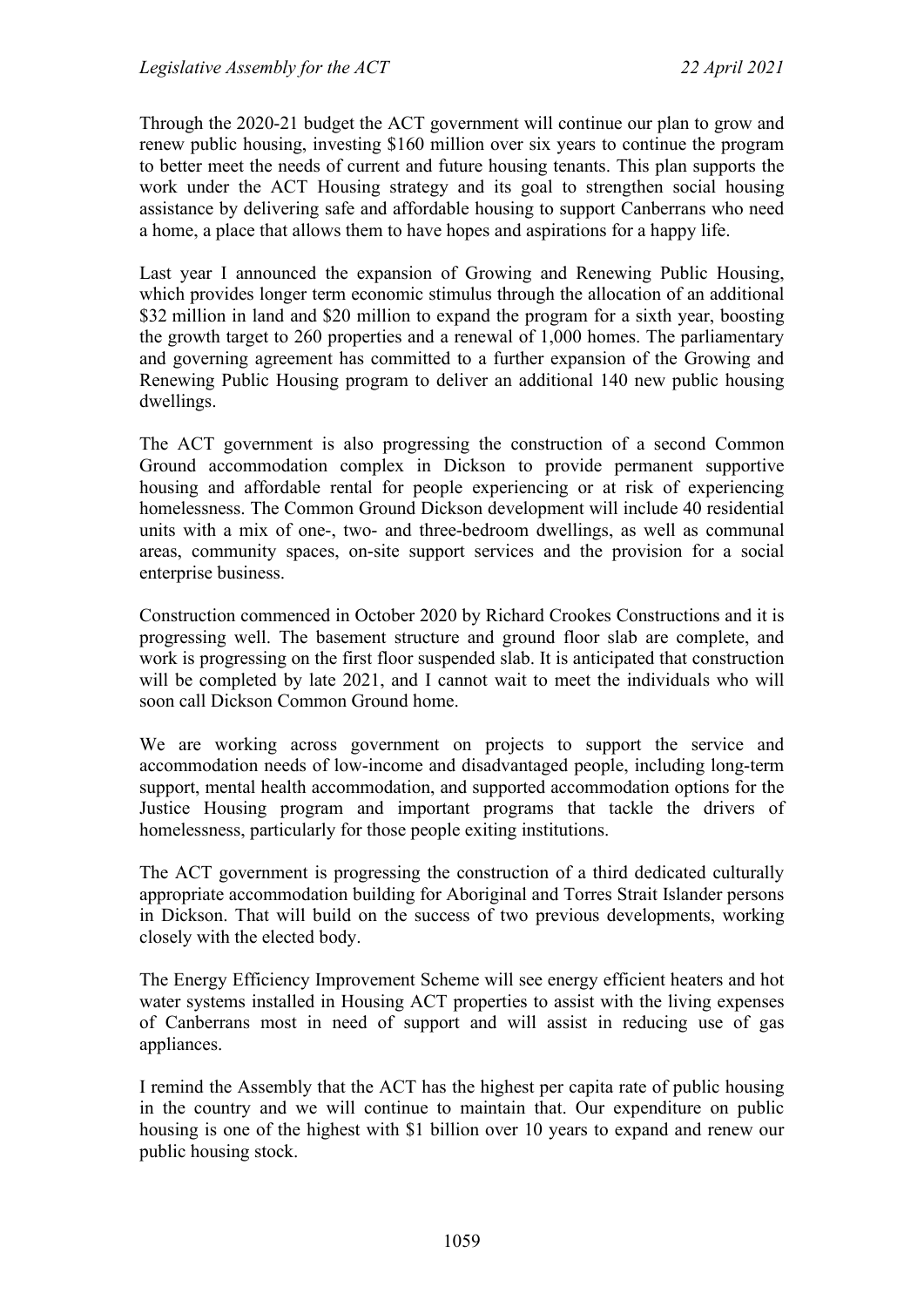Through the 2020-21 budget the ACT government will continue our plan to grow and renew public housing, investing $160 million over six years to continue the program to better meet the needs of current and future housing tenants. This plan supports the work under the ACT Housing strategy and its goal to strengthen social housing assistance by delivering safe and affordable housing to support Canberrans who need a home, a place that allows them to have hopes and aspirations for a happy life.

Last year I announced the expansion of Growing and Renewing Public Housing, which provides longer term economic stimulus through the allocation of an additional $32 million in land and $20 million to expand the program for a sixth year, boosting the growth target to 260 properties and a renewal of 1,000 homes. The parliamentary and governing agreement has committed to a further expansion of the Growing and Renewing Public Housing program to deliver an additional 140 new public housing dwellings.

The ACT government is also progressing the construction of a second Common Ground accommodation complex in Dickson to provide permanent supportive housing and affordable rental for people experiencing or at risk of experiencing homelessness. The Common Ground Dickson development will include 40 residential units with a mix of one-, two- and three-bedroom dwellings, as well as communal areas, community spaces, on-site support services and the provision for a social enterprise business.

Construction commenced in October 2020 by Richard Crookes Constructions and it is progressing well. The basement structure and ground floor slab are complete, and work is progressing on the first floor suspended slab. It is anticipated that construction will be completed by late 2021, and I cannot wait to meet the individuals who will soon call Dickson Common Ground home.

We are working across government on projects to support the service and accommodation needs of low-income and disadvantaged people, including long-term support, mental health accommodation, and supported accommodation options for the Justice Housing program and important programs that tackle the drivers of homelessness, particularly for those people exiting institutions.

The ACT government is progressing the construction of a third dedicated culturally appropriate accommodation building for Aboriginal and Torres Strait Islander persons in Dickson. That will build on the success of two previous developments, working closely with the elected body.

The Energy Efficiency Improvement Scheme will see energy efficient heaters and hot water systems installed in Housing ACT properties to assist with the living expenses of Canberrans most in need of support and will assist in reducing use of gas appliances.

I remind the Assembly that the ACT has the highest per capita rate of public housing in the country and we will continue to maintain that. Our expenditure on public housing is one of the highest with $1 billion over 10 years to expand and renew our public housing stock.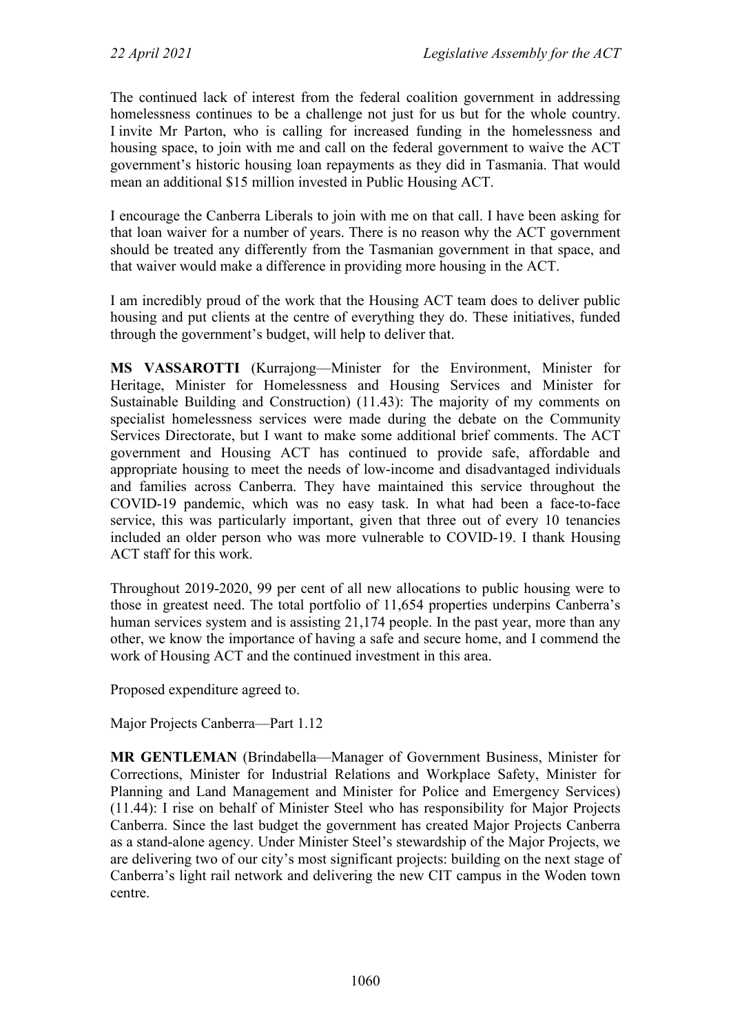The continued lack of interest from the federal coalition government in addressing homelessness continues to be a challenge not just for us but for the whole country. I invite Mr Parton, who is calling for increased funding in the homelessness and housing space, to join with me and call on the federal government to waive the ACT government's historic housing loan repayments as they did in Tasmania. That would mean an additional $15 million invested in Public Housing ACT.

I encourage the Canberra Liberals to join with me on that call. I have been asking for that loan waiver for a number of years. There is no reason why the ACT government should be treated any differently from the Tasmanian government in that space, and that waiver would make a difference in providing more housing in the ACT.

I am incredibly proud of the work that the Housing ACT team does to deliver public housing and put clients at the centre of everything they do. These initiatives, funded through the government's budget, will help to deliver that.

**MS VASSAROTTI** (Kurrajong—Minister for the Environment, Minister for Heritage, Minister for Homelessness and Housing Services and Minister for Sustainable Building and Construction) (11.43): The majority of my comments on specialist homelessness services were made during the debate on the Community Services Directorate, but I want to make some additional brief comments. The ACT government and Housing ACT has continued to provide safe, affordable and appropriate housing to meet the needs of low-income and disadvantaged individuals and families across Canberra. They have maintained this service throughout the COVID-19 pandemic, which was no easy task. In what had been a face-to-face service, this was particularly important, given that three out of every 10 tenancies included an older person who was more vulnerable to COVID-19. I thank Housing ACT staff for this work.

Throughout 2019-2020, 99 per cent of all new allocations to public housing were to those in greatest need. The total portfolio of 11,654 properties underpins Canberra's human services system and is assisting 21,174 people. In the past year, more than any other, we know the importance of having a safe and secure home, and I commend the work of Housing ACT and the continued investment in this area.

Proposed expenditure agreed to.

Major Projects Canberra—Part 1.12

**MR GENTLEMAN** (Brindabella—Manager of Government Business, Minister for Corrections, Minister for Industrial Relations and Workplace Safety, Minister for Planning and Land Management and Minister for Police and Emergency Services) (11.44): I rise on behalf of Minister Steel who has responsibility for Major Projects Canberra. Since the last budget the government has created Major Projects Canberra as a stand-alone agency. Under Minister Steel's stewardship of the Major Projects, we are delivering two of our city's most significant projects: building on the next stage of Canberra's light rail network and delivering the new CIT campus in the Woden town centre.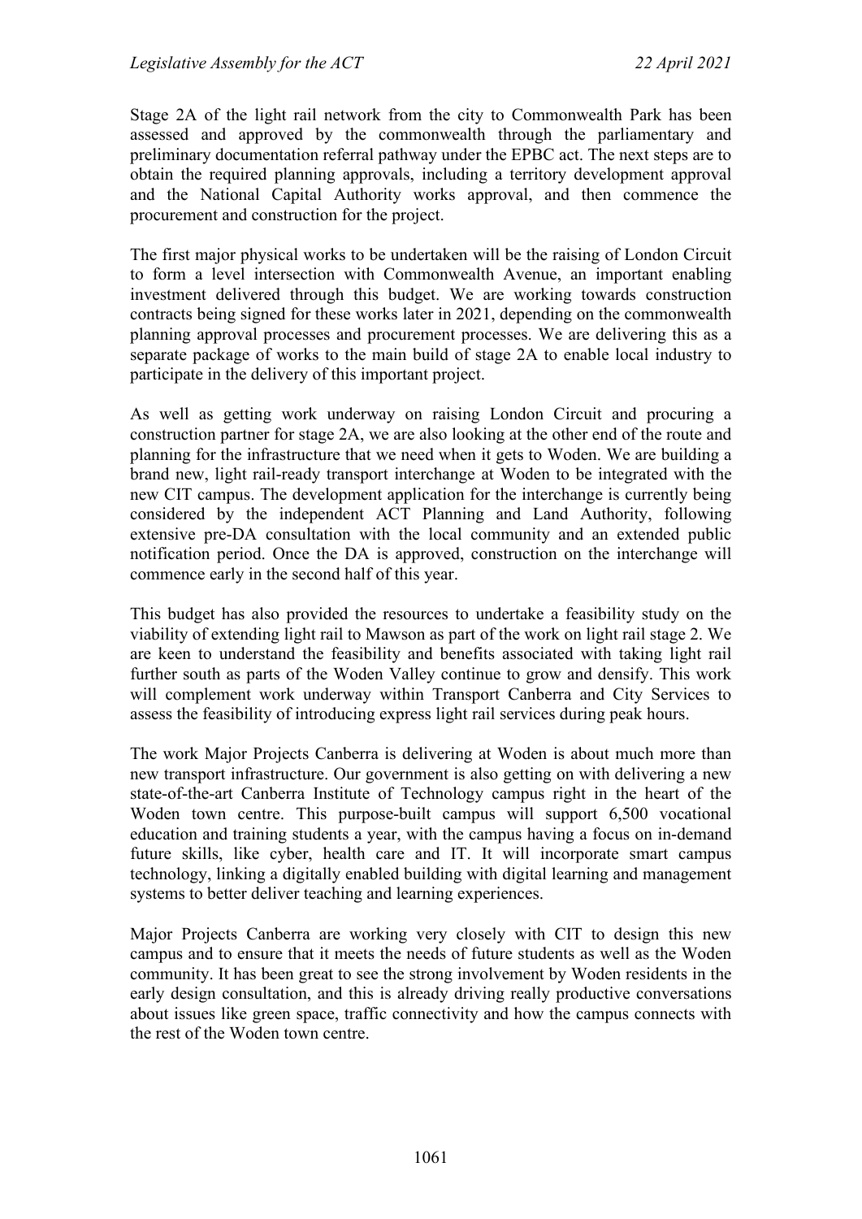Stage 2A of the light rail network from the city to Commonwealth Park has been assessed and approved by the commonwealth through the parliamentary and preliminary documentation referral pathway under the EPBC act. The next steps are to obtain the required planning approvals, including a territory development approval and the National Capital Authority works approval, and then commence the procurement and construction for the project.

The first major physical works to be undertaken will be the raising of London Circuit to form a level intersection with Commonwealth Avenue, an important enabling investment delivered through this budget. We are working towards construction contracts being signed for these works later in 2021, depending on the commonwealth planning approval processes and procurement processes. We are delivering this as a separate package of works to the main build of stage 2A to enable local industry to participate in the delivery of this important project.

As well as getting work underway on raising London Circuit and procuring a construction partner for stage 2A, we are also looking at the other end of the route and planning for the infrastructure that we need when it gets to Woden. We are building a brand new, light rail-ready transport interchange at Woden to be integrated with the new CIT campus. The development application for the interchange is currently being considered by the independent ACT Planning and Land Authority, following extensive pre-DA consultation with the local community and an extended public notification period. Once the DA is approved, construction on the interchange will commence early in the second half of this year.

This budget has also provided the resources to undertake a feasibility study on the viability of extending light rail to Mawson as part of the work on light rail stage 2. We are keen to understand the feasibility and benefits associated with taking light rail further south as parts of the Woden Valley continue to grow and densify. This work will complement work underway within Transport Canberra and City Services to assess the feasibility of introducing express light rail services during peak hours.

The work Major Projects Canberra is delivering at Woden is about much more than new transport infrastructure. Our government is also getting on with delivering a new state-of-the-art Canberra Institute of Technology campus right in the heart of the Woden town centre. This purpose-built campus will support 6,500 vocational education and training students a year, with the campus having a focus on in-demand future skills, like cyber, health care and IT. It will incorporate smart campus technology, linking a digitally enabled building with digital learning and management systems to better deliver teaching and learning experiences.

Major Projects Canberra are working very closely with CIT to design this new campus and to ensure that it meets the needs of future students as well as the Woden community. It has been great to see the strong involvement by Woden residents in the early design consultation, and this is already driving really productive conversations about issues like green space, traffic connectivity and how the campus connects with the rest of the Woden town centre.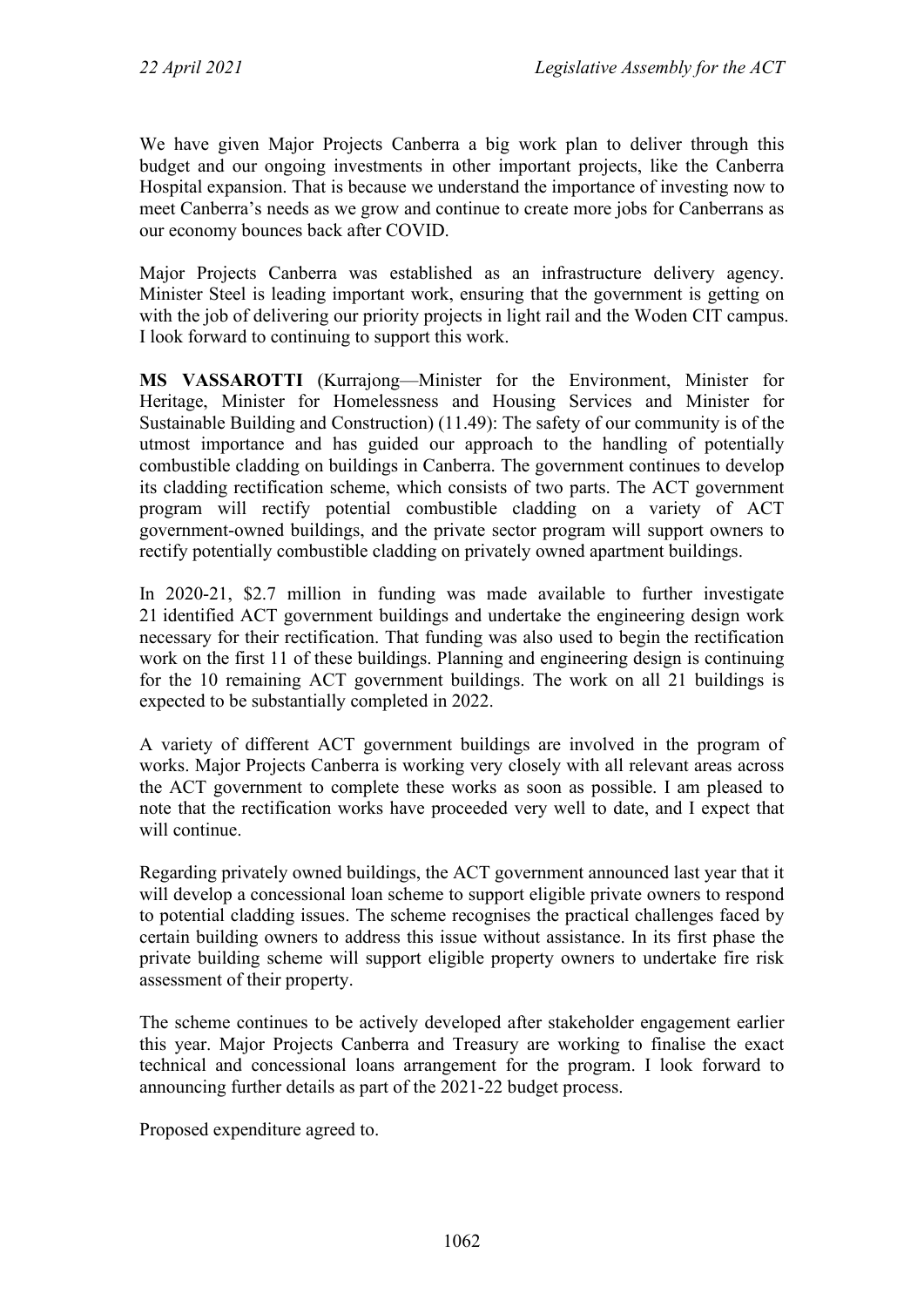We have given Major Projects Canberra a big work plan to deliver through this budget and our ongoing investments in other important projects, like the Canberra Hospital expansion. That is because we understand the importance of investing now to meet Canberra's needs as we grow and continue to create more jobs for Canberrans as our economy bounces back after COVID.

Major Projects Canberra was established as an infrastructure delivery agency. Minister Steel is leading important work, ensuring that the government is getting on with the job of delivering our priority projects in light rail and the Woden CIT campus. I look forward to continuing to support this work.

**MS VASSAROTTI** (Kurrajong—Minister for the Environment, Minister for Heritage, Minister for Homelessness and Housing Services and Minister for Sustainable Building and Construction) (11.49): The safety of our community is of the utmost importance and has guided our approach to the handling of potentially combustible cladding on buildings in Canberra. The government continues to develop its cladding rectification scheme, which consists of two parts. The ACT government program will rectify potential combustible cladding on a variety of ACT government-owned buildings, and the private sector program will support owners to rectify potentially combustible cladding on privately owned apartment buildings.

In 2020-21, $2.7 million in funding was made available to further investigate 21 identified ACT government buildings and undertake the engineering design work necessary for their rectification. That funding was also used to begin the rectification work on the first 11 of these buildings. Planning and engineering design is continuing for the 10 remaining ACT government buildings. The work on all 21 buildings is expected to be substantially completed in 2022.

A variety of different ACT government buildings are involved in the program of works. Major Projects Canberra is working very closely with all relevant areas across the ACT government to complete these works as soon as possible. I am pleased to note that the rectification works have proceeded very well to date, and I expect that will continue.

Regarding privately owned buildings, the ACT government announced last year that it will develop a concessional loan scheme to support eligible private owners to respond to potential cladding issues. The scheme recognises the practical challenges faced by certain building owners to address this issue without assistance. In its first phase the private building scheme will support eligible property owners to undertake fire risk assessment of their property.

The scheme continues to be actively developed after stakeholder engagement earlier this year. Major Projects Canberra and Treasury are working to finalise the exact technical and concessional loans arrangement for the program. I look forward to announcing further details as part of the 2021-22 budget process.

Proposed expenditure agreed to.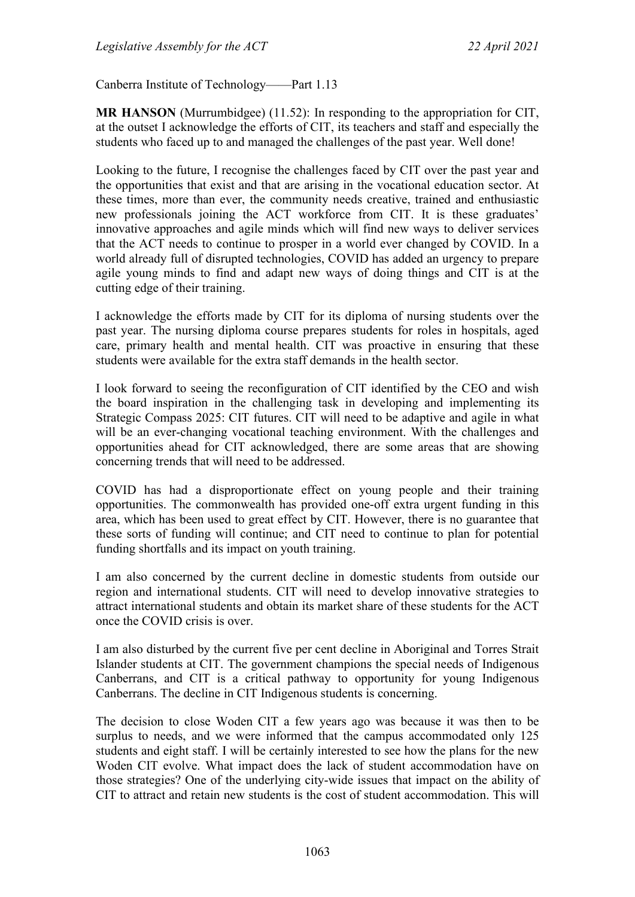Canberra Institute of Technology——Part 1.13

**MR HANSON** (Murrumbidgee) (11.52): In responding to the appropriation for CIT, at the outset I acknowledge the efforts of CIT, its teachers and staff and especially the students who faced up to and managed the challenges of the past year. Well done!

Looking to the future, I recognise the challenges faced by CIT over the past year and the opportunities that exist and that are arising in the vocational education sector. At these times, more than ever, the community needs creative, trained and enthusiastic new professionals joining the ACT workforce from CIT. It is these graduates' innovative approaches and agile minds which will find new ways to deliver services that the ACT needs to continue to prosper in a world ever changed by COVID. In a world already full of disrupted technologies, COVID has added an urgency to prepare agile young minds to find and adapt new ways of doing things and CIT is at the cutting edge of their training.

I acknowledge the efforts made by CIT for its diploma of nursing students over the past year. The nursing diploma course prepares students for roles in hospitals, aged care, primary health and mental health. CIT was proactive in ensuring that these students were available for the extra staff demands in the health sector.

I look forward to seeing the reconfiguration of CIT identified by the CEO and wish the board inspiration in the challenging task in developing and implementing its Strategic Compass 2025: CIT futures. CIT will need to be adaptive and agile in what will be an ever-changing vocational teaching environment. With the challenges and opportunities ahead for CIT acknowledged, there are some areas that are showing concerning trends that will need to be addressed.

COVID has had a disproportionate effect on young people and their training opportunities. The commonwealth has provided one-off extra urgent funding in this area, which has been used to great effect by CIT. However, there is no guarantee that these sorts of funding will continue; and CIT need to continue to plan for potential funding shortfalls and its impact on youth training.

I am also concerned by the current decline in domestic students from outside our region and international students. CIT will need to develop innovative strategies to attract international students and obtain its market share of these students for the ACT once the COVID crisis is over.

I am also disturbed by the current five per cent decline in Aboriginal and Torres Strait Islander students at CIT. The government champions the special needs of Indigenous Canberrans, and CIT is a critical pathway to opportunity for young Indigenous Canberrans. The decline in CIT Indigenous students is concerning.

The decision to close Woden CIT a few years ago was because it was then to be surplus to needs, and we were informed that the campus accommodated only 125 students and eight staff. I will be certainly interested to see how the plans for the new Woden CIT evolve. What impact does the lack of student accommodation have on those strategies? One of the underlying city-wide issues that impact on the ability of CIT to attract and retain new students is the cost of student accommodation. This will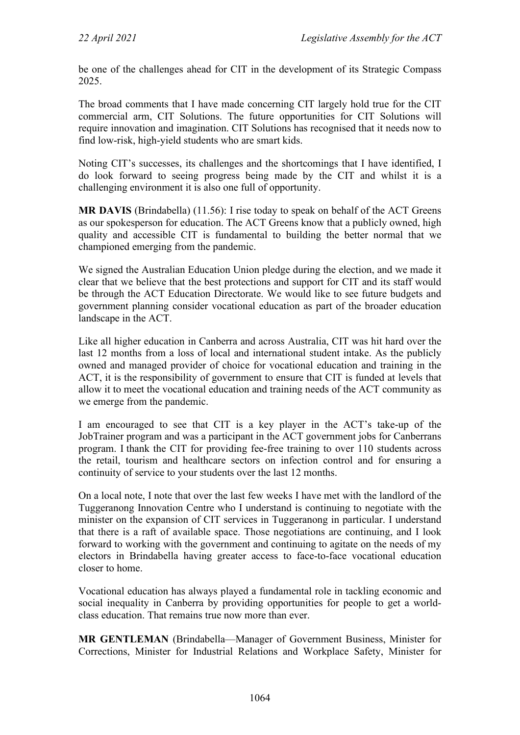be one of the challenges ahead for CIT in the development of its Strategic Compass 2025.

The broad comments that I have made concerning CIT largely hold true for the CIT commercial arm, CIT Solutions. The future opportunities for CIT Solutions will require innovation and imagination. CIT Solutions has recognised that it needs now to find low-risk, high-yield students who are smart kids.

Noting CIT's successes, its challenges and the shortcomings that I have identified, I do look forward to seeing progress being made by the CIT and whilst it is a challenging environment it is also one full of opportunity.

**MR DAVIS** (Brindabella) (11.56): I rise today to speak on behalf of the ACT Greens as our spokesperson for education. The ACT Greens know that a publicly owned, high quality and accessible CIT is fundamental to building the better normal that we championed emerging from the pandemic.

We signed the Australian Education Union pledge during the election, and we made it clear that we believe that the best protections and support for CIT and its staff would be through the ACT Education Directorate. We would like to see future budgets and government planning consider vocational education as part of the broader education landscape in the ACT.

Like all higher education in Canberra and across Australia, CIT was hit hard over the last 12 months from a loss of local and international student intake. As the publicly owned and managed provider of choice for vocational education and training in the ACT, it is the responsibility of government to ensure that CIT is funded at levels that allow it to meet the vocational education and training needs of the ACT community as we emerge from the pandemic.

I am encouraged to see that CIT is a key player in the ACT's take-up of the JobTrainer program and was a participant in the ACT government jobs for Canberrans program. I thank the CIT for providing fee-free training to over 110 students across the retail, tourism and healthcare sectors on infection control and for ensuring a continuity of service to your students over the last 12 months.

On a local note, I note that over the last few weeks I have met with the landlord of the Tuggeranong Innovation Centre who I understand is continuing to negotiate with the minister on the expansion of CIT services in Tuggeranong in particular. I understand that there is a raft of available space. Those negotiations are continuing, and I look forward to working with the government and continuing to agitate on the needs of my electors in Brindabella having greater access to face-to-face vocational education closer to home.

Vocational education has always played a fundamental role in tackling economic and social inequality in Canberra by providing opportunities for people to get a world-class education. That remains true now more than ever.

**MR GENTLEMAN** (Brindabella—Manager of Government Business, Minister for Corrections, Minister for Industrial Relations and Workplace Safety, Minister for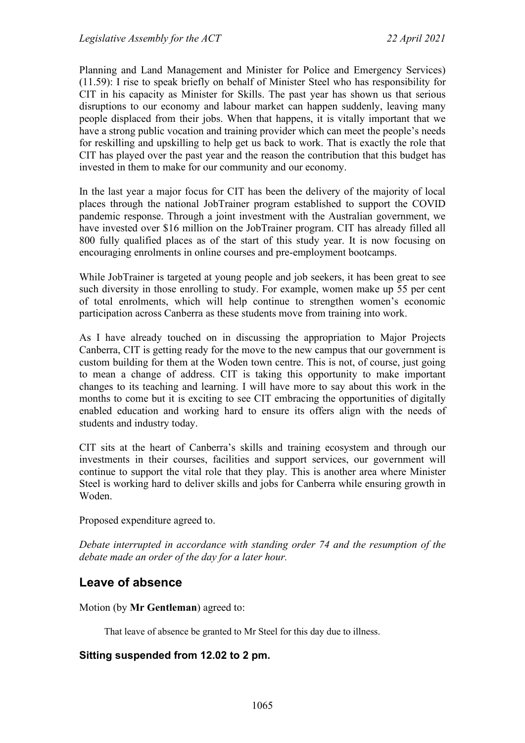Planning and Land Management and Minister for Police and Emergency Services) (11.59): I rise to speak briefly on behalf of Minister Steel who has responsibility for CIT in his capacity as Minister for Skills. The past year has shown us that serious disruptions to our economy and labour market can happen suddenly, leaving many people displaced from their jobs. When that happens, it is vitally important that we have a strong public vocation and training provider which can meet the people's needs for reskilling and upskilling to help get us back to work. That is exactly the role that CIT has played over the past year and the reason the contribution that this budget has invested in them to make for our community and our economy.

In the last year a major focus for CIT has been the delivery of the majority of local places through the national JobTrainer program established to support the COVID pandemic response. Through a joint investment with the Australian government, we have invested over $16 million on the JobTrainer program. CIT has already filled all 800 fully qualified places as of the start of this study year. It is now focusing on encouraging enrolments in online courses and pre-employment bootcamps.

While JobTrainer is targeted at young people and job seekers, it has been great to see such diversity in those enrolling to study. For example, women make up 55 per cent of total enrolments, which will help continue to strengthen women's economic participation across Canberra as these students move from training into work.

As I have already touched on in discussing the appropriation to Major Projects Canberra, CIT is getting ready for the move to the new campus that our government is custom building for them at the Woden town centre. This is not, of course, just going to mean a change of address. CIT is taking this opportunity to make important changes to its teaching and learning. I will have more to say about this work in the months to come but it is exciting to see CIT embracing the opportunities of digitally enabled education and working hard to ensure its offers align with the needs of students and industry today.

CIT sits at the heart of Canberra's skills and training ecosystem and through our investments in their courses, facilities and support services, our government will continue to support the vital role that they play. This is another area where Minister Steel is working hard to deliver skills and jobs for Canberra while ensuring growth in Woden.

Proposed expenditure agreed to.

*Debate interrupted in accordance with standing order 74 and the resumption of the debate made an order of the day for a later hour.*

## Leave of absence

Motion (by **Mr Gentleman**) agreed to:

> That leave of absence be granted to Mr Steel for this day due to illness.

### Sitting suspended from 12.02 to 2 pm.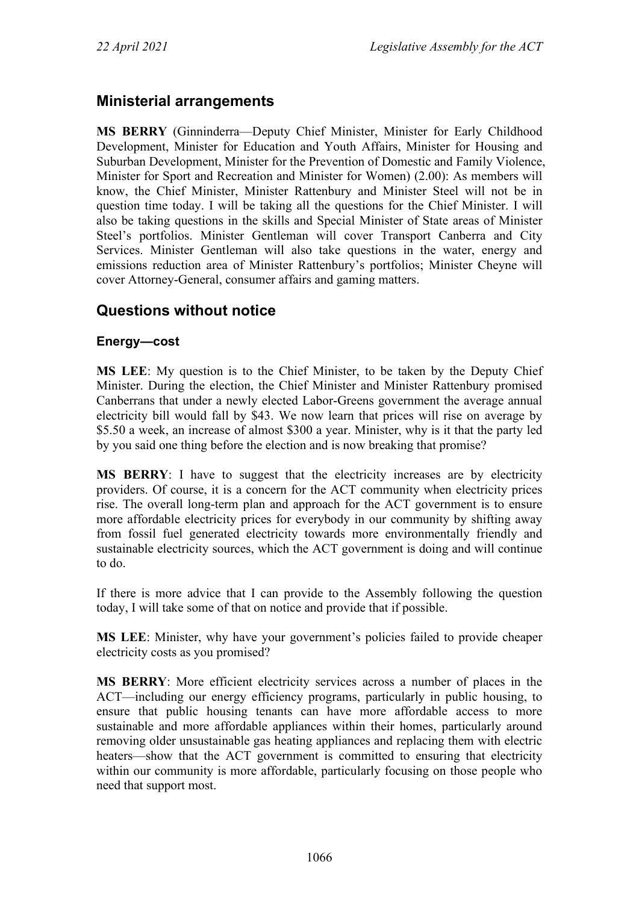## Ministerial arrangements

**MS BERRY** (Ginninderra—Deputy Chief Minister, Minister for Early Childhood Development, Minister for Education and Youth Affairs, Minister for Housing and Suburban Development, Minister for the Prevention of Domestic and Family Violence, Minister for Sport and Recreation and Minister for Women) (2.00): As members will know, the Chief Minister, Minister Rattenbury and Minister Steel will not be in question time today. I will be taking all the questions for the Chief Minister. I will also be taking questions in the skills and Special Minister of State areas of Minister Steel's portfolios. Minister Gentleman will cover Transport Canberra and City Services. Minister Gentleman will also take questions in the water, energy and emissions reduction area of Minister Rattenbury's portfolios; Minister Cheyne will cover Attorney-General, consumer affairs and gaming matters.

## Questions without notice

### Energy—cost

**MS LEE**: My question is to the Chief Minister, to be taken by the Deputy Chief Minister. During the election, the Chief Minister and Minister Rattenbury promised Canberrans that under a newly elected Labor-Greens government the average annual electricity bill would fall by $43. We now learn that prices will rise on average by $5.50 a week, an increase of almost $300 a year. Minister, why is it that the party led by you said one thing before the election and is now breaking that promise?

**MS BERRY**: I have to suggest that the electricity increases are by electricity providers. Of course, it is a concern for the ACT community when electricity prices rise. The overall long-term plan and approach for the ACT government is to ensure more affordable electricity prices for everybody in our community by shifting away from fossil fuel generated electricity towards more environmentally friendly and sustainable electricity sources, which the ACT government is doing and will continue to do.

If there is more advice that I can provide to the Assembly following the question today, I will take some of that on notice and provide that if possible.

**MS LEE**: Minister, why have your government's policies failed to provide cheaper electricity costs as you promised?

**MS BERRY**: More efficient electricity services across a number of places in the ACT—including our energy efficiency programs, particularly in public housing, to ensure that public housing tenants can have more affordable access to more sustainable and more affordable appliances within their homes, particularly around removing older unsustainable gas heating appliances and replacing them with electric heaters—show that the ACT government is committed to ensuring that electricity within our community is more affordable, particularly focusing on those people who need that support most.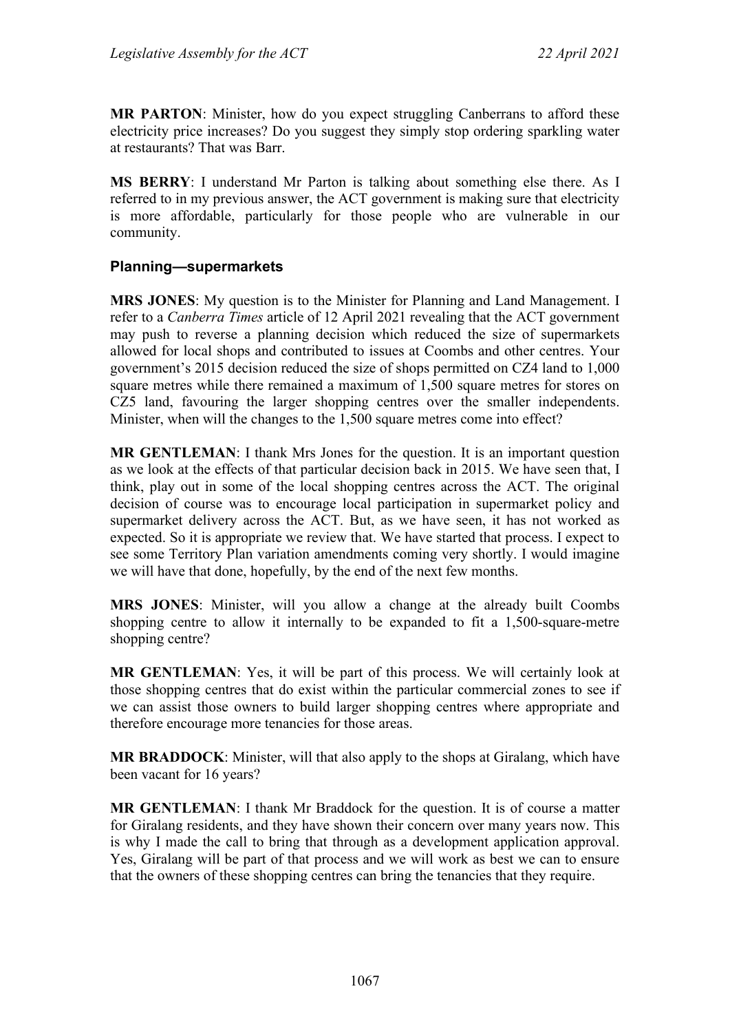**MR PARTON**: Minister, how do you expect struggling Canberrans to afford these electricity price increases? Do you suggest they simply stop ordering sparkling water at restaurants? That was Barr.

**MS BERRY**: I understand Mr Parton is talking about something else there. As I referred to in my previous answer, the ACT government is making sure that electricity is more affordable, particularly for those people who are vulnerable in our community.

### Planning—supermarkets

**MRS JONES**: My question is to the Minister for Planning and Land Management. I refer to a *Canberra Times* article of 12 April 2021 revealing that the ACT government may push to reverse a planning decision which reduced the size of supermarkets allowed for local shops and contributed to issues at Coombs and other centres. Your government's 2015 decision reduced the size of shops permitted on CZ4 land to 1,000 square metres while there remained a maximum of 1,500 square metres for stores on CZ5 land, favouring the larger shopping centres over the smaller independents. Minister, when will the changes to the 1,500 square metres come into effect?

**MR GENTLEMAN**: I thank Mrs Jones for the question. It is an important question as we look at the effects of that particular decision back in 2015. We have seen that, I think, play out in some of the local shopping centres across the ACT. The original decision of course was to encourage local participation in supermarket policy and supermarket delivery across the ACT. But, as we have seen, it has not worked as expected. So it is appropriate we review that. We have started that process. I expect to see some Territory Plan variation amendments coming very shortly. I would imagine we will have that done, hopefully, by the end of the next few months.

**MRS JONES**: Minister, will you allow a change at the already built Coombs shopping centre to allow it internally to be expanded to fit a 1,500-square-metre shopping centre?

**MR GENTLEMAN**: Yes, it will be part of this process. We will certainly look at those shopping centres that do exist within the particular commercial zones to see if we can assist those owners to build larger shopping centres where appropriate and therefore encourage more tenancies for those areas.

**MR BRADDOCK**: Minister, will that also apply to the shops at Giralang, which have been vacant for 16 years?

**MR GENTLEMAN**: I thank Mr Braddock for the question. It is of course a matter for Giralang residents, and they have shown their concern over many years now. This is why I made the call to bring that through as a development application approval. Yes, Giralang will be part of that process and we will work as best we can to ensure that the owners of these shopping centres can bring the tenancies that they require.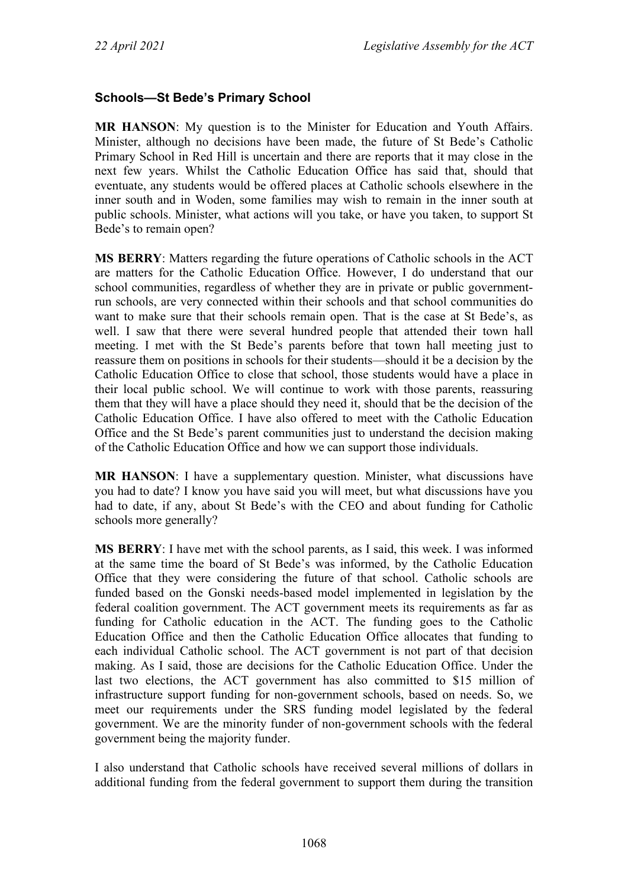### Schools—St Bede's Primary School

**MR HANSON**: My question is to the Minister for Education and Youth Affairs. Minister, although no decisions have been made, the future of St Bede's Catholic Primary School in Red Hill is uncertain and there are reports that it may close in the next few years. Whilst the Catholic Education Office has said that, should that eventuate, any students would be offered places at Catholic schools elsewhere in the inner south and in Woden, some families may wish to remain in the inner south at public schools. Minister, what actions will you take, or have you taken, to support St Bede's to remain open?

**MS BERRY**: Matters regarding the future operations of Catholic schools in the ACT are matters for the Catholic Education Office. However, I do understand that our school communities, regardless of whether they are in private or public government-run schools, are very connected within their schools and that school communities do want to make sure that their schools remain open. That is the case at St Bede's, as well. I saw that there were several hundred people that attended their town hall meeting. I met with the St Bede's parents before that town hall meeting just to reassure them on positions in schools for their students—should it be a decision by the Catholic Education Office to close that school, those students would have a place in their local public school. We will continue to work with those parents, reassuring them that they will have a place should they need it, should that be the decision of the Catholic Education Office. I have also offered to meet with the Catholic Education Office and the St Bede's parent communities just to understand the decision making of the Catholic Education Office and how we can support those individuals.

**MR HANSON**: I have a supplementary question. Minister, what discussions have you had to date? I know you have said you will meet, but what discussions have you had to date, if any, about St Bede's with the CEO and about funding for Catholic schools more generally?

**MS BERRY**: I have met with the school parents, as I said, this week. I was informed at the same time the board of St Bede's was informed, by the Catholic Education Office that they were considering the future of that school. Catholic schools are funded based on the Gonski needs-based model implemented in legislation by the federal coalition government. The ACT government meets its requirements as far as funding for Catholic education in the ACT. The funding goes to the Catholic Education Office and then the Catholic Education Office allocates that funding to each individual Catholic school. The ACT government is not part of that decision making. As I said, those are decisions for the Catholic Education Office. Under the last two elections, the ACT government has also committed to $15 million of infrastructure support funding for non-government schools, based on needs. So, we meet our requirements under the SRS funding model legislated by the federal government. We are the minority funder of non-government schools with the federal government being the majority funder.

I also understand that Catholic schools have received several millions of dollars in additional funding from the federal government to support them during the transition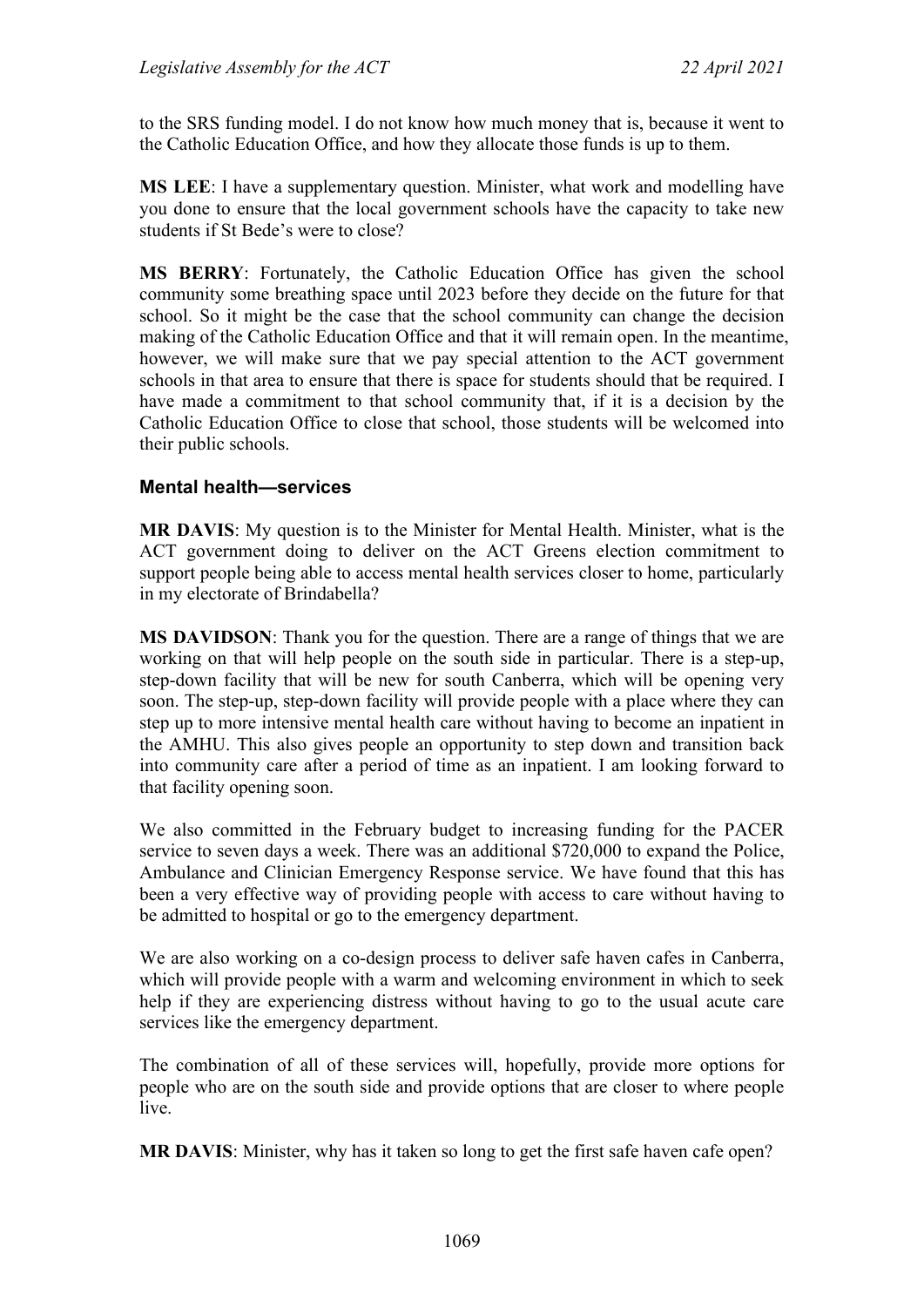to the SRS funding model. I do not know how much money that is, because it went to the Catholic Education Office, and how they allocate those funds is up to them.

**MS LEE**: I have a supplementary question. Minister, what work and modelling have you done to ensure that the local government schools have the capacity to take new students if St Bede's were to close?

**MS BERRY**: Fortunately, the Catholic Education Office has given the school community some breathing space until 2023 before they decide on the future for that school. So it might be the case that the school community can change the decision making of the Catholic Education Office and that it will remain open. In the meantime, however, we will make sure that we pay special attention to the ACT government schools in that area to ensure that there is space for students should that be required. I have made a commitment to that school community that, if it is a decision by the Catholic Education Office to close that school, those students will be welcomed into their public schools.

### Mental health—services

**MR DAVIS**: My question is to the Minister for Mental Health. Minister, what is the ACT government doing to deliver on the ACT Greens election commitment to support people being able to access mental health services closer to home, particularly in my electorate of Brindabella?

**MS DAVIDSON**: Thank you for the question. There are a range of things that we are working on that will help people on the south side in particular. There is a step-up, step-down facility that will be new for south Canberra, which will be opening very soon. The step-up, step-down facility will provide people with a place where they can step up to more intensive mental health care without having to become an inpatient in the AMHU. This also gives people an opportunity to step down and transition back into community care after a period of time as an inpatient. I am looking forward to that facility opening soon.

We also committed in the February budget to increasing funding for the PACER service to seven days a week. There was an additional $720,000 to expand the Police, Ambulance and Clinician Emergency Response service. We have found that this has been a very effective way of providing people with access to care without having to be admitted to hospital or go to the emergency department.

We are also working on a co-design process to deliver safe haven cafes in Canberra, which will provide people with a warm and welcoming environment in which to seek help if they are experiencing distress without having to go to the usual acute care services like the emergency department.

The combination of all of these services will, hopefully, provide more options for people who are on the south side and provide options that are closer to where people live.

**MR DAVIS**: Minister, why has it taken so long to get the first safe haven cafe open?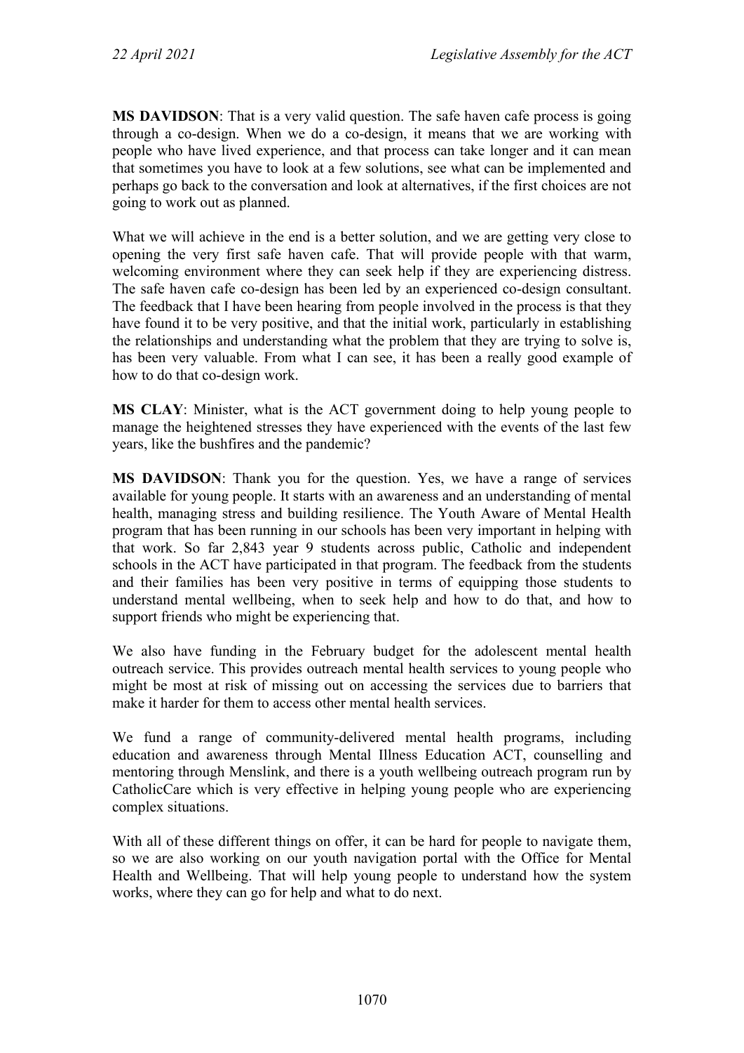**MS DAVIDSON**: That is a very valid question. The safe haven cafe process is going through a co-design. When we do a co-design, it means that we are working with people who have lived experience, and that process can take longer and it can mean that sometimes you have to look at a few solutions, see what can be implemented and perhaps go back to the conversation and look at alternatives, if the first choices are not going to work out as planned.

What we will achieve in the end is a better solution, and we are getting very close to opening the very first safe haven cafe. That will provide people with that warm, welcoming environment where they can seek help if they are experiencing distress. The safe haven cafe co-design has been led by an experienced co-design consultant. The feedback that I have been hearing from people involved in the process is that they have found it to be very positive, and that the initial work, particularly in establishing the relationships and understanding what the problem that they are trying to solve is, has been very valuable. From what I can see, it has been a really good example of how to do that co-design work.

**MS CLAY**: Minister, what is the ACT government doing to help young people to manage the heightened stresses they have experienced with the events of the last few years, like the bushfires and the pandemic?

**MS DAVIDSON**: Thank you for the question. Yes, we have a range of services available for young people. It starts with an awareness and an understanding of mental health, managing stress and building resilience. The Youth Aware of Mental Health program that has been running in our schools has been very important in helping with that work. So far 2,843 year 9 students across public, Catholic and independent schools in the ACT have participated in that program. The feedback from the students and their families has been very positive in terms of equipping those students to understand mental wellbeing, when to seek help and how to do that, and how to support friends who might be experiencing that.

We also have funding in the February budget for the adolescent mental health outreach service. This provides outreach mental health services to young people who might be most at risk of missing out on accessing the services due to barriers that make it harder for them to access other mental health services.

We fund a range of community-delivered mental health programs, including education and awareness through Mental Illness Education ACT, counselling and mentoring through Menslink, and there is a youth wellbeing outreach program run by CatholicCare which is very effective in helping young people who are experiencing complex situations.

With all of these different things on offer, it can be hard for people to navigate them, so we are also working on our youth navigation portal with the Office for Mental Health and Wellbeing. That will help young people to understand how the system works, where they can go for help and what to do next.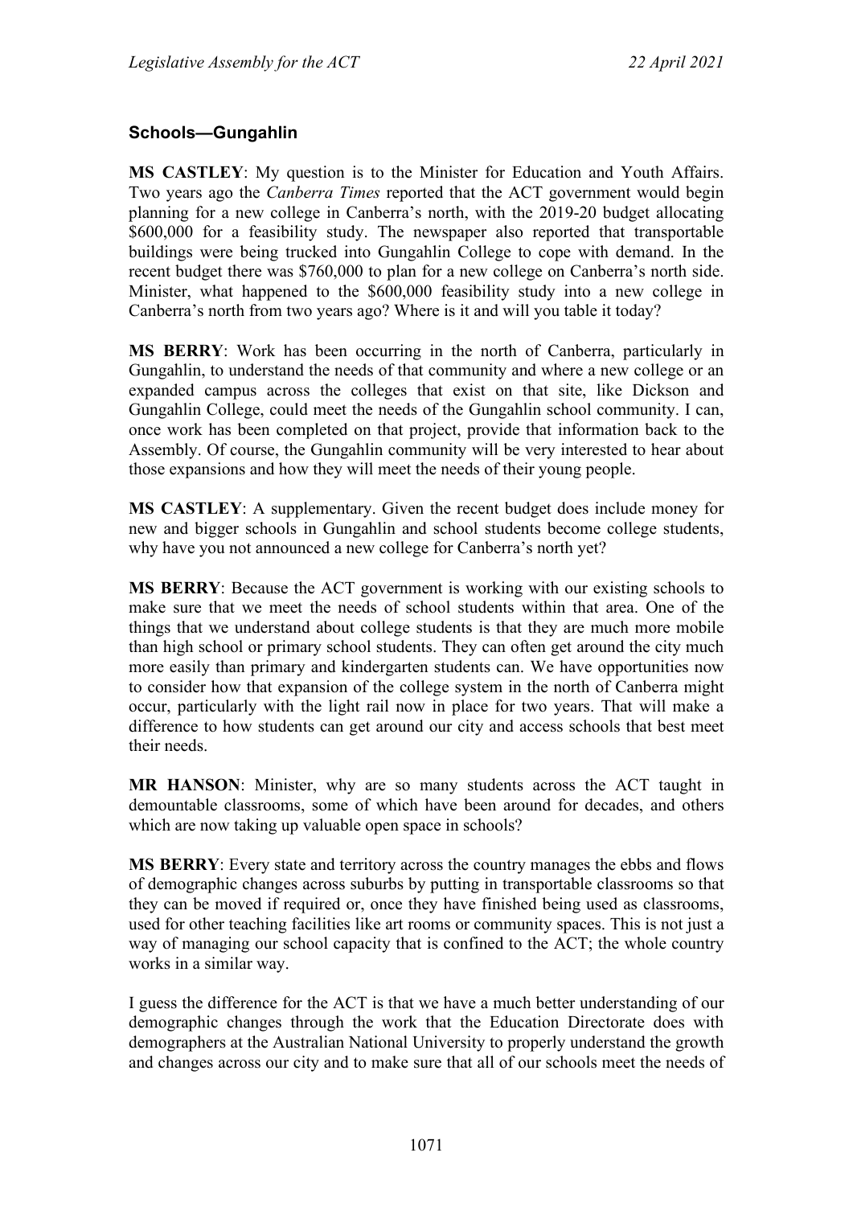### Schools—Gungahlin

**MS CASTLEY**: My question is to the Minister for Education and Youth Affairs. Two years ago the *Canberra Times* reported that the ACT government would begin planning for a new college in Canberra's north, with the 2019-20 budget allocating $600,000 for a feasibility study. The newspaper also reported that transportable buildings were being trucked into Gungahlin College to cope with demand. In the recent budget there was $760,000 to plan for a new college on Canberra's north side. Minister, what happened to the $600,000 feasibility study into a new college in Canberra's north from two years ago? Where is it and will you table it today?

**MS BERRY**: Work has been occurring in the north of Canberra, particularly in Gungahlin, to understand the needs of that community and where a new college or an expanded campus across the colleges that exist on that site, like Dickson and Gungahlin College, could meet the needs of the Gungahlin school community. I can, once work has been completed on that project, provide that information back to the Assembly. Of course, the Gungahlin community will be very interested to hear about those expansions and how they will meet the needs of their young people.

**MS CASTLEY**: A supplementary. Given the recent budget does include money for new and bigger schools in Gungahlin and school students become college students, why have you not announced a new college for Canberra's north yet?

**MS BERRY**: Because the ACT government is working with our existing schools to make sure that we meet the needs of school students within that area. One of the things that we understand about college students is that they are much more mobile than high school or primary school students. They can often get around the city much more easily than primary and kindergarten students can. We have opportunities now to consider how that expansion of the college system in the north of Canberra might occur, particularly with the light rail now in place for two years. That will make a difference to how students can get around our city and access schools that best meet their needs.

**MR HANSON**: Minister, why are so many students across the ACT taught in demountable classrooms, some of which have been around for decades, and others which are now taking up valuable open space in schools?

**MS BERRY**: Every state and territory across the country manages the ebbs and flows of demographic changes across suburbs by putting in transportable classrooms so that they can be moved if required or, once they have finished being used as classrooms, used for other teaching facilities like art rooms or community spaces. This is not just a way of managing our school capacity that is confined to the ACT; the whole country works in a similar way.

I guess the difference for the ACT is that we have a much better understanding of our demographic changes through the work that the Education Directorate does with demographers at the Australian National University to properly understand the growth and changes across our city and to make sure that all of our schools meet the needs of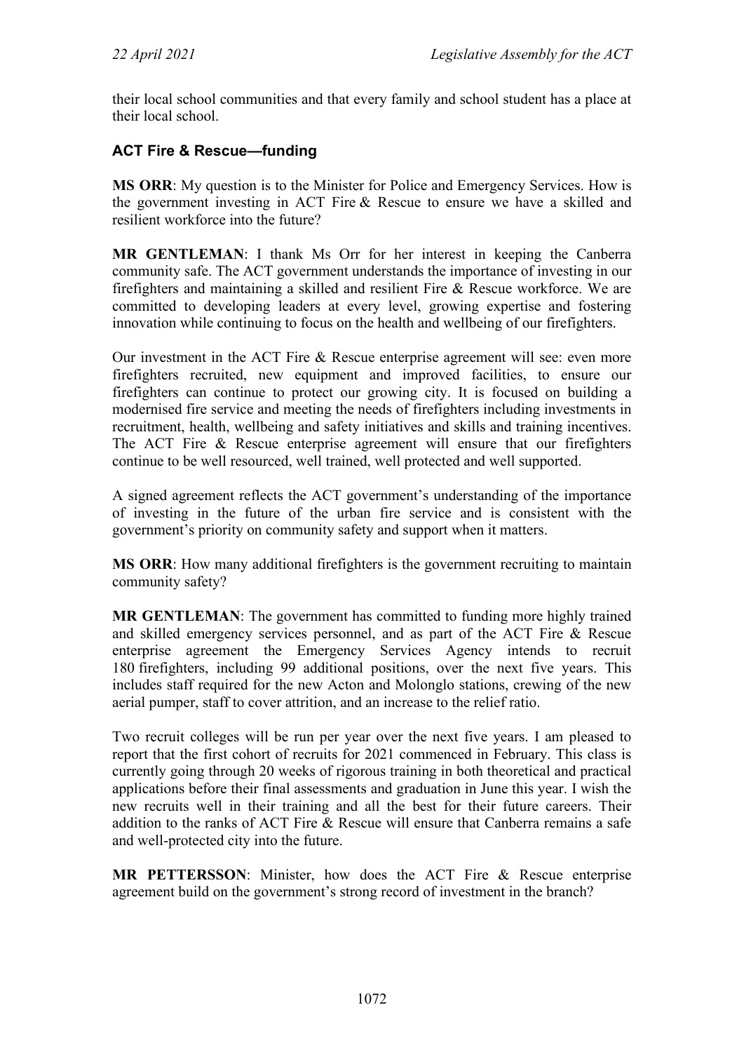their local school communities and that every family and school student has a place at their local school.

### ACT Fire & Rescue—funding

**MS ORR**: My question is to the Minister for Police and Emergency Services. How is the government investing in ACT Fire & Rescue to ensure we have a skilled and resilient workforce into the future?

**MR GENTLEMAN**: I thank Ms Orr for her interest in keeping the Canberra community safe. The ACT government understands the importance of investing in our firefighters and maintaining a skilled and resilient Fire & Rescue workforce. We are committed to developing leaders at every level, growing expertise and fostering innovation while continuing to focus on the health and wellbeing of our firefighters.

Our investment in the ACT Fire & Rescue enterprise agreement will see: even more firefighters recruited, new equipment and improved facilities, to ensure our firefighters can continue to protect our growing city. It is focused on building a modernised fire service and meeting the needs of firefighters including investments in recruitment, health, wellbeing and safety initiatives and skills and training incentives. The ACT Fire & Rescue enterprise agreement will ensure that our firefighters continue to be well resourced, well trained, well protected and well supported.

A signed agreement reflects the ACT government's understanding of the importance of investing in the future of the urban fire service and is consistent with the government's priority on community safety and support when it matters.

**MS ORR**: How many additional firefighters is the government recruiting to maintain community safety?

**MR GENTLEMAN**: The government has committed to funding more highly trained and skilled emergency services personnel, and as part of the ACT Fire & Rescue enterprise agreement the Emergency Services Agency intends to recruit 180 firefighters, including 99 additional positions, over the next five years. This includes staff required for the new Acton and Molonglo stations, crewing of the new aerial pumper, staff to cover attrition, and an increase to the relief ratio.

Two recruit colleges will be run per year over the next five years. I am pleased to report that the first cohort of recruits for 2021 commenced in February. This class is currently going through 20 weeks of rigorous training in both theoretical and practical applications before their final assessments and graduation in June this year. I wish the new recruits well in their training and all the best for their future careers. Their addition to the ranks of ACT Fire & Rescue will ensure that Canberra remains a safe and well-protected city into the future.

**MR PETTERSSON**: Minister, how does the ACT Fire & Rescue enterprise agreement build on the government's strong record of investment in the branch?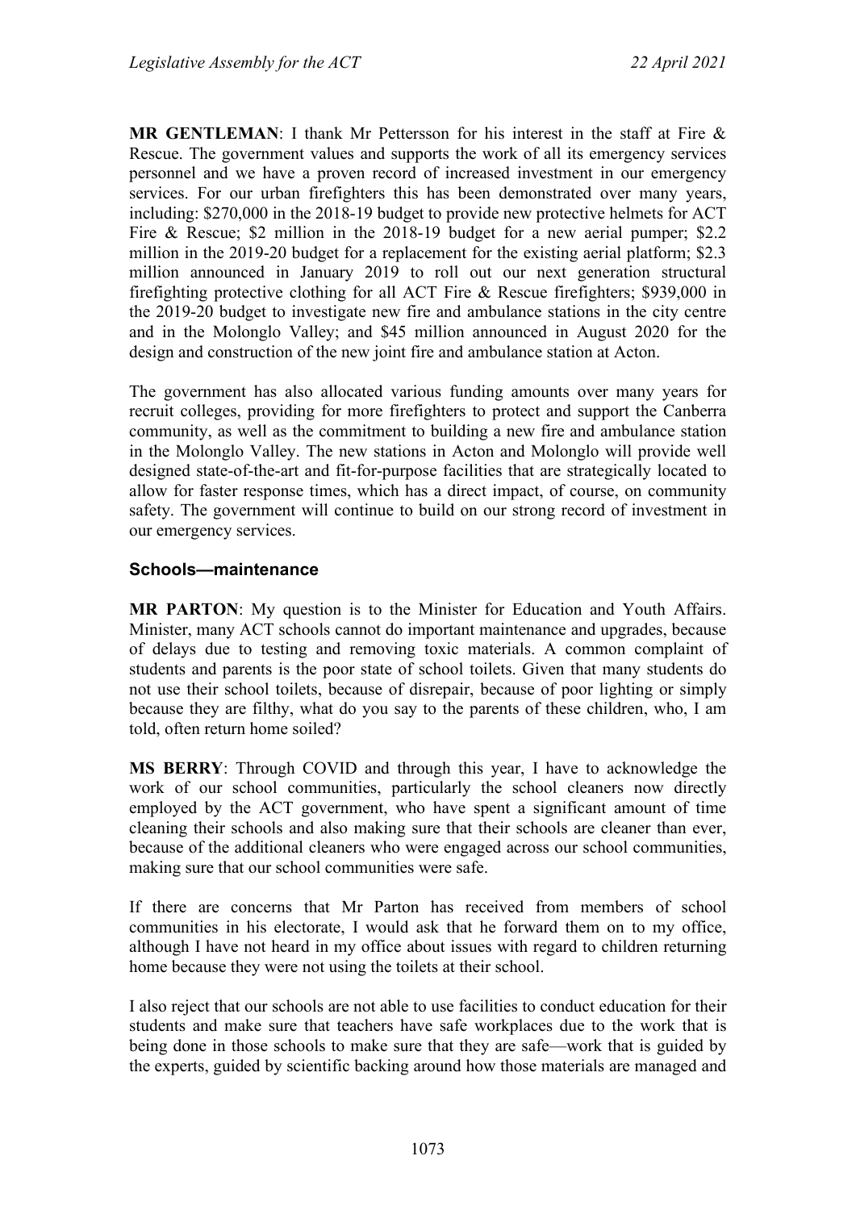**MR GENTLEMAN**: I thank Mr Pettersson for his interest in the staff at Fire & Rescue. The government values and supports the work of all its emergency services personnel and we have a proven record of increased investment in our emergency services. For our urban firefighters this has been demonstrated over many years, including: $270,000 in the 2018-19 budget to provide new protective helmets for ACT Fire & Rescue; $2 million in the 2018-19 budget for a new aerial pumper; $2.2 million in the 2019-20 budget for a replacement for the existing aerial platform; $2.3 million announced in January 2019 to roll out our next generation structural firefighting protective clothing for all ACT Fire & Rescue firefighters; $939,000 in the 2019-20 budget to investigate new fire and ambulance stations in the city centre and in the Molonglo Valley; and $45 million announced in August 2020 for the design and construction of the new joint fire and ambulance station at Acton.

The government has also allocated various funding amounts over many years for recruit colleges, providing for more firefighters to protect and support the Canberra community, as well as the commitment to building a new fire and ambulance station in the Molonglo Valley. The new stations in Acton and Molonglo will provide well designed state-of-the-art and fit-for-purpose facilities that are strategically located to allow for faster response times, which has a direct impact, of course, on community safety. The government will continue to build on our strong record of investment in our emergency services.

### Schools—maintenance

**MR PARTON**: My question is to the Minister for Education and Youth Affairs. Minister, many ACT schools cannot do important maintenance and upgrades, because of delays due to testing and removing toxic materials. A common complaint of students and parents is the poor state of school toilets. Given that many students do not use their school toilets, because of disrepair, because of poor lighting or simply because they are filthy, what do you say to the parents of these children, who, I am told, often return home soiled?

**MS BERRY**: Through COVID and through this year, I have to acknowledge the work of our school communities, particularly the school cleaners now directly employed by the ACT government, who have spent a significant amount of time cleaning their schools and also making sure that their schools are cleaner than ever, because of the additional cleaners who were engaged across our school communities, making sure that our school communities were safe.

If there are concerns that Mr Parton has received from members of school communities in his electorate, I would ask that he forward them on to my office, although I have not heard in my office about issues with regard to children returning home because they were not using the toilets at their school.

I also reject that our schools are not able to use facilities to conduct education for their students and make sure that teachers have safe workplaces due to the work that is being done in those schools to make sure that they are safe—work that is guided by the experts, guided by scientific backing around how those materials are managed and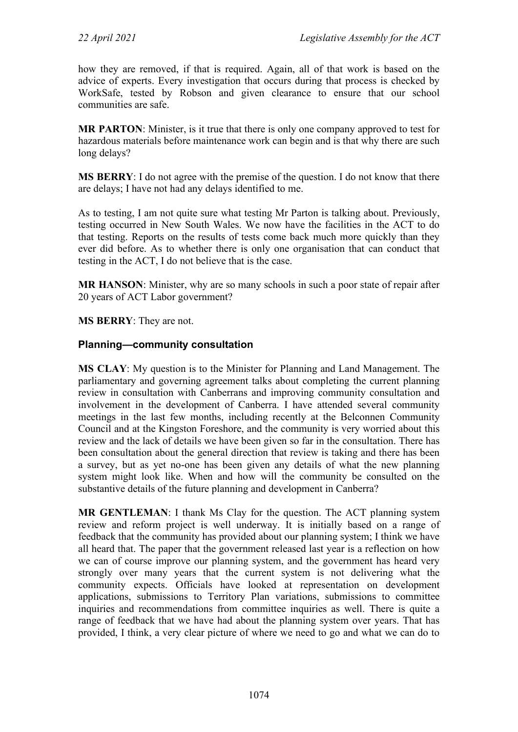how they are removed, if that is required. Again, all of that work is based on the advice of experts. Every investigation that occurs during that process is checked by WorkSafe, tested by Robson and given clearance to ensure that our school communities are safe.

**MR PARTON**: Minister, is it true that there is only one company approved to test for hazardous materials before maintenance work can begin and is that why there are such long delays?

**MS BERRY**: I do not agree with the premise of the question. I do not know that there are delays; I have not had any delays identified to me.

As to testing, I am not quite sure what testing Mr Parton is talking about. Previously, testing occurred in New South Wales. We now have the facilities in the ACT to do that testing. Reports on the results of tests come back much more quickly than they ever did before. As to whether there is only one organisation that can conduct that testing in the ACT, I do not believe that is the case.

**MR HANSON**: Minister, why are so many schools in such a poor state of repair after 20 years of ACT Labor government?

**MS BERRY**: They are not.

### Planning—community consultation

**MS CLAY**: My question is to the Minister for Planning and Land Management. The parliamentary and governing agreement talks about completing the current planning review in consultation with Canberrans and improving community consultation and involvement in the development of Canberra. I have attended several community meetings in the last few months, including recently at the Belconnen Community Council and at the Kingston Foreshore, and the community is very worried about this review and the lack of details we have been given so far in the consultation. There has been consultation about the general direction that review is taking and there has been a survey, but as yet no-one has been given any details of what the new planning system might look like. When and how will the community be consulted on the substantive details of the future planning and development in Canberra?

**MR GENTLEMAN**: I thank Ms Clay for the question. The ACT planning system review and reform project is well underway. It is initially based on a range of feedback that the community has provided about our planning system; I think we have all heard that. The paper that the government released last year is a reflection on how we can of course improve our planning system, and the government has heard very strongly over many years that the current system is not delivering what the community expects. Officials have looked at representation on development applications, submissions to Territory Plan variations, submissions to committee inquiries and recommendations from committee inquiries as well. There is quite a range of feedback that we have had about the planning system over years. That has provided, I think, a very clear picture of where we need to go and what we can do to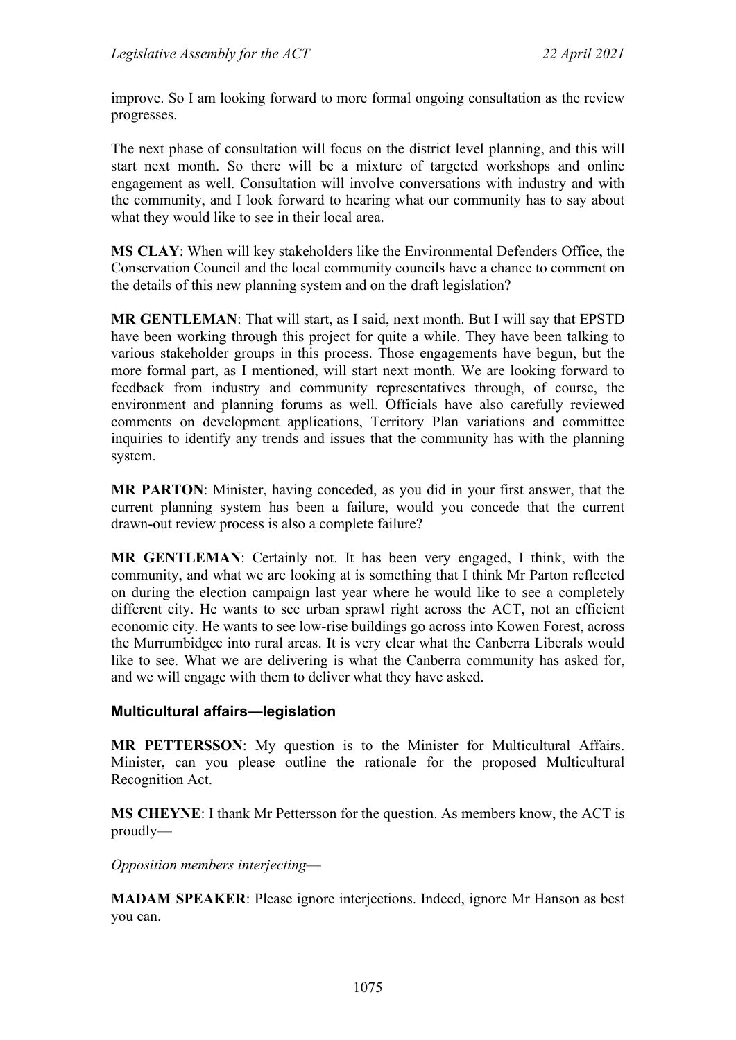improve. So I am looking forward to more formal ongoing consultation as the review progresses.

The next phase of consultation will focus on the district level planning, and this will start next month. So there will be a mixture of targeted workshops and online engagement as well. Consultation will involve conversations with industry and with the community, and I look forward to hearing what our community has to say about what they would like to see in their local area.

**MS CLAY**: When will key stakeholders like the Environmental Defenders Office, the Conservation Council and the local community councils have a chance to comment on the details of this new planning system and on the draft legislation?

**MR GENTLEMAN**: That will start, as I said, next month. But I will say that EPSTD have been working through this project for quite a while. They have been talking to various stakeholder groups in this process. Those engagements have begun, but the more formal part, as I mentioned, will start next month. We are looking forward to feedback from industry and community representatives through, of course, the environment and planning forums as well. Officials have also carefully reviewed comments on development applications, Territory Plan variations and committee inquiries to identify any trends and issues that the community has with the planning system.

**MR PARTON**: Minister, having conceded, as you did in your first answer, that the current planning system has been a failure, would you concede that the current drawn-out review process is also a complete failure?

**MR GENTLEMAN**: Certainly not. It has been very engaged, I think, with the community, and what we are looking at is something that I think Mr Parton reflected on during the election campaign last year where he would like to see a completely different city. He wants to see urban sprawl right across the ACT, not an efficient economic city. He wants to see low-rise buildings go across into Kowen Forest, across the Murrumbidgee into rural areas. It is very clear what the Canberra Liberals would like to see. What we are delivering is what the Canberra community has asked for, and we will engage with them to deliver what they have asked.

### Multicultural affairs—legislation

**MR PETTERSSON**: My question is to the Minister for Multicultural Affairs. Minister, can you please outline the rationale for the proposed Multicultural Recognition Act.

**MS CHEYNE**: I thank Mr Pettersson for the question. As members know, the ACT is proudly—

*Opposition members interjecting*—

**MADAM SPEAKER**: Please ignore interjections. Indeed, ignore Mr Hanson as best you can.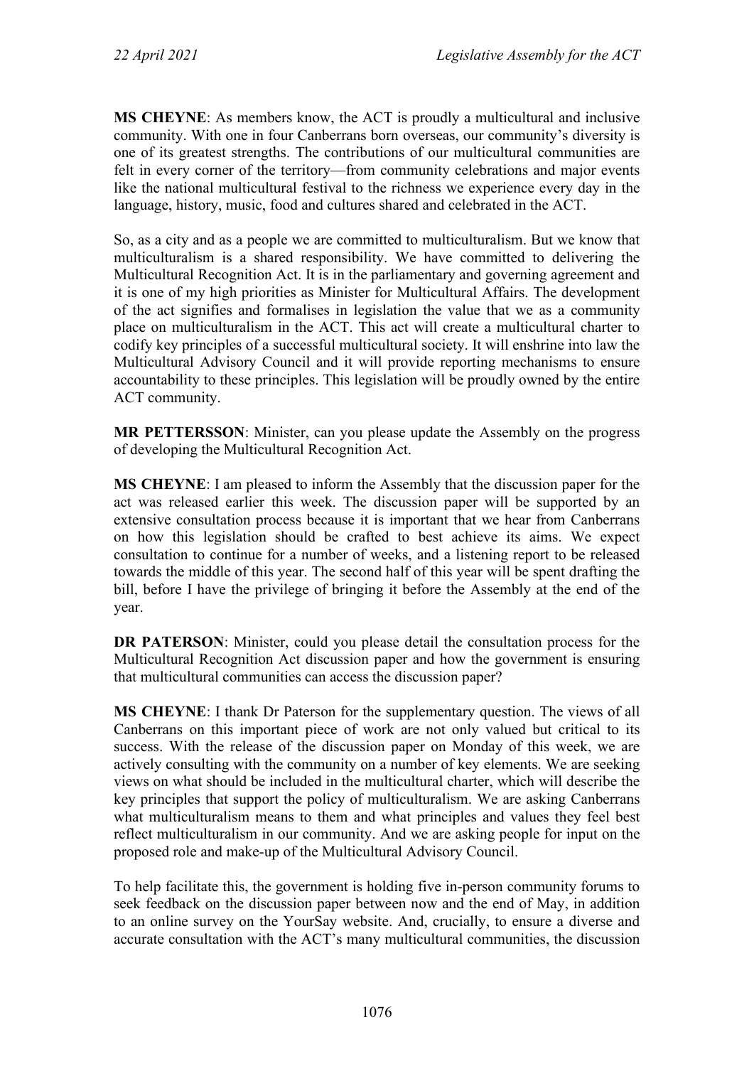**MS CHEYNE**: As members know, the ACT is proudly a multicultural and inclusive community. With one in four Canberrans born overseas, our community's diversity is one of its greatest strengths. The contributions of our multicultural communities are felt in every corner of the territory—from community celebrations and major events like the national multicultural festival to the richness we experience every day in the language, history, music, food and cultures shared and celebrated in the ACT.

So, as a city and as a people we are committed to multiculturalism. But we know that multiculturalism is a shared responsibility. We have committed to delivering the Multicultural Recognition Act. It is in the parliamentary and governing agreement and it is one of my high priorities as Minister for Multicultural Affairs. The development of the act signifies and formalises in legislation the value that we as a community place on multiculturalism in the ACT. This act will create a multicultural charter to codify key principles of a successful multicultural society. It will enshrine into law the Multicultural Advisory Council and it will provide reporting mechanisms to ensure accountability to these principles. This legislation will be proudly owned by the entire ACT community.

**MR PETTERSSON**: Minister, can you please update the Assembly on the progress of developing the Multicultural Recognition Act.

**MS CHEYNE**: I am pleased to inform the Assembly that the discussion paper for the act was released earlier this week. The discussion paper will be supported by an extensive consultation process because it is important that we hear from Canberrans on how this legislation should be crafted to best achieve its aims. We expect consultation to continue for a number of weeks, and a listening report to be released towards the middle of this year. The second half of this year will be spent drafting the bill, before I have the privilege of bringing it before the Assembly at the end of the year.

**DR PATERSON**: Minister, could you please detail the consultation process for the Multicultural Recognition Act discussion paper and how the government is ensuring that multicultural communities can access the discussion paper?

**MS CHEYNE**: I thank Dr Paterson for the supplementary question. The views of all Canberrans on this important piece of work are not only valued but critical to its success. With the release of the discussion paper on Monday of this week, we are actively consulting with the community on a number of key elements. We are seeking views on what should be included in the multicultural charter, which will describe the key principles that support the policy of multiculturalism. We are asking Canberrans what multiculturalism means to them and what principles and values they feel best reflect multiculturalism in our community. And we are asking people for input on the proposed role and make-up of the Multicultural Advisory Council.

To help facilitate this, the government is holding five in-person community forums to seek feedback on the discussion paper between now and the end of May, in addition to an online survey on the YourSay website. And, crucially, to ensure a diverse and accurate consultation with the ACT's many multicultural communities, the discussion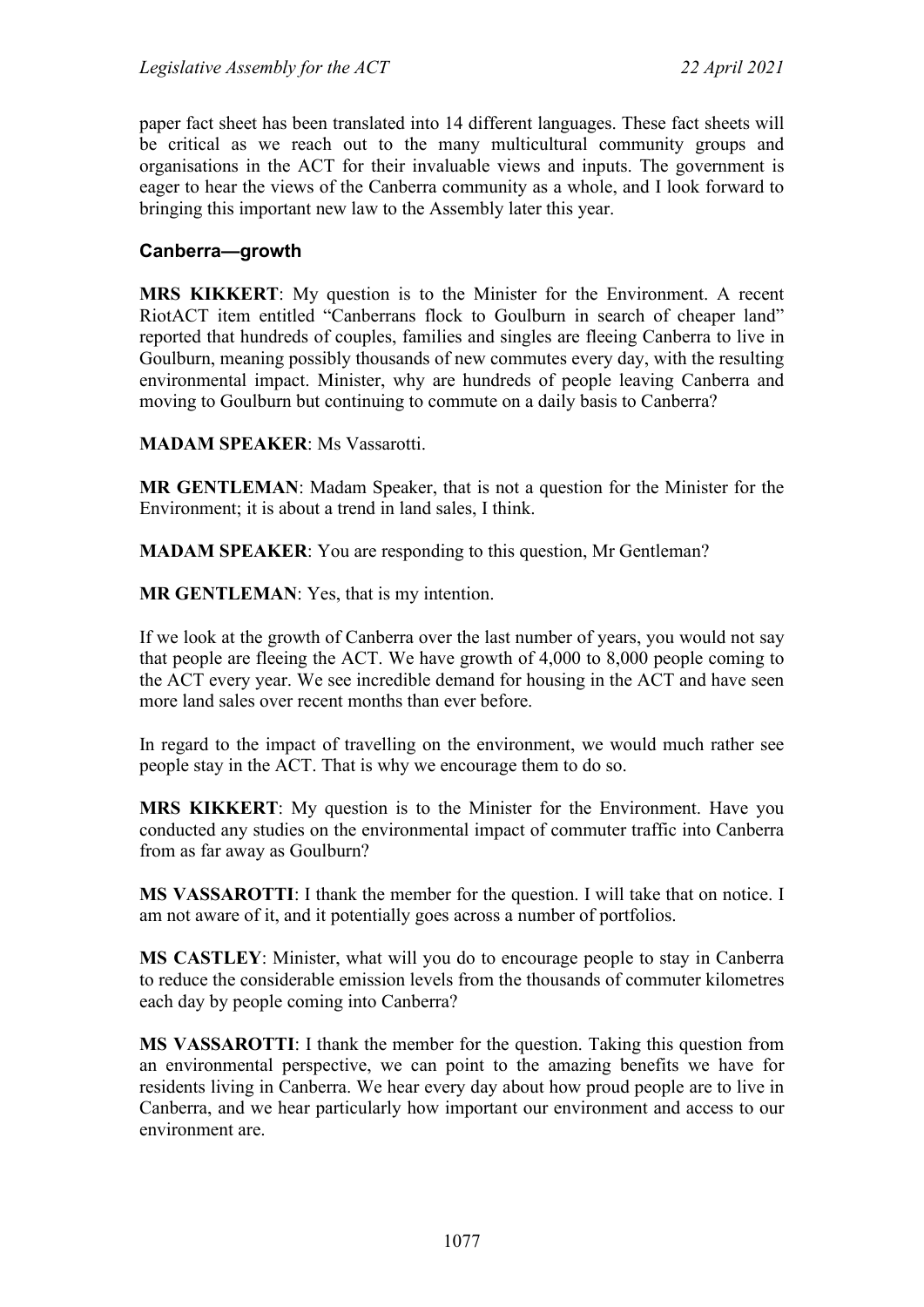paper fact sheet has been translated into 14 different languages. These fact sheets will be critical as we reach out to the many multicultural community groups and organisations in the ACT for their invaluable views and inputs. The government is eager to hear the views of the Canberra community as a whole, and I look forward to bringing this important new law to the Assembly later this year.

### Canberra—growth

**MRS KIKKERT**: My question is to the Minister for the Environment. A recent RiotACT item entitled "Canberrans flock to Goulburn in search of cheaper land" reported that hundreds of couples, families and singles are fleeing Canberra to live in Goulburn, meaning possibly thousands of new commutes every day, with the resulting environmental impact. Minister, why are hundreds of people leaving Canberra and moving to Goulburn but continuing to commute on a daily basis to Canberra?

**MADAM SPEAKER**: Ms Vassarotti.

**MR GENTLEMAN**: Madam Speaker, that is not a question for the Minister for the Environment; it is about a trend in land sales, I think.

**MADAM SPEAKER**: You are responding to this question, Mr Gentleman?

**MR GENTLEMAN**: Yes, that is my intention.

If we look at the growth of Canberra over the last number of years, you would not say that people are fleeing the ACT. We have growth of 4,000 to 8,000 people coming to the ACT every year. We see incredible demand for housing in the ACT and have seen more land sales over recent months than ever before.

In regard to the impact of travelling on the environment, we would much rather see people stay in the ACT. That is why we encourage them to do so.

**MRS KIKKERT**: My question is to the Minister for the Environment. Have you conducted any studies on the environmental impact of commuter traffic into Canberra from as far away as Goulburn?

**MS VASSAROTTI**: I thank the member for the question. I will take that on notice. I am not aware of it, and it potentially goes across a number of portfolios.

**MS CASTLEY**: Minister, what will you do to encourage people to stay in Canberra to reduce the considerable emission levels from the thousands of commuter kilometres each day by people coming into Canberra?

**MS VASSAROTTI**: I thank the member for the question. Taking this question from an environmental perspective, we can point to the amazing benefits we have for residents living in Canberra. We hear every day about how proud people are to live in Canberra, and we hear particularly how important our environment and access to our environment are.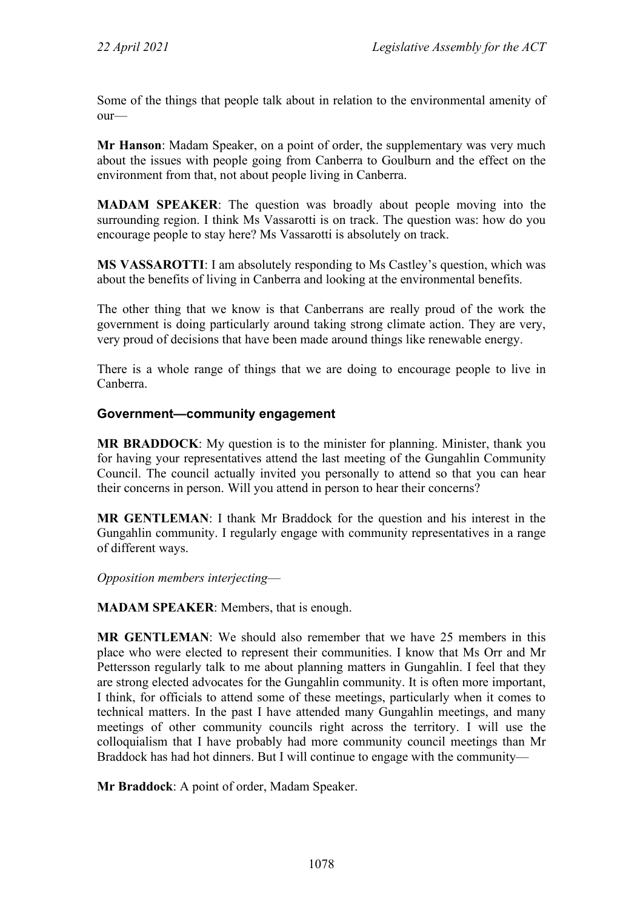Some of the things that people talk about in relation to the environmental amenity of our—

**Mr Hanson**: Madam Speaker, on a point of order, the supplementary was very much about the issues with people going from Canberra to Goulburn and the effect on the environment from that, not about people living in Canberra.

**MADAM SPEAKER**: The question was broadly about people moving into the surrounding region. I think Ms Vassarotti is on track. The question was: how do you encourage people to stay here? Ms Vassarotti is absolutely on track.

**MS VASSAROTTI**: I am absolutely responding to Ms Castley's question, which was about the benefits of living in Canberra and looking at the environmental benefits.

The other thing that we know is that Canberrans are really proud of the work the government is doing particularly around taking strong climate action. They are very, very proud of decisions that have been made around things like renewable energy.

There is a whole range of things that we are doing to encourage people to live in Canberra.

### Government—community engagement

**MR BRADDOCK**: My question is to the minister for planning. Minister, thank you for having your representatives attend the last meeting of the Gungahlin Community Council. The council actually invited you personally to attend so that you can hear their concerns in person. Will you attend in person to hear their concerns?

**MR GENTLEMAN**: I thank Mr Braddock for the question and his interest in the Gungahlin community. I regularly engage with community representatives in a range of different ways.

*Opposition members interjecting*—

**MADAM SPEAKER**: Members, that is enough.

**MR GENTLEMAN**: We should also remember that we have 25 members in this place who were elected to represent their communities. I know that Ms Orr and Mr Pettersson regularly talk to me about planning matters in Gungahlin. I feel that they are strong elected advocates for the Gungahlin community. It is often more important, I think, for officials to attend some of these meetings, particularly when it comes to technical matters. In the past I have attended many Gungahlin meetings, and many meetings of other community councils right across the territory. I will use the colloquialism that I have probably had more community council meetings than Mr Braddock has had hot dinners. But I will continue to engage with the community—

**Mr Braddock**: A point of order, Madam Speaker.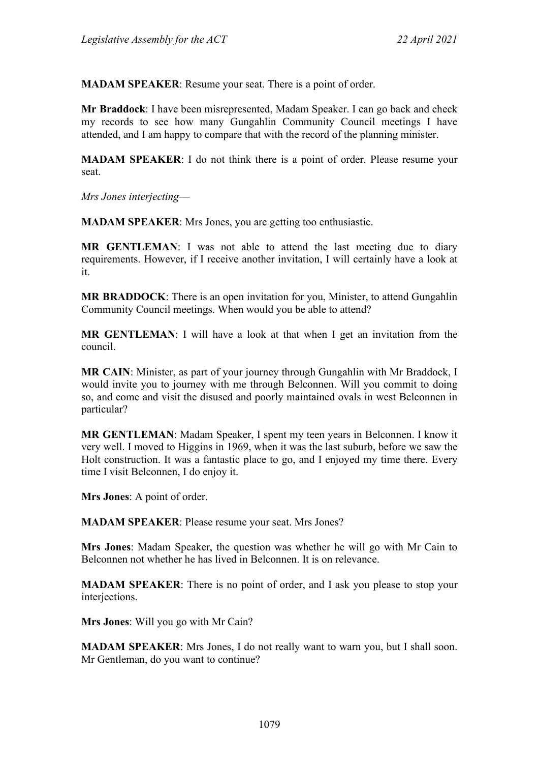**MADAM SPEAKER**: Resume your seat. There is a point of order.

**Mr Braddock**: I have been misrepresented, Madam Speaker. I can go back and check my records to see how many Gungahlin Community Council meetings I have attended, and I am happy to compare that with the record of the planning minister.

**MADAM SPEAKER**: I do not think there is a point of order. Please resume your seat.

*Mrs Jones interjecting*—

**MADAM SPEAKER**: Mrs Jones, you are getting too enthusiastic.

**MR GENTLEMAN**: I was not able to attend the last meeting due to diary requirements. However, if I receive another invitation, I will certainly have a look at it.

**MR BRADDOCK**: There is an open invitation for you, Minister, to attend Gungahlin Community Council meetings. When would you be able to attend?

**MR GENTLEMAN**: I will have a look at that when I get an invitation from the council.

**MR CAIN**: Minister, as part of your journey through Gungahlin with Mr Braddock, I would invite you to journey with me through Belconnen. Will you commit to doing so, and come and visit the disused and poorly maintained ovals in west Belconnen in particular?

**MR GENTLEMAN**: Madam Speaker, I spent my teen years in Belconnen. I know it very well. I moved to Higgins in 1969, when it was the last suburb, before we saw the Holt construction. It was a fantastic place to go, and I enjoyed my time there. Every time I visit Belconnen, I do enjoy it.

**Mrs Jones**: A point of order.

**MADAM SPEAKER**: Please resume your seat. Mrs Jones?

**Mrs Jones**: Madam Speaker, the question was whether he will go with Mr Cain to Belconnen not whether he has lived in Belconnen. It is on relevance.

**MADAM SPEAKER**: There is no point of order, and I ask you please to stop your interjections.

**Mrs Jones**: Will you go with Mr Cain?

**MADAM SPEAKER**: Mrs Jones, I do not really want to warn you, but I shall soon. Mr Gentleman, do you want to continue?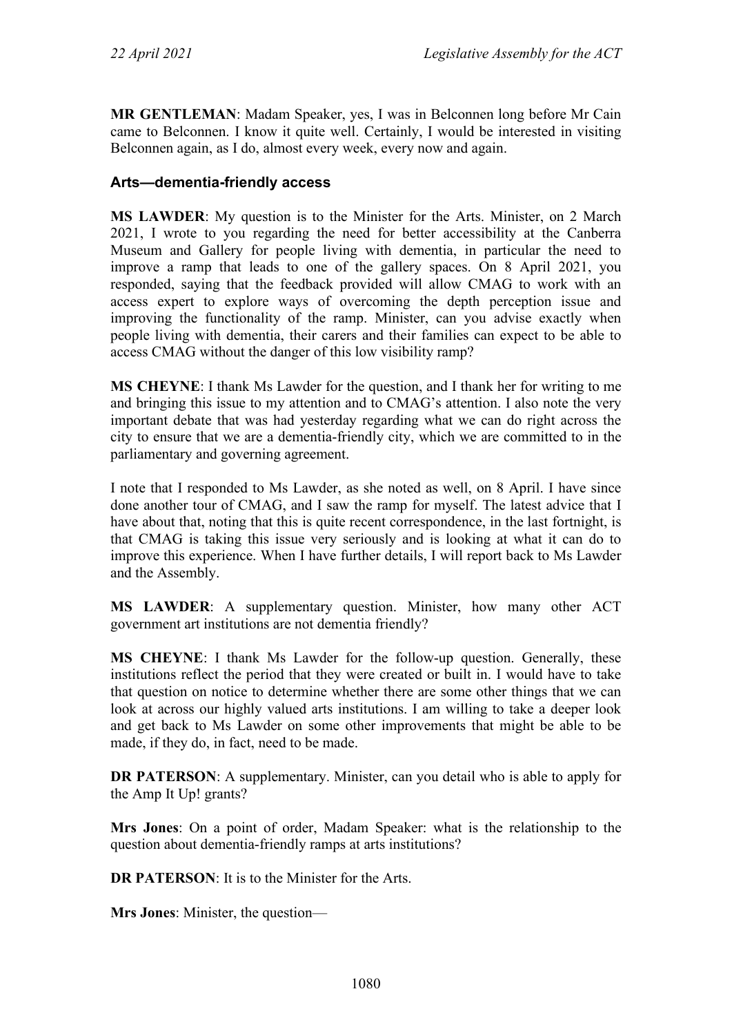**MR GENTLEMAN**: Madam Speaker, yes, I was in Belconnen long before Mr Cain came to Belconnen. I know it quite well. Certainly, I would be interested in visiting Belconnen again, as I do, almost every week, every now and again.

### Arts—dementia-friendly access

**MS LAWDER**: My question is to the Minister for the Arts. Minister, on 2 March 2021, I wrote to you regarding the need for better accessibility at the Canberra Museum and Gallery for people living with dementia, in particular the need to improve a ramp that leads to one of the gallery spaces. On 8 April 2021, you responded, saying that the feedback provided will allow CMAG to work with an access expert to explore ways of overcoming the depth perception issue and improving the functionality of the ramp. Minister, can you advise exactly when people living with dementia, their carers and their families can expect to be able to access CMAG without the danger of this low visibility ramp?

**MS CHEYNE**: I thank Ms Lawder for the question, and I thank her for writing to me and bringing this issue to my attention and to CMAG's attention. I also note the very important debate that was had yesterday regarding what we can do right across the city to ensure that we are a dementia-friendly city, which we are committed to in the parliamentary and governing agreement.

I note that I responded to Ms Lawder, as she noted as well, on 8 April. I have since done another tour of CMAG, and I saw the ramp for myself. The latest advice that I have about that, noting that this is quite recent correspondence, in the last fortnight, is that CMAG is taking this issue very seriously and is looking at what it can do to improve this experience. When I have further details, I will report back to Ms Lawder and the Assembly.

**MS LAWDER**: A supplementary question. Minister, how many other ACT government art institutions are not dementia friendly?

**MS CHEYNE**: I thank Ms Lawder for the follow-up question. Generally, these institutions reflect the period that they were created or built in. I would have to take that question on notice to determine whether there are some other things that we can look at across our highly valued arts institutions. I am willing to take a deeper look and get back to Ms Lawder on some other improvements that might be able to be made, if they do, in fact, need to be made.

**DR PATERSON**: A supplementary. Minister, can you detail who is able to apply for the Amp It Up! grants?

**Mrs Jones**: On a point of order, Madam Speaker: what is the relationship to the question about dementia-friendly ramps at arts institutions?

**DR PATERSON**: It is to the Minister for the Arts.

**Mrs Jones**: Minister, the question—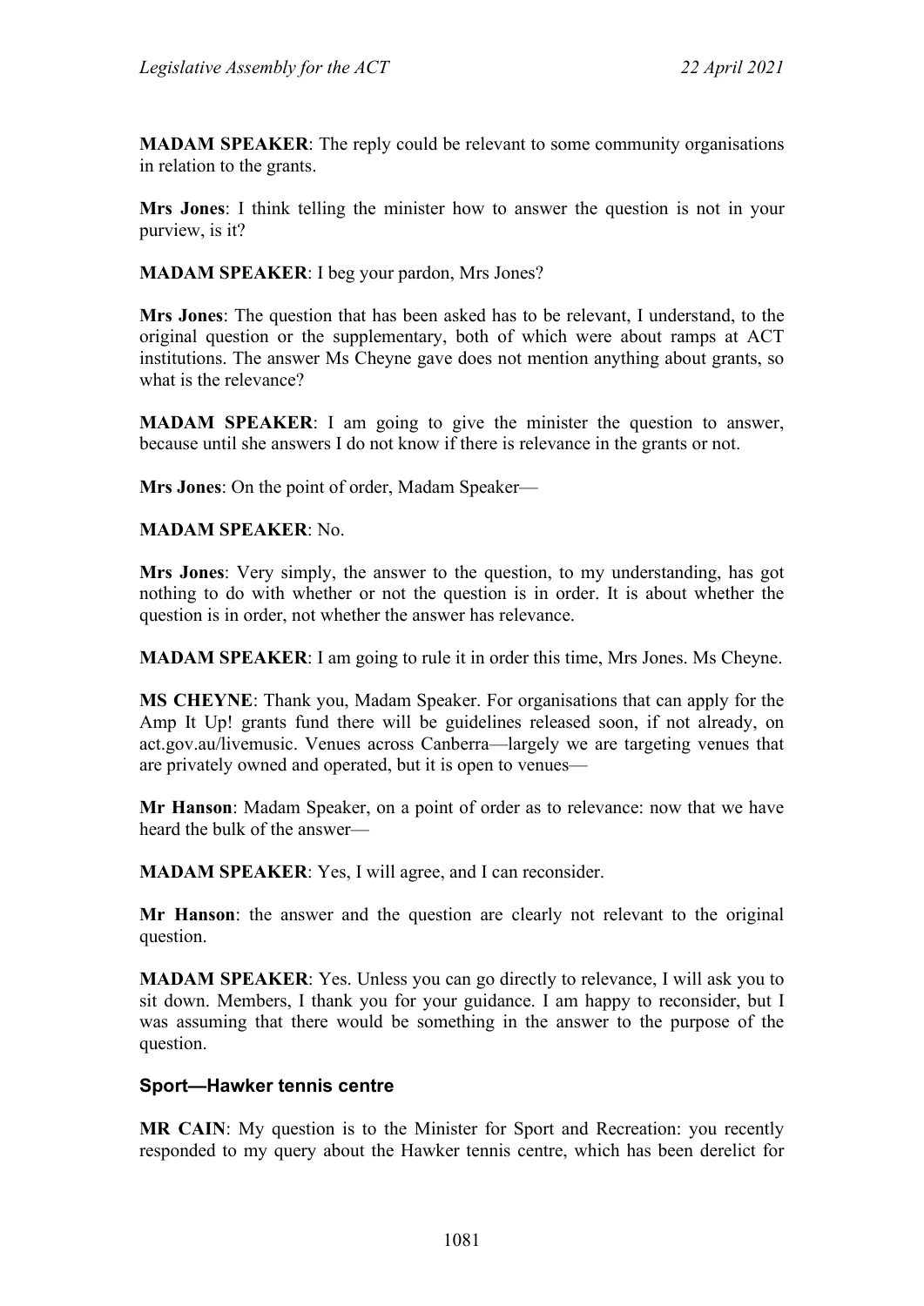**MADAM SPEAKER**: The reply could be relevant to some community organisations in relation to the grants.

**Mrs Jones**: I think telling the minister how to answer the question is not in your purview, is it?

**MADAM SPEAKER**: I beg your pardon, Mrs Jones?

**Mrs Jones**: The question that has been asked has to be relevant, I understand, to the original question or the supplementary, both of which were about ramps at ACT institutions. The answer Ms Cheyne gave does not mention anything about grants, so what is the relevance?

**MADAM SPEAKER**: I am going to give the minister the question to answer, because until she answers I do not know if there is relevance in the grants or not.

**Mrs Jones**: On the point of order, Madam Speaker—

**MADAM SPEAKER**: No.

**Mrs Jones**: Very simply, the answer to the question, to my understanding, has got nothing to do with whether or not the question is in order. It is about whether the question is in order, not whether the answer has relevance.

**MADAM SPEAKER**: I am going to rule it in order this time, Mrs Jones. Ms Cheyne.

**MS CHEYNE**: Thank you, Madam Speaker. For organisations that can apply for the Amp It Up! grants fund there will be guidelines released soon, if not already, on act.gov.au/livemusic. Venues across Canberra—largely we are targeting venues that are privately owned and operated, but it is open to venues—

**Mr Hanson**: Madam Speaker, on a point of order as to relevance: now that we have heard the bulk of the answer—

**MADAM SPEAKER**: Yes, I will agree, and I can reconsider.

**Mr Hanson**: the answer and the question are clearly not relevant to the original question.

**MADAM SPEAKER**: Yes. Unless you can go directly to relevance, I will ask you to sit down. Members, I thank you for your guidance. I am happy to reconsider, but I was assuming that there would be something in the answer to the purpose of the question.

### Sport—Hawker tennis centre

**MR CAIN**: My question is to the Minister for Sport and Recreation: you recently responded to my query about the Hawker tennis centre, which has been derelict for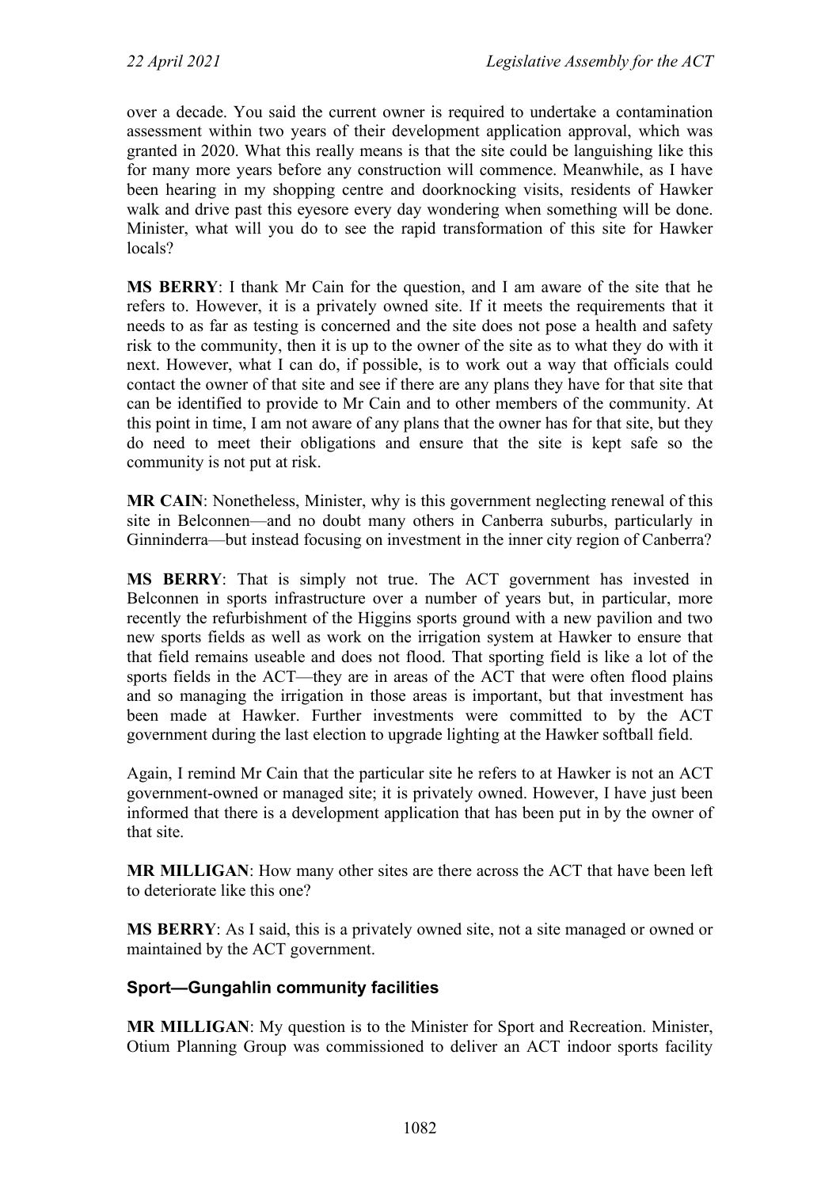over a decade. You said the current owner is required to undertake a contamination assessment within two years of their development application approval, which was granted in 2020. What this really means is that the site could be languishing like this for many more years before any construction will commence. Meanwhile, as I have been hearing in my shopping centre and doorknocking visits, residents of Hawker walk and drive past this eyesore every day wondering when something will be done. Minister, what will you do to see the rapid transformation of this site for Hawker locals?

**MS BERRY**: I thank Mr Cain for the question, and I am aware of the site that he refers to. However, it is a privately owned site. If it meets the requirements that it needs to as far as testing is concerned and the site does not pose a health and safety risk to the community, then it is up to the owner of the site as to what they do with it next. However, what I can do, if possible, is to work out a way that officials could contact the owner of that site and see if there are any plans they have for that site that can be identified to provide to Mr Cain and to other members of the community. At this point in time, I am not aware of any plans that the owner has for that site, but they do need to meet their obligations and ensure that the site is kept safe so the community is not put at risk.

**MR CAIN**: Nonetheless, Minister, why is this government neglecting renewal of this site in Belconnen—and no doubt many others in Canberra suburbs, particularly in Ginninderra—but instead focusing on investment in the inner city region of Canberra?

**MS BERRY**: That is simply not true. The ACT government has invested in Belconnen in sports infrastructure over a number of years but, in particular, more recently the refurbishment of the Higgins sports ground with a new pavilion and two new sports fields as well as work on the irrigation system at Hawker to ensure that that field remains useable and does not flood. That sporting field is like a lot of the sports fields in the ACT—they are in areas of the ACT that were often flood plains and so managing the irrigation in those areas is important, but that investment has been made at Hawker. Further investments were committed to by the ACT government during the last election to upgrade lighting at the Hawker softball field.

Again, I remind Mr Cain that the particular site he refers to at Hawker is not an ACT government-owned or managed site; it is privately owned. However, I have just been informed that there is a development application that has been put in by the owner of that site.

**MR MILLIGAN**: How many other sites are there across the ACT that have been left to deteriorate like this one?

**MS BERRY**: As I said, this is a privately owned site, not a site managed or owned or maintained by the ACT government.

### Sport—Gungahlin community facilities

**MR MILLIGAN**: My question is to the Minister for Sport and Recreation. Minister, Otium Planning Group was commissioned to deliver an ACT indoor sports facility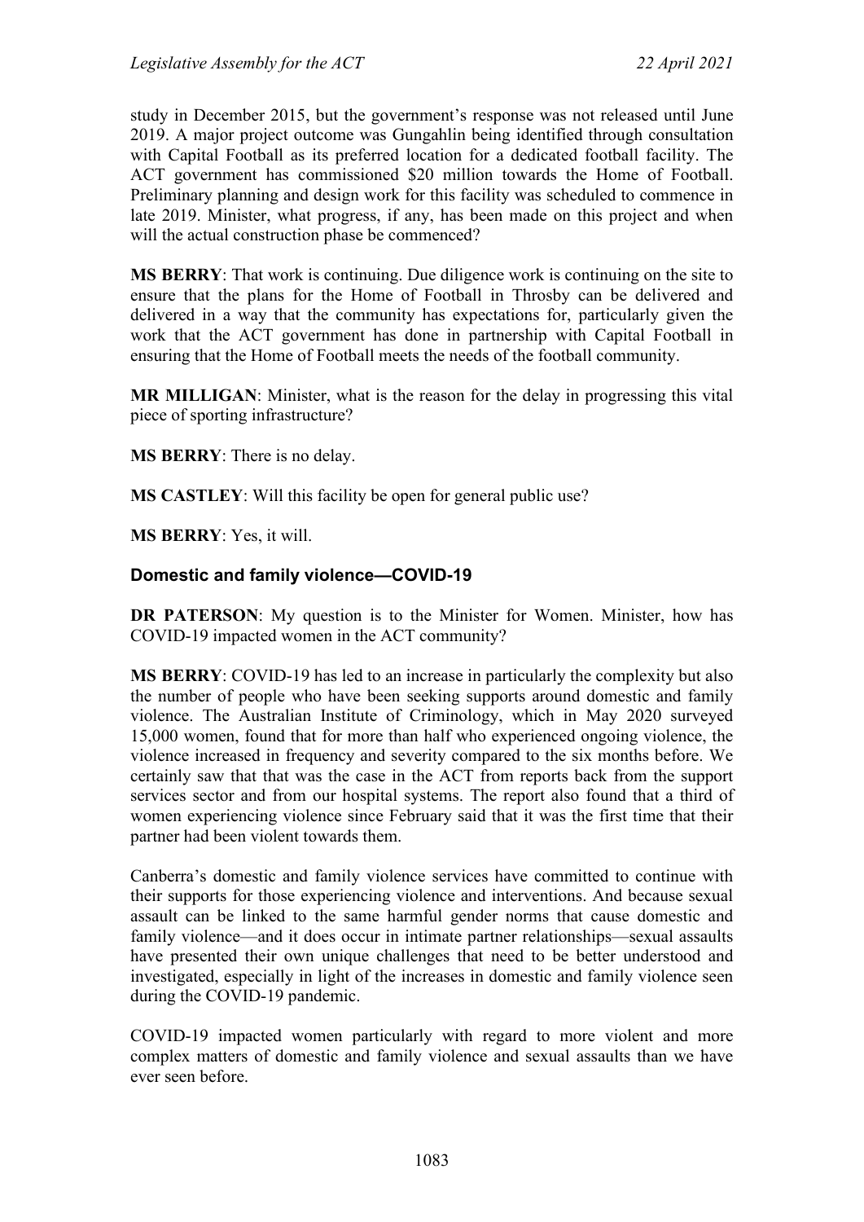study in December 2015, but the government's response was not released until June 2019. A major project outcome was Gungahlin being identified through consultation with Capital Football as its preferred location for a dedicated football facility. The ACT government has commissioned $20 million towards the Home of Football. Preliminary planning and design work for this facility was scheduled to commence in late 2019. Minister, what progress, if any, has been made on this project and when will the actual construction phase be commenced?

**MS BERRY**: That work is continuing. Due diligence work is continuing on the site to ensure that the plans for the Home of Football in Throsby can be delivered and delivered in a way that the community has expectations for, particularly given the work that the ACT government has done in partnership with Capital Football in ensuring that the Home of Football meets the needs of the football community.

**MR MILLIGAN**: Minister, what is the reason for the delay in progressing this vital piece of sporting infrastructure?

**MS BERRY**: There is no delay.

**MS CASTLEY**: Will this facility be open for general public use?

**MS BERRY**: Yes, it will.

### Domestic and family violence—COVID-19

**DR PATERSON**: My question is to the Minister for Women. Minister, how has COVID-19 impacted women in the ACT community?

**MS BERRY**: COVID-19 has led to an increase in particularly the complexity but also the number of people who have been seeking supports around domestic and family violence. The Australian Institute of Criminology, which in May 2020 surveyed 15,000 women, found that for more than half who experienced ongoing violence, the violence increased in frequency and severity compared to the six months before. We certainly saw that that was the case in the ACT from reports back from the support services sector and from our hospital systems. The report also found that a third of women experiencing violence since February said that it was the first time that their partner had been violent towards them.

Canberra's domestic and family violence services have committed to continue with their supports for those experiencing violence and interventions. And because sexual assault can be linked to the same harmful gender norms that cause domestic and family violence—and it does occur in intimate partner relationships—sexual assaults have presented their own unique challenges that need to be better understood and investigated, especially in light of the increases in domestic and family violence seen during the COVID-19 pandemic.

COVID-19 impacted women particularly with regard to more violent and more complex matters of domestic and family violence and sexual assaults than we have ever seen before.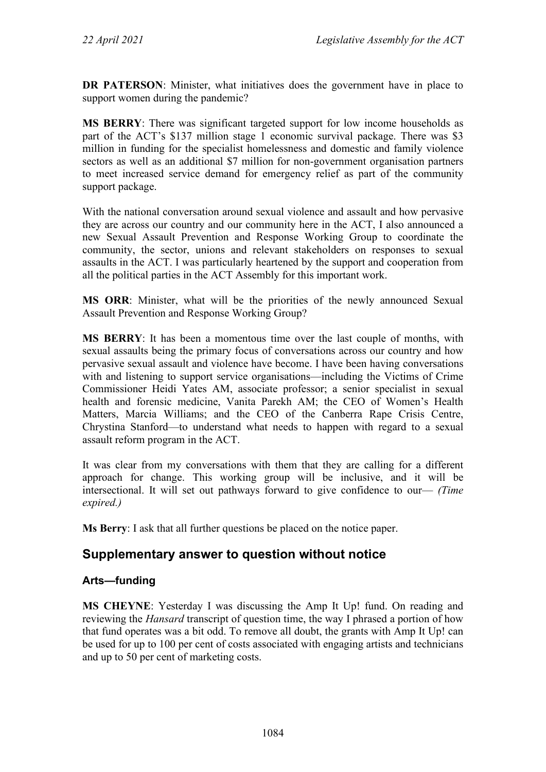**DR PATERSON**: Minister, what initiatives does the government have in place to support women during the pandemic?

**MS BERRY**: There was significant targeted support for low income households as part of the ACT's $137 million stage 1 economic survival package. There was $3 million in funding for the specialist homelessness and domestic and family violence sectors as well as an additional $7 million for non-government organisation partners to meet increased service demand for emergency relief as part of the community support package.

With the national conversation around sexual violence and assault and how pervasive they are across our country and our community here in the ACT, I also announced a new Sexual Assault Prevention and Response Working Group to coordinate the community, the sector, unions and relevant stakeholders on responses to sexual assaults in the ACT. I was particularly heartened by the support and cooperation from all the political parties in the ACT Assembly for this important work.

**MS ORR**: Minister, what will be the priorities of the newly announced Sexual Assault Prevention and Response Working Group?

**MS BERRY**: It has been a momentous time over the last couple of months, with sexual assaults being the primary focus of conversations across our country and how pervasive sexual assault and violence have become. I have been having conversations with and listening to support service organisations—including the Victims of Crime Commissioner Heidi Yates AM, associate professor; a senior specialist in sexual health and forensic medicine, Vanita Parekh AM; the CEO of Women's Health Matters, Marcia Williams; and the CEO of the Canberra Rape Crisis Centre, Chrystina Stanford—to understand what needs to happen with regard to a sexual assault reform program in the ACT.

It was clear from my conversations with them that they are calling for a different approach for change. This working group will be inclusive, and it will be intersectional. It will set out pathways forward to give confidence to our— *(Time expired.)*

**Ms Berry**: I ask that all further questions be placed on the notice paper.

## Supplementary answer to question without notice

### Arts—funding

**MS CHEYNE**: Yesterday I was discussing the Amp It Up! fund. On reading and reviewing the *Hansard* transcript of question time, the way I phrased a portion of how that fund operates was a bit odd. To remove all doubt, the grants with Amp It Up! can be used for up to 100 per cent of costs associated with engaging artists and technicians and up to 50 per cent of marketing costs.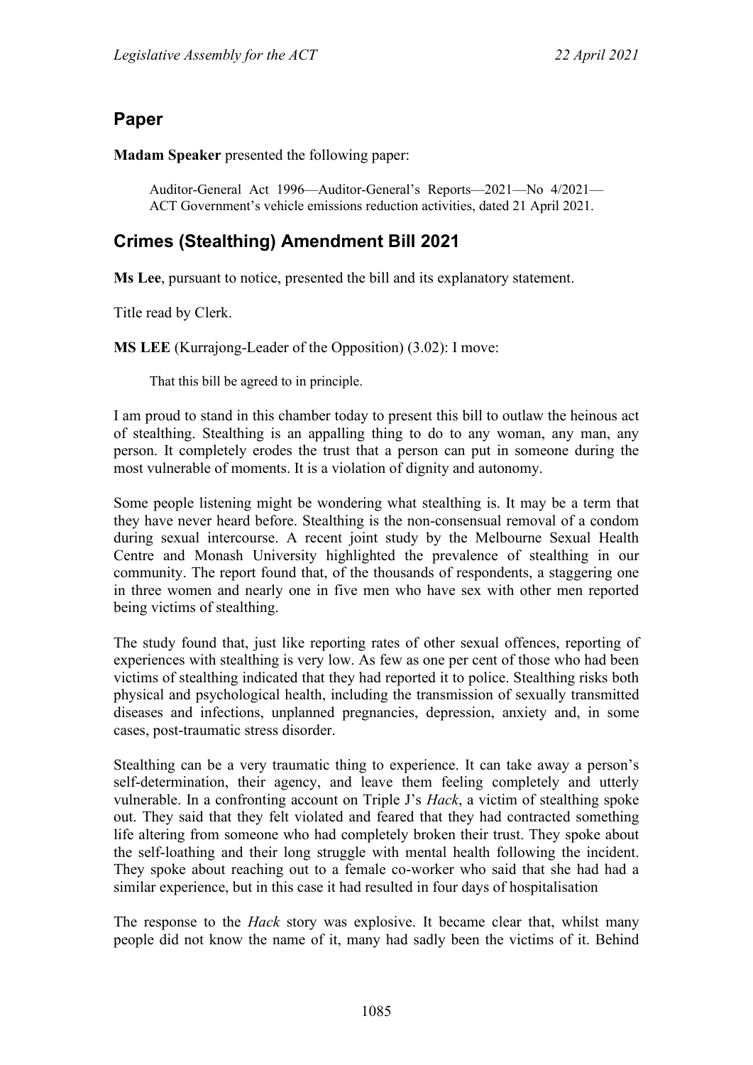## Paper

**Madam Speaker** presented the following paper:

> Auditor-General Act 1996—Auditor-General's Reports—2021—No 4/2021—ACT Government's vehicle emissions reduction activities, dated 21 April 2021.

## Crimes (Stealthing) Amendment Bill 2021

**Ms Lee**, pursuant to notice, presented the bill and its explanatory statement.

Title read by Clerk.

**MS LEE** (Kurrajong-Leader of the Opposition) (3.02): I move:

> That this bill be agreed to in principle.

I am proud to stand in this chamber today to present this bill to outlaw the heinous act of stealthing. Stealthing is an appalling thing to do to any woman, any man, any person. It completely erodes the trust that a person can put in someone during the most vulnerable of moments. It is a violation of dignity and autonomy.

Some people listening might be wondering what stealthing is. It may be a term that they have never heard before. Stealthing is the non-consensual removal of a condom during sexual intercourse. A recent joint study by the Melbourne Sexual Health Centre and Monash University highlighted the prevalence of stealthing in our community. The report found that, of the thousands of respondents, a staggering one in three women and nearly one in five men who have sex with other men reported being victims of stealthing.

The study found that, just like reporting rates of other sexual offences, reporting of experiences with stealthing is very low. As few as one per cent of those who had been victims of stealthing indicated that they had reported it to police. Stealthing risks both physical and psychological health, including the transmission of sexually transmitted diseases and infections, unplanned pregnancies, depression, anxiety and, in some cases, post-traumatic stress disorder.

Stealthing can be a very traumatic thing to experience. It can take away a person's self-determination, their agency, and leave them feeling completely and utterly vulnerable. In a confronting account on Triple J's *Hack*, a victim of stealthing spoke out. They said that they felt violated and feared that they had contracted something life altering from someone who had completely broken their trust. They spoke about the self-loathing and their long struggle with mental health following the incident. They spoke about reaching out to a female co-worker who said that she had had a similar experience, but in this case it had resulted in four days of hospitalisation

The response to the *Hack* story was explosive. It became clear that, whilst many people did not know the name of it, many had sadly been the victims of it. Behind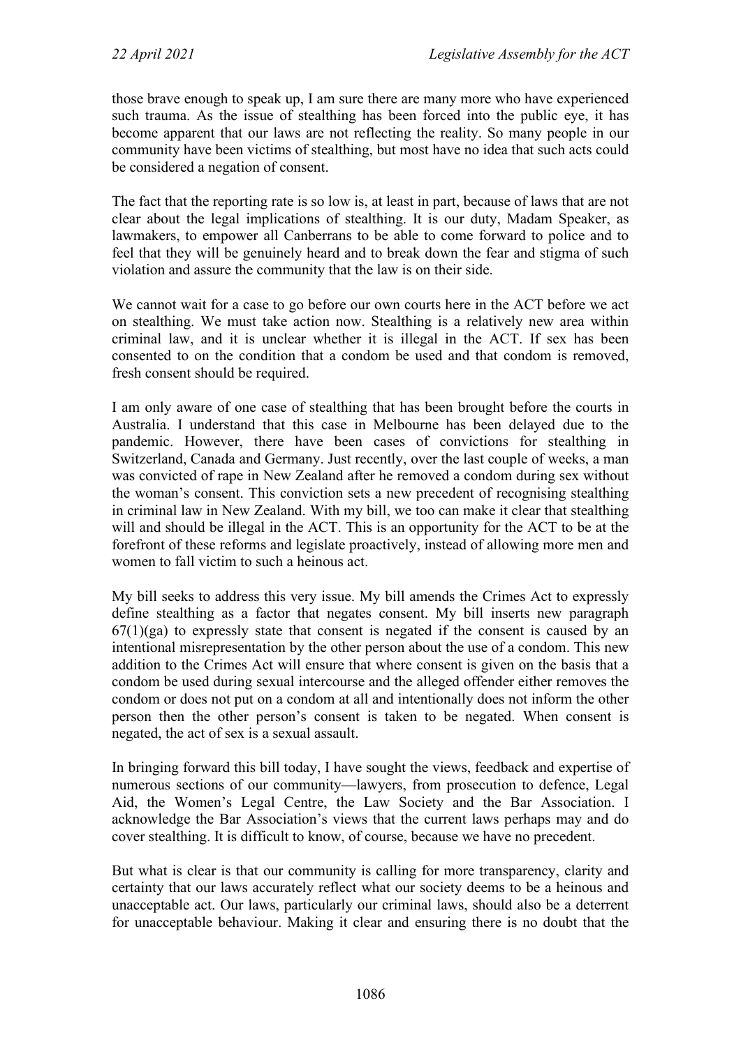those brave enough to speak up, I am sure there are many more who have experienced such trauma. As the issue of stealthing has been forced into the public eye, it has become apparent that our laws are not reflecting the reality. So many people in our community have been victims of stealthing, but most have no idea that such acts could be considered a negation of consent.

The fact that the reporting rate is so low is, at least in part, because of laws that are not clear about the legal implications of stealthing. It is our duty, Madam Speaker, as lawmakers, to empower all Canberrans to be able to come forward to police and to feel that they will be genuinely heard and to break down the fear and stigma of such violation and assure the community that the law is on their side.

We cannot wait for a case to go before our own courts here in the ACT before we act on stealthing. We must take action now. Stealthing is a relatively new area within criminal law, and it is unclear whether it is illegal in the ACT. If sex has been consented to on the condition that a condom be used and that condom is removed, fresh consent should be required.

I am only aware of one case of stealthing that has been brought before the courts in Australia. I understand that this case in Melbourne has been delayed due to the pandemic. However, there have been cases of convictions for stealthing in Switzerland, Canada and Germany. Just recently, over the last couple of weeks, a man was convicted of rape in New Zealand after he removed a condom during sex without the woman's consent. This conviction sets a new precedent of recognising stealthing in criminal law in New Zealand. With my bill, we too can make it clear that stealthing will and should be illegal in the ACT. This is an opportunity for the ACT to be at the forefront of these reforms and legislate proactively, instead of allowing more men and women to fall victim to such a heinous act.

My bill seeks to address this very issue. My bill amends the Crimes Act to expressly define stealthing as a factor that negates consent. My bill inserts new paragraph 67(1)(ga) to expressly state that consent is negated if the consent is caused by an intentional misrepresentation by the other person about the use of a condom. This new addition to the Crimes Act will ensure that where consent is given on the basis that a condom be used during sexual intercourse and the alleged offender either removes the condom or does not put on a condom at all and intentionally does not inform the other person then the other person's consent is taken to be negated. When consent is negated, the act of sex is a sexual assault.

In bringing forward this bill today, I have sought the views, feedback and expertise of numerous sections of our community—lawyers, from prosecution to defence, Legal Aid, the Women's Legal Centre, the Law Society and the Bar Association. I acknowledge the Bar Association's views that the current laws perhaps may and do cover stealthing. It is difficult to know, of course, because we have no precedent.

But what is clear is that our community is calling for more transparency, clarity and certainty that our laws accurately reflect what our society deems to be a heinous and unacceptable act. Our laws, particularly our criminal laws, should also be a deterrent for unacceptable behaviour. Making it clear and ensuring there is no doubt that the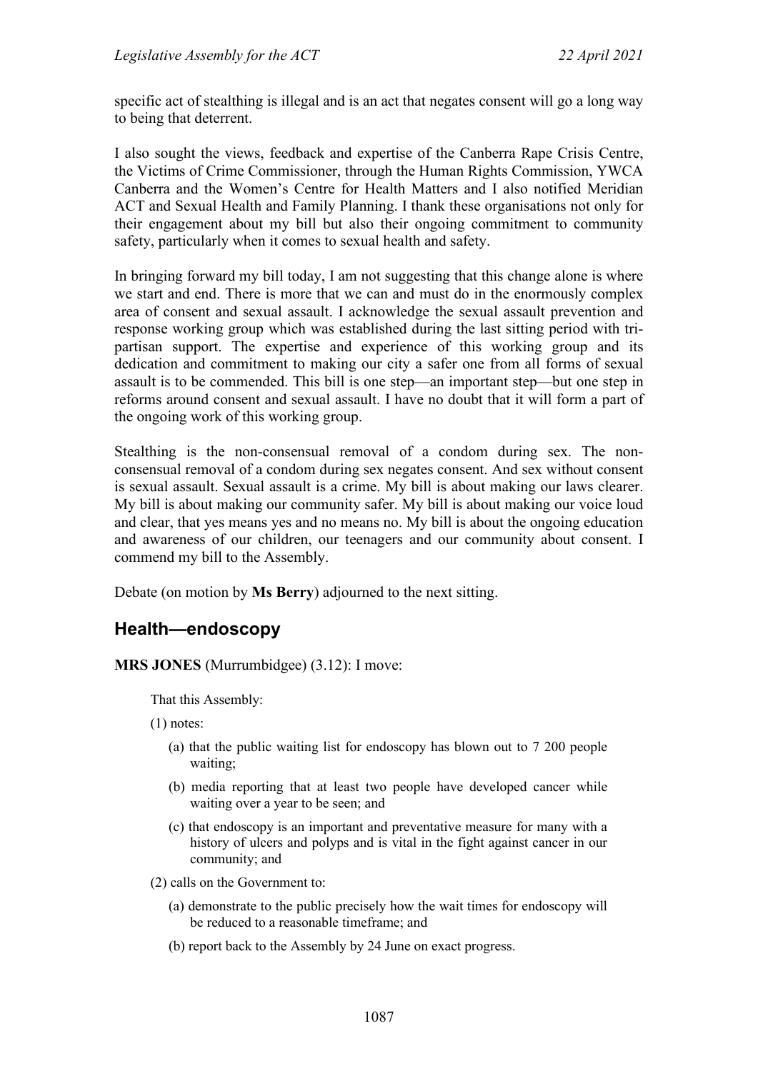specific act of stealthing is illegal and is an act that negates consent will go a long way to being that deterrent.

I also sought the views, feedback and expertise of the Canberra Rape Crisis Centre, the Victims of Crime Commissioner, through the Human Rights Commission, YWCA Canberra and the Women's Centre for Health Matters and I also notified Meridian ACT and Sexual Health and Family Planning. I thank these organisations not only for their engagement about my bill but also their ongoing commitment to community safety, particularly when it comes to sexual health and safety.

In bringing forward my bill today, I am not suggesting that this change alone is where we start and end. There is more that we can and must do in the enormously complex area of consent and sexual assault. I acknowledge the sexual assault prevention and response working group which was established during the last sitting period with tri-partisan support. The expertise and experience of this working group and its dedication and commitment to making our city a safer one from all forms of sexual assault is to be commended. This bill is one step—an important step—but one step in reforms around consent and sexual assault. I have no doubt that it will form a part of the ongoing work of this working group.

Stealthing is the non-consensual removal of a condom during sex. The non-consensual removal of a condom during sex negates consent. And sex without consent is sexual assault. Sexual assault is a crime. My bill is about making our laws clearer. My bill is about making our community safer. My bill is about making our voice loud and clear, that yes means yes and no means no. My bill is about the ongoing education and awareness of our children, our teenagers and our community about consent. I commend my bill to the Assembly.

Debate (on motion by **Ms Berry**) adjourned to the next sitting.

## Health—endoscopy

**MRS JONES** (Murrumbidgee) (3.12): I move:

> That this Assembly:
>
> (1) notes:
>
> (a) that the public waiting list for endoscopy has blown out to 7 200 people waiting;
>
> (b) media reporting that at least two people have developed cancer while waiting over a year to be seen; and
>
> (c) that endoscopy is an important and preventative measure for many with a history of ulcers and polyps and is vital in the fight against cancer in our community; and
>
> (2) calls on the Government to:
>
> (a) demonstrate to the public precisely how the wait times for endoscopy will be reduced to a reasonable timeframe; and
>
> (b) report back to the Assembly by 24 June on exact progress.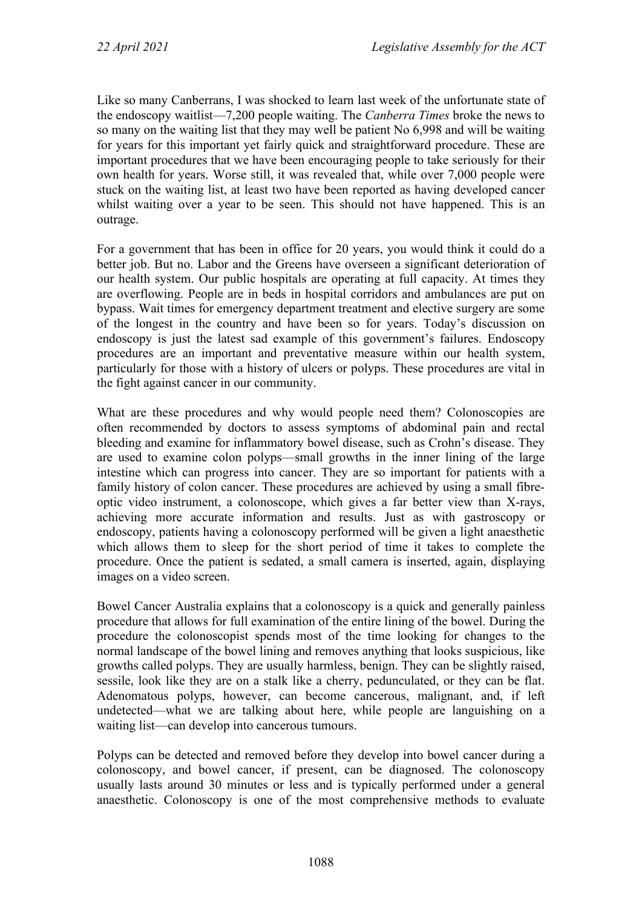Like so many Canberrans, I was shocked to learn last week of the unfortunate state of the endoscopy waitlist—7,200 people waiting. The *Canberra Times* broke the news to so many on the waiting list that they may well be patient No 6,998 and will be waiting for years for this important yet fairly quick and straightforward procedure. These are important procedures that we have been encouraging people to take seriously for their own health for years. Worse still, it was revealed that, while over 7,000 people were stuck on the waiting list, at least two have been reported as having developed cancer whilst waiting over a year to be seen. This should not have happened. This is an outrage.

For a government that has been in office for 20 years, you would think it could do a better job. But no. Labor and the Greens have overseen a significant deterioration of our health system. Our public hospitals are operating at full capacity. At times they are overflowing. People are in beds in hospital corridors and ambulances are put on bypass. Wait times for emergency department treatment and elective surgery are some of the longest in the country and have been so for years. Today's discussion on endoscopy is just the latest sad example of this government's failures. Endoscopy procedures are an important and preventative measure within our health system, particularly for those with a history of ulcers or polyps. These procedures are vital in the fight against cancer in our community.

What are these procedures and why would people need them? Colonoscopies are often recommended by doctors to assess symptoms of abdominal pain and rectal bleeding and examine for inflammatory bowel disease, such as Crohn's disease. They are used to examine colon polyps—small growths in the inner lining of the large intestine which can progress into cancer. They are so important for patients with a family history of colon cancer. These procedures are achieved by using a small fibre-optic video instrument, a colonoscope, which gives a far better view than X-rays, achieving more accurate information and results. Just as with gastroscopy or endoscopy, patients having a colonoscopy performed will be given a light anaesthetic which allows them to sleep for the short period of time it takes to complete the procedure. Once the patient is sedated, a small camera is inserted, again, displaying images on a video screen.

Bowel Cancer Australia explains that a colonoscopy is a quick and generally painless procedure that allows for full examination of the entire lining of the bowel. During the procedure the colonoscopist spends most of the time looking for changes to the normal landscape of the bowel lining and removes anything that looks suspicious, like growths called polyps. They are usually harmless, benign. They can be slightly raised, sessile, look like they are on a stalk like a cherry, pedunculated, or they can be flat. Adenomatous polyps, however, can become cancerous, malignant, and, if left undetected—what we are talking about here, while people are languishing on a waiting list—can develop into cancerous tumours.

Polyps can be detected and removed before they develop into bowel cancer during a colonoscopy, and bowel cancer, if present, can be diagnosed. The colonoscopy usually lasts around 30 minutes or less and is typically performed under a general anaesthetic. Colonoscopy is one of the most comprehensive methods to evaluate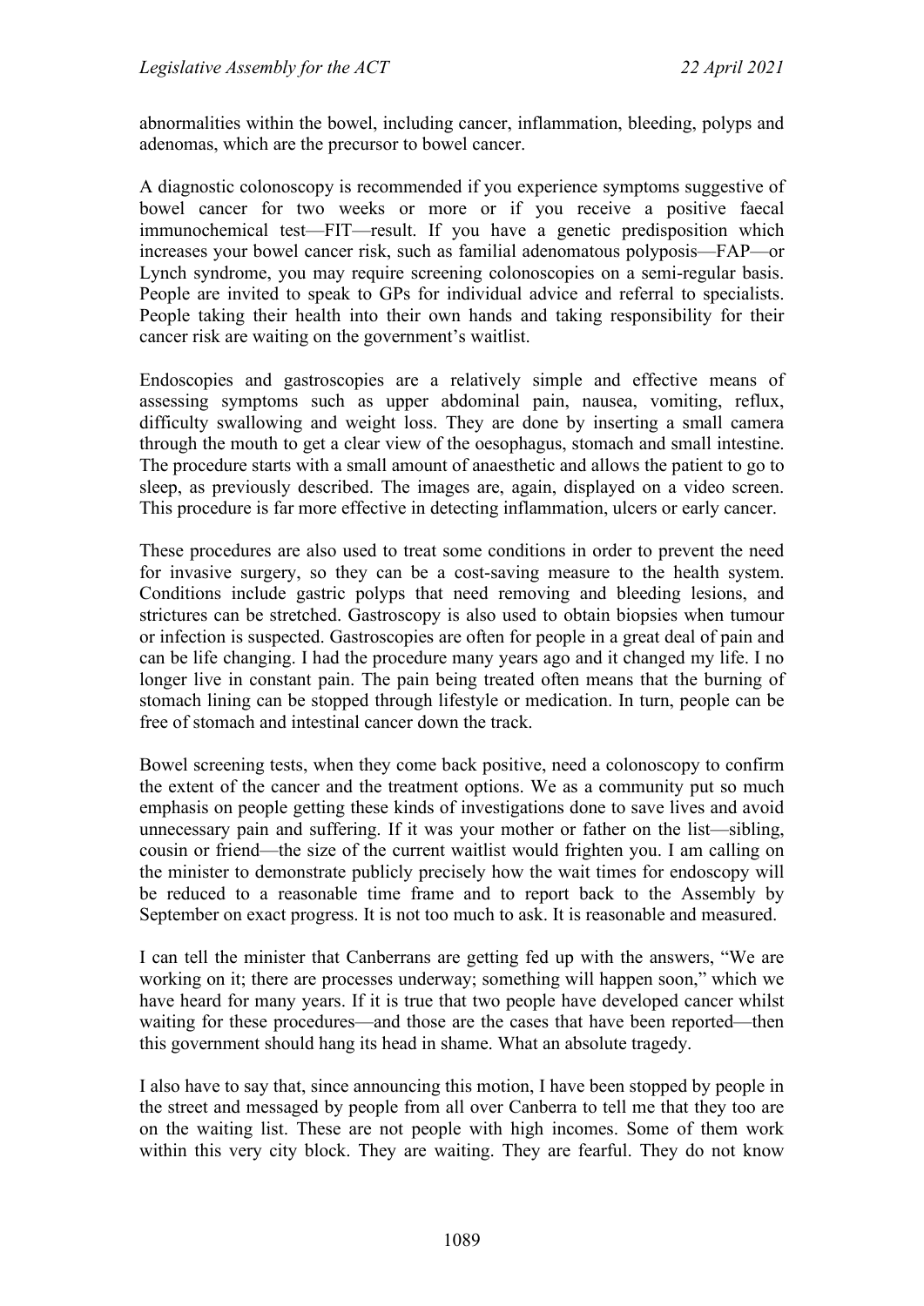abnormalities within the bowel, including cancer, inflammation, bleeding, polyps and adenomas, which are the precursor to bowel cancer.

A diagnostic colonoscopy is recommended if you experience symptoms suggestive of bowel cancer for two weeks or more or if you receive a positive faecal immunochemical test—FIT—result. If you have a genetic predisposition which increases your bowel cancer risk, such as familial adenomatous polyposis—FAP—or Lynch syndrome, you may require screening colonoscopies on a semi-regular basis. People are invited to speak to GPs for individual advice and referral to specialists. People taking their health into their own hands and taking responsibility for their cancer risk are waiting on the government's waitlist.

Endoscopies and gastroscopies are a relatively simple and effective means of assessing symptoms such as upper abdominal pain, nausea, vomiting, reflux, difficulty swallowing and weight loss. They are done by inserting a small camera through the mouth to get a clear view of the oesophagus, stomach and small intestine. The procedure starts with a small amount of anaesthetic and allows the patient to go to sleep, as previously described. The images are, again, displayed on a video screen. This procedure is far more effective in detecting inflammation, ulcers or early cancer.

These procedures are also used to treat some conditions in order to prevent the need for invasive surgery, so they can be a cost-saving measure to the health system. Conditions include gastric polyps that need removing and bleeding lesions, and strictures can be stretched. Gastroscopy is also used to obtain biopsies when tumour or infection is suspected. Gastroscopies are often for people in a great deal of pain and can be life changing. I had the procedure many years ago and it changed my life. I no longer live in constant pain. The pain being treated often means that the burning of stomach lining can be stopped through lifestyle or medication. In turn, people can be free of stomach and intestinal cancer down the track.

Bowel screening tests, when they come back positive, need a colonoscopy to confirm the extent of the cancer and the treatment options. We as a community put so much emphasis on people getting these kinds of investigations done to save lives and avoid unnecessary pain and suffering. If it was your mother or father on the list—sibling, cousin or friend—the size of the current waitlist would frighten you. I am calling on the minister to demonstrate publicly precisely how the wait times for endoscopy will be reduced to a reasonable time frame and to report back to the Assembly by September on exact progress. It is not too much to ask. It is reasonable and measured.

I can tell the minister that Canberrans are getting fed up with the answers, "We are working on it; there are processes underway; something will happen soon," which we have heard for many years. If it is true that two people have developed cancer whilst waiting for these procedures—and those are the cases that have been reported—then this government should hang its head in shame. What an absolute tragedy.

I also have to say that, since announcing this motion, I have been stopped by people in the street and messaged by people from all over Canberra to tell me that they too are on the waiting list. These are not people with high incomes. Some of them work within this very city block. They are waiting. They are fearful. They do not know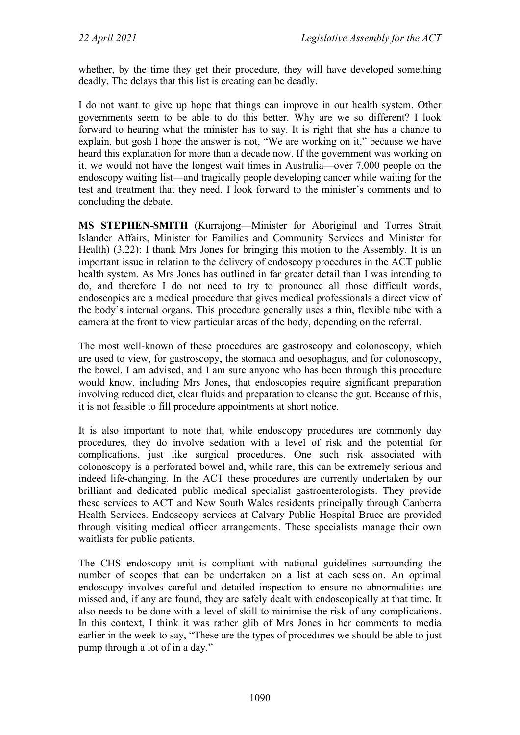whether, by the time they get their procedure, they will have developed something deadly. The delays that this list is creating can be deadly.

I do not want to give up hope that things can improve in our health system. Other governments seem to be able to do this better. Why are we so different? I look forward to hearing what the minister has to say. It is right that she has a chance to explain, but gosh I hope the answer is not, "We are working on it," because we have heard this explanation for more than a decade now. If the government was working on it, we would not have the longest wait times in Australia—over 7,000 people on the endoscopy waiting list—and tragically people developing cancer while waiting for the test and treatment that they need. I look forward to the minister's comments and to concluding the debate.

**MS STEPHEN-SMITH** (Kurrajong—Minister for Aboriginal and Torres Strait Islander Affairs, Minister for Families and Community Services and Minister for Health) (3.22): I thank Mrs Jones for bringing this motion to the Assembly. It is an important issue in relation to the delivery of endoscopy procedures in the ACT public health system. As Mrs Jones has outlined in far greater detail than I was intending to do, and therefore I do not need to try to pronounce all those difficult words, endoscopies are a medical procedure that gives medical professionals a direct view of the body's internal organs. This procedure generally uses a thin, flexible tube with a camera at the front to view particular areas of the body, depending on the referral.

The most well-known of these procedures are gastroscopy and colonoscopy, which are used to view, for gastroscopy, the stomach and oesophagus, and for colonoscopy, the bowel. I am advised, and I am sure anyone who has been through this procedure would know, including Mrs Jones, that endoscopies require significant preparation involving reduced diet, clear fluids and preparation to cleanse the gut. Because of this, it is not feasible to fill procedure appointments at short notice.

It is also important to note that, while endoscopy procedures are commonly day procedures, they do involve sedation with a level of risk and the potential for complications, just like surgical procedures. One such risk associated with colonoscopy is a perforated bowel and, while rare, this can be extremely serious and indeed life-changing. In the ACT these procedures are currently undertaken by our brilliant and dedicated public medical specialist gastroenterologists. They provide these services to ACT and New South Wales residents principally through Canberra Health Services. Endoscopy services at Calvary Public Hospital Bruce are provided through visiting medical officer arrangements. These specialists manage their own waitlists for public patients.

The CHS endoscopy unit is compliant with national guidelines surrounding the number of scopes that can be undertaken on a list at each session. An optimal endoscopy involves careful and detailed inspection to ensure no abnormalities are missed and, if any are found, they are safely dealt with endoscopically at that time. It also needs to be done with a level of skill to minimise the risk of any complications. In this context, I think it was rather glib of Mrs Jones in her comments to media earlier in the week to say, "These are the types of procedures we should be able to just pump through a lot of in a day."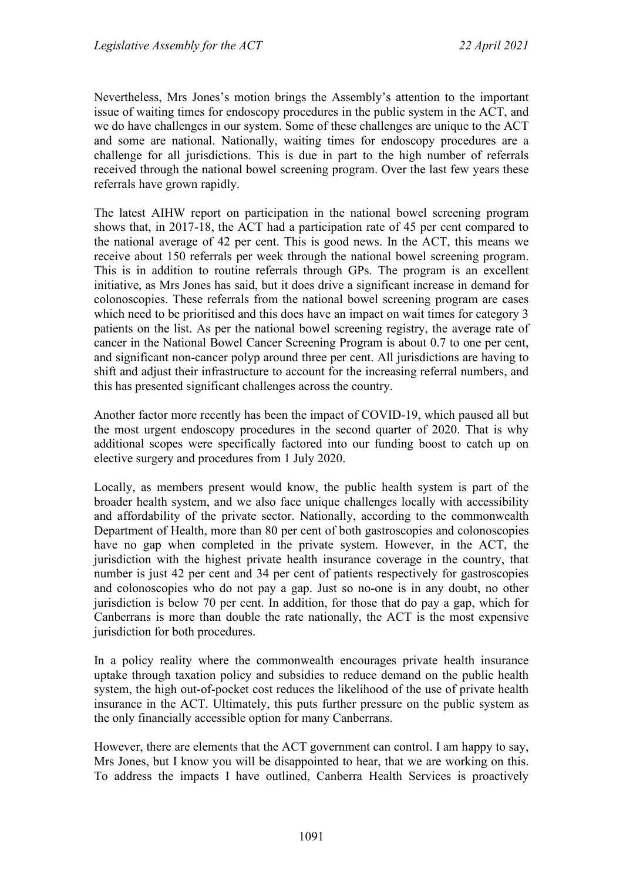Nevertheless, Mrs Jones's motion brings the Assembly's attention to the important issue of waiting times for endoscopy procedures in the public system in the ACT, and we do have challenges in our system. Some of these challenges are unique to the ACT and some are national. Nationally, waiting times for endoscopy procedures are a challenge for all jurisdictions. This is due in part to the high number of referrals received through the national bowel screening program. Over the last few years these referrals have grown rapidly.

The latest AIHW report on participation in the national bowel screening program shows that, in 2017-18, the ACT had a participation rate of 45 per cent compared to the national average of 42 per cent. This is good news. In the ACT, this means we receive about 150 referrals per week through the national bowel screening program. This is in addition to routine referrals through GPs. The program is an excellent initiative, as Mrs Jones has said, but it does drive a significant increase in demand for colonoscopies. These referrals from the national bowel screening program are cases which need to be prioritised and this does have an impact on wait times for category 3 patients on the list. As per the national bowel screening registry, the average rate of cancer in the National Bowel Cancer Screening Program is about 0.7 to one per cent, and significant non-cancer polyp around three per cent. All jurisdictions are having to shift and adjust their infrastructure to account for the increasing referral numbers, and this has presented significant challenges across the country.

Another factor more recently has been the impact of COVID-19, which paused all but the most urgent endoscopy procedures in the second quarter of 2020. That is why additional scopes were specifically factored into our funding boost to catch up on elective surgery and procedures from 1 July 2020.

Locally, as members present would know, the public health system is part of the broader health system, and we also face unique challenges locally with accessibility and affordability of the private sector. Nationally, according to the commonwealth Department of Health, more than 80 per cent of both gastroscopies and colonoscopies have no gap when completed in the private system. However, in the ACT, the jurisdiction with the highest private health insurance coverage in the country, that number is just 42 per cent and 34 per cent of patients respectively for gastroscopies and colonoscopies who do not pay a gap. Just so no-one is in any doubt, no other jurisdiction is below 70 per cent. In addition, for those that do pay a gap, which for Canberrans is more than double the rate nationally, the ACT is the most expensive jurisdiction for both procedures.

In a policy reality where the commonwealth encourages private health insurance uptake through taxation policy and subsidies to reduce demand on the public health system, the high out-of-pocket cost reduces the likelihood of the use of private health insurance in the ACT. Ultimately, this puts further pressure on the public system as the only financially accessible option for many Canberrans.

However, there are elements that the ACT government can control. I am happy to say, Mrs Jones, but I know you will be disappointed to hear, that we are working on this. To address the impacts I have outlined, Canberra Health Services is proactively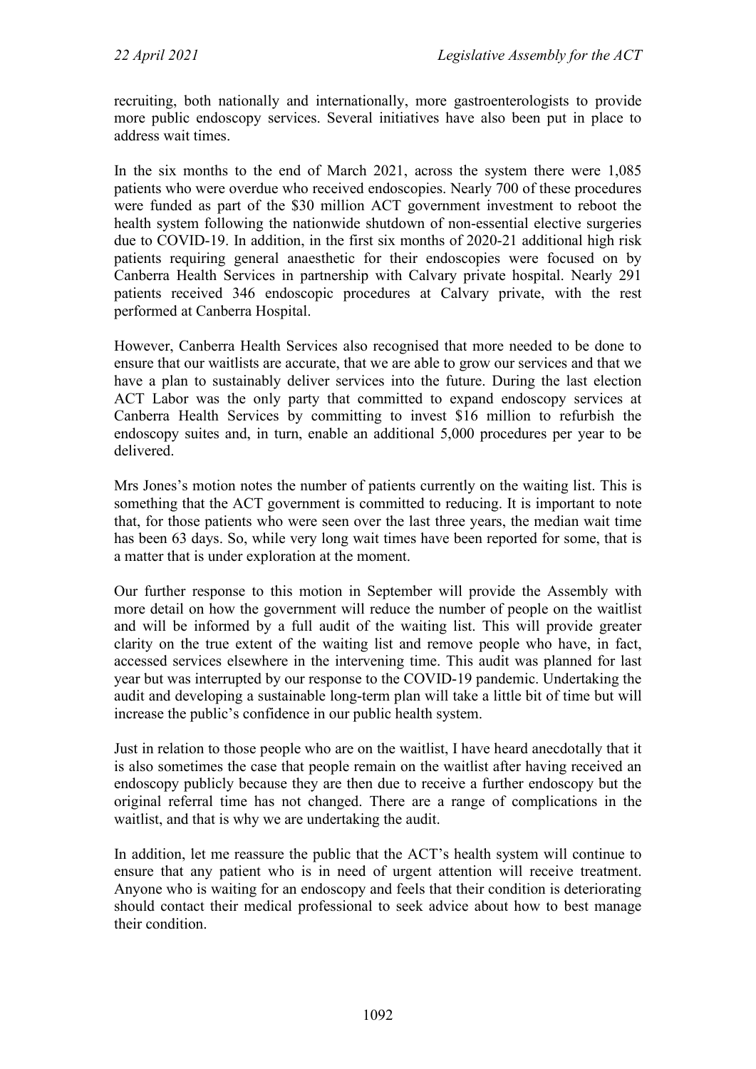recruiting, both nationally and internationally, more gastroenterologists to provide more public endoscopy services. Several initiatives have also been put in place to address wait times.

In the six months to the end of March 2021, across the system there were 1,085 patients who were overdue who received endoscopies. Nearly 700 of these procedures were funded as part of the $30 million ACT government investment to reboot the health system following the nationwide shutdown of non-essential elective surgeries due to COVID-19. In addition, in the first six months of 2020-21 additional high risk patients requiring general anaesthetic for their endoscopies were focused on by Canberra Health Services in partnership with Calvary private hospital. Nearly 291 patients received 346 endoscopic procedures at Calvary private, with the rest performed at Canberra Hospital.

However, Canberra Health Services also recognised that more needed to be done to ensure that our waitlists are accurate, that we are able to grow our services and that we have a plan to sustainably deliver services into the future. During the last election ACT Labor was the only party that committed to expand endoscopy services at Canberra Health Services by committing to invest $16 million to refurbish the endoscopy suites and, in turn, enable an additional 5,000 procedures per year to be delivered.

Mrs Jones's motion notes the number of patients currently on the waiting list. This is something that the ACT government is committed to reducing. It is important to note that, for those patients who were seen over the last three years, the median wait time has been 63 days. So, while very long wait times have been reported for some, that is a matter that is under exploration at the moment.

Our further response to this motion in September will provide the Assembly with more detail on how the government will reduce the number of people on the waitlist and will be informed by a full audit of the waiting list. This will provide greater clarity on the true extent of the waiting list and remove people who have, in fact, accessed services elsewhere in the intervening time. This audit was planned for last year but was interrupted by our response to the COVID-19 pandemic. Undertaking the audit and developing a sustainable long-term plan will take a little bit of time but will increase the public's confidence in our public health system.

Just in relation to those people who are on the waitlist, I have heard anecdotally that it is also sometimes the case that people remain on the waitlist after having received an endoscopy publicly because they are then due to receive a further endoscopy but the original referral time has not changed. There are a range of complications in the waitlist, and that is why we are undertaking the audit.

In addition, let me reassure the public that the ACT's health system will continue to ensure that any patient who is in need of urgent attention will receive treatment. Anyone who is waiting for an endoscopy and feels that their condition is deteriorating should contact their medical professional to seek advice about how to best manage their condition.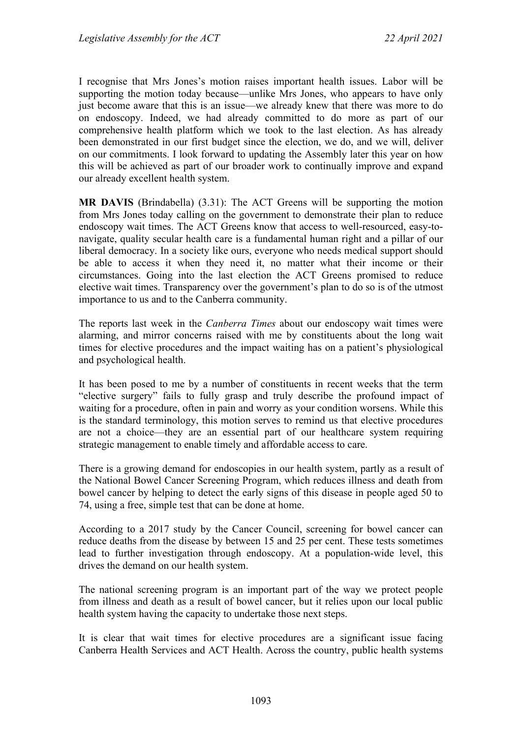I recognise that Mrs Jones's motion raises important health issues. Labor will be supporting the motion today because—unlike Mrs Jones, who appears to have only just become aware that this is an issue—we already knew that there was more to do on endoscopy. Indeed, we had already committed to do more as part of our comprehensive health platform which we took to the last election. As has already been demonstrated in our first budget since the election, we do, and we will, deliver on our commitments. I look forward to updating the Assembly later this year on how this will be achieved as part of our broader work to continually improve and expand our already excellent health system.

**MR DAVIS** (Brindabella) (3.31): The ACT Greens will be supporting the motion from Mrs Jones today calling on the government to demonstrate their plan to reduce endoscopy wait times. The ACT Greens know that access to well-resourced, easy-to-navigate, quality secular health care is a fundamental human right and a pillar of our liberal democracy. In a society like ours, everyone who needs medical support should be able to access it when they need it, no matter what their income or their circumstances. Going into the last election the ACT Greens promised to reduce elective wait times. Transparency over the government's plan to do so is of the utmost importance to us and to the Canberra community.

The reports last week in the *Canberra Times* about our endoscopy wait times were alarming, and mirror concerns raised with me by constituents about the long wait times for elective procedures and the impact waiting has on a patient's physiological and psychological health.

It has been posed to me by a number of constituents in recent weeks that the term "elective surgery" fails to fully grasp and truly describe the profound impact of waiting for a procedure, often in pain and worry as your condition worsens. While this is the standard terminology, this motion serves to remind us that elective procedures are not a choice—they are an essential part of our healthcare system requiring strategic management to enable timely and affordable access to care.

There is a growing demand for endoscopies in our health system, partly as a result of the National Bowel Cancer Screening Program, which reduces illness and death from bowel cancer by helping to detect the early signs of this disease in people aged 50 to 74, using a free, simple test that can be done at home.

According to a 2017 study by the Cancer Council, screening for bowel cancer can reduce deaths from the disease by between 15 and 25 per cent. These tests sometimes lead to further investigation through endoscopy. At a population-wide level, this drives the demand on our health system.

The national screening program is an important part of the way we protect people from illness and death as a result of bowel cancer, but it relies upon our local public health system having the capacity to undertake those next steps.

It is clear that wait times for elective procedures are a significant issue facing Canberra Health Services and ACT Health. Across the country, public health systems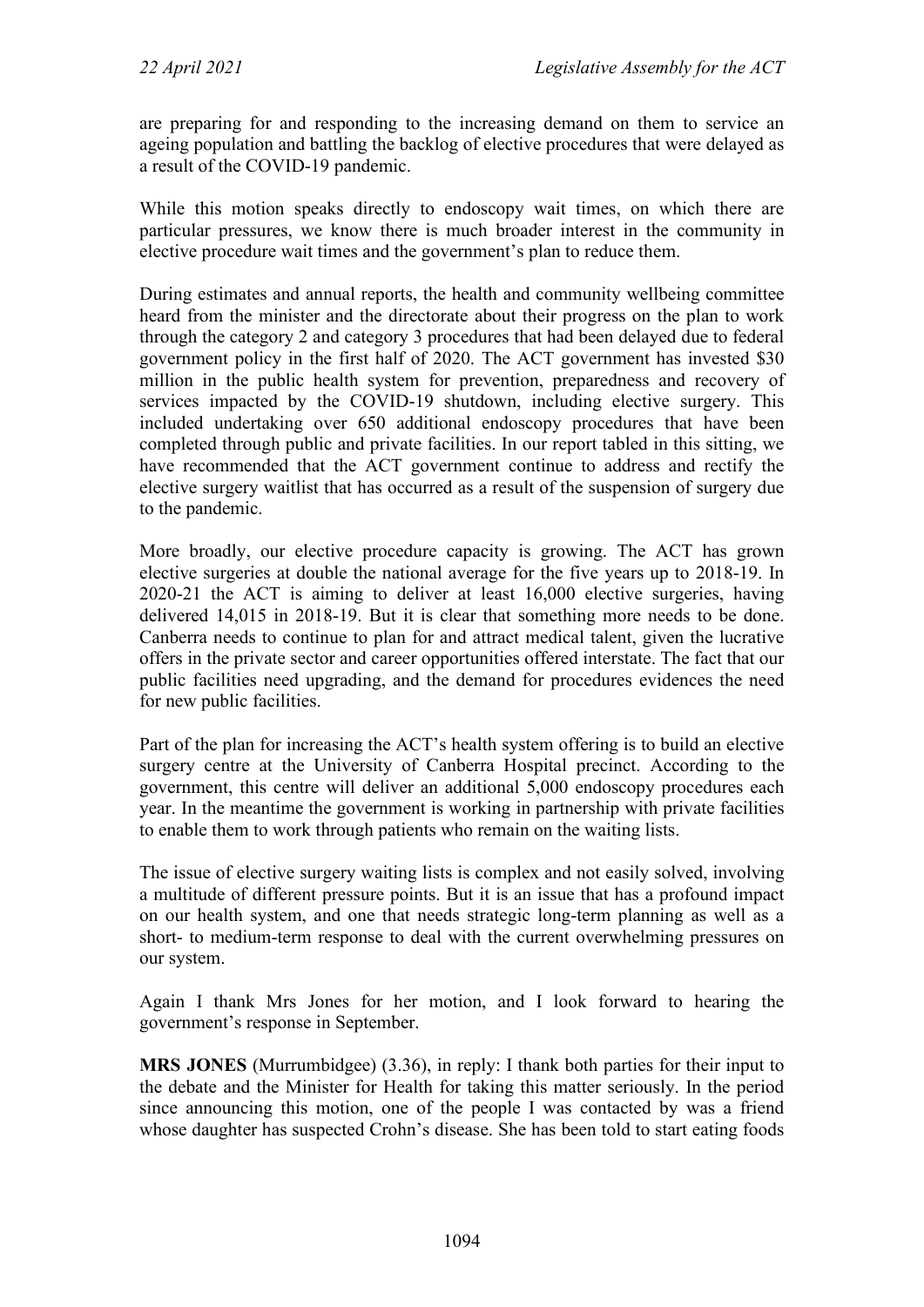are preparing for and responding to the increasing demand on them to service an ageing population and battling the backlog of elective procedures that were delayed as a result of the COVID-19 pandemic.

While this motion speaks directly to endoscopy wait times, on which there are particular pressures, we know there is much broader interest in the community in elective procedure wait times and the government's plan to reduce them.

During estimates and annual reports, the health and community wellbeing committee heard from the minister and the directorate about their progress on the plan to work through the category 2 and category 3 procedures that had been delayed due to federal government policy in the first half of 2020. The ACT government has invested $30 million in the public health system for prevention, preparedness and recovery of services impacted by the COVID-19 shutdown, including elective surgery. This included undertaking over 650 additional endoscopy procedures that have been completed through public and private facilities. In our report tabled in this sitting, we have recommended that the ACT government continue to address and rectify the elective surgery waitlist that has occurred as a result of the suspension of surgery due to the pandemic.

More broadly, our elective procedure capacity is growing. The ACT has grown elective surgeries at double the national average for the five years up to 2018-19. In 2020-21 the ACT is aiming to deliver at least 16,000 elective surgeries, having delivered 14,015 in 2018-19. But it is clear that something more needs to be done. Canberra needs to continue to plan for and attract medical talent, given the lucrative offers in the private sector and career opportunities offered interstate. The fact that our public facilities need upgrading, and the demand for procedures evidences the need for new public facilities.

Part of the plan for increasing the ACT's health system offering is to build an elective surgery centre at the University of Canberra Hospital precinct. According to the government, this centre will deliver an additional 5,000 endoscopy procedures each year. In the meantime the government is working in partnership with private facilities to enable them to work through patients who remain on the waiting lists.

The issue of elective surgery waiting lists is complex and not easily solved, involving a multitude of different pressure points. But it is an issue that has a profound impact on our health system, and one that needs strategic long-term planning as well as a short- to medium-term response to deal with the current overwhelming pressures on our system.

Again I thank Mrs Jones for her motion, and I look forward to hearing the government's response in September.

**MRS JONES** (Murrumbidgee) (3.36), in reply: I thank both parties for their input to the debate and the Minister for Health for taking this matter seriously. In the period since announcing this motion, one of the people I was contacted by was a friend whose daughter has suspected Crohn's disease. She has been told to start eating foods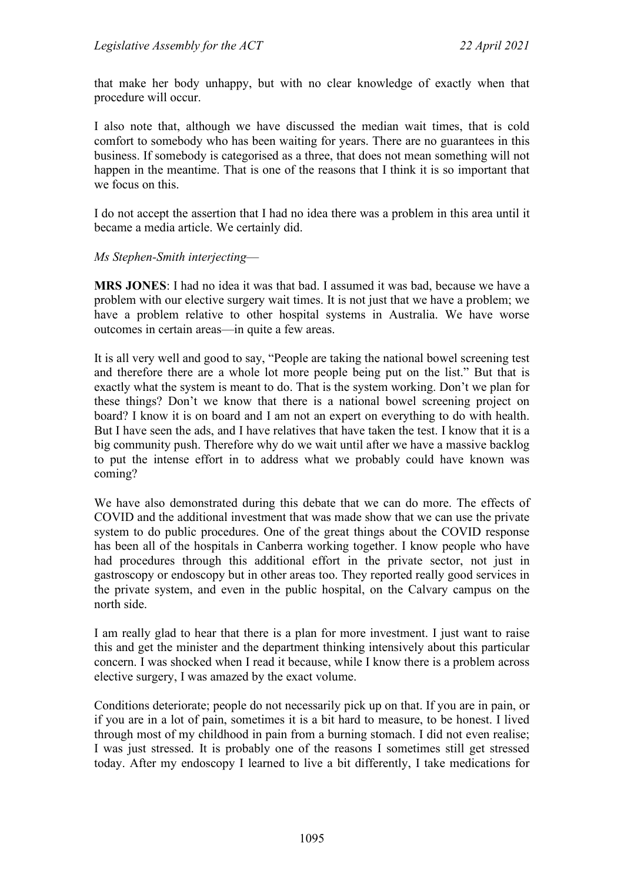that make her body unhappy, but with no clear knowledge of exactly when that procedure will occur.

I also note that, although we have discussed the median wait times, that is cold comfort to somebody who has been waiting for years. There are no guarantees in this business. If somebody is categorised as a three, that does not mean something will not happen in the meantime. That is one of the reasons that I think it is so important that we focus on this.

I do not accept the assertion that I had no idea there was a problem in this area until it became a media article. We certainly did.

*Ms Stephen-Smith interjecting*—

**MRS JONES**: I had no idea it was that bad. I assumed it was bad, because we have a problem with our elective surgery wait times. It is not just that we have a problem; we have a problem relative to other hospital systems in Australia. We have worse outcomes in certain areas—in quite a few areas.

It is all very well and good to say, "People are taking the national bowel screening test and therefore there are a whole lot more people being put on the list." But that is exactly what the system is meant to do. That is the system working. Don't we plan for these things? Don't we know that there is a national bowel screening project on board? I know it is on board and I am not an expert on everything to do with health. But I have seen the ads, and I have relatives that have taken the test. I know that it is a big community push. Therefore why do we wait until after we have a massive backlog to put the intense effort in to address what we probably could have known was coming?

We have also demonstrated during this debate that we can do more. The effects of COVID and the additional investment that was made show that we can use the private system to do public procedures. One of the great things about the COVID response has been all of the hospitals in Canberra working together. I know people who have had procedures through this additional effort in the private sector, not just in gastroscopy or endoscopy but in other areas too. They reported really good services in the private system, and even in the public hospital, on the Calvary campus on the north side.

I am really glad to hear that there is a plan for more investment. I just want to raise this and get the minister and the department thinking intensively about this particular concern. I was shocked when I read it because, while I know there is a problem across elective surgery, I was amazed by the exact volume.

Conditions deteriorate; people do not necessarily pick up on that. If you are in pain, or if you are in a lot of pain, sometimes it is a bit hard to measure, to be honest. I lived through most of my childhood in pain from a burning stomach. I did not even realise; I was just stressed. It is probably one of the reasons I sometimes still get stressed today. After my endoscopy I learned to live a bit differently, I take medications for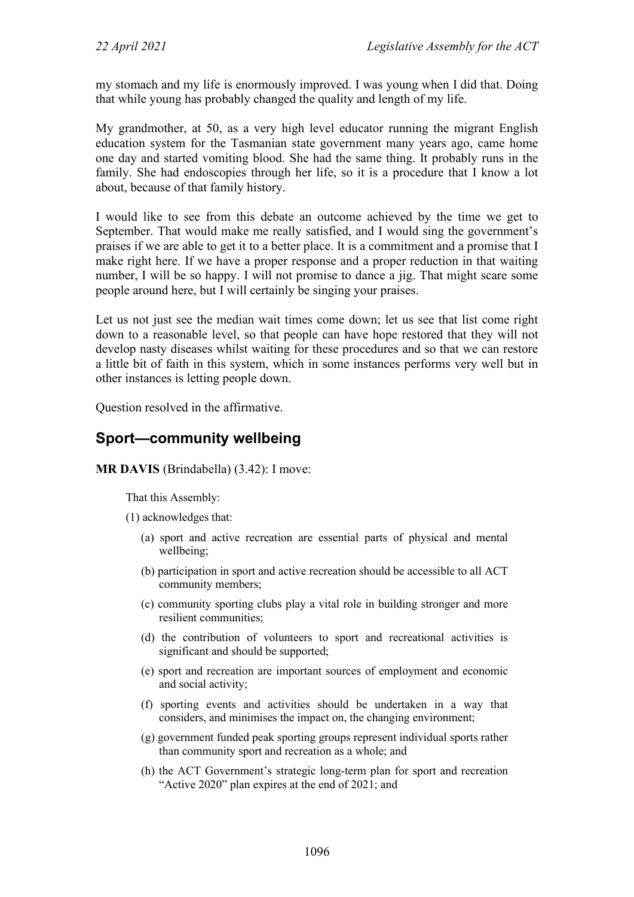my stomach and my life is enormously improved. I was young when I did that. Doing that while young has probably changed the quality and length of my life.

My grandmother, at 50, as a very high level educator running the migrant English education system for the Tasmanian state government many years ago, came home one day and started vomiting blood. She had the same thing. It probably runs in the family. She had endoscopies through her life, so it is a procedure that I know a lot about, because of that family history.

I would like to see from this debate an outcome achieved by the time we get to September. That would make me really satisfied, and I would sing the government's praises if we are able to get it to a better place. It is a commitment and a promise that I make right here. If we have a proper response and a proper reduction in that waiting number, I will be so happy. I will not promise to dance a jig. That might scare some people around here, but I will certainly be singing your praises.

Let us not just see the median wait times come down; let us see that list come right down to a reasonable level, so that people can have hope restored that they will not develop nasty diseases whilst waiting for these procedures and so that we can restore a little bit of faith in this system, which in some instances performs very well but in other instances is letting people down.

Question resolved in the affirmative.

## Sport—community wellbeing

**MR DAVIS** (Brindabella) (3.42): I move:

> That this Assembly:
>
> (1) acknowledges that:
>
> (a) sport and active recreation are essential parts of physical and mental wellbeing;
>
> (b) participation in sport and active recreation should be accessible to all ACT community members;
>
> (c) community sporting clubs play a vital role in building stronger and more resilient communities;
>
> (d) the contribution of volunteers to sport and recreational activities is significant and should be supported;
>
> (e) sport and recreation are important sources of employment and economic and social activity;
>
> (f) sporting events and activities should be undertaken in a way that considers, and minimises the impact on, the changing environment;
>
> (g) government funded peak sporting groups represent individual sports rather than community sport and recreation as a whole; and
>
> (h) the ACT Government's strategic long-term plan for sport and recreation "Active 2020" plan expires at the end of 2021; and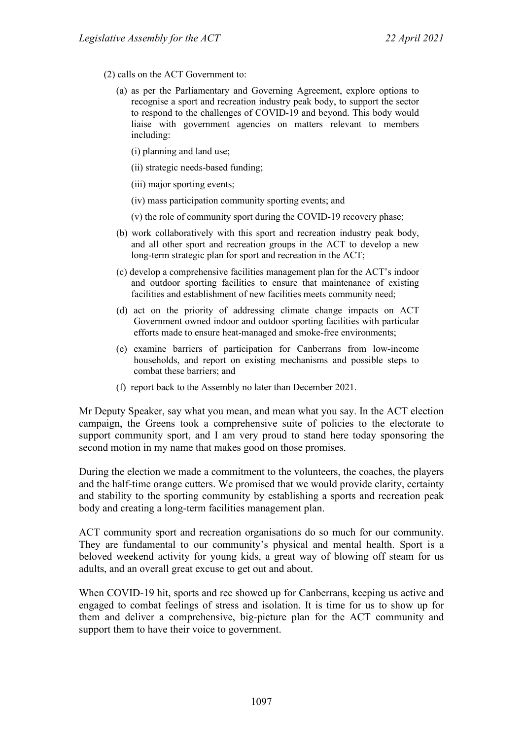(2) calls on the ACT Government to:

(a) as per the Parliamentary and Governing Agreement, explore options to recognise a sport and recreation industry peak body, to support the sector to respond to the challenges of COVID-19 and beyond. This body would liaise with government agencies on matters relevant to members including:

(i) planning and land use;

(ii) strategic needs-based funding;

(iii) major sporting events;

(iv) mass participation community sporting events; and

(v) the role of community sport during the COVID-19 recovery phase;

(b) work collaboratively with this sport and recreation industry peak body, and all other sport and recreation groups in the ACT to develop a new long-term strategic plan for sport and recreation in the ACT;

(c) develop a comprehensive facilities management plan for the ACT's indoor and outdoor sporting facilities to ensure that maintenance of existing facilities and establishment of new facilities meets community need;

(d) act on the priority of addressing climate change impacts on ACT Government owned indoor and outdoor sporting facilities with particular efforts made to ensure heat-managed and smoke-free environments;

(e) examine barriers of participation for Canberrans from low-income households, and report on existing mechanisms and possible steps to combat these barriers; and

(f) report back to the Assembly no later than December 2021.

Mr Deputy Speaker, say what you mean, and mean what you say. In the ACT election campaign, the Greens took a comprehensive suite of policies to the electorate to support community sport, and I am very proud to stand here today sponsoring the second motion in my name that makes good on those promises.

During the election we made a commitment to the volunteers, the coaches, the players and the half-time orange cutters. We promised that we would provide clarity, certainty and stability to the sporting community by establishing a sports and recreation peak body and creating a long-term facilities management plan.

ACT community sport and recreation organisations do so much for our community. They are fundamental to our community's physical and mental health. Sport is a beloved weekend activity for young kids, a great way of blowing off steam for us adults, and an overall great excuse to get out and about.

When COVID-19 hit, sports and rec showed up for Canberrans, keeping us active and engaged to combat feelings of stress and isolation. It is time for us to show up for them and deliver a comprehensive, big-picture plan for the ACT community and support them to have their voice to government.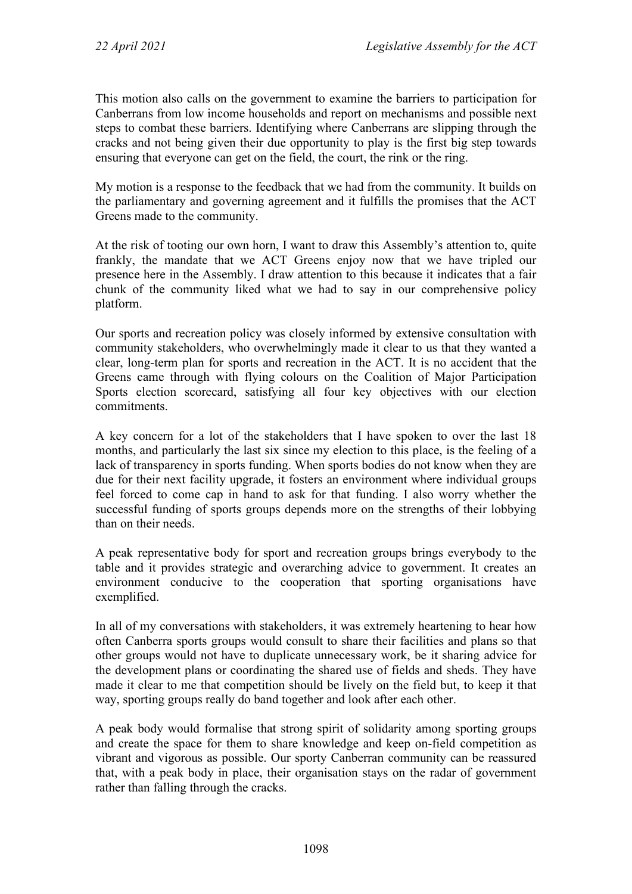This motion also calls on the government to examine the barriers to participation for Canberrans from low income households and report on mechanisms and possible next steps to combat these barriers. Identifying where Canberrans are slipping through the cracks and not being given their due opportunity to play is the first big step towards ensuring that everyone can get on the field, the court, the rink or the ring.

My motion is a response to the feedback that we had from the community. It builds on the parliamentary and governing agreement and it fulfills the promises that the ACT Greens made to the community.

At the risk of tooting our own horn, I want to draw this Assembly's attention to, quite frankly, the mandate that we ACT Greens enjoy now that we have tripled our presence here in the Assembly. I draw attention to this because it indicates that a fair chunk of the community liked what we had to say in our comprehensive policy platform.

Our sports and recreation policy was closely informed by extensive consultation with community stakeholders, who overwhelmingly made it clear to us that they wanted a clear, long-term plan for sports and recreation in the ACT. It is no accident that the Greens came through with flying colours on the Coalition of Major Participation Sports election scorecard, satisfying all four key objectives with our election commitments.

A key concern for a lot of the stakeholders that I have spoken to over the last 18 months, and particularly the last six since my election to this place, is the feeling of a lack of transparency in sports funding. When sports bodies do not know when they are due for their next facility upgrade, it fosters an environment where individual groups feel forced to come cap in hand to ask for that funding. I also worry whether the successful funding of sports groups depends more on the strengths of their lobbying than on their needs.

A peak representative body for sport and recreation groups brings everybody to the table and it provides strategic and overarching advice to government. It creates an environment conducive to the cooperation that sporting organisations have exemplified.

In all of my conversations with stakeholders, it was extremely heartening to hear how often Canberra sports groups would consult to share their facilities and plans so that other groups would not have to duplicate unnecessary work, be it sharing advice for the development plans or coordinating the shared use of fields and sheds. They have made it clear to me that competition should be lively on the field but, to keep it that way, sporting groups really do band together and look after each other.

A peak body would formalise that strong spirit of solidarity among sporting groups and create the space for them to share knowledge and keep on-field competition as vibrant and vigorous as possible. Our sporty Canberran community can be reassured that, with a peak body in place, their organisation stays on the radar of government rather than falling through the cracks.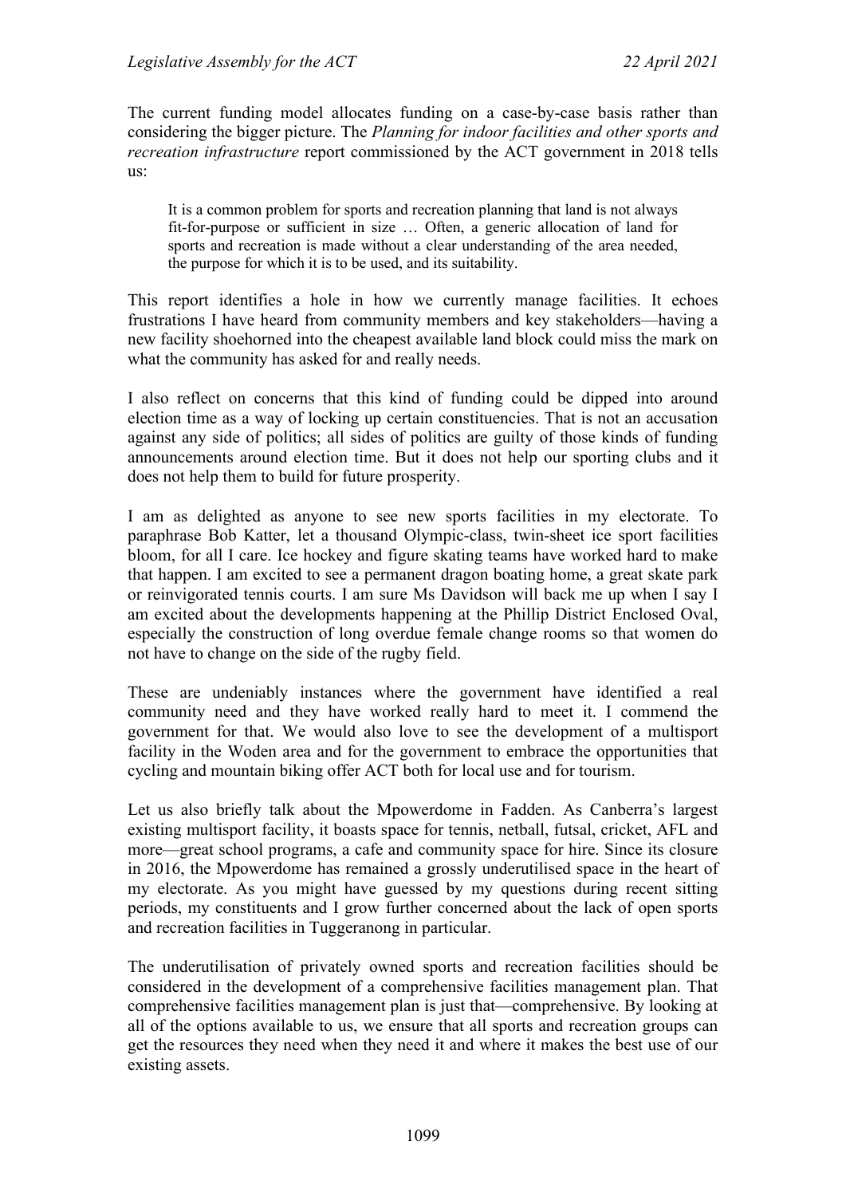The current funding model allocates funding on a case-by-case basis rather than considering the bigger picture. The *Planning for indoor facilities and other sports and recreation infrastructure* report commissioned by the ACT government in 2018 tells us:

> It is a common problem for sports and recreation planning that land is not always fit-for-purpose or sufficient in size … Often, a generic allocation of land for sports and recreation is made without a clear understanding of the area needed, the purpose for which it is to be used, and its suitability.

This report identifies a hole in how we currently manage facilities. It echoes frustrations I have heard from community members and key stakeholders—having a new facility shoehorned into the cheapest available land block could miss the mark on what the community has asked for and really needs.

I also reflect on concerns that this kind of funding could be dipped into around election time as a way of locking up certain constituencies. That is not an accusation against any side of politics; all sides of politics are guilty of those kinds of funding announcements around election time. But it does not help our sporting clubs and it does not help them to build for future prosperity.

I am as delighted as anyone to see new sports facilities in my electorate. To paraphrase Bob Katter, let a thousand Olympic-class, twin-sheet ice sport facilities bloom, for all I care. Ice hockey and figure skating teams have worked hard to make that happen. I am excited to see a permanent dragon boating home, a great skate park or reinvigorated tennis courts. I am sure Ms Davidson will back me up when I say I am excited about the developments happening at the Phillip District Enclosed Oval, especially the construction of long overdue female change rooms so that women do not have to change on the side of the rugby field.

These are undeniably instances where the government have identified a real community need and they have worked really hard to meet it. I commend the government for that. We would also love to see the development of a multisport facility in the Woden area and for the government to embrace the opportunities that cycling and mountain biking offer ACT both for local use and for tourism.

Let us also briefly talk about the Mpowerdome in Fadden. As Canberra's largest existing multisport facility, it boasts space for tennis, netball, futsal, cricket, AFL and more—great school programs, a cafe and community space for hire. Since its closure in 2016, the Mpowerdome has remained a grossly underutilised space in the heart of my electorate. As you might have guessed by my questions during recent sitting periods, my constituents and I grow further concerned about the lack of open sports and recreation facilities in Tuggeranong in particular.

The underutilisation of privately owned sports and recreation facilities should be considered in the development of a comprehensive facilities management plan. That comprehensive facilities management plan is just that—comprehensive. By looking at all of the options available to us, we ensure that all sports and recreation groups can get the resources they need when they need it and where it makes the best use of our existing assets.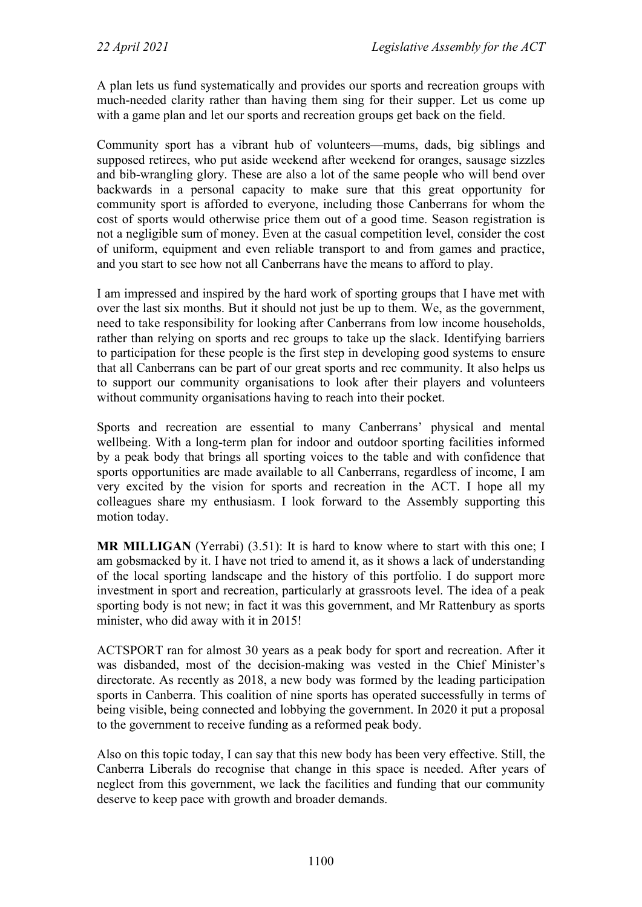A plan lets us fund systematically and provides our sports and recreation groups with much-needed clarity rather than having them sing for their supper. Let us come up with a game plan and let our sports and recreation groups get back on the field.

Community sport has a vibrant hub of volunteers—mums, dads, big siblings and supposed retirees, who put aside weekend after weekend for oranges, sausage sizzles and bib-wrangling glory. These are also a lot of the same people who will bend over backwards in a personal capacity to make sure that this great opportunity for community sport is afforded to everyone, including those Canberrans for whom the cost of sports would otherwise price them out of a good time. Season registration is not a negligible sum of money. Even at the casual competition level, consider the cost of uniform, equipment and even reliable transport to and from games and practice, and you start to see how not all Canberrans have the means to afford to play.

I am impressed and inspired by the hard work of sporting groups that I have met with over the last six months. But it should not just be up to them. We, as the government, need to take responsibility for looking after Canberrans from low income households, rather than relying on sports and rec groups to take up the slack. Identifying barriers to participation for these people is the first step in developing good systems to ensure that all Canberrans can be part of our great sports and rec community. It also helps us to support our community organisations to look after their players and volunteers without community organisations having to reach into their pocket.

Sports and recreation are essential to many Canberrans' physical and mental wellbeing. With a long-term plan for indoor and outdoor sporting facilities informed by a peak body that brings all sporting voices to the table and with confidence that sports opportunities are made available to all Canberrans, regardless of income, I am very excited by the vision for sports and recreation in the ACT. I hope all my colleagues share my enthusiasm. I look forward to the Assembly supporting this motion today.

**MR MILLIGAN** (Yerrabi) (3.51): It is hard to know where to start with this one; I am gobsmacked by it. I have not tried to amend it, as it shows a lack of understanding of the local sporting landscape and the history of this portfolio. I do support more investment in sport and recreation, particularly at grassroots level. The idea of a peak sporting body is not new; in fact it was this government, and Mr Rattenbury as sports minister, who did away with it in 2015!

ACTSPORT ran for almost 30 years as a peak body for sport and recreation. After it was disbanded, most of the decision-making was vested in the Chief Minister's directorate. As recently as 2018, a new body was formed by the leading participation sports in Canberra. This coalition of nine sports has operated successfully in terms of being visible, being connected and lobbying the government. In 2020 it put a proposal to the government to receive funding as a reformed peak body.

Also on this topic today, I can say that this new body has been very effective. Still, the Canberra Liberals do recognise that change in this space is needed. After years of neglect from this government, we lack the facilities and funding that our community deserve to keep pace with growth and broader demands.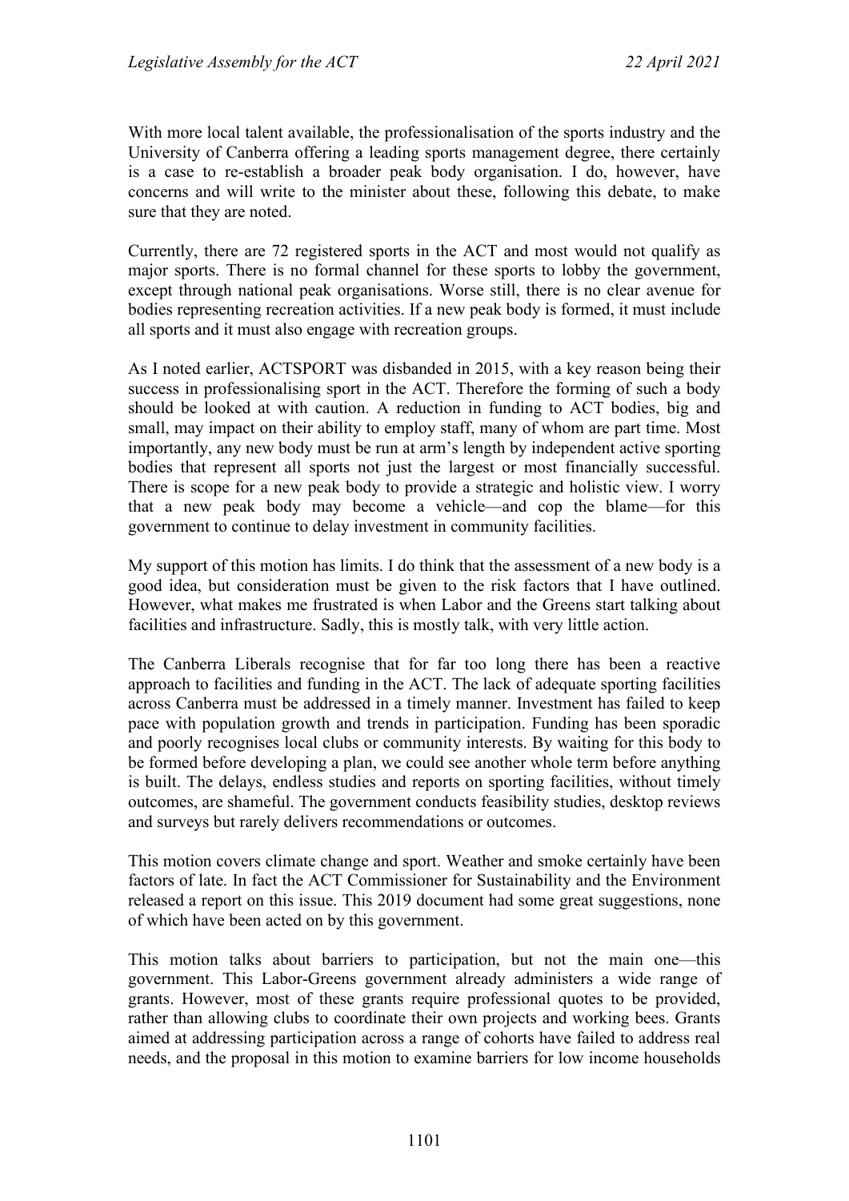With more local talent available, the professionalisation of the sports industry and the University of Canberra offering a leading sports management degree, there certainly is a case to re-establish a broader peak body organisation. I do, however, have concerns and will write to the minister about these, following this debate, to make sure that they are noted.

Currently, there are 72 registered sports in the ACT and most would not qualify as major sports. There is no formal channel for these sports to lobby the government, except through national peak organisations. Worse still, there is no clear avenue for bodies representing recreation activities. If a new peak body is formed, it must include all sports and it must also engage with recreation groups.

As I noted earlier, ACTSPORT was disbanded in 2015, with a key reason being their success in professionalising sport in the ACT. Therefore the forming of such a body should be looked at with caution. A reduction in funding to ACT bodies, big and small, may impact on their ability to employ staff, many of whom are part time. Most importantly, any new body must be run at arm's length by independent active sporting bodies that represent all sports not just the largest or most financially successful. There is scope for a new peak body to provide a strategic and holistic view. I worry that a new peak body may become a vehicle—and cop the blame—for this government to continue to delay investment in community facilities.

My support of this motion has limits. I do think that the assessment of a new body is a good idea, but consideration must be given to the risk factors that I have outlined. However, what makes me frustrated is when Labor and the Greens start talking about facilities and infrastructure. Sadly, this is mostly talk, with very little action.

The Canberra Liberals recognise that for far too long there has been a reactive approach to facilities and funding in the ACT. The lack of adequate sporting facilities across Canberra must be addressed in a timely manner. Investment has failed to keep pace with population growth and trends in participation. Funding has been sporadic and poorly recognises local clubs or community interests. By waiting for this body to be formed before developing a plan, we could see another whole term before anything is built. The delays, endless studies and reports on sporting facilities, without timely outcomes, are shameful. The government conducts feasibility studies, desktop reviews and surveys but rarely delivers recommendations or outcomes.

This motion covers climate change and sport. Weather and smoke certainly have been factors of late. In fact the ACT Commissioner for Sustainability and the Environment released a report on this issue. This 2019 document had some great suggestions, none of which have been acted on by this government.

This motion talks about barriers to participation, but not the main one—this government. This Labor-Greens government already administers a wide range of grants. However, most of these grants require professional quotes to be provided, rather than allowing clubs to coordinate their own projects and working bees. Grants aimed at addressing participation across a range of cohorts have failed to address real needs, and the proposal in this motion to examine barriers for low income households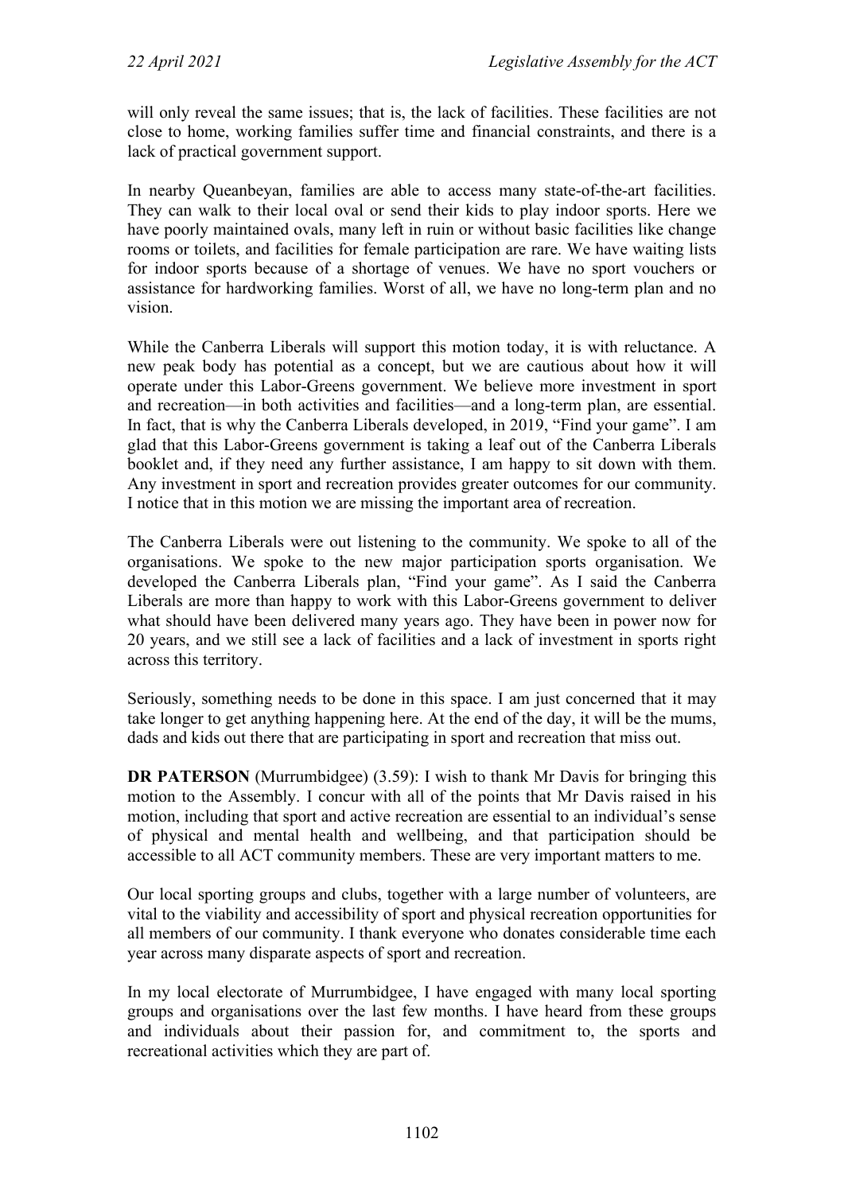will only reveal the same issues; that is, the lack of facilities. These facilities are not close to home, working families suffer time and financial constraints, and there is a lack of practical government support.

In nearby Queanbeyan, families are able to access many state-of-the-art facilities. They can walk to their local oval or send their kids to play indoor sports. Here we have poorly maintained ovals, many left in ruin or without basic facilities like change rooms or toilets, and facilities for female participation are rare. We have waiting lists for indoor sports because of a shortage of venues. We have no sport vouchers or assistance for hardworking families. Worst of all, we have no long-term plan and no vision.

While the Canberra Liberals will support this motion today, it is with reluctance. A new peak body has potential as a concept, but we are cautious about how it will operate under this Labor-Greens government. We believe more investment in sport and recreation—in both activities and facilities—and a long-term plan, are essential. In fact, that is why the Canberra Liberals developed, in 2019, "Find your game". I am glad that this Labor-Greens government is taking a leaf out of the Canberra Liberals booklet and, if they need any further assistance, I am happy to sit down with them. Any investment in sport and recreation provides greater outcomes for our community. I notice that in this motion we are missing the important area of recreation.

The Canberra Liberals were out listening to the community. We spoke to all of the organisations. We spoke to the new major participation sports organisation. We developed the Canberra Liberals plan, "Find your game". As I said the Canberra Liberals are more than happy to work with this Labor-Greens government to deliver what should have been delivered many years ago. They have been in power now for 20 years, and we still see a lack of facilities and a lack of investment in sports right across this territory.

Seriously, something needs to be done in this space. I am just concerned that it may take longer to get anything happening here. At the end of the day, it will be the mums, dads and kids out there that are participating in sport and recreation that miss out.

**DR PATERSON** (Murrumbidgee) (3.59): I wish to thank Mr Davis for bringing this motion to the Assembly. I concur with all of the points that Mr Davis raised in his motion, including that sport and active recreation are essential to an individual's sense of physical and mental health and wellbeing, and that participation should be accessible to all ACT community members. These are very important matters to me.

Our local sporting groups and clubs, together with a large number of volunteers, are vital to the viability and accessibility of sport and physical recreation opportunities for all members of our community. I thank everyone who donates considerable time each year across many disparate aspects of sport and recreation.

In my local electorate of Murrumbidgee, I have engaged with many local sporting groups and organisations over the last few months. I have heard from these groups and individuals about their passion for, and commitment to, the sports and recreational activities which they are part of.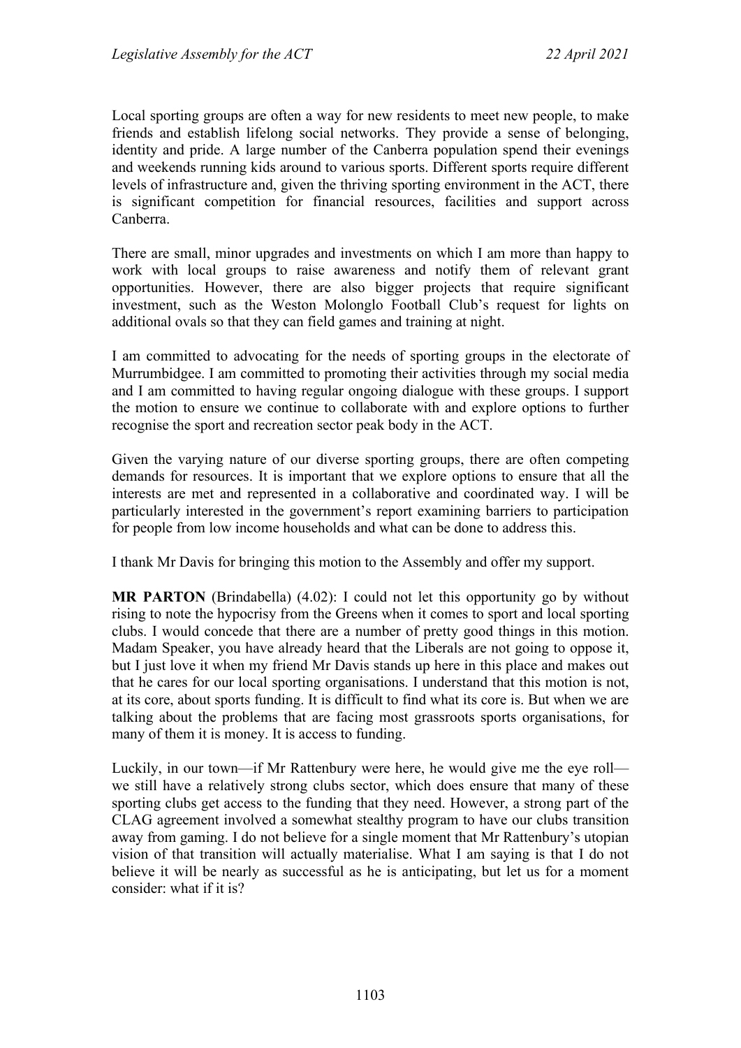Local sporting groups are often a way for new residents to meet new people, to make friends and establish lifelong social networks. They provide a sense of belonging, identity and pride. A large number of the Canberra population spend their evenings and weekends running kids around to various sports. Different sports require different levels of infrastructure and, given the thriving sporting environment in the ACT, there is significant competition for financial resources, facilities and support across Canberra.

There are small, minor upgrades and investments on which I am more than happy to work with local groups to raise awareness and notify them of relevant grant opportunities. However, there are also bigger projects that require significant investment, such as the Weston Molonglo Football Club's request for lights on additional ovals so that they can field games and training at night.

I am committed to advocating for the needs of sporting groups in the electorate of Murrumbidgee. I am committed to promoting their activities through my social media and I am committed to having regular ongoing dialogue with these groups. I support the motion to ensure we continue to collaborate with and explore options to further recognise the sport and recreation sector peak body in the ACT.

Given the varying nature of our diverse sporting groups, there are often competing demands for resources. It is important that we explore options to ensure that all the interests are met and represented in a collaborative and coordinated way. I will be particularly interested in the government's report examining barriers to participation for people from low income households and what can be done to address this.

I thank Mr Davis for bringing this motion to the Assembly and offer my support.

**MR PARTON** (Brindabella) (4.02): I could not let this opportunity go by without rising to note the hypocrisy from the Greens when it comes to sport and local sporting clubs. I would concede that there are a number of pretty good things in this motion. Madam Speaker, you have already heard that the Liberals are not going to oppose it, but I just love it when my friend Mr Davis stands up here in this place and makes out that he cares for our local sporting organisations. I understand that this motion is not, at its core, about sports funding. It is difficult to find what its core is. But when we are talking about the problems that are facing most grassroots sports organisations, for many of them it is money. It is access to funding.

Luckily, in our town—if Mr Rattenbury were here, he would give me the eye roll—we still have a relatively strong clubs sector, which does ensure that many of these sporting clubs get access to the funding that they need. However, a strong part of the CLAG agreement involved a somewhat stealthy program to have our clubs transition away from gaming. I do not believe for a single moment that Mr Rattenbury's utopian vision of that transition will actually materialise. What I am saying is that I do not believe it will be nearly as successful as he is anticipating, but let us for a moment consider: what if it is?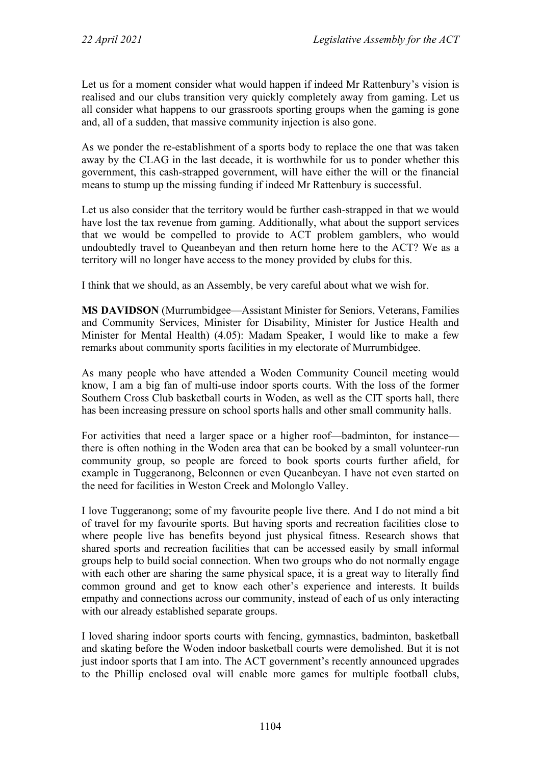Let us for a moment consider what would happen if indeed Mr Rattenbury's vision is realised and our clubs transition very quickly completely away from gaming. Let us all consider what happens to our grassroots sporting groups when the gaming is gone and, all of a sudden, that massive community injection is also gone.

As we ponder the re-establishment of a sports body to replace the one that was taken away by the CLAG in the last decade, it is worthwhile for us to ponder whether this government, this cash-strapped government, will have either the will or the financial means to stump up the missing funding if indeed Mr Rattenbury is successful.

Let us also consider that the territory would be further cash-strapped in that we would have lost the tax revenue from gaming. Additionally, what about the support services that we would be compelled to provide to ACT problem gamblers, who would undoubtedly travel to Queanbeyan and then return home here to the ACT? We as a territory will no longer have access to the money provided by clubs for this.

I think that we should, as an Assembly, be very careful about what we wish for.

**MS DAVIDSON** (Murrumbidgee—Assistant Minister for Seniors, Veterans, Families and Community Services, Minister for Disability, Minister for Justice Health and Minister for Mental Health) (4.05): Madam Speaker, I would like to make a few remarks about community sports facilities in my electorate of Murrumbidgee.

As many people who have attended a Woden Community Council meeting would know, I am a big fan of multi-use indoor sports courts. With the loss of the former Southern Cross Club basketball courts in Woden, as well as the CIT sports hall, there has been increasing pressure on school sports halls and other small community halls.

For activities that need a larger space or a higher roof—badminton, for instance—there is often nothing in the Woden area that can be booked by a small volunteer-run community group, so people are forced to book sports courts further afield, for example in Tuggeranong, Belconnen or even Queanbeyan. I have not even started on the need for facilities in Weston Creek and Molonglo Valley.

I love Tuggeranong; some of my favourite people live there. And I do not mind a bit of travel for my favourite sports. But having sports and recreation facilities close to where people live has benefits beyond just physical fitness. Research shows that shared sports and recreation facilities that can be accessed easily by small informal groups help to build social connection. When two groups who do not normally engage with each other are sharing the same physical space, it is a great way to literally find common ground and get to know each other's experience and interests. It builds empathy and connections across our community, instead of each of us only interacting with our already established separate groups.

I loved sharing indoor sports courts with fencing, gymnastics, badminton, basketball and skating before the Woden indoor basketball courts were demolished. But it is not just indoor sports that I am into. The ACT government's recently announced upgrades to the Phillip enclosed oval will enable more games for multiple football clubs,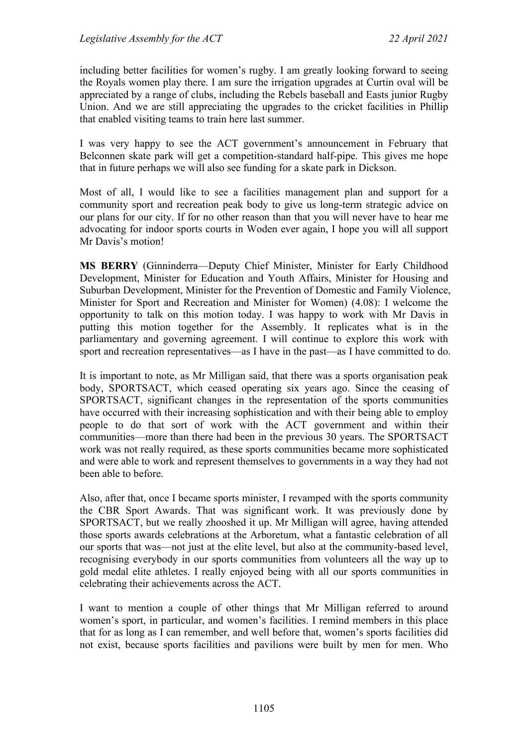including better facilities for women's rugby. I am greatly looking forward to seeing the Royals women play there. I am sure the irrigation upgrades at Curtin oval will be appreciated by a range of clubs, including the Rebels baseball and Easts junior Rugby Union. And we are still appreciating the upgrades to the cricket facilities in Phillip that enabled visiting teams to train here last summer.

I was very happy to see the ACT government's announcement in February that Belconnen skate park will get a competition-standard half-pipe. This gives me hope that in future perhaps we will also see funding for a skate park in Dickson.

Most of all, I would like to see a facilities management plan and support for a community sport and recreation peak body to give us long-term strategic advice on our plans for our city. If for no other reason than that you will never have to hear me advocating for indoor sports courts in Woden ever again, I hope you will all support Mr Davis's motion!

**MS BERRY** (Ginninderra—Deputy Chief Minister, Minister for Early Childhood Development, Minister for Education and Youth Affairs, Minister for Housing and Suburban Development, Minister for the Prevention of Domestic and Family Violence, Minister for Sport and Recreation and Minister for Women) (4.08): I welcome the opportunity to talk on this motion today. I was happy to work with Mr Davis in putting this motion together for the Assembly. It replicates what is in the parliamentary and governing agreement. I will continue to explore this work with sport and recreation representatives—as I have in the past—as I have committed to do.

It is important to note, as Mr Milligan said, that there was a sports organisation peak body, SPORTSACT, which ceased operating six years ago. Since the ceasing of SPORTSACT, significant changes in the representation of the sports communities have occurred with their increasing sophistication and with their being able to employ people to do that sort of work with the ACT government and within their communities—more than there had been in the previous 30 years. The SPORTSACT work was not really required, as these sports communities became more sophisticated and were able to work and represent themselves to governments in a way they had not been able to before.

Also, after that, once I became sports minister, I revamped with the sports community the CBR Sport Awards. That was significant work. It was previously done by SPORTSACT, but we really zhooshed it up. Mr Milligan will agree, having attended those sports awards celebrations at the Arboretum, what a fantastic celebration of all our sports that was—not just at the elite level, but also at the community-based level, recognising everybody in our sports communities from volunteers all the way up to gold medal elite athletes. I really enjoyed being with all our sports communities in celebrating their achievements across the ACT.

I want to mention a couple of other things that Mr Milligan referred to around women's sport, in particular, and women's facilities. I remind members in this place that for as long as I can remember, and well before that, women's sports facilities did not exist, because sports facilities and pavilions were built by men for men. Who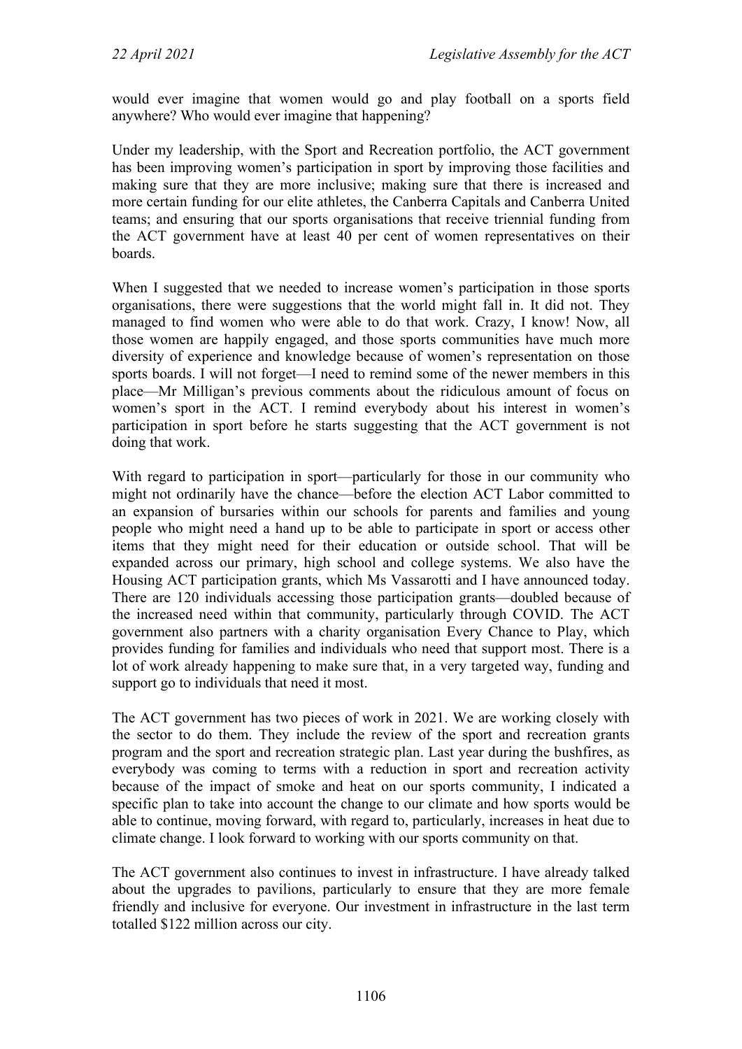would ever imagine that women would go and play football on a sports field anywhere? Who would ever imagine that happening?

Under my leadership, with the Sport and Recreation portfolio, the ACT government has been improving women's participation in sport by improving those facilities and making sure that they are more inclusive; making sure that there is increased and more certain funding for our elite athletes, the Canberra Capitals and Canberra United teams; and ensuring that our sports organisations that receive triennial funding from the ACT government have at least 40 per cent of women representatives on their boards.

When I suggested that we needed to increase women's participation in those sports organisations, there were suggestions that the world might fall in. It did not. They managed to find women who were able to do that work. Crazy, I know! Now, all those women are happily engaged, and those sports communities have much more diversity of experience and knowledge because of women's representation on those sports boards. I will not forget—I need to remind some of the newer members in this place—Mr Milligan's previous comments about the ridiculous amount of focus on women's sport in the ACT. I remind everybody about his interest in women's participation in sport before he starts suggesting that the ACT government is not doing that work.

With regard to participation in sport—particularly for those in our community who might not ordinarily have the chance—before the election ACT Labor committed to an expansion of bursaries within our schools for parents and families and young people who might need a hand up to be able to participate in sport or access other items that they might need for their education or outside school. That will be expanded across our primary, high school and college systems. We also have the Housing ACT participation grants, which Ms Vassarotti and I have announced today. There are 120 individuals accessing those participation grants—doubled because of the increased need within that community, particularly through COVID. The ACT government also partners with a charity organisation Every Chance to Play, which provides funding for families and individuals who need that support most. There is a lot of work already happening to make sure that, in a very targeted way, funding and support go to individuals that need it most.

The ACT government has two pieces of work in 2021. We are working closely with the sector to do them. They include the review of the sport and recreation grants program and the sport and recreation strategic plan. Last year during the bushfires, as everybody was coming to terms with a reduction in sport and recreation activity because of the impact of smoke and heat on our sports community, I indicated a specific plan to take into account the change to our climate and how sports would be able to continue, moving forward, with regard to, particularly, increases in heat due to climate change. I look forward to working with our sports community on that.

The ACT government also continues to invest in infrastructure. I have already talked about the upgrades to pavilions, particularly to ensure that they are more female friendly and inclusive for everyone. Our investment in infrastructure in the last term totalled $122 million across our city.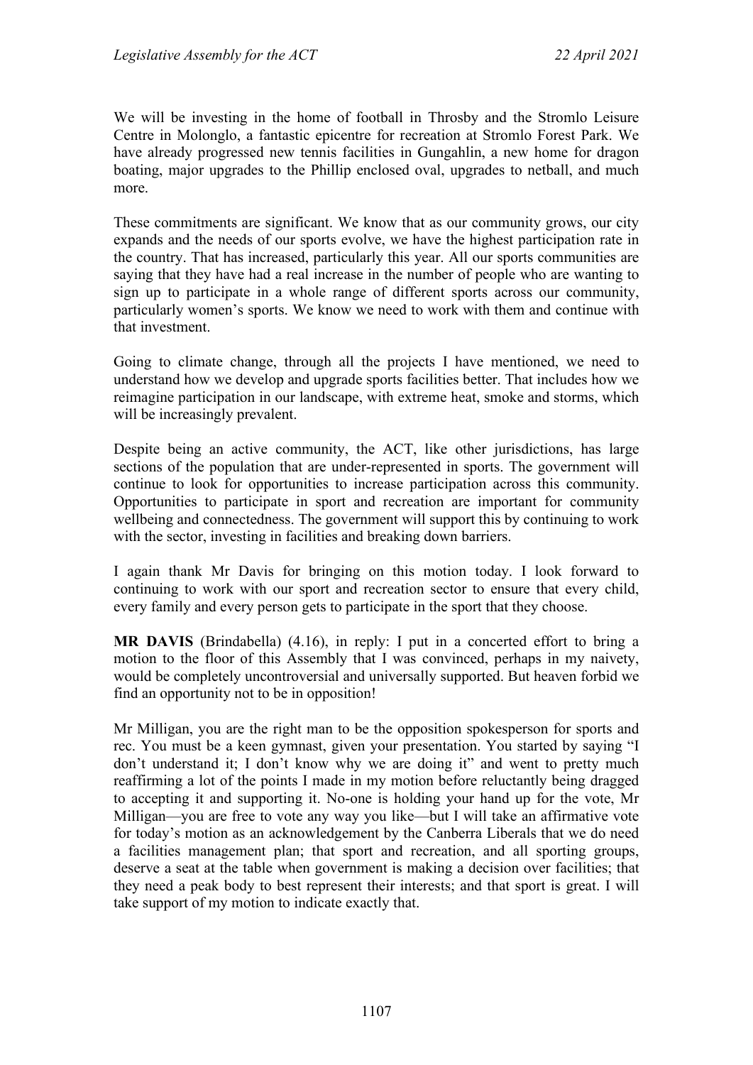We will be investing in the home of football in Throsby and the Stromlo Leisure Centre in Molonglo, a fantastic epicentre for recreation at Stromlo Forest Park. We have already progressed new tennis facilities in Gungahlin, a new home for dragon boating, major upgrades to the Phillip enclosed oval, upgrades to netball, and much more.

These commitments are significant. We know that as our community grows, our city expands and the needs of our sports evolve, we have the highest participation rate in the country. That has increased, particularly this year. All our sports communities are saying that they have had a real increase in the number of people who are wanting to sign up to participate in a whole range of different sports across our community, particularly women's sports. We know we need to work with them and continue with that investment.

Going to climate change, through all the projects I have mentioned, we need to understand how we develop and upgrade sports facilities better. That includes how we reimagine participation in our landscape, with extreme heat, smoke and storms, which will be increasingly prevalent.

Despite being an active community, the ACT, like other jurisdictions, has large sections of the population that are under-represented in sports. The government will continue to look for opportunities to increase participation across this community. Opportunities to participate in sport and recreation are important for community wellbeing and connectedness. The government will support this by continuing to work with the sector, investing in facilities and breaking down barriers.

I again thank Mr Davis for bringing on this motion today. I look forward to continuing to work with our sport and recreation sector to ensure that every child, every family and every person gets to participate in the sport that they choose.

**MR DAVIS** (Brindabella) (4.16), in reply: I put in a concerted effort to bring a motion to the floor of this Assembly that I was convinced, perhaps in my naivety, would be completely uncontroversial and universally supported. But heaven forbid we find an opportunity not to be in opposition!

Mr Milligan, you are the right man to be the opposition spokesperson for sports and rec. You must be a keen gymnast, given your presentation. You started by saying "I don't understand it; I don't know why we are doing it" and went to pretty much reaffirming a lot of the points I made in my motion before reluctantly being dragged to accepting it and supporting it. No-one is holding your hand up for the vote, Mr Milligan—you are free to vote any way you like—but I will take an affirmative vote for today's motion as an acknowledgement by the Canberra Liberals that we do need a facilities management plan; that sport and recreation, and all sporting groups, deserve a seat at the table when government is making a decision over facilities; that they need a peak body to best represent their interests; and that sport is great. I will take support of my motion to indicate exactly that.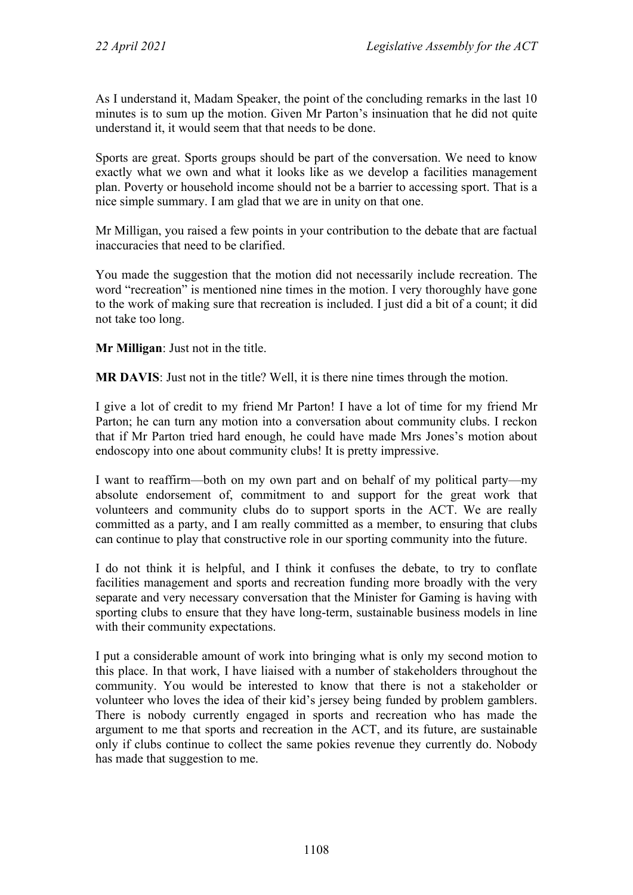As I understand it, Madam Speaker, the point of the concluding remarks in the last 10 minutes is to sum up the motion. Given Mr Parton's insinuation that he did not quite understand it, it would seem that that needs to be done.

Sports are great. Sports groups should be part of the conversation. We need to know exactly what we own and what it looks like as we develop a facilities management plan. Poverty or household income should not be a barrier to accessing sport. That is a nice simple summary. I am glad that we are in unity on that one.

Mr Milligan, you raised a few points in your contribution to the debate that are factual inaccuracies that need to be clarified.

You made the suggestion that the motion did not necessarily include recreation. The word "recreation" is mentioned nine times in the motion. I very thoroughly have gone to the work of making sure that recreation is included. I just did a bit of a count; it did not take too long.

**Mr Milligan**: Just not in the title.

**MR DAVIS**: Just not in the title? Well, it is there nine times through the motion.

I give a lot of credit to my friend Mr Parton! I have a lot of time for my friend Mr Parton; he can turn any motion into a conversation about community clubs. I reckon that if Mr Parton tried hard enough, he could have made Mrs Jones's motion about endoscopy into one about community clubs! It is pretty impressive.

I want to reaffirm—both on my own part and on behalf of my political party—my absolute endorsement of, commitment to and support for the great work that volunteers and community clubs do to support sports in the ACT. We are really committed as a party, and I am really committed as a member, to ensuring that clubs can continue to play that constructive role in our sporting community into the future.

I do not think it is helpful, and I think it confuses the debate, to try to conflate facilities management and sports and recreation funding more broadly with the very separate and very necessary conversation that the Minister for Gaming is having with sporting clubs to ensure that they have long-term, sustainable business models in line with their community expectations.

I put a considerable amount of work into bringing what is only my second motion to this place. In that work, I have liaised with a number of stakeholders throughout the community. You would be interested to know that there is not a stakeholder or volunteer who loves the idea of their kid's jersey being funded by problem gamblers. There is nobody currently engaged in sports and recreation who has made the argument to me that sports and recreation in the ACT, and its future, are sustainable only if clubs continue to collect the same pokies revenue they currently do. Nobody has made that suggestion to me.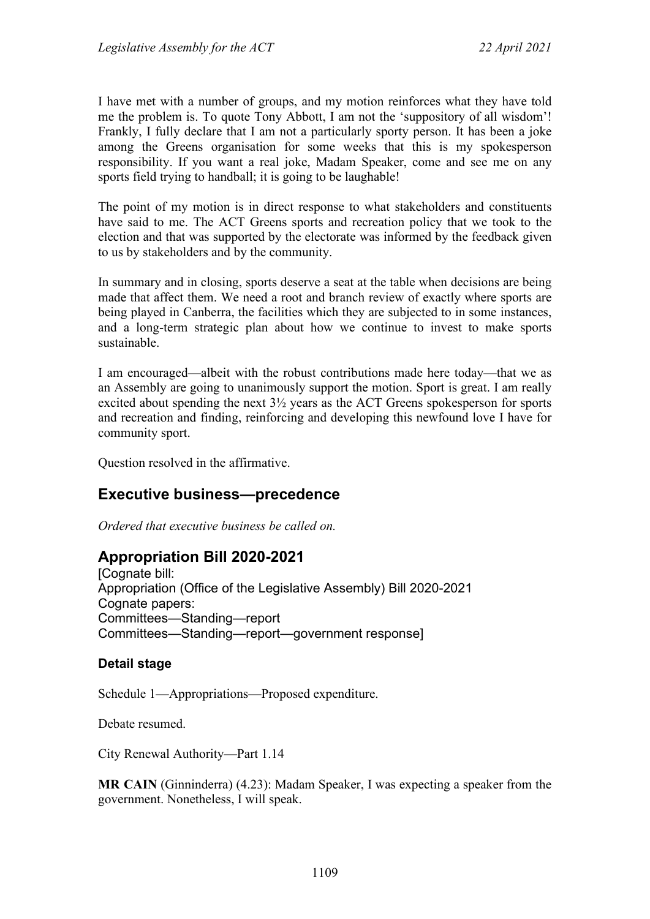I have met with a number of groups, and my motion reinforces what they have told me the problem is. To quote Tony Abbott, I am not the 'suppository of all wisdom'! Frankly, I fully declare that I am not a particularly sporty person. It has been a joke among the Greens organisation for some weeks that this is my spokesperson responsibility. If you want a real joke, Madam Speaker, come and see me on any sports field trying to handball; it is going to be laughable!

The point of my motion is in direct response to what stakeholders and constituents have said to me. The ACT Greens sports and recreation policy that we took to the election and that was supported by the electorate was informed by the feedback given to us by stakeholders and by the community.

In summary and in closing, sports deserve a seat at the table when decisions are being made that affect them. We need a root and branch review of exactly where sports are being played in Canberra, the facilities which they are subjected to in some instances, and a long-term strategic plan about how we continue to invest to make sports sustainable.

I am encouraged—albeit with the robust contributions made here today—that we as an Assembly are going to unanimously support the motion. Sport is great. I am really excited about spending the next 3½ years as the ACT Greens spokesperson for sports and recreation and finding, reinforcing and developing this newfound love I have for community sport.

Question resolved in the affirmative.

## Executive business—precedence

*Ordered that executive business be called on.*

## Appropriation Bill 2020-2021

[Cognate bill:
Appropriation (Office of the Legislative Assembly) Bill 2020-2021
Cognate papers:
Committees—Standing—report
Committees—Standing—report—government response]

### Detail stage

Schedule 1—Appropriations—Proposed expenditure.

Debate resumed.

City Renewal Authority—Part 1.14

**MR CAIN** (Ginninderra) (4.23): Madam Speaker, I was expecting a speaker from the government. Nonetheless, I will speak.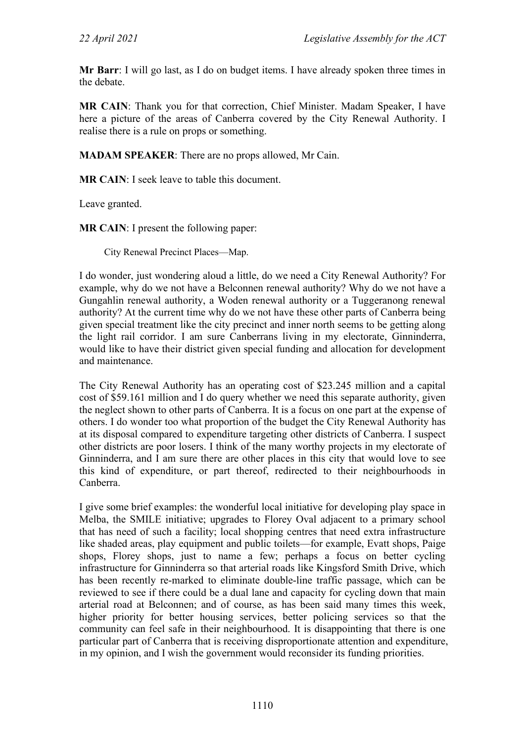**Mr Barr**: I will go last, as I do on budget items. I have already spoken three times in the debate.

**MR CAIN**: Thank you for that correction, Chief Minister. Madam Speaker, I have here a picture of the areas of Canberra covered by the City Renewal Authority. I realise there is a rule on props or something.

**MADAM SPEAKER**: There are no props allowed, Mr Cain.

**MR CAIN**: I seek leave to table this document.

Leave granted.

**MR CAIN**: I present the following paper:

City Renewal Precinct Places—Map.

I do wonder, just wondering aloud a little, do we need a City Renewal Authority? For example, why do we not have a Belconnen renewal authority? Why do we not have a Gungahlin renewal authority, a Woden renewal authority or a Tuggeranong renewal authority? At the current time why do we not have these other parts of Canberra being given special treatment like the city precinct and inner north seems to be getting along the light rail corridor. I am sure Canberrans living in my electorate, Ginninderra, would like to have their district given special funding and allocation for development and maintenance.

The City Renewal Authority has an operating cost of $23.245 million and a capital cost of $59.161 million and I do query whether we need this separate authority, given the neglect shown to other parts of Canberra. It is a focus on one part at the expense of others. I do wonder too what proportion of the budget the City Renewal Authority has at its disposal compared to expenditure targeting other districts of Canberra. I suspect other districts are poor losers. I think of the many worthy projects in my electorate of Ginninderra, and I am sure there are other places in this city that would love to see this kind of expenditure, or part thereof, redirected to their neighbourhoods in Canberra.

I give some brief examples: the wonderful local initiative for developing play space in Melba, the SMILE initiative; upgrades to Florey Oval adjacent to a primary school that has need of such a facility; local shopping centres that need extra infrastructure like shaded areas, play equipment and public toilets—for example, Evatt shops, Paige shops, Florey shops, just to name a few; perhaps a focus on better cycling infrastructure for Ginninderra so that arterial roads like Kingsford Smith Drive, which has been recently re-marked to eliminate double-line traffic passage, which can be reviewed to see if there could be a dual lane and capacity for cycling down that main arterial road at Belconnen; and of course, as has been said many times this week, higher priority for better housing services, better policing services so that the community can feel safe in their neighbourhood. It is disappointing that there is one particular part of Canberra that is receiving disproportionate attention and expenditure, in my opinion, and I wish the government would reconsider its funding priorities.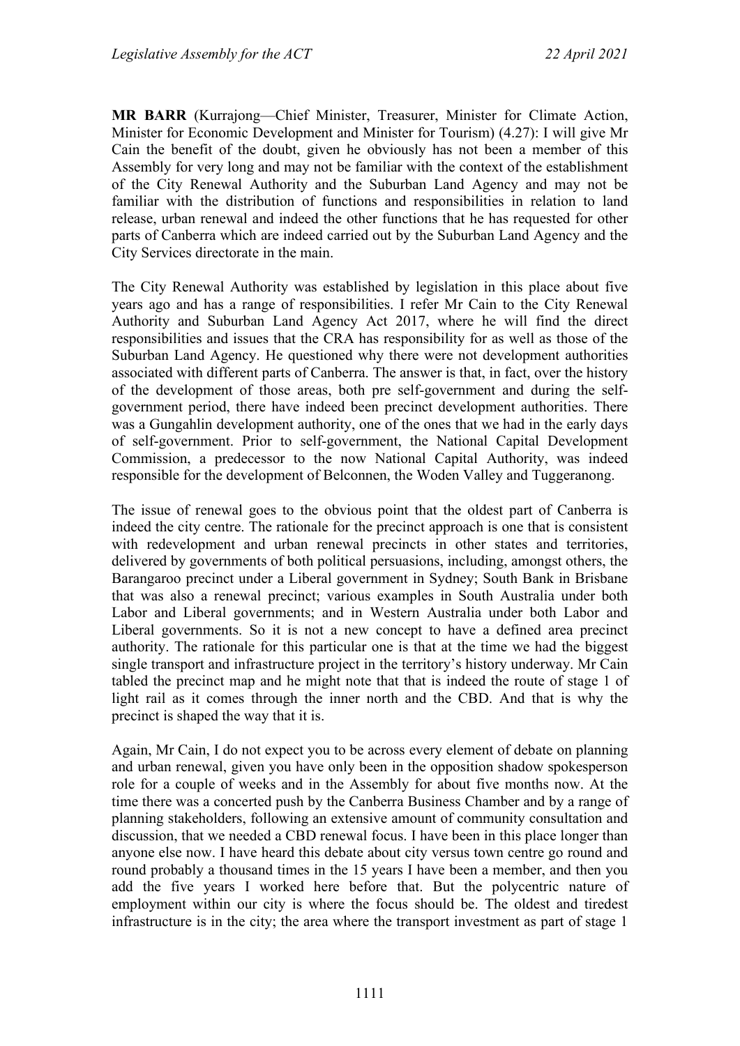**MR BARR** (Kurrajong—Chief Minister, Treasurer, Minister for Climate Action, Minister for Economic Development and Minister for Tourism) (4.27): I will give Mr Cain the benefit of the doubt, given he obviously has not been a member of this Assembly for very long and may not be familiar with the context of the establishment of the City Renewal Authority and the Suburban Land Agency and may not be familiar with the distribution of functions and responsibilities in relation to land release, urban renewal and indeed the other functions that he has requested for other parts of Canberra which are indeed carried out by the Suburban Land Agency and the City Services directorate in the main.

The City Renewal Authority was established by legislation in this place about five years ago and has a range of responsibilities. I refer Mr Cain to the City Renewal Authority and Suburban Land Agency Act 2017, where he will find the direct responsibilities and issues that the CRA has responsibility for as well as those of the Suburban Land Agency. He questioned why there were not development authorities associated with different parts of Canberra. The answer is that, in fact, over the history of the development of those areas, both pre self-government and during the self-government period, there have indeed been precinct development authorities. There was a Gungahlin development authority, one of the ones that we had in the early days of self-government. Prior to self-government, the National Capital Development Commission, a predecessor to the now National Capital Authority, was indeed responsible for the development of Belconnen, the Woden Valley and Tuggeranong.

The issue of renewal goes to the obvious point that the oldest part of Canberra is indeed the city centre. The rationale for the precinct approach is one that is consistent with redevelopment and urban renewal precincts in other states and territories, delivered by governments of both political persuasions, including, amongst others, the Barangaroo precinct under a Liberal government in Sydney; South Bank in Brisbane that was also a renewal precinct; various examples in South Australia under both Labor and Liberal governments; and in Western Australia under both Labor and Liberal governments. So it is not a new concept to have a defined area precinct authority. The rationale for this particular one is that at the time we had the biggest single transport and infrastructure project in the territory's history underway. Mr Cain tabled the precinct map and he might note that that is indeed the route of stage 1 of light rail as it comes through the inner north and the CBD. And that is why the precinct is shaped the way that it is.

Again, Mr Cain, I do not expect you to be across every element of debate on planning and urban renewal, given you have only been in the opposition shadow spokesperson role for a couple of weeks and in the Assembly for about five months now. At the time there was a concerted push by the Canberra Business Chamber and by a range of planning stakeholders, following an extensive amount of community consultation and discussion, that we needed a CBD renewal focus. I have been in this place longer than anyone else now. I have heard this debate about city versus town centre go round and round probably a thousand times in the 15 years I have been a member, and then you add the five years I worked here before that. But the polycentric nature of employment within our city is where the focus should be. The oldest and tiredest infrastructure is in the city; the area where the transport investment as part of stage 1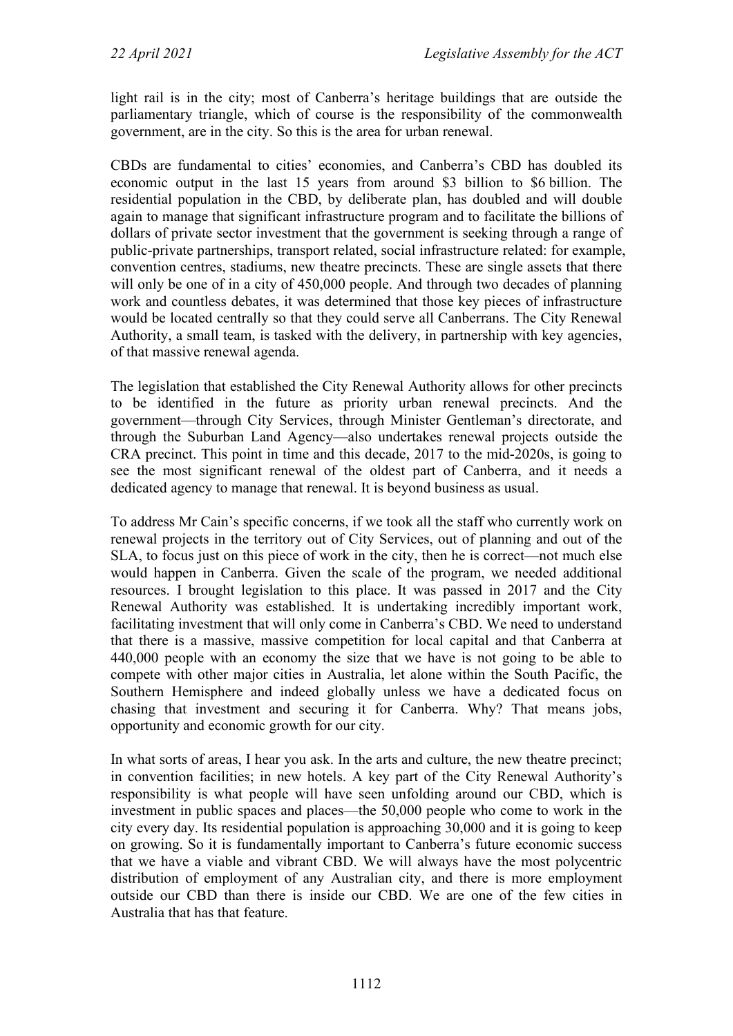light rail is in the city; most of Canberra's heritage buildings that are outside the parliamentary triangle, which of course is the responsibility of the commonwealth government, are in the city. So this is the area for urban renewal.

CBDs are fundamental to cities' economies, and Canberra's CBD has doubled its economic output in the last 15 years from around $3 billion to $6 billion. The residential population in the CBD, by deliberate plan, has doubled and will double again to manage that significant infrastructure program and to facilitate the billions of dollars of private sector investment that the government is seeking through a range of public-private partnerships, transport related, social infrastructure related: for example, convention centres, stadiums, new theatre precincts. These are single assets that there will only be one of in a city of 450,000 people. And through two decades of planning work and countless debates, it was determined that those key pieces of infrastructure would be located centrally so that they could serve all Canberrans. The City Renewal Authority, a small team, is tasked with the delivery, in partnership with key agencies, of that massive renewal agenda.

The legislation that established the City Renewal Authority allows for other precincts to be identified in the future as priority urban renewal precincts. And the government—through City Services, through Minister Gentleman's directorate, and through the Suburban Land Agency—also undertakes renewal projects outside the CRA precinct. This point in time and this decade, 2017 to the mid-2020s, is going to see the most significant renewal of the oldest part of Canberra, and it needs a dedicated agency to manage that renewal. It is beyond business as usual.

To address Mr Cain's specific concerns, if we took all the staff who currently work on renewal projects in the territory out of City Services, out of planning and out of the SLA, to focus just on this piece of work in the city, then he is correct—not much else would happen in Canberra. Given the scale of the program, we needed additional resources. I brought legislation to this place. It was passed in 2017 and the City Renewal Authority was established. It is undertaking incredibly important work, facilitating investment that will only come in Canberra's CBD. We need to understand that there is a massive, massive competition for local capital and that Canberra at 440,000 people with an economy the size that we have is not going to be able to compete with other major cities in Australia, let alone within the South Pacific, the Southern Hemisphere and indeed globally unless we have a dedicated focus on chasing that investment and securing it for Canberra. Why? That means jobs, opportunity and economic growth for our city.

In what sorts of areas, I hear you ask. In the arts and culture, the new theatre precinct; in convention facilities; in new hotels. A key part of the City Renewal Authority's responsibility is what people will have seen unfolding around our CBD, which is investment in public spaces and places—the 50,000 people who come to work in the city every day. Its residential population is approaching 30,000 and it is going to keep on growing. So it is fundamentally important to Canberra's future economic success that we have a viable and vibrant CBD. We will always have the most polycentric distribution of employment of any Australian city, and there is more employment outside our CBD than there is inside our CBD. We are one of the few cities in Australia that has that feature.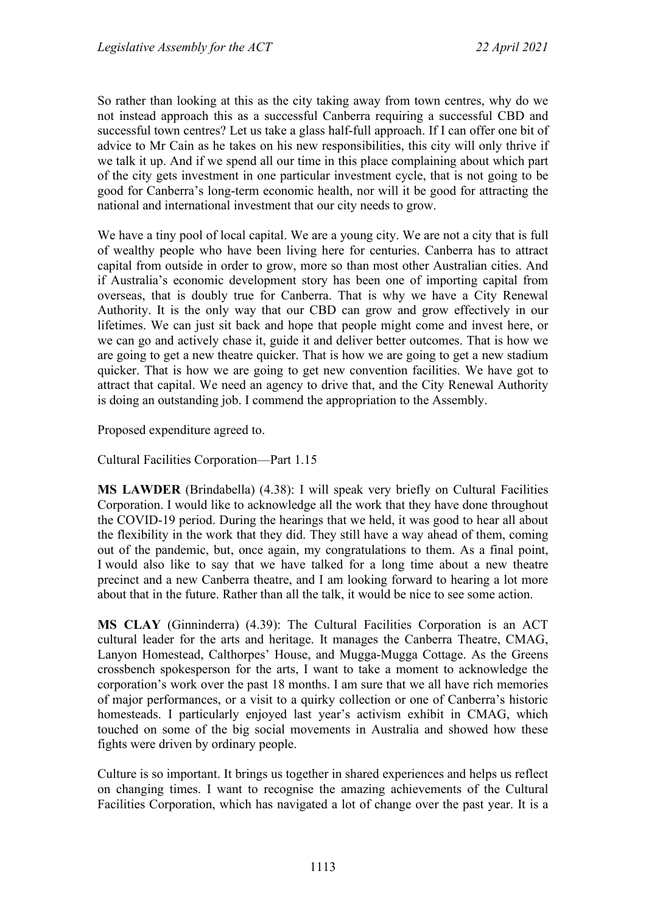So rather than looking at this as the city taking away from town centres, why do we not instead approach this as a successful Canberra requiring a successful CBD and successful town centres? Let us take a glass half-full approach. If I can offer one bit of advice to Mr Cain as he takes on his new responsibilities, this city will only thrive if we talk it up. And if we spend all our time in this place complaining about which part of the city gets investment in one particular investment cycle, that is not going to be good for Canberra's long-term economic health, nor will it be good for attracting the national and international investment that our city needs to grow.

We have a tiny pool of local capital. We are a young city. We are not a city that is full of wealthy people who have been living here for centuries. Canberra has to attract capital from outside in order to grow, more so than most other Australian cities. And if Australia's economic development story has been one of importing capital from overseas, that is doubly true for Canberra. That is why we have a City Renewal Authority. It is the only way that our CBD can grow and grow effectively in our lifetimes. We can just sit back and hope that people might come and invest here, or we can go and actively chase it, guide it and deliver better outcomes. That is how we are going to get a new theatre quicker. That is how we are going to get a new stadium quicker. That is how we are going to get new convention facilities. We have got to attract that capital. We need an agency to drive that, and the City Renewal Authority is doing an outstanding job. I commend the appropriation to the Assembly.

Proposed expenditure agreed to.

Cultural Facilities Corporation—Part 1.15

**MS LAWDER** (Brindabella) (4.38): I will speak very briefly on Cultural Facilities Corporation. I would like to acknowledge all the work that they have done throughout the COVID-19 period. During the hearings that we held, it was good to hear all about the flexibility in the work that they did. They still have a way ahead of them, coming out of the pandemic, but, once again, my congratulations to them. As a final point, I would also like to say that we have talked for a long time about a new theatre precinct and a new Canberra theatre, and I am looking forward to hearing a lot more about that in the future. Rather than all the talk, it would be nice to see some action.

**MS CLAY** (Ginninderra) (4.39): The Cultural Facilities Corporation is an ACT cultural leader for the arts and heritage. It manages the Canberra Theatre, CMAG, Lanyon Homestead, Calthorpes' House, and Mugga-Mugga Cottage. As the Greens crossbench spokesperson for the arts, I want to take a moment to acknowledge the corporation's work over the past 18 months. I am sure that we all have rich memories of major performances, or a visit to a quirky collection or one of Canberra's historic homesteads. I particularly enjoyed last year's activism exhibit in CMAG, which touched on some of the big social movements in Australia and showed how these fights were driven by ordinary people.

Culture is so important. It brings us together in shared experiences and helps us reflect on changing times. I want to recognise the amazing achievements of the Cultural Facilities Corporation, which has navigated a lot of change over the past year. It is a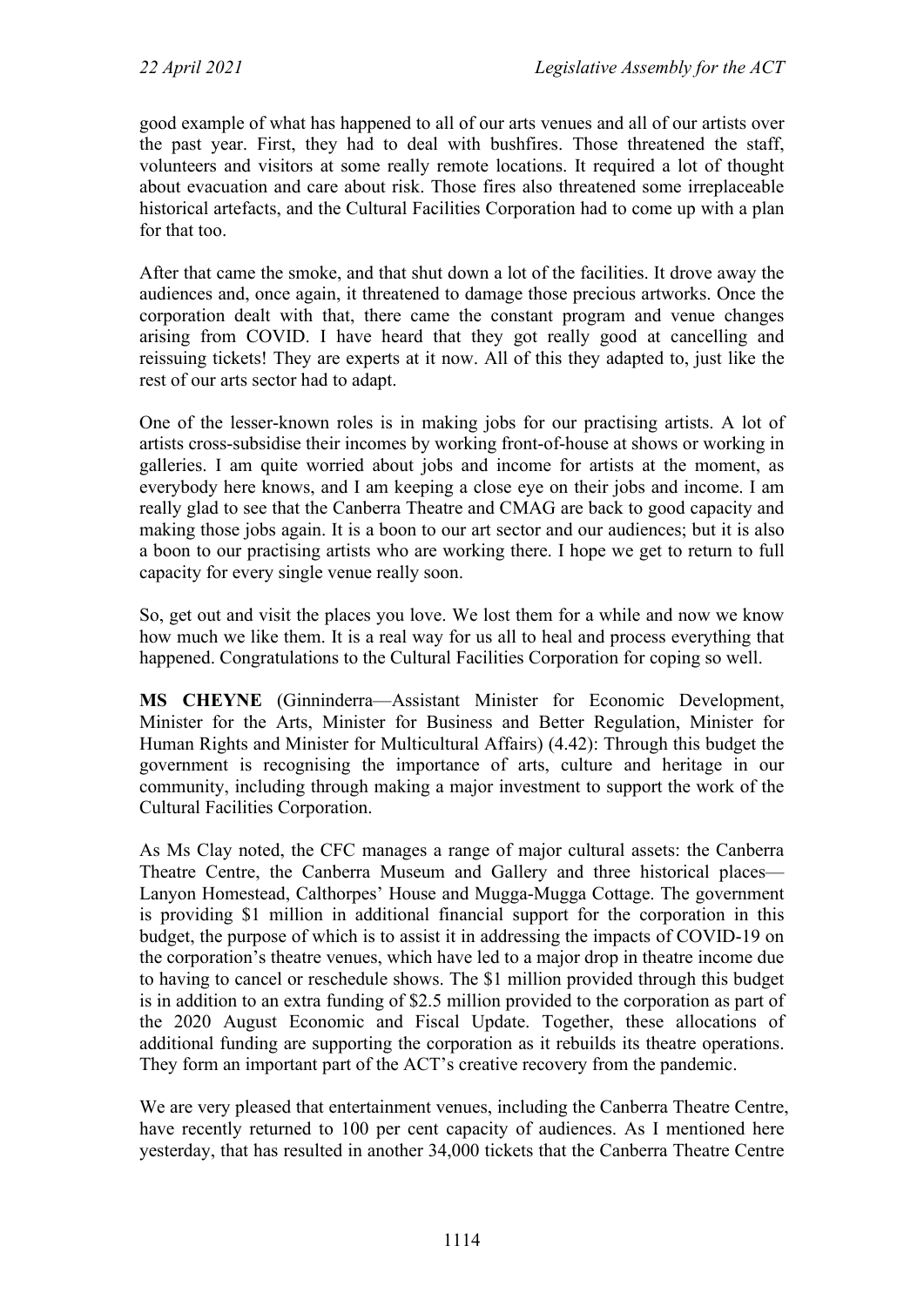good example of what has happened to all of our arts venues and all of our artists over the past year. First, they had to deal with bushfires. Those threatened the staff, volunteers and visitors at some really remote locations. It required a lot of thought about evacuation and care about risk. Those fires also threatened some irreplaceable historical artefacts, and the Cultural Facilities Corporation had to come up with a plan for that too.

After that came the smoke, and that shut down a lot of the facilities. It drove away the audiences and, once again, it threatened to damage those precious artworks. Once the corporation dealt with that, there came the constant program and venue changes arising from COVID. I have heard that they got really good at cancelling and reissuing tickets! They are experts at it now. All of this they adapted to, just like the rest of our arts sector had to adapt.

One of the lesser-known roles is in making jobs for our practising artists. A lot of artists cross-subsidise their incomes by working front-of-house at shows or working in galleries. I am quite worried about jobs and income for artists at the moment, as everybody here knows, and I am keeping a close eye on their jobs and income. I am really glad to see that the Canberra Theatre and CMAG are back to good capacity and making those jobs again. It is a boon to our art sector and our audiences; but it is also a boon to our practising artists who are working there. I hope we get to return to full capacity for every single venue really soon.

So, get out and visit the places you love. We lost them for a while and now we know how much we like them. It is a real way for us all to heal and process everything that happened. Congratulations to the Cultural Facilities Corporation for coping so well.

**MS CHEYNE** (Ginninderra—Assistant Minister for Economic Development, Minister for the Arts, Minister for Business and Better Regulation, Minister for Human Rights and Minister for Multicultural Affairs) (4.42): Through this budget the government is recognising the importance of arts, culture and heritage in our community, including through making a major investment to support the work of the Cultural Facilities Corporation.

As Ms Clay noted, the CFC manages a range of major cultural assets: the Canberra Theatre Centre, the Canberra Museum and Gallery and three historical places—Lanyon Homestead, Calthorpes' House and Mugga-Mugga Cottage. The government is providing $1 million in additional financial support for the corporation in this budget, the purpose of which is to assist it in addressing the impacts of COVID-19 on the corporation's theatre venues, which have led to a major drop in theatre income due to having to cancel or reschedule shows. The $1 million provided through this budget is in addition to an extra funding of $2.5 million provided to the corporation as part of the 2020 August Economic and Fiscal Update. Together, these allocations of additional funding are supporting the corporation as it rebuilds its theatre operations. They form an important part of the ACT's creative recovery from the pandemic.

We are very pleased that entertainment venues, including the Canberra Theatre Centre, have recently returned to 100 per cent capacity of audiences. As I mentioned here yesterday, that has resulted in another 34,000 tickets that the Canberra Theatre Centre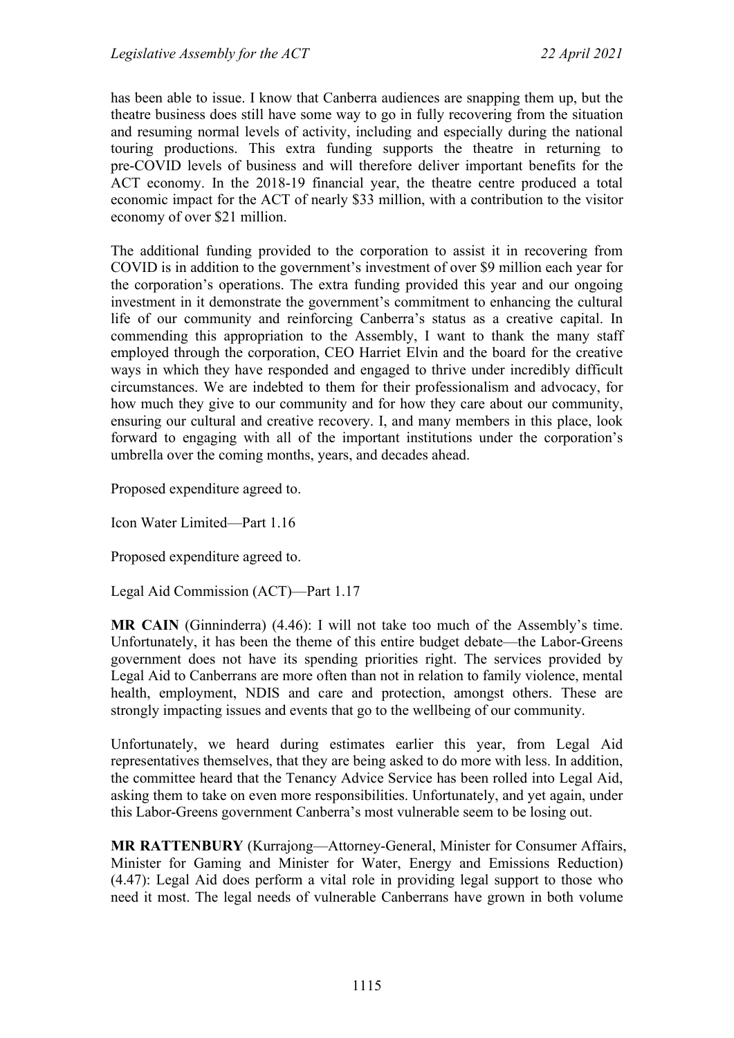has been able to issue. I know that Canberra audiences are snapping them up, but the theatre business does still have some way to go in fully recovering from the situation and resuming normal levels of activity, including and especially during the national touring productions. This extra funding supports the theatre in returning to pre-COVID levels of business and will therefore deliver important benefits for the ACT economy. In the 2018-19 financial year, the theatre centre produced a total economic impact for the ACT of nearly $33 million, with a contribution to the visitor economy of over $21 million.

The additional funding provided to the corporation to assist it in recovering from COVID is in addition to the government's investment of over $9 million each year for the corporation's operations. The extra funding provided this year and our ongoing investment in it demonstrate the government's commitment to enhancing the cultural life of our community and reinforcing Canberra's status as a creative capital. In commending this appropriation to the Assembly, I want to thank the many staff employed through the corporation, CEO Harriet Elvin and the board for the creative ways in which they have responded and engaged to thrive under incredibly difficult circumstances. We are indebted to them for their professionalism and advocacy, for how much they give to our community and for how they care about our community, ensuring our cultural and creative recovery. I, and many members in this place, look forward to engaging with all of the important institutions under the corporation's umbrella over the coming months, years, and decades ahead.

Proposed expenditure agreed to.

Icon Water Limited—Part 1.16

Proposed expenditure agreed to.

Legal Aid Commission (ACT)—Part 1.17

**MR CAIN** (Ginninderra) (4.46): I will not take too much of the Assembly's time. Unfortunately, it has been the theme of this entire budget debate—the Labor-Greens government does not have its spending priorities right. The services provided by Legal Aid to Canberrans are more often than not in relation to family violence, mental health, employment, NDIS and care and protection, amongst others. These are strongly impacting issues and events that go to the wellbeing of our community.

Unfortunately, we heard during estimates earlier this year, from Legal Aid representatives themselves, that they are being asked to do more with less. In addition, the committee heard that the Tenancy Advice Service has been rolled into Legal Aid, asking them to take on even more responsibilities. Unfortunately, and yet again, under this Labor-Greens government Canberra's most vulnerable seem to be losing out.

**MR RATTENBURY** (Kurrajong—Attorney-General, Minister for Consumer Affairs, Minister for Gaming and Minister for Water, Energy and Emissions Reduction) (4.47): Legal Aid does perform a vital role in providing legal support to those who need it most. The legal needs of vulnerable Canberrans have grown in both volume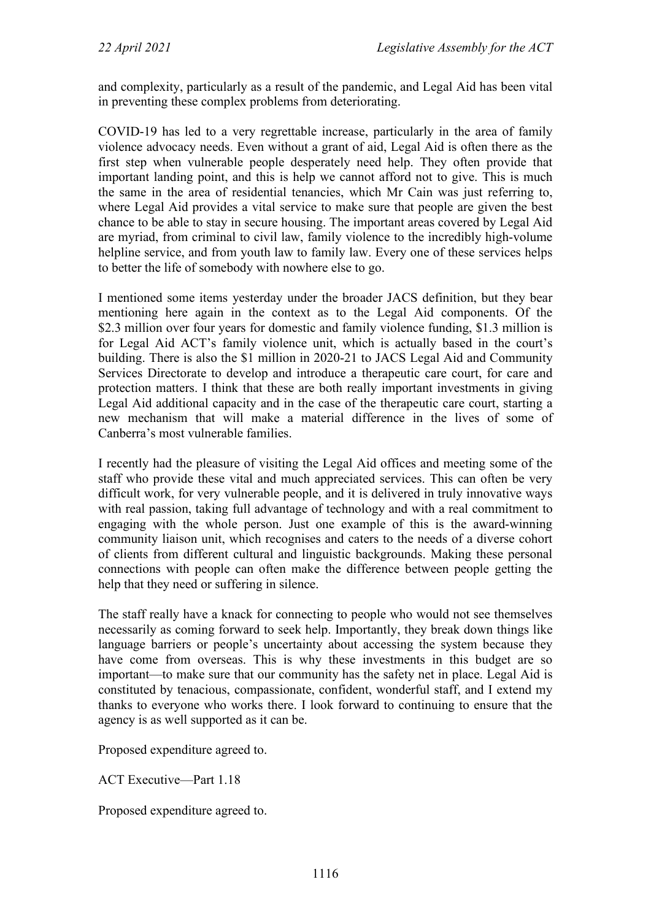and complexity, particularly as a result of the pandemic, and Legal Aid has been vital in preventing these complex problems from deteriorating.

COVID-19 has led to a very regrettable increase, particularly in the area of family violence advocacy needs. Even without a grant of aid, Legal Aid is often there as the first step when vulnerable people desperately need help. They often provide that important landing point, and this is help we cannot afford not to give. This is much the same in the area of residential tenancies, which Mr Cain was just referring to, where Legal Aid provides a vital service to make sure that people are given the best chance to be able to stay in secure housing. The important areas covered by Legal Aid are myriad, from criminal to civil law, family violence to the incredibly high-volume helpline service, and from youth law to family law. Every one of these services helps to better the life of somebody with nowhere else to go.

I mentioned some items yesterday under the broader JACS definition, but they bear mentioning here again in the context as to the Legal Aid components. Of the $2.3 million over four years for domestic and family violence funding, $1.3 million is for Legal Aid ACT's family violence unit, which is actually based in the court's building. There is also the $1 million in 2020-21 to JACS Legal Aid and Community Services Directorate to develop and introduce a therapeutic care court, for care and protection matters. I think that these are both really important investments in giving Legal Aid additional capacity and in the case of the therapeutic care court, starting a new mechanism that will make a material difference in the lives of some of Canberra's most vulnerable families.

I recently had the pleasure of visiting the Legal Aid offices and meeting some of the staff who provide these vital and much appreciated services. This can often be very difficult work, for very vulnerable people, and it is delivered in truly innovative ways with real passion, taking full advantage of technology and with a real commitment to engaging with the whole person. Just one example of this is the award-winning community liaison unit, which recognises and caters to the needs of a diverse cohort of clients from different cultural and linguistic backgrounds. Making these personal connections with people can often make the difference between people getting the help that they need or suffering in silence.

The staff really have a knack for connecting to people who would not see themselves necessarily as coming forward to seek help. Importantly, they break down things like language barriers or people's uncertainty about accessing the system because they have come from overseas. This is why these investments in this budget are so important—to make sure that our community has the safety net in place. Legal Aid is constituted by tenacious, compassionate, confident, wonderful staff, and I extend my thanks to everyone who works there. I look forward to continuing to ensure that the agency is as well supported as it can be.

Proposed expenditure agreed to.

ACT Executive—Part 1.18

Proposed expenditure agreed to.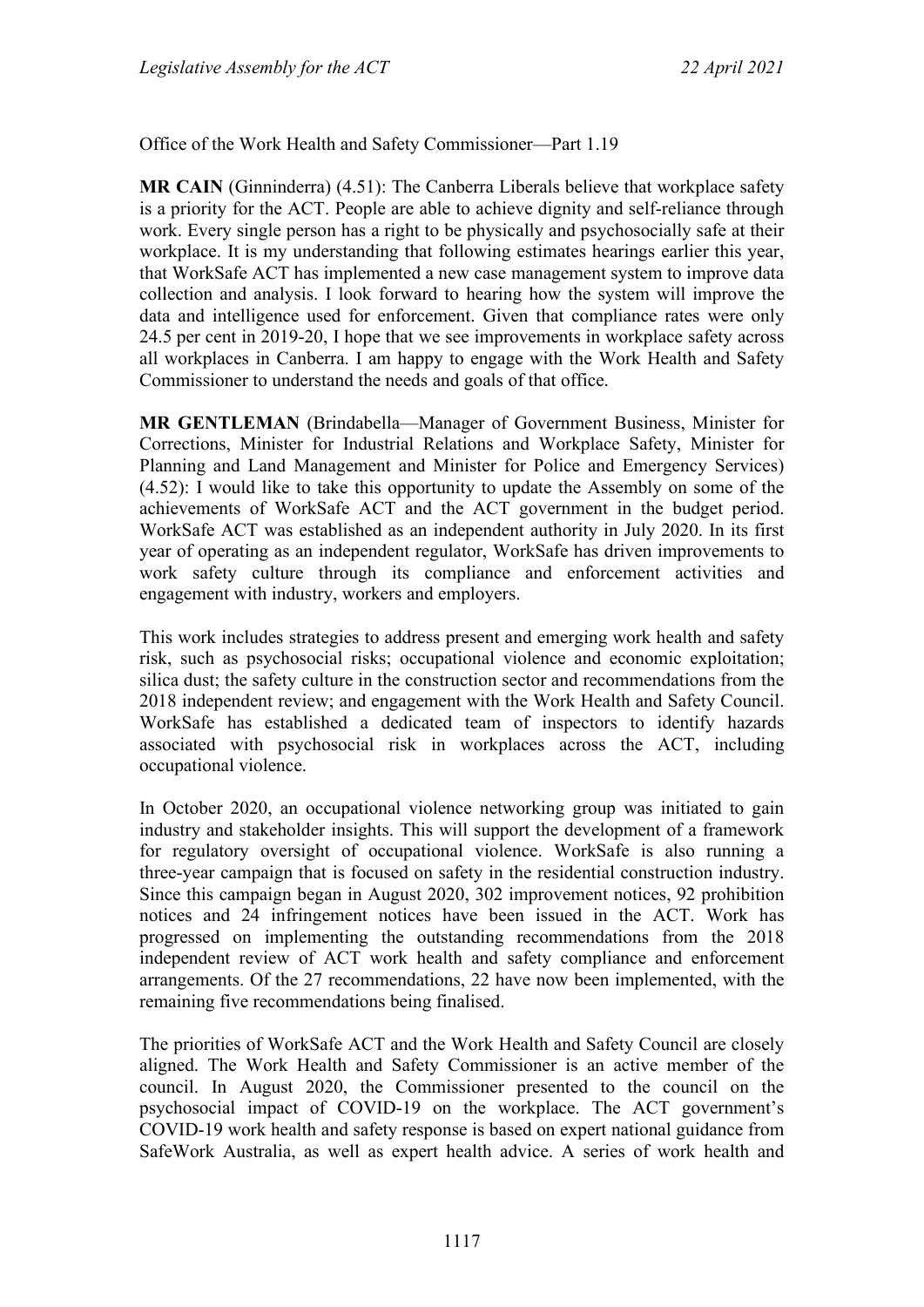Office of the Work Health and Safety Commissioner—Part 1.19

**MR CAIN** (Ginninderra) (4.51): The Canberra Liberals believe that workplace safety is a priority for the ACT. People are able to achieve dignity and self-reliance through work. Every single person has a right to be physically and psychosocially safe at their workplace. It is my understanding that following estimates hearings earlier this year, that WorkSafe ACT has implemented a new case management system to improve data collection and analysis. I look forward to hearing how the system will improve the data and intelligence used for enforcement. Given that compliance rates were only 24.5 per cent in 2019-20, I hope that we see improvements in workplace safety across all workplaces in Canberra. I am happy to engage with the Work Health and Safety Commissioner to understand the needs and goals of that office.

**MR GENTLEMAN** (Brindabella—Manager of Government Business, Minister for Corrections, Minister for Industrial Relations and Workplace Safety, Minister for Planning and Land Management and Minister for Police and Emergency Services) (4.52): I would like to take this opportunity to update the Assembly on some of the achievements of WorkSafe ACT and the ACT government in the budget period. WorkSafe ACT was established as an independent authority in July 2020. In its first year of operating as an independent regulator, WorkSafe has driven improvements to work safety culture through its compliance and enforcement activities and engagement with industry, workers and employers.

This work includes strategies to address present and emerging work health and safety risk, such as psychosocial risks; occupational violence and economic exploitation; silica dust; the safety culture in the construction sector and recommendations from the 2018 independent review; and engagement with the Work Health and Safety Council. WorkSafe has established a dedicated team of inspectors to identify hazards associated with psychosocial risk in workplaces across the ACT, including occupational violence.

In October 2020, an occupational violence networking group was initiated to gain industry and stakeholder insights. This will support the development of a framework for regulatory oversight of occupational violence. WorkSafe is also running a three-year campaign that is focused on safety in the residential construction industry. Since this campaign began in August 2020, 302 improvement notices, 92 prohibition notices and 24 infringement notices have been issued in the ACT. Work has progressed on implementing the outstanding recommendations from the 2018 independent review of ACT work health and safety compliance and enforcement arrangements. Of the 27 recommendations, 22 have now been implemented, with the remaining five recommendations being finalised.

The priorities of WorkSafe ACT and the Work Health and Safety Council are closely aligned. The Work Health and Safety Commissioner is an active member of the council. In August 2020, the Commissioner presented to the council on the psychosocial impact of COVID-19 on the workplace. The ACT government's COVID-19 work health and safety response is based on expert national guidance from SafeWork Australia, as well as expert health advice. A series of work health and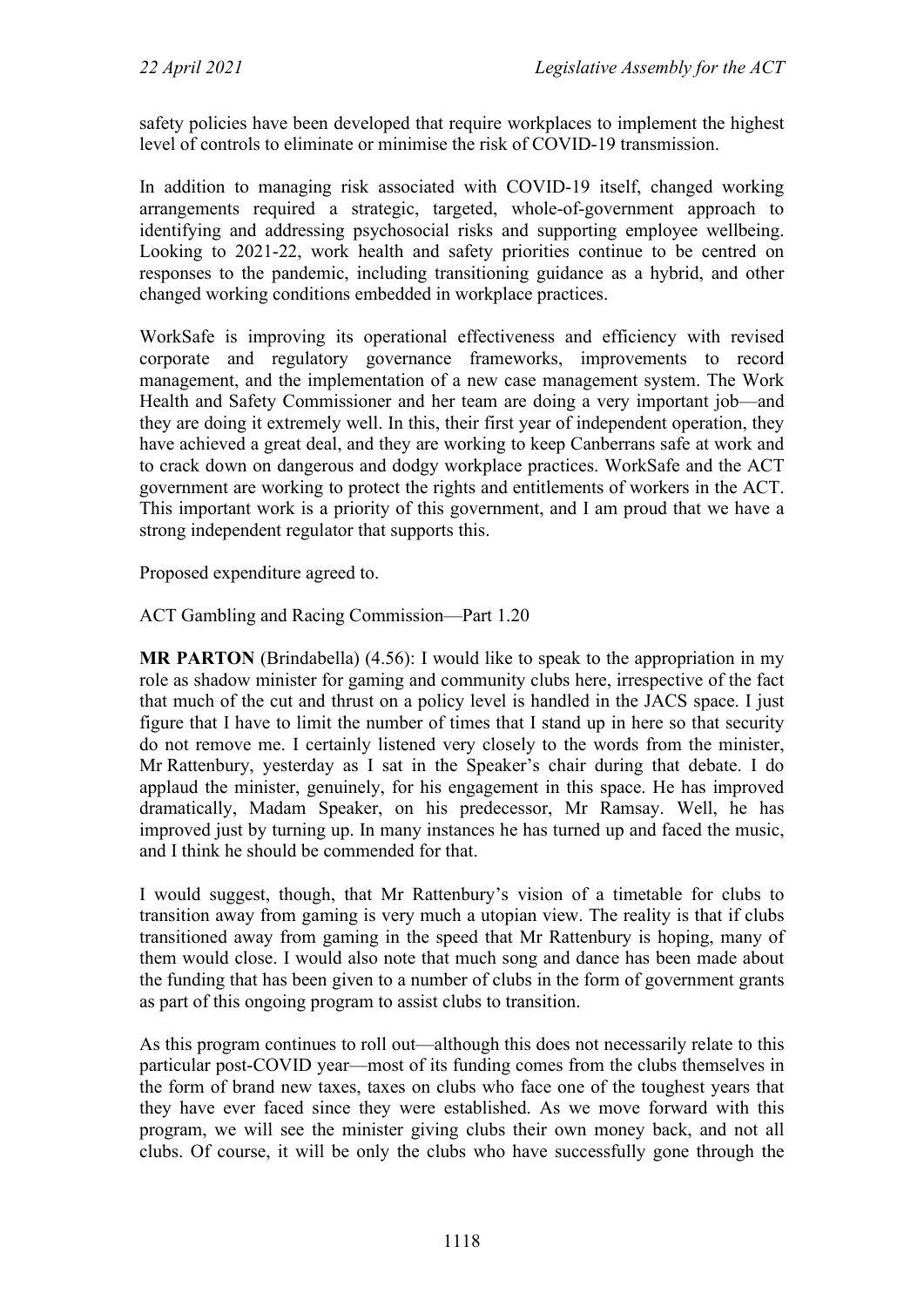safety policies have been developed that require workplaces to implement the highest level of controls to eliminate or minimise the risk of COVID-19 transmission.

In addition to managing risk associated with COVID-19 itself, changed working arrangements required a strategic, targeted, whole-of-government approach to identifying and addressing psychosocial risks and supporting employee wellbeing. Looking to 2021-22, work health and safety priorities continue to be centred on responses to the pandemic, including transitioning guidance as a hybrid, and other changed working conditions embedded in workplace practices.

WorkSafe is improving its operational effectiveness and efficiency with revised corporate and regulatory governance frameworks, improvements to record management, and the implementation of a new case management system. The Work Health and Safety Commissioner and her team are doing a very important job—and they are doing it extremely well. In this, their first year of independent operation, they have achieved a great deal, and they are working to keep Canberrans safe at work and to crack down on dangerous and dodgy workplace practices. WorkSafe and the ACT government are working to protect the rights and entitlements of workers in the ACT. This important work is a priority of this government, and I am proud that we have a strong independent regulator that supports this.

Proposed expenditure agreed to.

ACT Gambling and Racing Commission—Part 1.20

**MR PARTON** (Brindabella) (4.56): I would like to speak to the appropriation in my role as shadow minister for gaming and community clubs here, irrespective of the fact that much of the cut and thrust on a policy level is handled in the JACS space. I just figure that I have to limit the number of times that I stand up in here so that security do not remove me. I certainly listened very closely to the words from the minister, Mr Rattenbury, yesterday as I sat in the Speaker's chair during that debate. I do applaud the minister, genuinely, for his engagement in this space. He has improved dramatically, Madam Speaker, on his predecessor, Mr Ramsay. Well, he has improved just by turning up. In many instances he has turned up and faced the music, and I think he should be commended for that.

I would suggest, though, that Mr Rattenbury's vision of a timetable for clubs to transition away from gaming is very much a utopian view. The reality is that if clubs transitioned away from gaming in the speed that Mr Rattenbury is hoping, many of them would close. I would also note that much song and dance has been made about the funding that has been given to a number of clubs in the form of government grants as part of this ongoing program to assist clubs to transition.

As this program continues to roll out—although this does not necessarily relate to this particular post-COVID year—most of its funding comes from the clubs themselves in the form of brand new taxes, taxes on clubs who face one of the toughest years that they have ever faced since they were established. As we move forward with this program, we will see the minister giving clubs their own money back, and not all clubs. Of course, it will be only the clubs who have successfully gone through the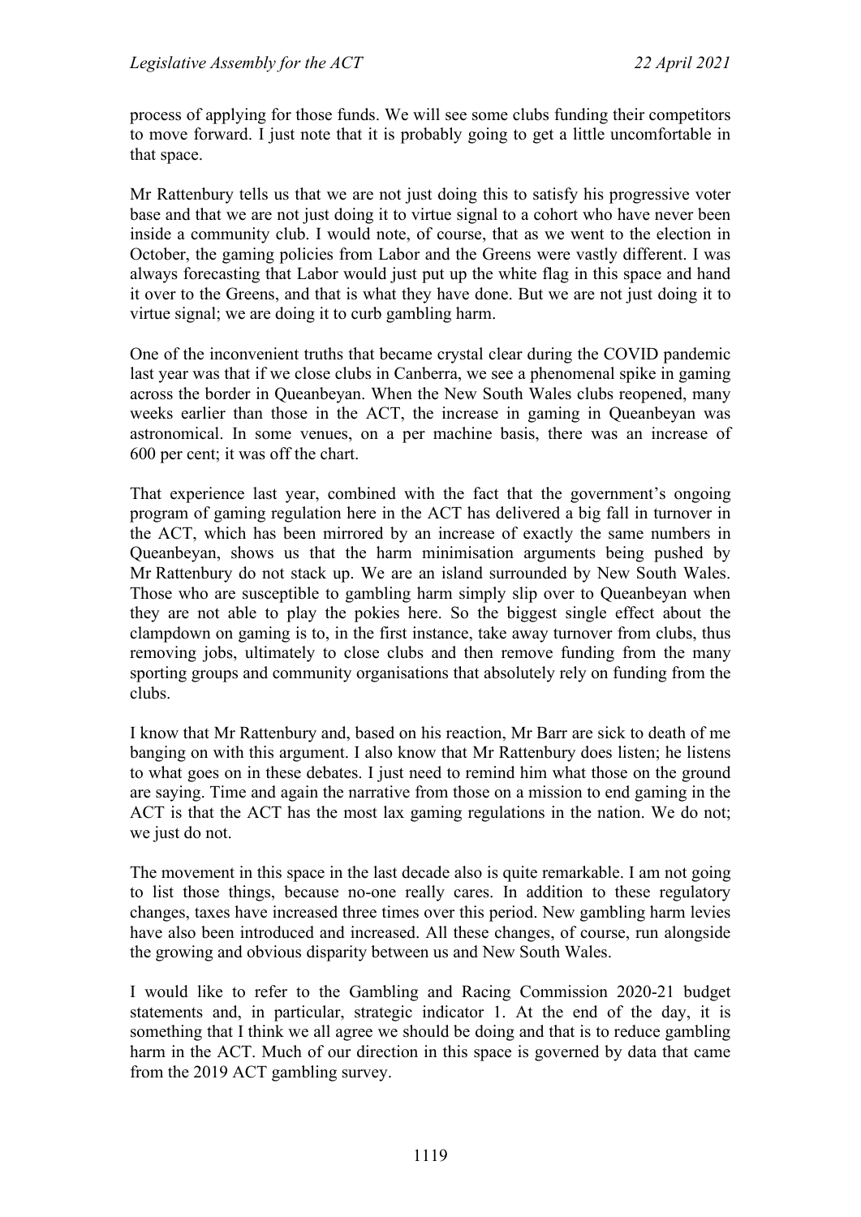process of applying for those funds. We will see some clubs funding their competitors to move forward. I just note that it is probably going to get a little uncomfortable in that space.

Mr Rattenbury tells us that we are not just doing this to satisfy his progressive voter base and that we are not just doing it to virtue signal to a cohort who have never been inside a community club. I would note, of course, that as we went to the election in October, the gaming policies from Labor and the Greens were vastly different. I was always forecasting that Labor would just put up the white flag in this space and hand it over to the Greens, and that is what they have done. But we are not just doing it to virtue signal; we are doing it to curb gambling harm.

One of the inconvenient truths that became crystal clear during the COVID pandemic last year was that if we close clubs in Canberra, we see a phenomenal spike in gaming across the border in Queanbeyan. When the New South Wales clubs reopened, many weeks earlier than those in the ACT, the increase in gaming in Queanbeyan was astronomical. In some venues, on a per machine basis, there was an increase of 600 per cent; it was off the chart.

That experience last year, combined with the fact that the government's ongoing program of gaming regulation here in the ACT has delivered a big fall in turnover in the ACT, which has been mirrored by an increase of exactly the same numbers in Queanbeyan, shows us that the harm minimisation arguments being pushed by Mr Rattenbury do not stack up. We are an island surrounded by New South Wales. Those who are susceptible to gambling harm simply slip over to Queanbeyan when they are not able to play the pokies here. So the biggest single effect about the clampdown on gaming is to, in the first instance, take away turnover from clubs, thus removing jobs, ultimately to close clubs and then remove funding from the many sporting groups and community organisations that absolutely rely on funding from the clubs.

I know that Mr Rattenbury and, based on his reaction, Mr Barr are sick to death of me banging on with this argument. I also know that Mr Rattenbury does listen; he listens to what goes on in these debates. I just need to remind him what those on the ground are saying. Time and again the narrative from those on a mission to end gaming in the ACT is that the ACT has the most lax gaming regulations in the nation. We do not; we just do not.

The movement in this space in the last decade also is quite remarkable. I am not going to list those things, because no-one really cares. In addition to these regulatory changes, taxes have increased three times over this period. New gambling harm levies have also been introduced and increased. All these changes, of course, run alongside the growing and obvious disparity between us and New South Wales.

I would like to refer to the Gambling and Racing Commission 2020-21 budget statements and, in particular, strategic indicator 1. At the end of the day, it is something that I think we all agree we should be doing and that is to reduce gambling harm in the ACT. Much of our direction in this space is governed by data that came from the 2019 ACT gambling survey.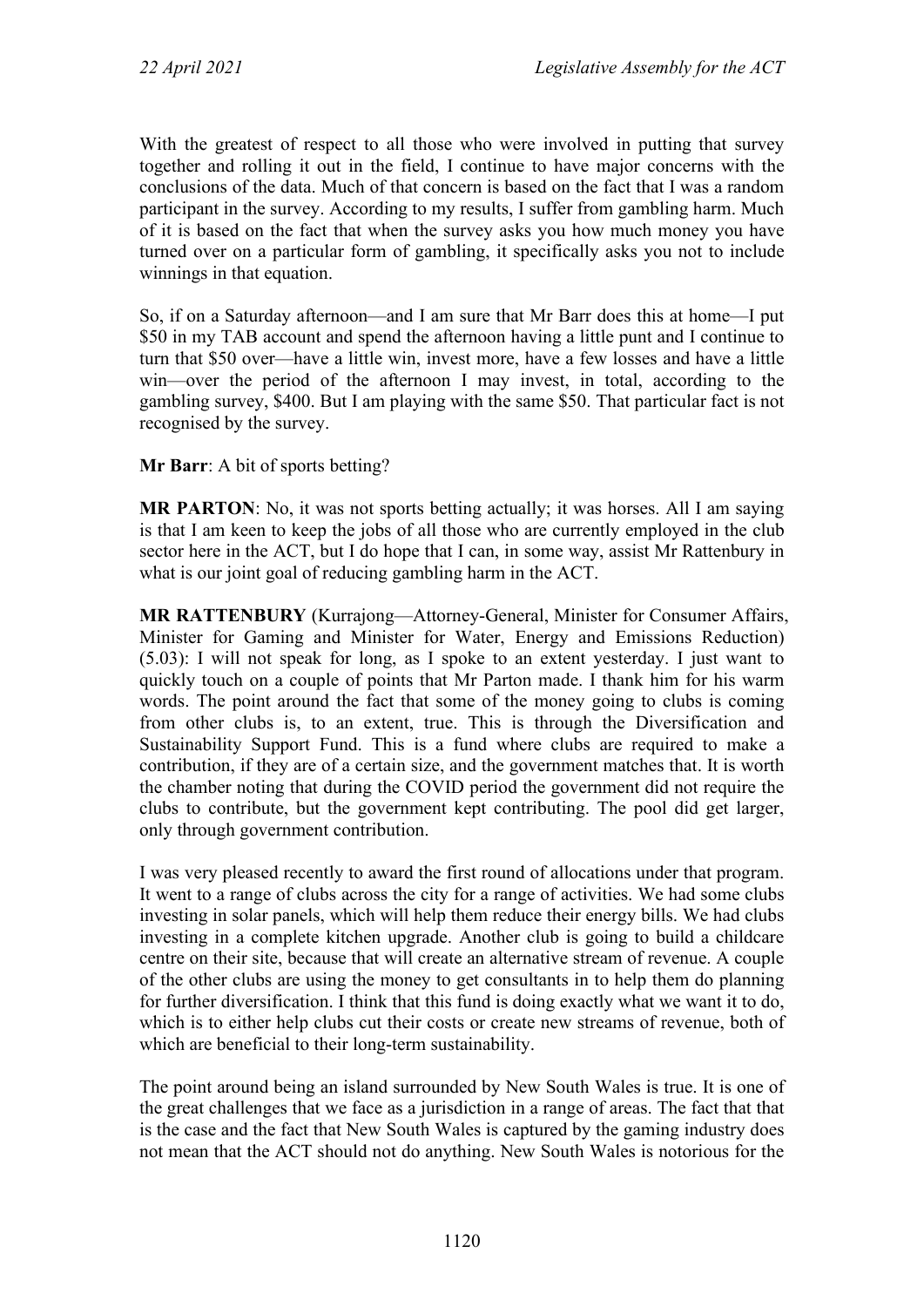With the greatest of respect to all those who were involved in putting that survey together and rolling it out in the field, I continue to have major concerns with the conclusions of the data. Much of that concern is based on the fact that I was a random participant in the survey. According to my results, I suffer from gambling harm. Much of it is based on the fact that when the survey asks you how much money you have turned over on a particular form of gambling, it specifically asks you not to include winnings in that equation.

So, if on a Saturday afternoon—and I am sure that Mr Barr does this at home—I put $50 in my TAB account and spend the afternoon having a little punt and I continue to turn that $50 over—have a little win, invest more, have a few losses and have a little win—over the period of the afternoon I may invest, in total, according to the gambling survey, $400. But I am playing with the same $50. That particular fact is not recognised by the survey.

**Mr Barr**: A bit of sports betting?

**MR PARTON**: No, it was not sports betting actually; it was horses. All I am saying is that I am keen to keep the jobs of all those who are currently employed in the club sector here in the ACT, but I do hope that I can, in some way, assist Mr Rattenbury in what is our joint goal of reducing gambling harm in the ACT.

**MR RATTENBURY** (Kurrajong—Attorney-General, Minister for Consumer Affairs, Minister for Gaming and Minister for Water, Energy and Emissions Reduction) (5.03): I will not speak for long, as I spoke to an extent yesterday. I just want to quickly touch on a couple of points that Mr Parton made. I thank him for his warm words. The point around the fact that some of the money going to clubs is coming from other clubs is, to an extent, true. This is through the Diversification and Sustainability Support Fund. This is a fund where clubs are required to make a contribution, if they are of a certain size, and the government matches that. It is worth the chamber noting that during the COVID period the government did not require the clubs to contribute, but the government kept contributing. The pool did get larger, only through government contribution.

I was very pleased recently to award the first round of allocations under that program. It went to a range of clubs across the city for a range of activities. We had some clubs investing in solar panels, which will help them reduce their energy bills. We had clubs investing in a complete kitchen upgrade. Another club is going to build a childcare centre on their site, because that will create an alternative stream of revenue. A couple of the other clubs are using the money to get consultants in to help them do planning for further diversification. I think that this fund is doing exactly what we want it to do, which is to either help clubs cut their costs or create new streams of revenue, both of which are beneficial to their long-term sustainability.

The point around being an island surrounded by New South Wales is true. It is one of the great challenges that we face as a jurisdiction in a range of areas. The fact that that is the case and the fact that New South Wales is captured by the gaming industry does not mean that the ACT should not do anything. New South Wales is notorious for the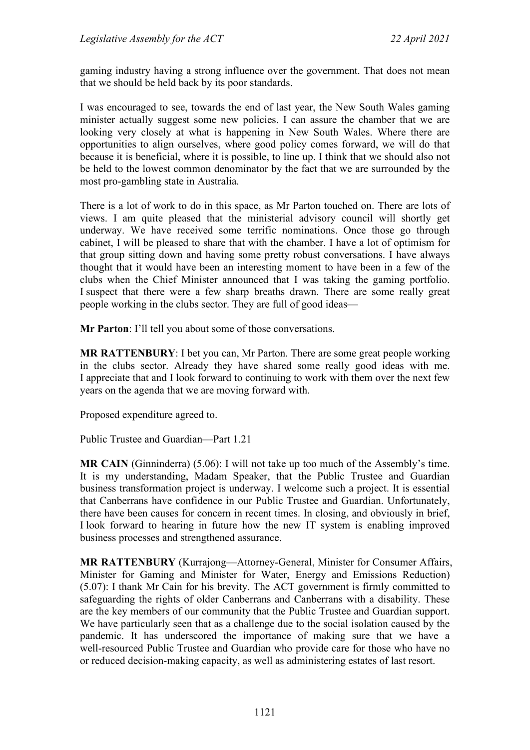gaming industry having a strong influence over the government. That does not mean that we should be held back by its poor standards.

I was encouraged to see, towards the end of last year, the New South Wales gaming minister actually suggest some new policies. I can assure the chamber that we are looking very closely at what is happening in New South Wales. Where there are opportunities to align ourselves, where good policy comes forward, we will do that because it is beneficial, where it is possible, to line up. I think that we should also not be held to the lowest common denominator by the fact that we are surrounded by the most pro-gambling state in Australia.

There is a lot of work to do in this space, as Mr Parton touched on. There are lots of views. I am quite pleased that the ministerial advisory council will shortly get underway. We have received some terrific nominations. Once those go through cabinet, I will be pleased to share that with the chamber. I have a lot of optimism for that group sitting down and having some pretty robust conversations. I have always thought that it would have been an interesting moment to have been in a few of the clubs when the Chief Minister announced that I was taking the gaming portfolio. I suspect that there were a few sharp breaths drawn. There are some really great people working in the clubs sector. They are full of good ideas—

**Mr Parton**: I'll tell you about some of those conversations.

**MR RATTENBURY**: I bet you can, Mr Parton. There are some great people working in the clubs sector. Already they have shared some really good ideas with me. I appreciate that and I look forward to continuing to work with them over the next few years on the agenda that we are moving forward with.

Proposed expenditure agreed to.

Public Trustee and Guardian—Part 1.21

**MR CAIN** (Ginninderra) (5.06): I will not take up too much of the Assembly's time. It is my understanding, Madam Speaker, that the Public Trustee and Guardian business transformation project is underway. I welcome such a project. It is essential that Canberrans have confidence in our Public Trustee and Guardian. Unfortunately, there have been causes for concern in recent times. In closing, and obviously in brief, I look forward to hearing in future how the new IT system is enabling improved business processes and strengthened assurance.

**MR RATTENBURY** (Kurrajong—Attorney-General, Minister for Consumer Affairs, Minister for Gaming and Minister for Water, Energy and Emissions Reduction) (5.07): I thank Mr Cain for his brevity. The ACT government is firmly committed to safeguarding the rights of older Canberrans and Canberrans with a disability. These are the key members of our community that the Public Trustee and Guardian support. We have particularly seen that as a challenge due to the social isolation caused by the pandemic. It has underscored the importance of making sure that we have a well-resourced Public Trustee and Guardian who provide care for those who have no or reduced decision-making capacity, as well as administering estates of last resort.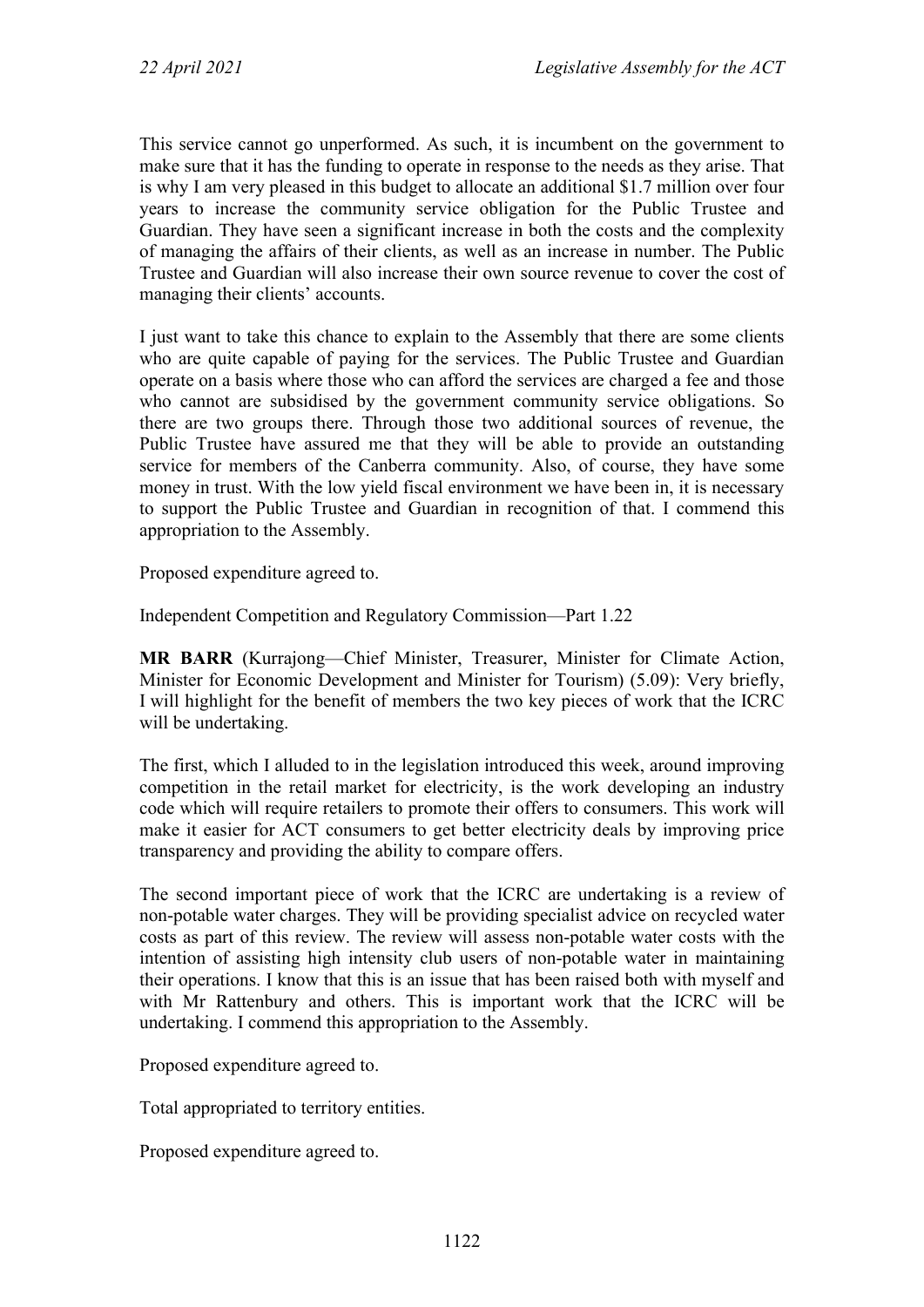This service cannot go unperformed. As such, it is incumbent on the government to make sure that it has the funding to operate in response to the needs as they arise. That is why I am very pleased in this budget to allocate an additional $1.7 million over four years to increase the community service obligation for the Public Trustee and Guardian. They have seen a significant increase in both the costs and the complexity of managing the affairs of their clients, as well as an increase in number. The Public Trustee and Guardian will also increase their own source revenue to cover the cost of managing their clients' accounts.

I just want to take this chance to explain to the Assembly that there are some clients who are quite capable of paying for the services. The Public Trustee and Guardian operate on a basis where those who can afford the services are charged a fee and those who cannot are subsidised by the government community service obligations. So there are two groups there. Through those two additional sources of revenue, the Public Trustee have assured me that they will be able to provide an outstanding service for members of the Canberra community. Also, of course, they have some money in trust. With the low yield fiscal environment we have been in, it is necessary to support the Public Trustee and Guardian in recognition of that. I commend this appropriation to the Assembly.

Proposed expenditure agreed to.

Independent Competition and Regulatory Commission—Part 1.22

**MR BARR** (Kurrajong—Chief Minister, Treasurer, Minister for Climate Action, Minister for Economic Development and Minister for Tourism) (5.09): Very briefly, I will highlight for the benefit of members the two key pieces of work that the ICRC will be undertaking.

The first, which I alluded to in the legislation introduced this week, around improving competition in the retail market for electricity, is the work developing an industry code which will require retailers to promote their offers to consumers. This work will make it easier for ACT consumers to get better electricity deals by improving price transparency and providing the ability to compare offers.

The second important piece of work that the ICRC are undertaking is a review of non-potable water charges. They will be providing specialist advice on recycled water costs as part of this review. The review will assess non-potable water costs with the intention of assisting high intensity club users of non-potable water in maintaining their operations. I know that this is an issue that has been raised both with myself and with Mr Rattenbury and others. This is important work that the ICRC will be undertaking. I commend this appropriation to the Assembly.

Proposed expenditure agreed to.

Total appropriated to territory entities.

Proposed expenditure agreed to.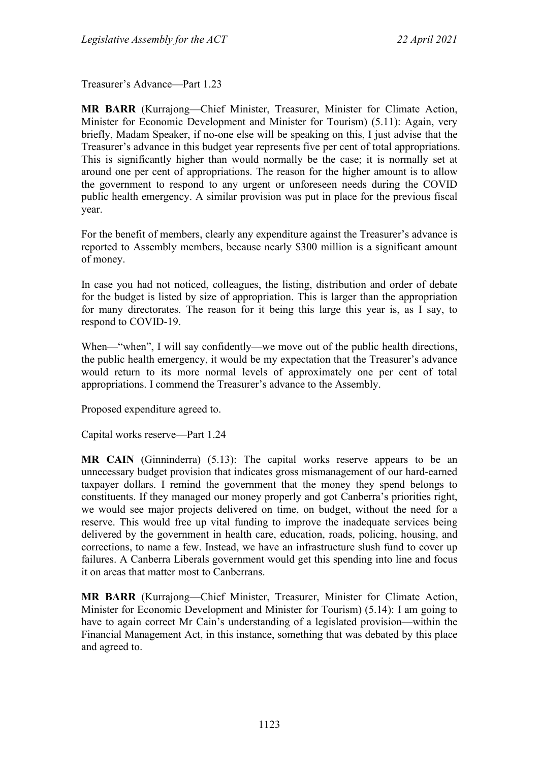Treasurer's Advance—Part 1.23

**MR BARR** (Kurrajong—Chief Minister, Treasurer, Minister for Climate Action, Minister for Economic Development and Minister for Tourism) (5.11): Again, very briefly, Madam Speaker, if no-one else will be speaking on this, I just advise that the Treasurer's advance in this budget year represents five per cent of total appropriations. This is significantly higher than would normally be the case; it is normally set at around one per cent of appropriations. The reason for the higher amount is to allow the government to respond to any urgent or unforeseen needs during the COVID public health emergency. A similar provision was put in place for the previous fiscal year.

For the benefit of members, clearly any expenditure against the Treasurer's advance is reported to Assembly members, because nearly $300 million is a significant amount of money.

In case you had not noticed, colleagues, the listing, distribution and order of debate for the budget is listed by size of appropriation. This is larger than the appropriation for many directorates. The reason for it being this large this year is, as I say, to respond to COVID-19.

When—"when", I will say confidently—we move out of the public health directions, the public health emergency, it would be my expectation that the Treasurer's advance would return to its more normal levels of approximately one per cent of total appropriations. I commend the Treasurer's advance to the Assembly.

Proposed expenditure agreed to.

Capital works reserve—Part 1.24

**MR CAIN** (Ginninderra) (5.13): The capital works reserve appears to be an unnecessary budget provision that indicates gross mismanagement of our hard-earned taxpayer dollars. I remind the government that the money they spend belongs to constituents. If they managed our money properly and got Canberra's priorities right, we would see major projects delivered on time, on budget, without the need for a reserve. This would free up vital funding to improve the inadequate services being delivered by the government in health care, education, roads, policing, housing, and corrections, to name a few. Instead, we have an infrastructure slush fund to cover up failures. A Canberra Liberals government would get this spending into line and focus it on areas that matter most to Canberrans.

**MR BARR** (Kurrajong—Chief Minister, Treasurer, Minister for Climate Action, Minister for Economic Development and Minister for Tourism) (5.14): I am going to have to again correct Mr Cain's understanding of a legislated provision—within the Financial Management Act, in this instance, something that was debated by this place and agreed to.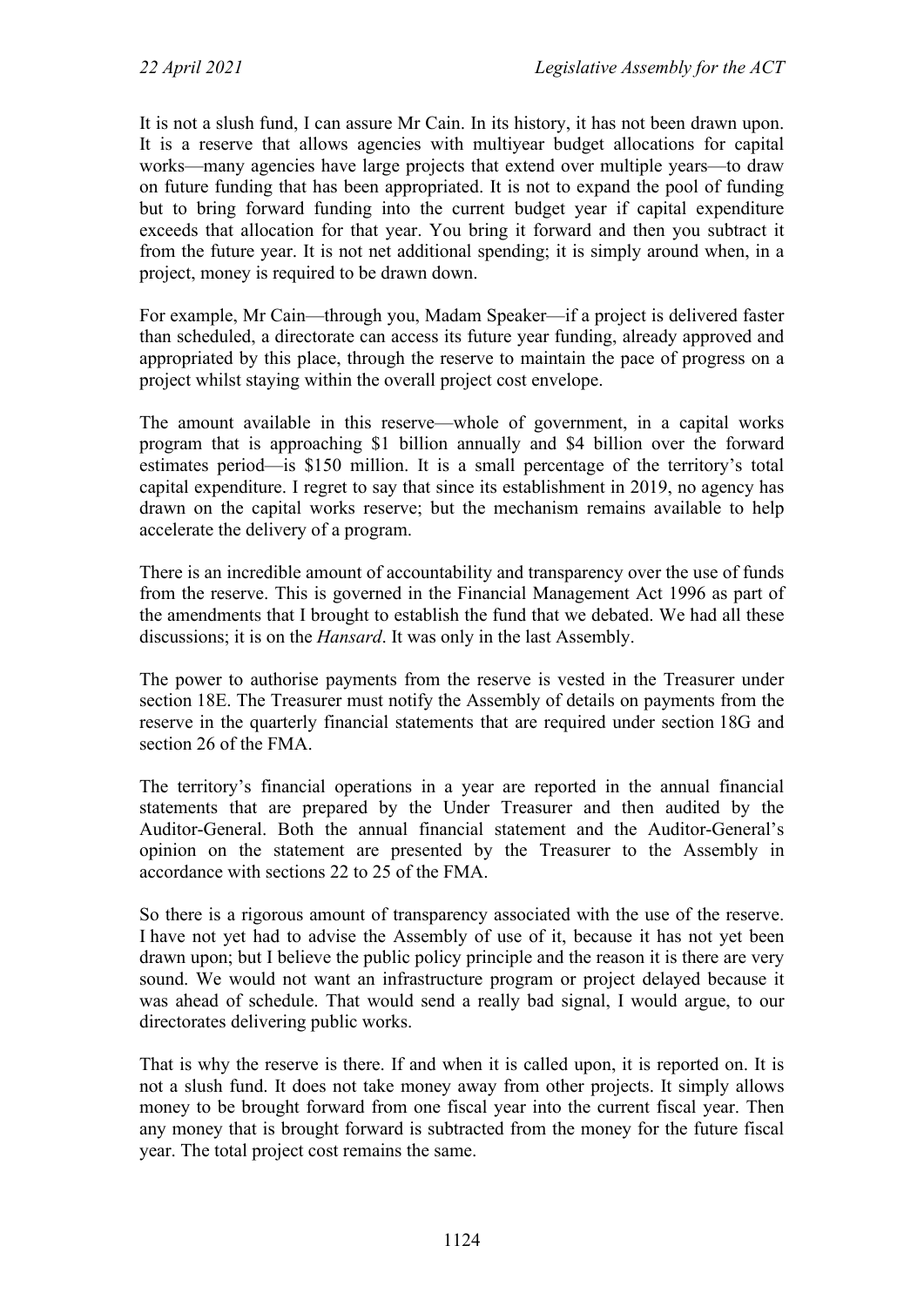It is not a slush fund, I can assure Mr Cain. In its history, it has not been drawn upon. It is a reserve that allows agencies with multiyear budget allocations for capital works—many agencies have large projects that extend over multiple years—to draw on future funding that has been appropriated. It is not to expand the pool of funding but to bring forward funding into the current budget year if capital expenditure exceeds that allocation for that year. You bring it forward and then you subtract it from the future year. It is not net additional spending; it is simply around when, in a project, money is required to be drawn down.

For example, Mr Cain—through you, Madam Speaker—if a project is delivered faster than scheduled, a directorate can access its future year funding, already approved and appropriated by this place, through the reserve to maintain the pace of progress on a project whilst staying within the overall project cost envelope.

The amount available in this reserve—whole of government, in a capital works program that is approaching $1 billion annually and $4 billion over the forward estimates period—is $150 million. It is a small percentage of the territory's total capital expenditure. I regret to say that since its establishment in 2019, no agency has drawn on the capital works reserve; but the mechanism remains available to help accelerate the delivery of a program.

There is an incredible amount of accountability and transparency over the use of funds from the reserve. This is governed in the Financial Management Act 1996 as part of the amendments that I brought to establish the fund that we debated. We had all these discussions; it is on the *Hansard*. It was only in the last Assembly.

The power to authorise payments from the reserve is vested in the Treasurer under section 18E. The Treasurer must notify the Assembly of details on payments from the reserve in the quarterly financial statements that are required under section 18G and section 26 of the FMA.

The territory's financial operations in a year are reported in the annual financial statements that are prepared by the Under Treasurer and then audited by the Auditor-General. Both the annual financial statement and the Auditor-General's opinion on the statement are presented by the Treasurer to the Assembly in accordance with sections 22 to 25 of the FMA.

So there is a rigorous amount of transparency associated with the use of the reserve. I have not yet had to advise the Assembly of use of it, because it has not yet been drawn upon; but I believe the public policy principle and the reason it is there are very sound. We would not want an infrastructure program or project delayed because it was ahead of schedule. That would send a really bad signal, I would argue, to our directorates delivering public works.

That is why the reserve is there. If and when it is called upon, it is reported on. It is not a slush fund. It does not take money away from other projects. It simply allows money to be brought forward from one fiscal year into the current fiscal year. Then any money that is brought forward is subtracted from the money for the future fiscal year. The total project cost remains the same.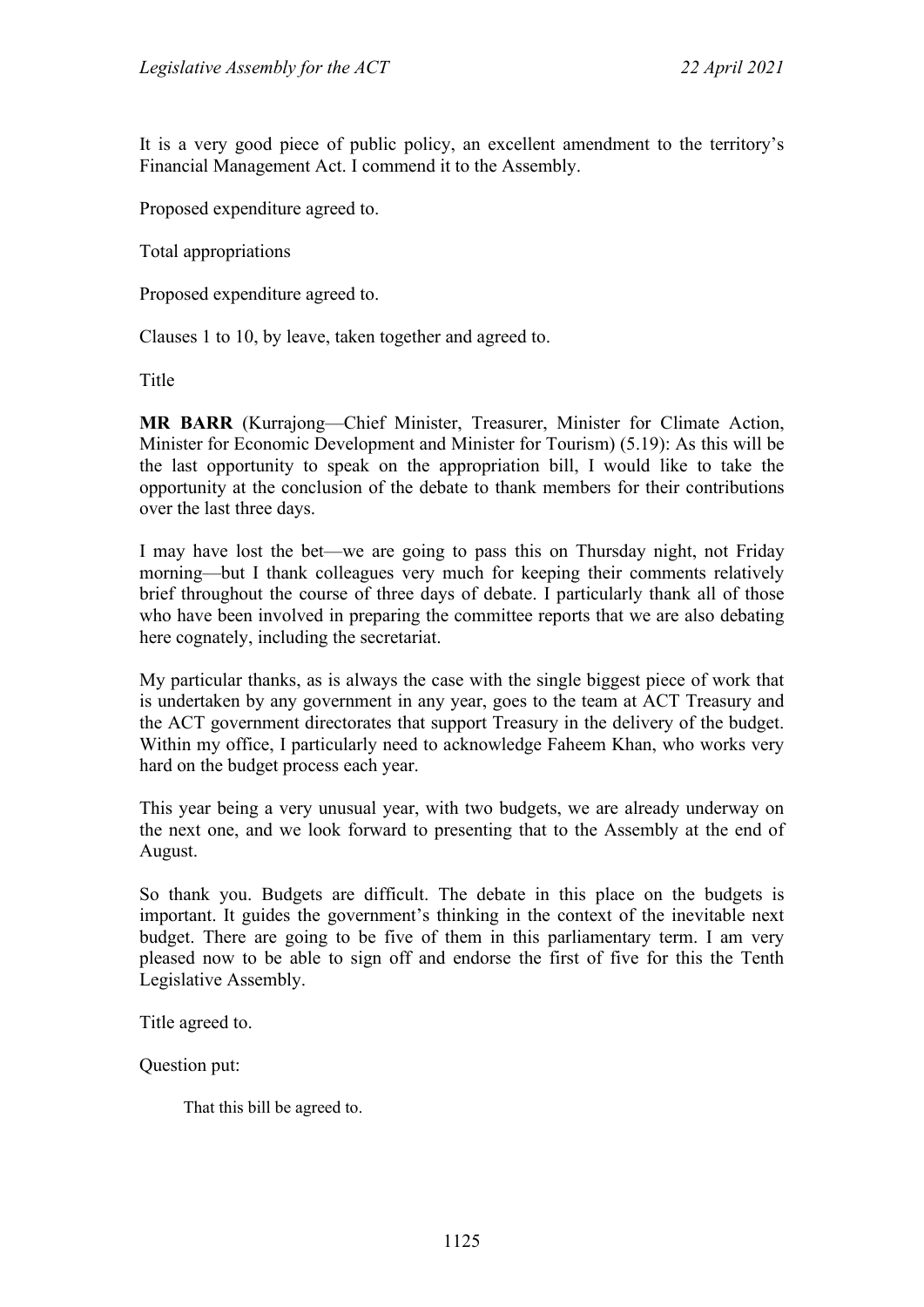It is a very good piece of public policy, an excellent amendment to the territory's Financial Management Act. I commend it to the Assembly.

Proposed expenditure agreed to.

Total appropriations

Proposed expenditure agreed to.

Clauses 1 to 10, by leave, taken together and agreed to.

Title

**MR BARR** (Kurrajong—Chief Minister, Treasurer, Minister for Climate Action, Minister for Economic Development and Minister for Tourism) (5.19): As this will be the last opportunity to speak on the appropriation bill, I would like to take the opportunity at the conclusion of the debate to thank members for their contributions over the last three days.

I may have lost the bet—we are going to pass this on Thursday night, not Friday morning—but I thank colleagues very much for keeping their comments relatively brief throughout the course of three days of debate. I particularly thank all of those who have been involved in preparing the committee reports that we are also debating here cognately, including the secretariat.

My particular thanks, as is always the case with the single biggest piece of work that is undertaken by any government in any year, goes to the team at ACT Treasury and the ACT government directorates that support Treasury in the delivery of the budget. Within my office, I particularly need to acknowledge Faheem Khan, who works very hard on the budget process each year.

This year being a very unusual year, with two budgets, we are already underway on the next one, and we look forward to presenting that to the Assembly at the end of August.

So thank you. Budgets are difficult. The debate in this place on the budgets is important. It guides the government's thinking in the context of the inevitable next budget. There are going to be five of them in this parliamentary term. I am very pleased now to be able to sign off and endorse the first of five for this the Tenth Legislative Assembly.

Title agreed to.

Question put:

> That this bill be agreed to.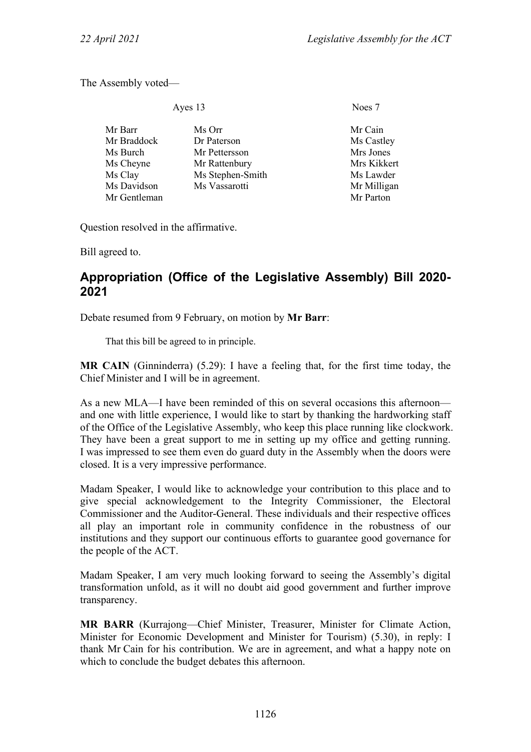The Assembly voted—

| Ayes 13 | | Noes 7 |
| --- | --- | --- |
| Mr Barr | Ms Orr | Mr Cain |
| Mr Braddock | Dr Paterson | Ms Castley |
| Ms Burch | Mr Pettersson | Mrs Jones |
| Ms Cheyne | Mr Rattenbury | Mrs Kikkert |
| Ms Clay | Ms Stephen-Smith | Ms Lawder |
| Ms Davidson | Ms Vassarotti | Mr Milligan |
| Mr Gentleman | | Mr Parton |

Question resolved in the affirmative.

Bill agreed to.

## Appropriation (Office of the Legislative Assembly) Bill 2020-2021

Debate resumed from 9 February, on motion by **Mr Barr**:

> That this bill be agreed to in principle.

**MR CAIN** (Ginninderra) (5.29): I have a feeling that, for the first time today, the Chief Minister and I will be in agreement.

As a new MLA—I have been reminded of this on several occasions this afternoon—and one with little experience, I would like to start by thanking the hardworking staff of the Office of the Legislative Assembly, who keep this place running like clockwork. They have been a great support to me in setting up my office and getting running. I was impressed to see them even do guard duty in the Assembly when the doors were closed. It is a very impressive performance.

Madam Speaker, I would like to acknowledge your contribution to this place and to give special acknowledgement to the Integrity Commissioner, the Electoral Commissioner and the Auditor-General. These individuals and their respective offices all play an important role in community confidence in the robustness of our institutions and they support our continuous efforts to guarantee good governance for the people of the ACT.

Madam Speaker, I am very much looking forward to seeing the Assembly's digital transformation unfold, as it will no doubt aid good government and further improve transparency.

**MR BARR** (Kurrajong—Chief Minister, Treasurer, Minister for Climate Action, Minister for Economic Development and Minister for Tourism) (5.30), in reply: I thank Mr Cain for his contribution. We are in agreement, and what a happy note on which to conclude the budget debates this afternoon.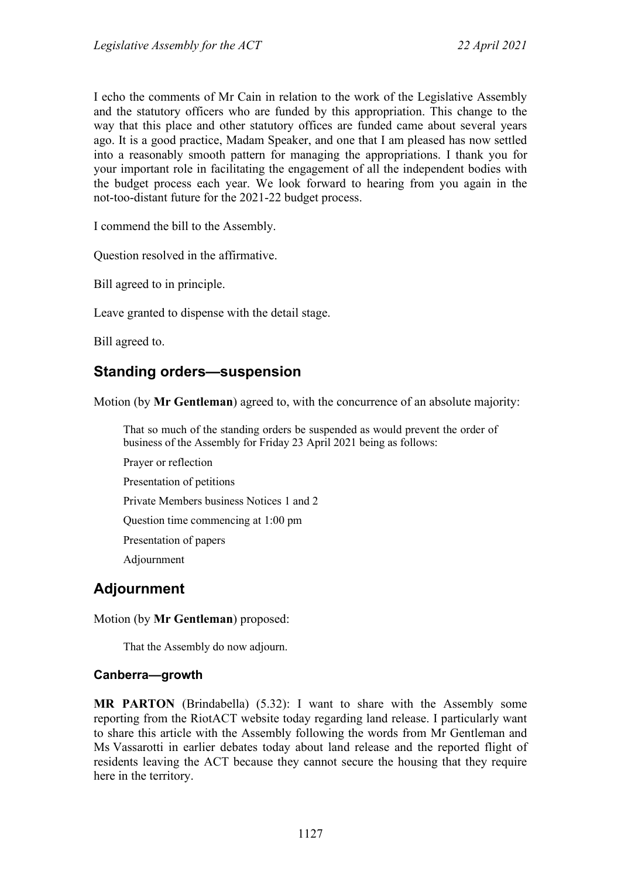I echo the comments of Mr Cain in relation to the work of the Legislative Assembly and the statutory officers who are funded by this appropriation. This change to the way that this place and other statutory offices are funded came about several years ago. It is a good practice, Madam Speaker, and one that I am pleased has now settled into a reasonably smooth pattern for managing the appropriations. I thank you for your important role in facilitating the engagement of all the independent bodies with the budget process each year. We look forward to hearing from you again in the not-too-distant future for the 2021-22 budget process.

I commend the bill to the Assembly.

Question resolved in the affirmative.

Bill agreed to in principle.

Leave granted to dispense with the detail stage.

Bill agreed to.

## Standing orders—suspension

Motion (by **Mr Gentleman**) agreed to, with the concurrence of an absolute majority:

> That so much of the standing orders be suspended as would prevent the order of business of the Assembly for Friday 23 April 2021 being as follows:
>
> Prayer or reflection
>
> Presentation of petitions
>
> Private Members business Notices 1 and 2
>
> Question time commencing at 1:00 pm
>
> Presentation of papers
>
> Adjournment

## Adjournment

Motion (by **Mr Gentleman**) proposed:

> That the Assembly do now adjourn.

### Canberra—growth

**MR PARTON** (Brindabella) (5.32): I want to share with the Assembly some reporting from the RiotACT website today regarding land release. I particularly want to share this article with the Assembly following the words from Mr Gentleman and Ms Vassarotti in earlier debates today about land release and the reported flight of residents leaving the ACT because they cannot secure the housing that they require here in the territory.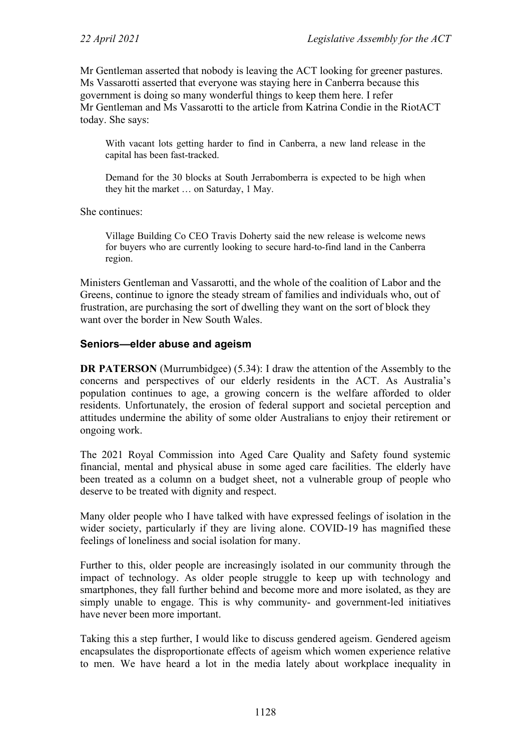Mr Gentleman asserted that nobody is leaving the ACT looking for greener pastures. Ms Vassarotti asserted that everyone was staying here in Canberra because this government is doing so many wonderful things to keep them here. I refer Mr Gentleman and Ms Vassarotti to the article from Katrina Condie in the RiotACT today. She says:

> With vacant lots getting harder to find in Canberra, a new land release in the capital has been fast-tracked.
>
> Demand for the 30 blocks at South Jerrabomberra is expected to be high when they hit the market … on Saturday, 1 May.

She continues:

> Village Building Co CEO Travis Doherty said the new release is welcome news for buyers who are currently looking to secure hard-to-find land in the Canberra region.

Ministers Gentleman and Vassarotti, and the whole of the coalition of Labor and the Greens, continue to ignore the steady stream of families and individuals who, out of frustration, are purchasing the sort of dwelling they want on the sort of block they want over the border in New South Wales.

### Seniors—elder abuse and ageism

**DR PATERSON** (Murrumbidgee) (5.34): I draw the attention of the Assembly to the concerns and perspectives of our elderly residents in the ACT. As Australia's population continues to age, a growing concern is the welfare afforded to older residents. Unfortunately, the erosion of federal support and societal perception and attitudes undermine the ability of some older Australians to enjoy their retirement or ongoing work.

The 2021 Royal Commission into Aged Care Quality and Safety found systemic financial, mental and physical abuse in some aged care facilities. The elderly have been treated as a column on a budget sheet, not a vulnerable group of people who deserve to be treated with dignity and respect.

Many older people who I have talked with have expressed feelings of isolation in the wider society, particularly if they are living alone. COVID-19 has magnified these feelings of loneliness and social isolation for many.

Further to this, older people are increasingly isolated in our community through the impact of technology. As older people struggle to keep up with technology and smartphones, they fall further behind and become more and more isolated, as they are simply unable to engage. This is why community- and government-led initiatives have never been more important.

Taking this a step further, I would like to discuss gendered ageism. Gendered ageism encapsulates the disproportionate effects of ageism which women experience relative to men. We have heard a lot in the media lately about workplace inequality in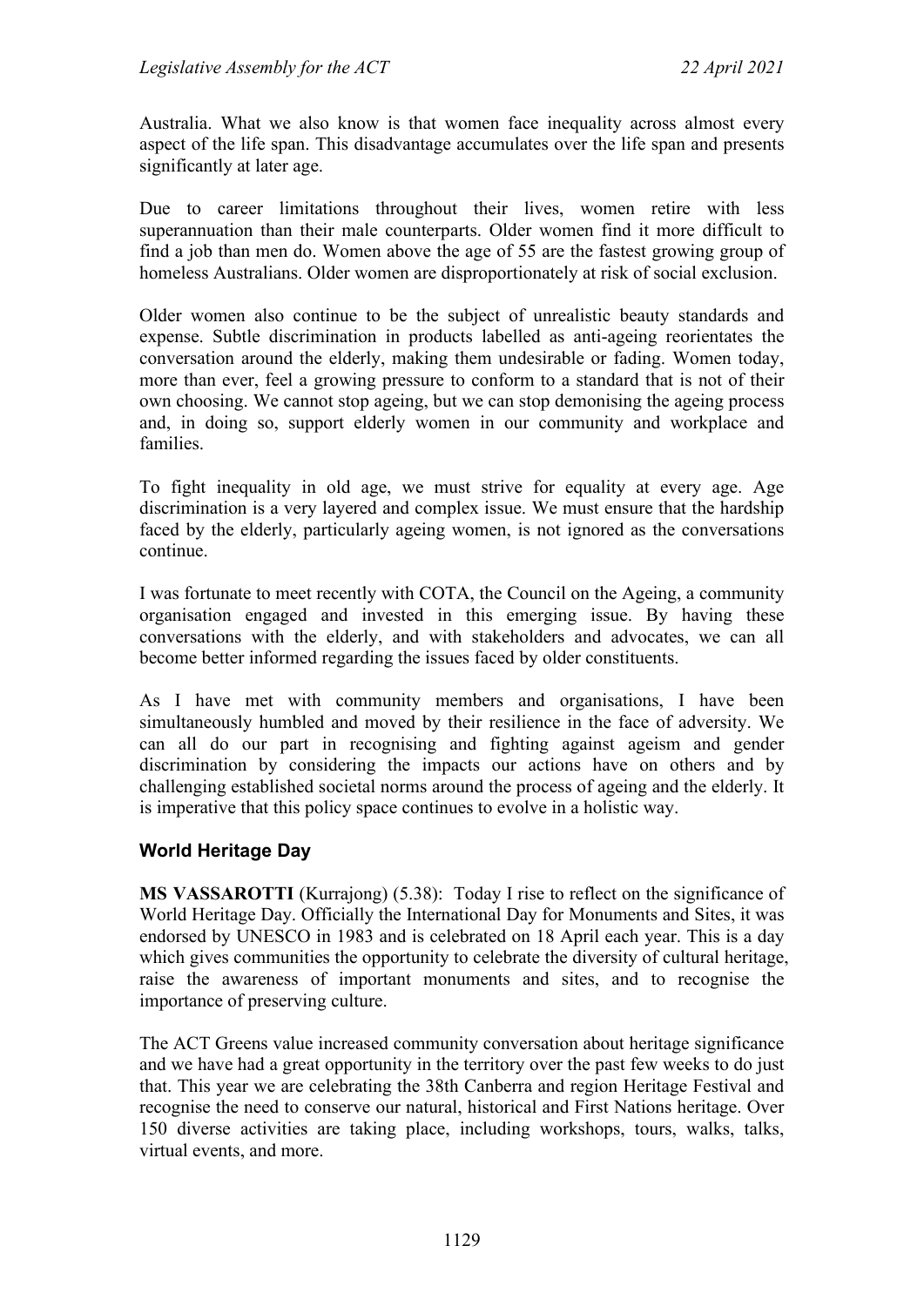Australia. What we also know is that women face inequality across almost every aspect of the life span. This disadvantage accumulates over the life span and presents significantly at later age.

Due to career limitations throughout their lives, women retire with less superannuation than their male counterparts. Older women find it more difficult to find a job than men do. Women above the age of 55 are the fastest growing group of homeless Australians. Older women are disproportionately at risk of social exclusion.

Older women also continue to be the subject of unrealistic beauty standards and expense. Subtle discrimination in products labelled as anti-ageing reorientates the conversation around the elderly, making them undesirable or fading. Women today, more than ever, feel a growing pressure to conform to a standard that is not of their own choosing. We cannot stop ageing, but we can stop demonising the ageing process and, in doing so, support elderly women in our community and workplace and families.

To fight inequality in old age, we must strive for equality at every age. Age discrimination is a very layered and complex issue. We must ensure that the hardship faced by the elderly, particularly ageing women, is not ignored as the conversations continue.

I was fortunate to meet recently with COTA, the Council on the Ageing, a community organisation engaged and invested in this emerging issue. By having these conversations with the elderly, and with stakeholders and advocates, we can all become better informed regarding the issues faced by older constituents.

As I have met with community members and organisations, I have been simultaneously humbled and moved by their resilience in the face of adversity. We can all do our part in recognising and fighting against ageism and gender discrimination by considering the impacts our actions have on others and by challenging established societal norms around the process of ageing and the elderly. It is imperative that this policy space continues to evolve in a holistic way.

## World Heritage Day

**MS VASSAROTTI** (Kurrajong) (5.38): Today I rise to reflect on the significance of World Heritage Day. Officially the International Day for Monuments and Sites, it was endorsed by UNESCO in 1983 and is celebrated on 18 April each year. This is a day which gives communities the opportunity to celebrate the diversity of cultural heritage, raise the awareness of important monuments and sites, and to recognise the importance of preserving culture.

The ACT Greens value increased community conversation about heritage significance and we have had a great opportunity in the territory over the past few weeks to do just that. This year we are celebrating the 38th Canberra and region Heritage Festival and recognise the need to conserve our natural, historical and First Nations heritage. Over 150 diverse activities are taking place, including workshops, tours, walks, talks, virtual events, and more.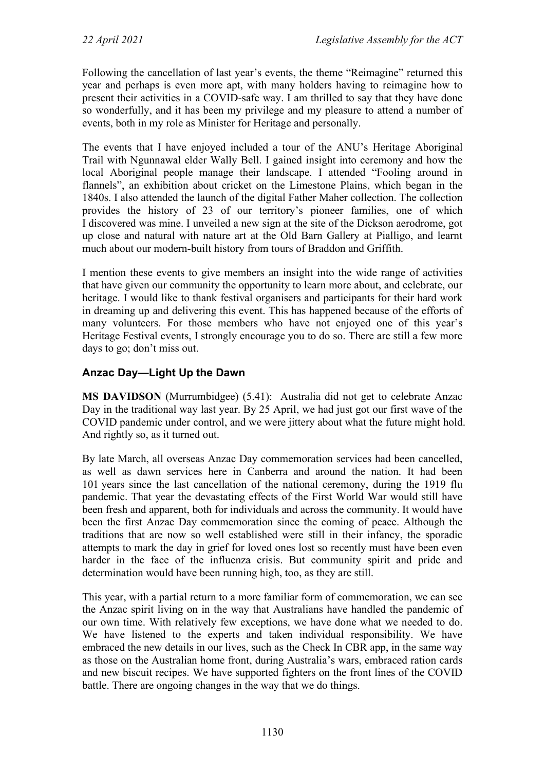Following the cancellation of last year's events, the theme "Reimagine" returned this year and perhaps is even more apt, with many holders having to reimagine how to present their activities in a COVID-safe way. I am thrilled to say that they have done so wonderfully, and it has been my privilege and my pleasure to attend a number of events, both in my role as Minister for Heritage and personally.

The events that I have enjoyed included a tour of the ANU's Heritage Aboriginal Trail with Ngunnawal elder Wally Bell. I gained insight into ceremony and how the local Aboriginal people manage their landscape. I attended "Fooling around in flannels", an exhibition about cricket on the Limestone Plains, which began in the 1840s. I also attended the launch of the digital Father Maher collection. The collection provides the history of 23 of our territory's pioneer families, one of which I discovered was mine. I unveiled a new sign at the site of the Dickson aerodrome, got up close and natural with nature art at the Old Barn Gallery at Pialligo, and learnt much about our modern-built history from tours of Braddon and Griffith.

I mention these events to give members an insight into the wide range of activities that have given our community the opportunity to learn more about, and celebrate, our heritage. I would like to thank festival organisers and participants for their hard work in dreaming up and delivering this event. This has happened because of the efforts of many volunteers. For those members who have not enjoyed one of this year's Heritage Festival events, I strongly encourage you to do so. There are still a few more days to go; don't miss out.

### Anzac Day—Light Up the Dawn

**MS DAVIDSON** (Murrumbidgee) (5.41): Australia did not get to celebrate Anzac Day in the traditional way last year. By 25 April, we had just got our first wave of the COVID pandemic under control, and we were jittery about what the future might hold. And rightly so, as it turned out.

By late March, all overseas Anzac Day commemoration services had been cancelled, as well as dawn services here in Canberra and around the nation. It had been 101 years since the last cancellation of the national ceremony, during the 1919 flu pandemic. That year the devastating effects of the First World War would still have been fresh and apparent, both for individuals and across the community. It would have been the first Anzac Day commemoration since the coming of peace. Although the traditions that are now so well established were still in their infancy, the sporadic attempts to mark the day in grief for loved ones lost so recently must have been even harder in the face of the influenza crisis. But community spirit and pride and determination would have been running high, too, as they are still.

This year, with a partial return to a more familiar form of commemoration, we can see the Anzac spirit living on in the way that Australians have handled the pandemic of our own time. With relatively few exceptions, we have done what we needed to do. We have listened to the experts and taken individual responsibility. We have embraced the new details in our lives, such as the Check In CBR app, in the same way as those on the Australian home front, during Australia's wars, embraced ration cards and new biscuit recipes. We have supported fighters on the front lines of the COVID battle. There are ongoing changes in the way that we do things.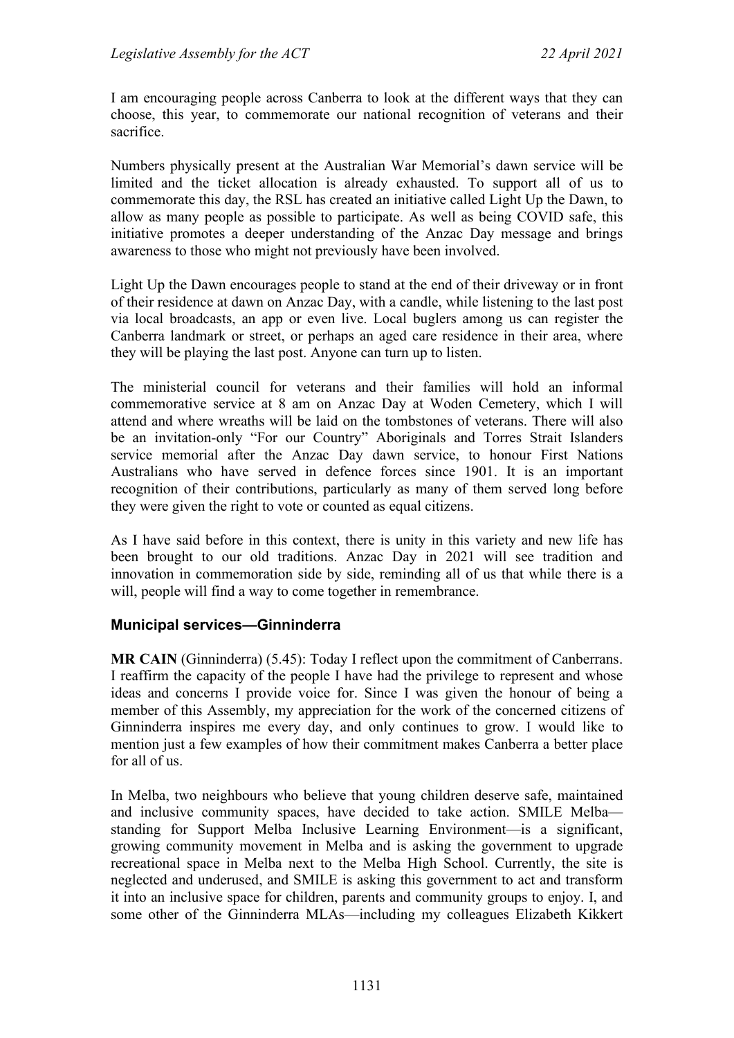I am encouraging people across Canberra to look at the different ways that they can choose, this year, to commemorate our national recognition of veterans and their sacrifice.

Numbers physically present at the Australian War Memorial's dawn service will be limited and the ticket allocation is already exhausted. To support all of us to commemorate this day, the RSL has created an initiative called Light Up the Dawn, to allow as many people as possible to participate. As well as being COVID safe, this initiative promotes a deeper understanding of the Anzac Day message and brings awareness to those who might not previously have been involved.

Light Up the Dawn encourages people to stand at the end of their driveway or in front of their residence at dawn on Anzac Day, with a candle, while listening to the last post via local broadcasts, an app or even live. Local buglers among us can register the Canberra landmark or street, or perhaps an aged care residence in their area, where they will be playing the last post. Anyone can turn up to listen.

The ministerial council for veterans and their families will hold an informal commemorative service at 8 am on Anzac Day at Woden Cemetery, which I will attend and where wreaths will be laid on the tombstones of veterans. There will also be an invitation-only "For our Country" Aboriginals and Torres Strait Islanders service memorial after the Anzac Day dawn service, to honour First Nations Australians who have served in defence forces since 1901. It is an important recognition of their contributions, particularly as many of them served long before they were given the right to vote or counted as equal citizens.

As I have said before in this context, there is unity in this variety and new life has been brought to our old traditions. Anzac Day in 2021 will see tradition and innovation in commemoration side by side, reminding all of us that while there is a will, people will find a way to come together in remembrance.

### Municipal services—Ginninderra

**MR CAIN** (Ginninderra) (5.45): Today I reflect upon the commitment of Canberrans. I reaffirm the capacity of the people I have had the privilege to represent and whose ideas and concerns I provide voice for. Since I was given the honour of being a member of this Assembly, my appreciation for the work of the concerned citizens of Ginninderra inspires me every day, and only continues to grow. I would like to mention just a few examples of how their commitment makes Canberra a better place for all of us.

In Melba, two neighbours who believe that young children deserve safe, maintained and inclusive community spaces, have decided to take action. SMILE Melba—standing for Support Melba Inclusive Learning Environment—is a significant, growing community movement in Melba and is asking the government to upgrade recreational space in Melba next to the Melba High School. Currently, the site is neglected and underused, and SMILE is asking this government to act and transform it into an inclusive space for children, parents and community groups to enjoy. I, and some other of the Ginninderra MLAs—including my colleagues Elizabeth Kikkert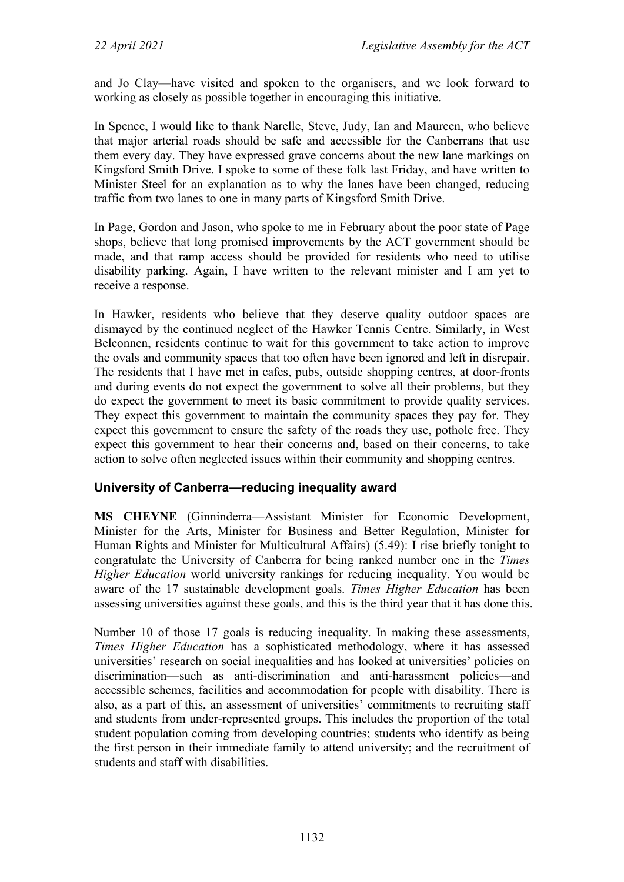and Jo Clay—have visited and spoken to the organisers, and we look forward to working as closely as possible together in encouraging this initiative.

In Spence, I would like to thank Narelle, Steve, Judy, Ian and Maureen, who believe that major arterial roads should be safe and accessible for the Canberrans that use them every day. They have expressed grave concerns about the new lane markings on Kingsford Smith Drive. I spoke to some of these folk last Friday, and have written to Minister Steel for an explanation as to why the lanes have been changed, reducing traffic from two lanes to one in many parts of Kingsford Smith Drive.

In Page, Gordon and Jason, who spoke to me in February about the poor state of Page shops, believe that long promised improvements by the ACT government should be made, and that ramp access should be provided for residents who need to utilise disability parking. Again, I have written to the relevant minister and I am yet to receive a response.

In Hawker, residents who believe that they deserve quality outdoor spaces are dismayed by the continued neglect of the Hawker Tennis Centre. Similarly, in West Belconnen, residents continue to wait for this government to take action to improve the ovals and community spaces that too often have been ignored and left in disrepair. The residents that I have met in cafes, pubs, outside shopping centres, at door-fronts and during events do not expect the government to solve all their problems, but they do expect the government to meet its basic commitment to provide quality services. They expect this government to maintain the community spaces they pay for. They expect this government to ensure the safety of the roads they use, pothole free. They expect this government to hear their concerns and, based on their concerns, to take action to solve often neglected issues within their community and shopping centres.

## University of Canberra—reducing inequality award

**MS CHEYNE** (Ginninderra—Assistant Minister for Economic Development, Minister for the Arts, Minister for Business and Better Regulation, Minister for Human Rights and Minister for Multicultural Affairs) (5.49): I rise briefly tonight to congratulate the University of Canberra for being ranked number one in the *Times Higher Education* world university rankings for reducing inequality. You would be aware of the 17 sustainable development goals. *Times Higher Education* has been assessing universities against these goals, and this is the third year that it has done this.

Number 10 of those 17 goals is reducing inequality. In making these assessments, *Times Higher Education* has a sophisticated methodology, where it has assessed universities' research on social inequalities and has looked at universities' policies on discrimination—such as anti-discrimination and anti-harassment policies—and accessible schemes, facilities and accommodation for people with disability. There is also, as a part of this, an assessment of universities' commitments to recruiting staff and students from under-represented groups. This includes the proportion of the total student population coming from developing countries; students who identify as being the first person in their immediate family to attend university; and the recruitment of students and staff with disabilities.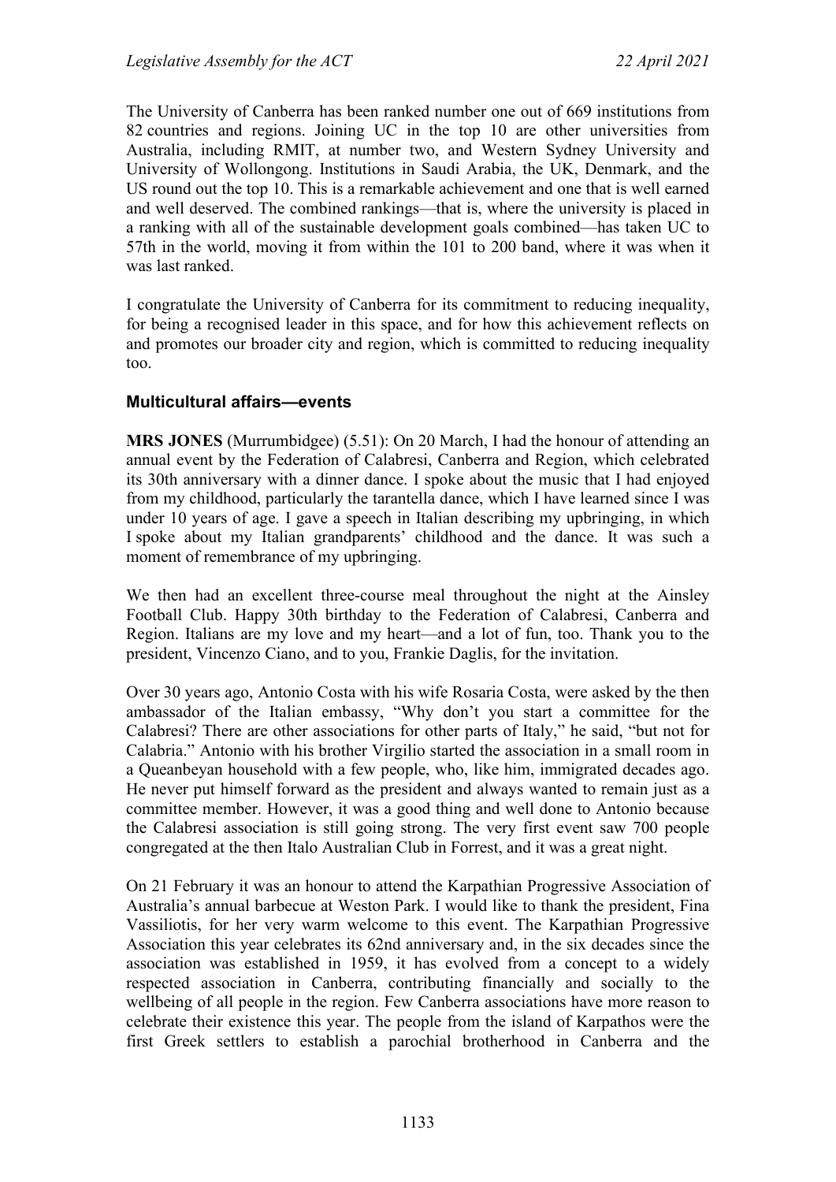The University of Canberra has been ranked number one out of 669 institutions from 82 countries and regions. Joining UC in the top 10 are other universities from Australia, including RMIT, at number two, and Western Sydney University and University of Wollongong. Institutions in Saudi Arabia, the UK, Denmark, and the US round out the top 10. This is a remarkable achievement and one that is well earned and well deserved. The combined rankings—that is, where the university is placed in a ranking with all of the sustainable development goals combined—has taken UC to 57th in the world, moving it from within the 101 to 200 band, where it was when it was last ranked.

I congratulate the University of Canberra for its commitment to reducing inequality, for being a recognised leader in this space, and for how this achievement reflects on and promotes our broader city and region, which is committed to reducing inequality too.

### Multicultural affairs—events

**MRS JONES** (Murrumbidgee) (5.51): On 20 March, I had the honour of attending an annual event by the Federation of Calabresi, Canberra and Region, which celebrated its 30th anniversary with a dinner dance. I spoke about the music that I had enjoyed from my childhood, particularly the tarantella dance, which I have learned since I was under 10 years of age. I gave a speech in Italian describing my upbringing, in which I spoke about my Italian grandparents' childhood and the dance. It was such a moment of remembrance of my upbringing.

We then had an excellent three-course meal throughout the night at the Ainsley Football Club. Happy 30th birthday to the Federation of Calabresi, Canberra and Region. Italians are my love and my heart—and a lot of fun, too. Thank you to the president, Vincenzo Ciano, and to you, Frankie Daglis, for the invitation.

Over 30 years ago, Antonio Costa with his wife Rosaria Costa, were asked by the then ambassador of the Italian embassy, "Why don't you start a committee for the Calabresi? There are other associations for other parts of Italy," he said, "but not for Calabria." Antonio with his brother Virgilio started the association in a small room in a Queanbeyan household with a few people, who, like him, immigrated decades ago. He never put himself forward as the president and always wanted to remain just as a committee member. However, it was a good thing and well done to Antonio because the Calabresi association is still going strong. The very first event saw 700 people congregated at the then Italo Australian Club in Forrest, and it was a great night.

On 21 February it was an honour to attend the Karpathian Progressive Association of Australia's annual barbecue at Weston Park. I would like to thank the president, Fina Vassiliotis, for her very warm welcome to this event. The Karpathian Progressive Association this year celebrates its 62nd anniversary and, in the six decades since the association was established in 1959, it has evolved from a concept to a widely respected association in Canberra, contributing financially and socially to the wellbeing of all people in the region. Few Canberra associations have more reason to celebrate their existence this year. The people from the island of Karpathos were the first Greek settlers to establish a parochial brotherhood in Canberra and the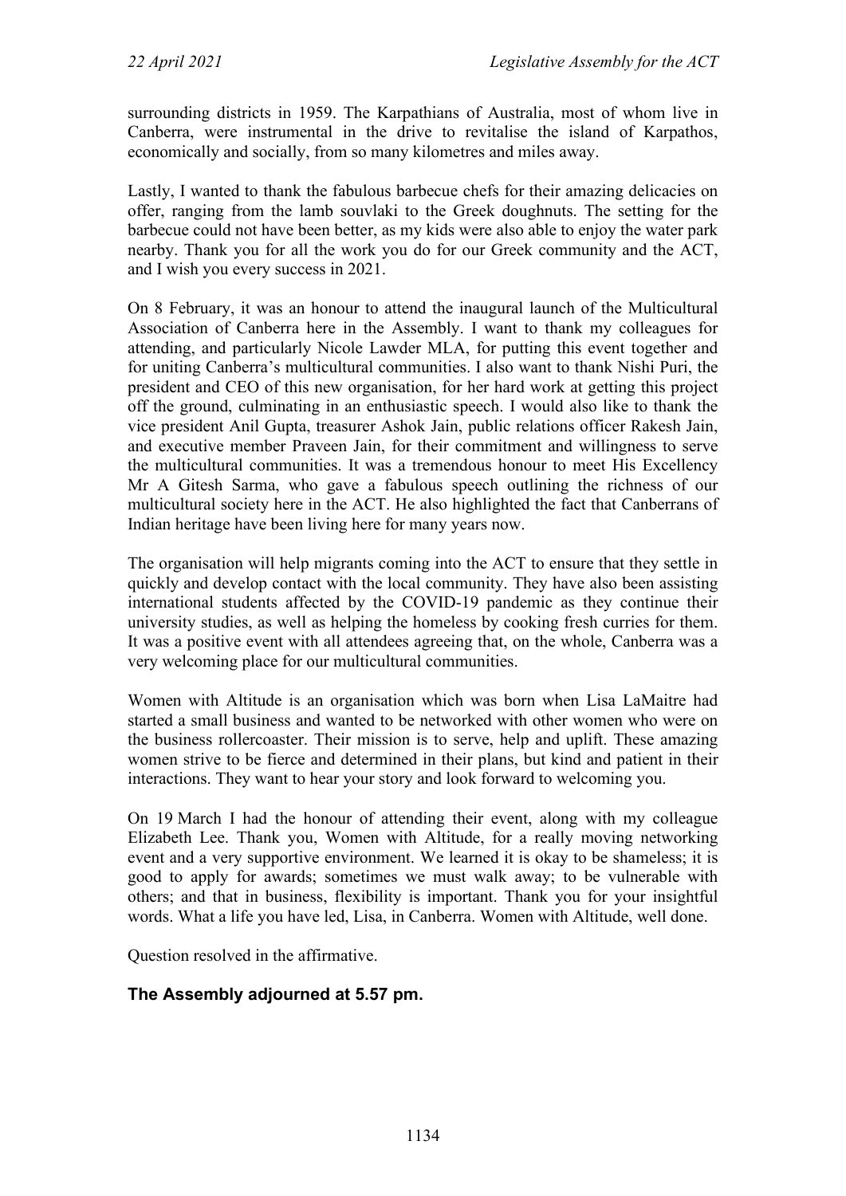surrounding districts in 1959. The Karpathians of Australia, most of whom live in Canberra, were instrumental in the drive to revitalise the island of Karpathos, economically and socially, from so many kilometres and miles away.

Lastly, I wanted to thank the fabulous barbecue chefs for their amazing delicacies on offer, ranging from the lamb souvlaki to the Greek doughnuts. The setting for the barbecue could not have been better, as my kids were also able to enjoy the water park nearby. Thank you for all the work you do for our Greek community and the ACT, and I wish you every success in 2021.

On 8 February, it was an honour to attend the inaugural launch of the Multicultural Association of Canberra here in the Assembly. I want to thank my colleagues for attending, and particularly Nicole Lawder MLA, for putting this event together and for uniting Canberra's multicultural communities. I also want to thank Nishi Puri, the president and CEO of this new organisation, for her hard work at getting this project off the ground, culminating in an enthusiastic speech. I would also like to thank the vice president Anil Gupta, treasurer Ashok Jain, public relations officer Rakesh Jain, and executive member Praveen Jain, for their commitment and willingness to serve the multicultural communities. It was a tremendous honour to meet His Excellency Mr A Gitesh Sarma, who gave a fabulous speech outlining the richness of our multicultural society here in the ACT. He also highlighted the fact that Canberrans of Indian heritage have been living here for many years now.

The organisation will help migrants coming into the ACT to ensure that they settle in quickly and develop contact with the local community. They have also been assisting international students affected by the COVID-19 pandemic as they continue their university studies, as well as helping the homeless by cooking fresh curries for them. It was a positive event with all attendees agreeing that, on the whole, Canberra was a very welcoming place for our multicultural communities.

Women with Altitude is an organisation which was born when Lisa LaMaitre had started a small business and wanted to be networked with other women who were on the business rollercoaster. Their mission is to serve, help and uplift. These amazing women strive to be fierce and determined in their plans, but kind and patient in their interactions. They want to hear your story and look forward to welcoming you.

On 19 March I had the honour of attending their event, along with my colleague Elizabeth Lee. Thank you, Women with Altitude, for a really moving networking event and a very supportive environment. We learned it is okay to be shameless; it is good to apply for awards; sometimes we must walk away; to be vulnerable with others; and that in business, flexibility is important. Thank you for your insightful words. What a life you have led, Lisa, in Canberra. Women with Altitude, well done.

Question resolved in the affirmative.

**The Assembly adjourned at 5.57 pm.**